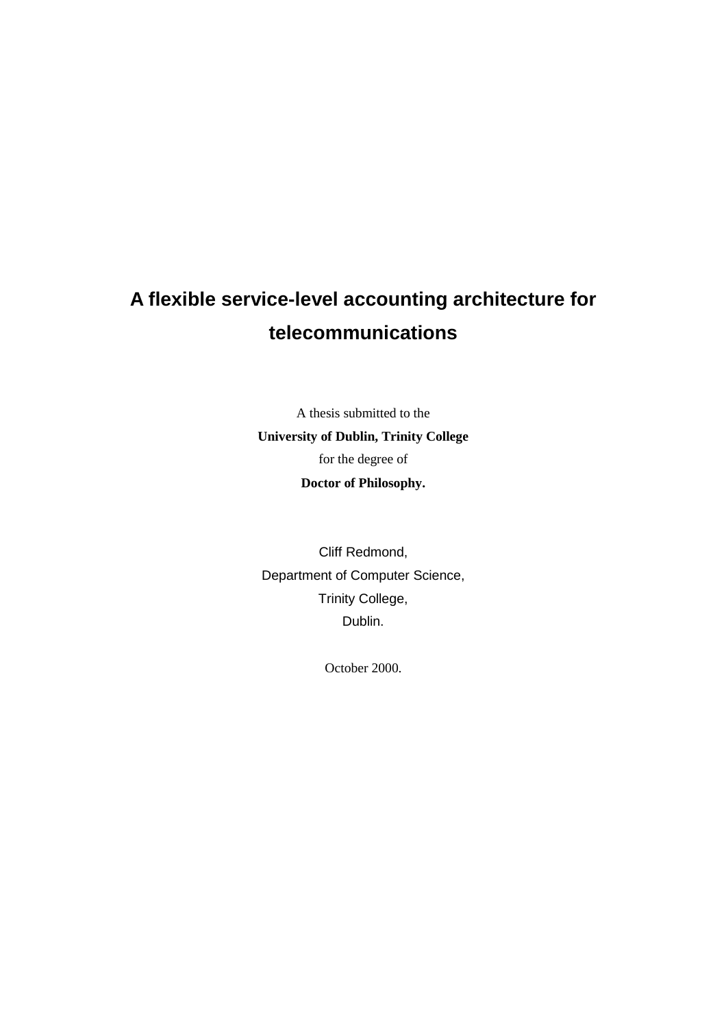# A flexible service-level accounting architecture for telecommunications

A thesis submitted to the

**University of Dublin, Trinity College**

for the degree of

**Doctor of Philosophy.**

Cliff Redmond,

Department of Computer Science,

Trinity College,

Dublin.

October 2000.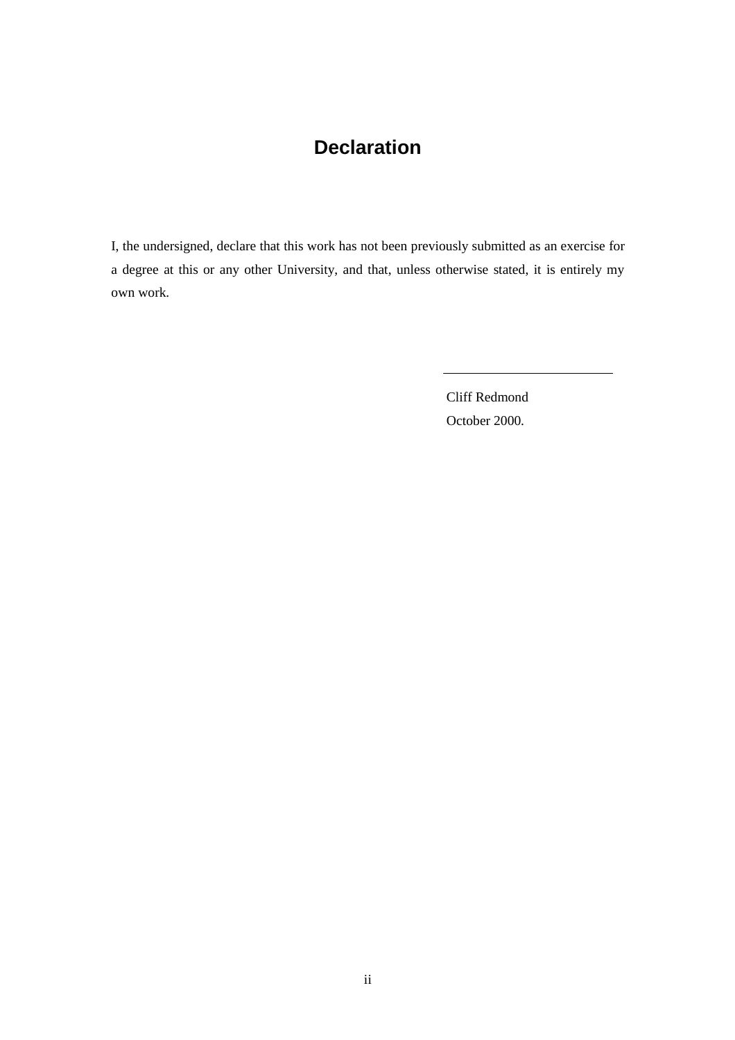# Declaration

I, the undersigned, declare that this work has not been previously submitted as an exercise for a degree at this or any other University, and that, unless otherwise stated, it is entirely my own work.

\_\_\_\_\_\_\_\_\_\_\_\_\_\_\_\_\_\_\_\_\_\_\_\_\_\_

Cliff Redmond

October 2000.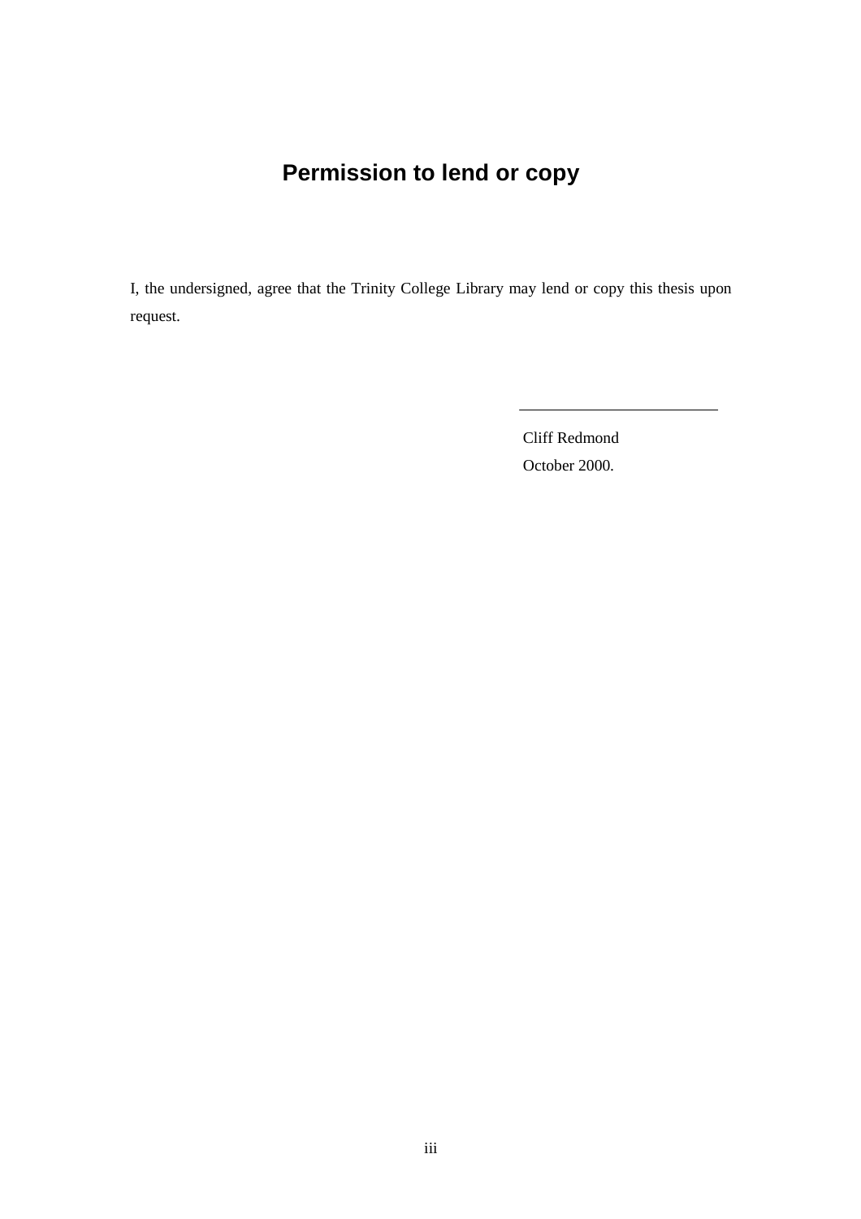# Permission to lend or copy

I, the undersigned, agree that the Trinity College Library may lend or copy this thesis upon request.

\_\_\_\_\_\_\_\_\_\_\_\_\_\_\_\_\_\_\_\_\_\_\_\_\_\_

Cliff Redmond

October 2000.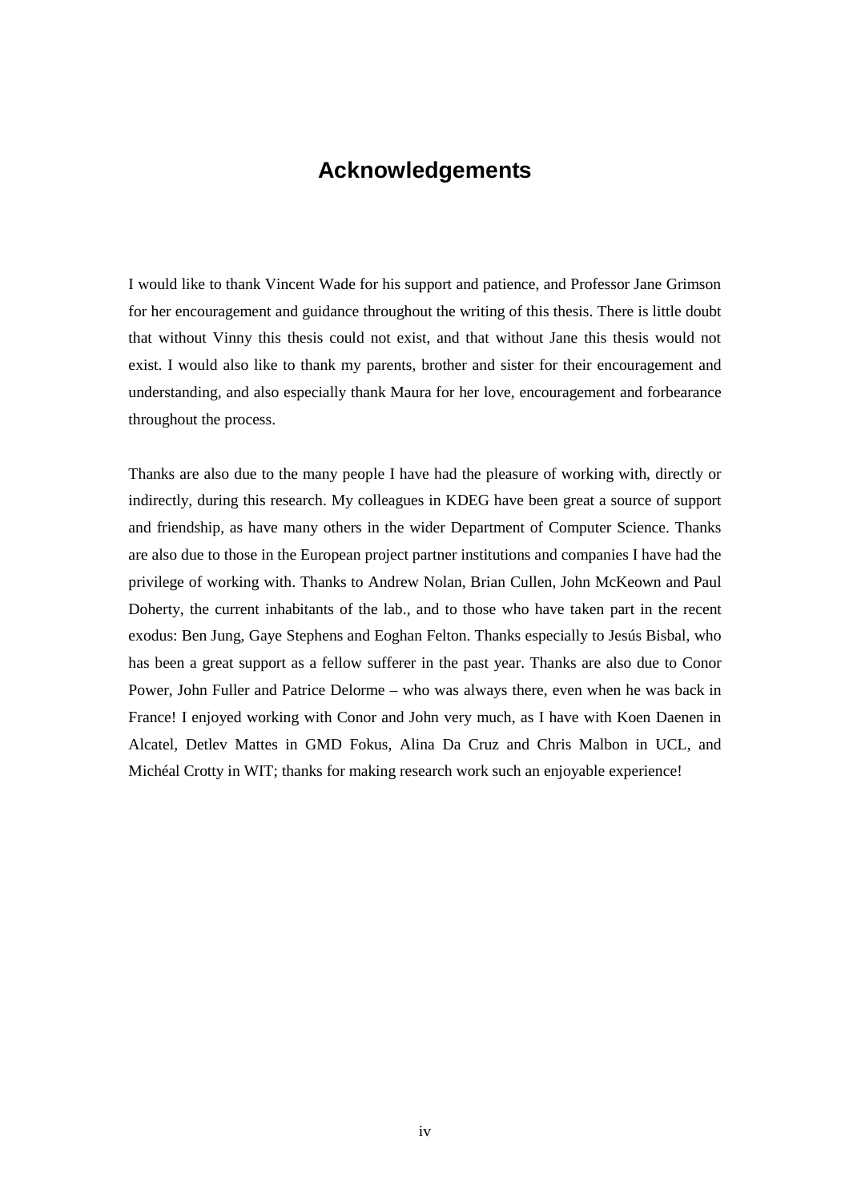# Acknowledgements

I would like to thank Vincent Wade for his support and patience, and Professor Jane Grimson for her encouragement and guidance throughout the writing of this thesis. There is little doubt that without Vinny this thesis could not exist, and that without Jane this thesis would not exist. I would also like to thank my parents, brother and sister for their encouragement and understanding, and also especially thank Maura for her love, encouragement and forbearance throughout the process.

Thanks are also due to the many people I have had the pleasure of working with, directly or indirectly, during this research. My colleagues in KDEG have been great a source of support and friendship, as have many others in the wider Department of Computer Science. Thanks are also due to those in the European project partner institutions and companies I have had the privilege of working with. Thanks to Andrew Nolan, Brian Cullen, John McKeown and Paul Doherty, the current inhabitants of the lab., and to those who have taken part in the recent exodus: Ben Jung, Gaye Stephens and Eoghan Felton. Thanks especially to Jesús Bisbal, who has been a great support as a fellow sufferer in the past year. Thanks are also due to Conor Power, John Fuller and Patrice Delorme – who was always there, even when he was back in France! I enjoyed working with Conor and John very much, as I have with Koen Daenen in Alcatel, Detlev Mattes in GMD Fokus, Alina Da Cruz and Chris Malbon in UCL, and Michéal Crotty in WIT; thanks for making research work such an enjoyable experience!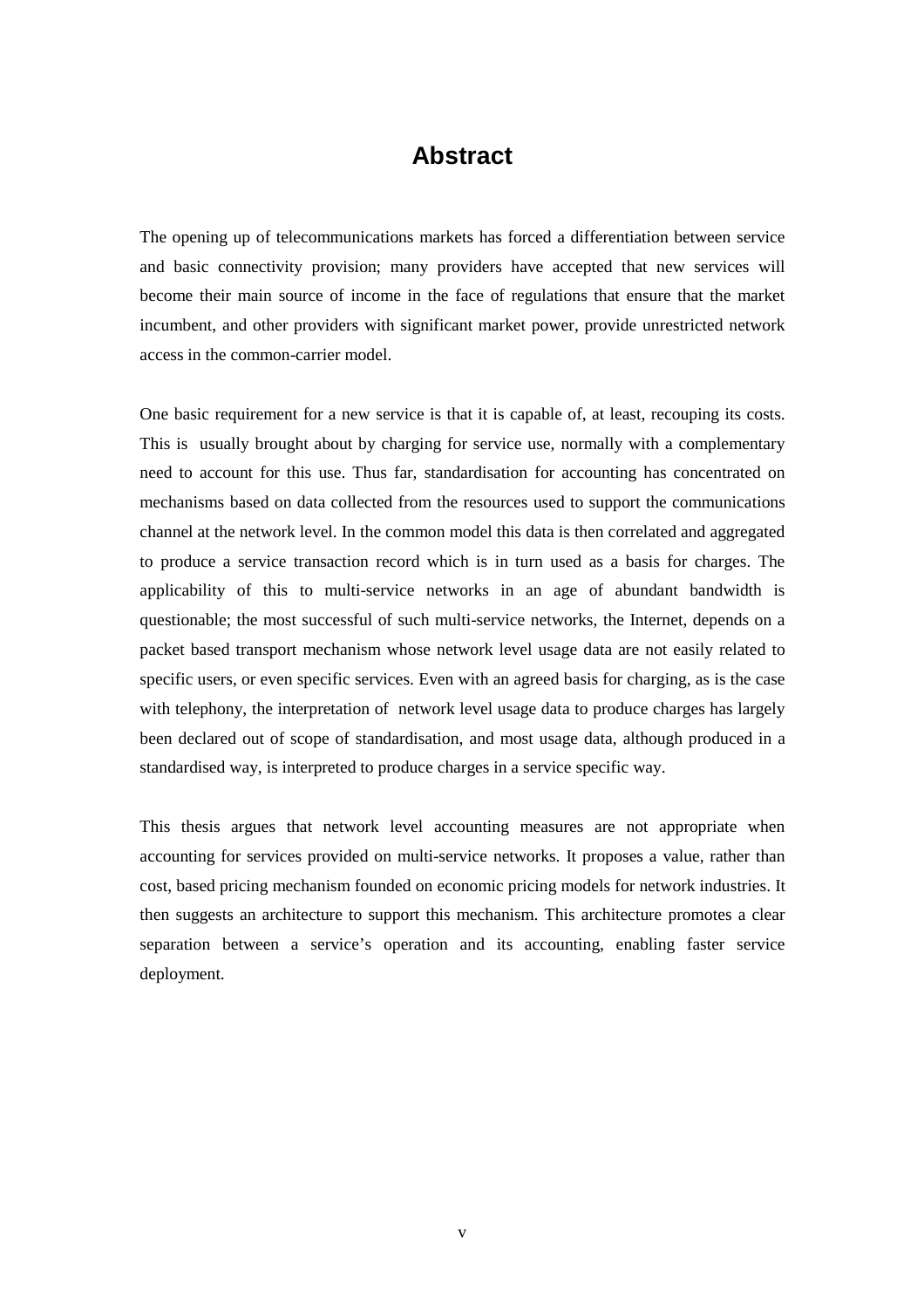# Abstract

The opening up of telecommunications markets has forced a differentiation between service and basic connectivity provision; many providers have accepted that new services will become their main source of income in the face of regulations that ensure that the market incumbent, and other providers with significant market power, provide unrestricted network access in the common-carrier model.

One basic requirement for a new service is that it is capable of, at least, recouping its costs. This is usually brought about by charging for service use, normally with a complementary need to account for this use. Thus far, standardisation for accounting has concentrated on mechanisms based on data collected from the resources used to support the communications channel at the network level. In the common model this data is then correlated and aggregated to produce a service transaction record which is in turn used as a basis for charges. The applicability of this to multi-service networks in an age of abundant bandwidth is questionable; the most successful of such multi-service networks, the Internet, depends on a packet based transport mechanism whose network level usage data are not easily related to specific users, or even specific services. Even with an agreed basis for charging, as is the case with telephony, the interpretation of network level usage data to produce charges has largely been declared out of scope of standardisation, and most usage data, although produced in a standardised way, is interpreted to produce charges in a service specific way.

This thesis argues that network level accounting measures are not appropriate when accounting for services provided on multi-service networks. It proposes a value, rather than cost, based pricing mechanism founded on economic pricing models for network industries. It then suggests an architecture to support this mechanism. This architecture promotes a clear separation between a service's operation and its accounting, enabling faster service deployment.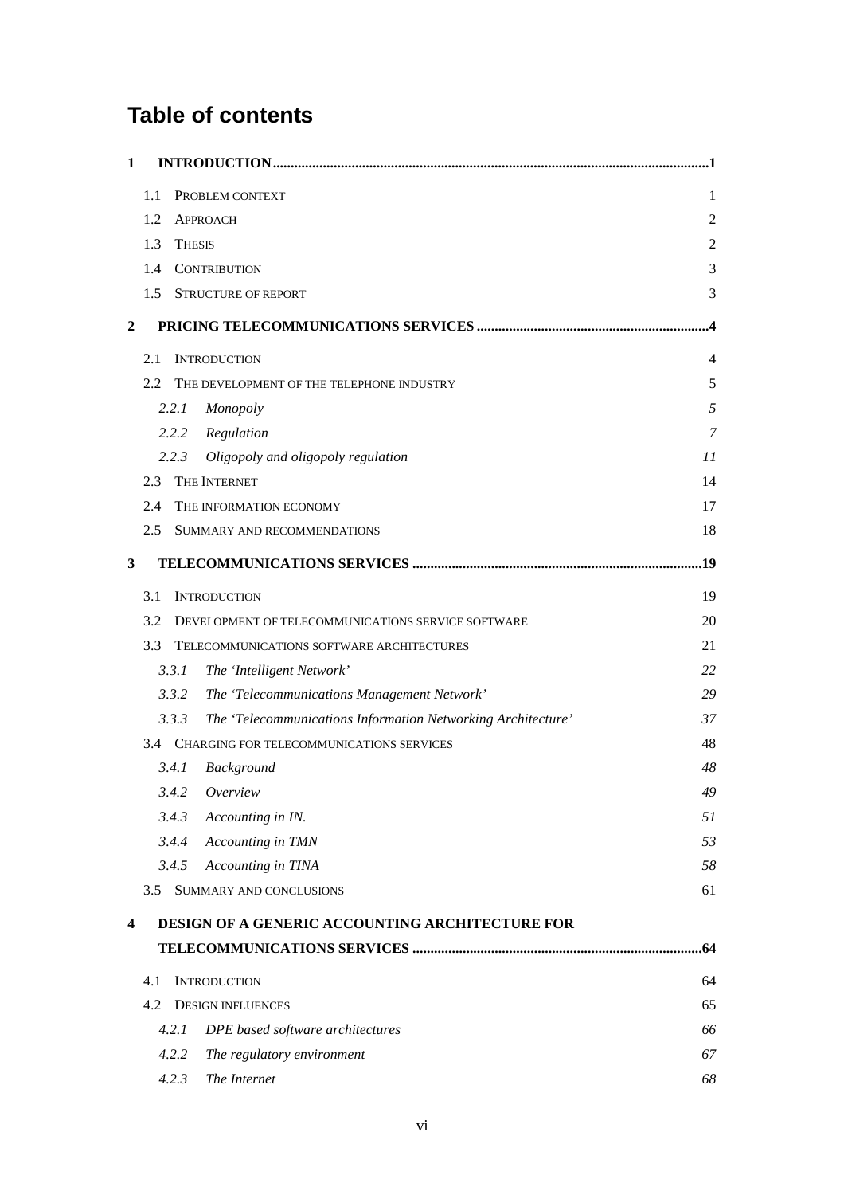# Table of contents

**1 INTRODUCTION ........................................................................................................................1**

- 1.1 PROBLEM CONTEXT 1
- 1.2 APPROACH 2
- 1.3 THESIS 2
- 1.4 CONTRIBUTION 3
- 1.5 STRUCTURE OF REPORT 3

**2 PRICING TELECOMMUNICATIONS SERVICES ...............................................................4**

- 2.1 INTRODUCTION 4
- 2.2 THE DEVELOPMENT OF THE TELEPHONE INDUSTRY 5
  - *2.2.1 Monopoly 5*
  - *2.2.2 Regulation 7*
  - *2.2.3 Oligopoly and oligopoly regulation 11*
- 2.3 THE INTERNET 14
- 2.4 THE INFORMATION ECONOMY 17
- 2.5 SUMMARY AND RECOMMENDATIONS 18

**3 TELECOMMUNICATIONS SERVICES ...............................................................................19**

- 3.1 INTRODUCTION 19
- 3.2 DEVELOPMENT OF TELECOMMUNICATIONS SERVICE SOFTWARE 20
- 3.3 TELECOMMUNICATIONS SOFTWARE ARCHITECTURES 21
  - *3.3.1 The 'Intelligent Network' 22*
  - *3.3.2 The 'Telecommunications Management Network' 29*
  - *3.3.3 The 'Telecommunications Information Networking Architecture' 37*
- 3.4 CHARGING FOR TELECOMMUNICATIONS SERVICES 48
  - *3.4.1 Background 48*
  - *3.4.2 Overview 49*
  - *3.4.3 Accounting in IN. 51*
  - *3.4.4 Accounting in TMN 53*
  - *3.4.5 Accounting in TINA 58*
- 3.5 SUMMARY AND CONCLUSIONS 61

**4 DESIGN OF A GENERIC ACCOUNTING ARCHITECTURE FOR TELECOMMUNICATIONS SERVICES ...............................................................................64**

- 4.1 INTRODUCTION 64
- 4.2 DESIGN INFLUENCES 65
  - *4.2.1 DPE based software architectures 66*
  - *4.2.2 The regulatory environment 67*
  - *4.2.3 The Internet 68*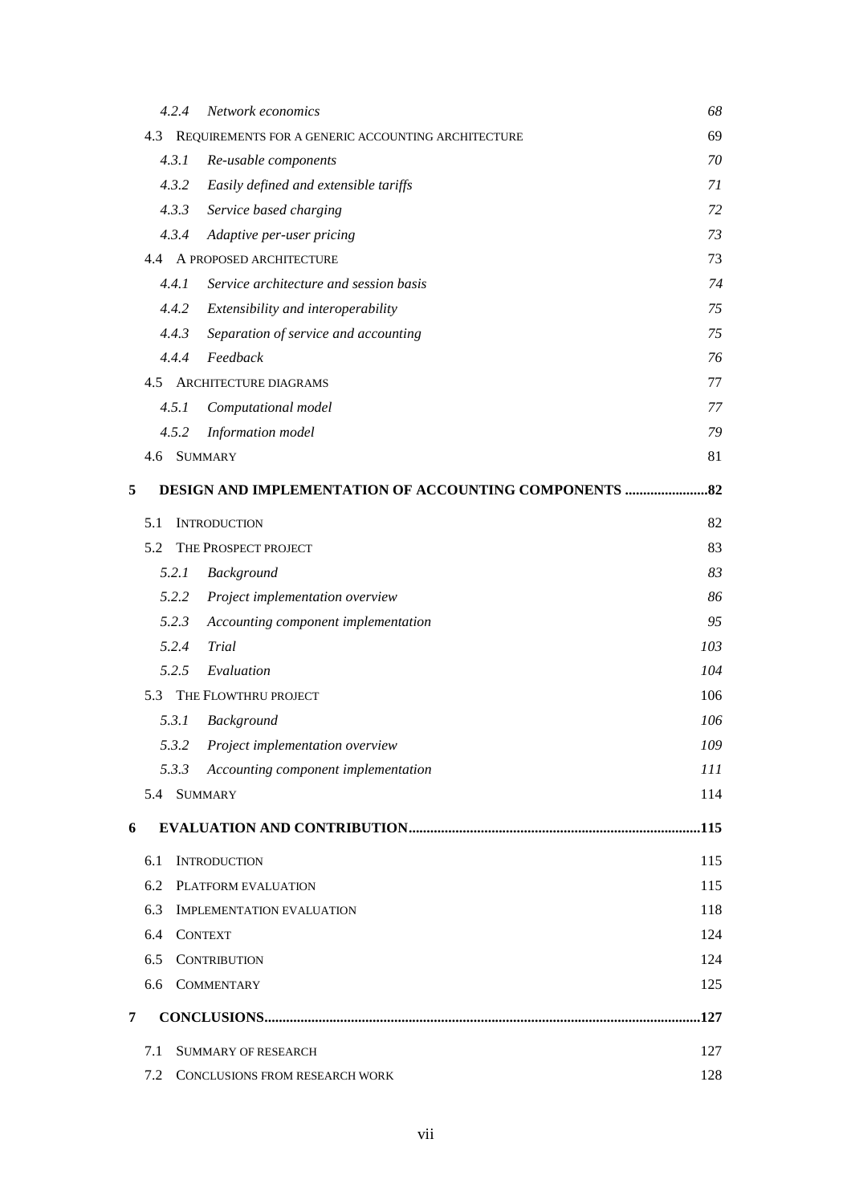4.2.4 *Network economics* 68

4.3 REQUIREMENTS FOR A GENERIC ACCOUNTING ARCHITECTURE 69

4.3.1 *Re-usable components* 70

4.3.2 *Easily defined and extensible tariffs* 71

4.3.3 *Service based charging* 72

4.3.4 *Adaptive per-user pricing* 73

4.4 A PROPOSED ARCHITECTURE 73

4.4.1 *Service architecture and session basis* 74

4.4.2 *Extensibility and interoperability* 75

4.4.3 *Separation of service and accounting* 75

4.4.4 *Feedback* 76

4.5 ARCHITECTURE DIAGRAMS 77

4.5.1 *Computational model* 77

4.5.2 *Information model* 79

4.6 SUMMARY 81

**5 DESIGN AND IMPLEMENTATION OF ACCOUNTING COMPONENTS .......................82**

5.1 INTRODUCTION 82

5.2 THE PROSPECT PROJECT 83

5.2.1 *Background* 83

5.2.2 *Project implementation overview* 86

5.2.3 *Accounting component implementation* 95

5.2.4 *Trial* 103

5.2.5 *Evaluation* 104

5.3 THE FLOWTHRU PROJECT 106

5.3.1 *Background* 106

5.3.2 *Project implementation overview* 109

5.3.3 *Accounting component implementation* 111

5.4 SUMMARY 114

**6 EVALUATION AND CONTRIBUTION.................................................................................115**

6.1 INTRODUCTION 115

6.2 PLATFORM EVALUATION 115

6.3 IMPLEMENTATION EVALUATION 118

6.4 CONTEXT 124

6.5 CONTRIBUTION 124

6.6 COMMENTARY 125

**7 CONCLUSIONS.......................................................................................................................127**

7.1 SUMMARY OF RESEARCH 127

7.2 CONCLUSIONS FROM RESEARCH WORK 128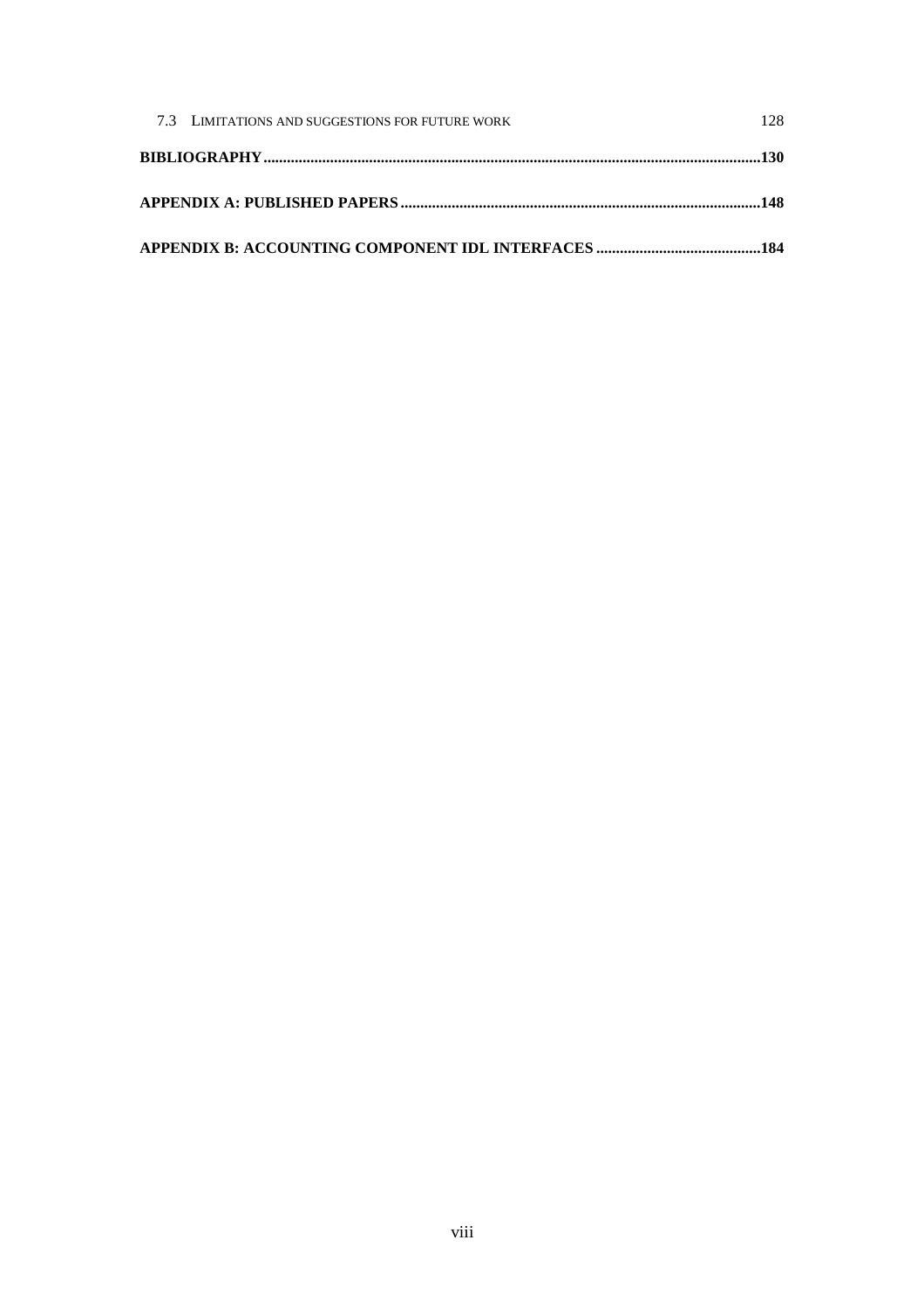7.3 LIMITATIONS AND SUGGESTIONS FOR FUTURE WORK 128

**BIBLIOGRAPHY.............................................................................................................................130**

**APPENDIX A: PUBLISHED PAPERS ...........................................................................................148**

**APPENDIX B: ACCOUNTING COMPONENT IDL INTERFACES ..........................................184**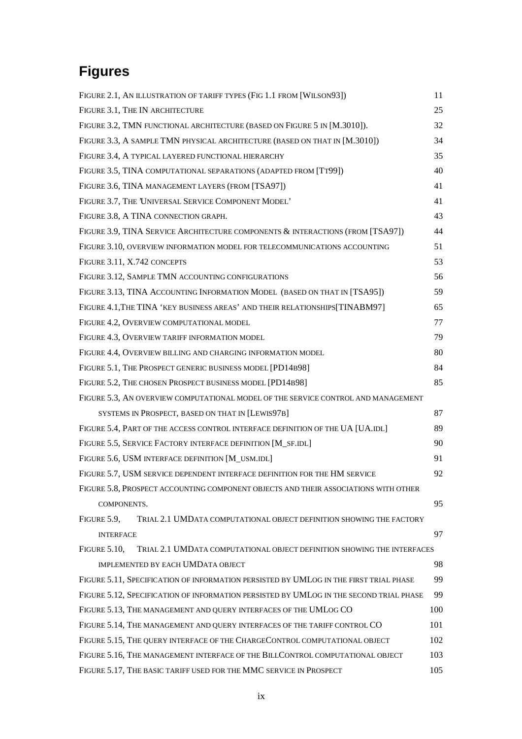# Figures

| | |
|---|---|
| Figure 2.1, An illustration of tariff types (Fig 1.1 from [Wilson93]) | 11 |
| Figure 3.1, The IN architecture | 25 |
| Figure 3.2, TMN functional architecture (based on Figure 5 in [M.3010]). | 32 |
| Figure 3.3, A sample TMN physical architecture (based on that in [M.3010]) | 34 |
| Figure 3.4, A typical layered functional hierarchy | 35 |
| Figure 3.5, TINA computational separations (adapted from [Tt99]) | 40 |
| Figure 3.6, TINA management layers (from [TSA97]) | 41 |
| Figure 3.7, The 'Universal Service Component Model' | 41 |
| Figure 3.8, A TINA connection graph. | 43 |
| Figure 3.9, TINA Service Architecture components & interactions (from [TSA97]) | 44 |
| Figure 3.10, overview information model for telecommunications accounting | 51 |
| Figure 3.11, X.742 concepts | 53 |
| Figure 3.12, Sample TMN accounting configurations | 56 |
| Figure 3.13, TINA Accounting Information Model (based on that in [TSA95]) | 59 |
| Figure 4.1, The TINA 'key business areas' and their relationships[TINABM97] | 65 |
| Figure 4.2, Overview computational model | 77 |
| Figure 4.3, Overview tariff information model | 79 |
| Figure 4.4, Overview billing and charging information model | 80 |
| Figure 5.1, The Prospect generic business model [PD14b98] | 84 |
| Figure 5.2, The chosen Prospect business model [PD14b98] | 85 |
| Figure 5.3, An overview computational model of the service control and management systems in Prospect, based on that in [Lewis97b] | 87 |
| Figure 5.4, Part of the access control interface definition of the UA [UA.idl] | 89 |
| Figure 5.5, Service Factory interface definition [M_sf.idl] | 90 |
| Figure 5.6, USM interface definition [M_usm.idl] | 91 |
| Figure 5.7, USM service dependent interface definition for the HM service | 92 |
| Figure 5.8, Prospect accounting component objects and their associations with other components. | 95 |
| Figure 5.9, Trial 2.1 UMData computational object definition showing the factory interface | 97 |
| Figure 5.10, Trial 2.1 UMData computational object definition showing the interfaces implemented by each UMData object | 98 |
| Figure 5.11, Specification of information persisted by UMLog in the first trial phase | 99 |
| Figure 5.12, Specification of information persisted by UMLog in the second trial phase | 99 |
| Figure 5.13, The management and query interfaces of the UMLog CO | 100 |
| Figure 5.14, The management and query interfaces of the tariff control CO | 101 |
| Figure 5.15, The query interface of the ChargeControl computational object | 102 |
| Figure 5.16, The management interface of the BillControl computational object | 103 |
| Figure 5.17, The basic tariff used for the MMC service in Prospect | 105 |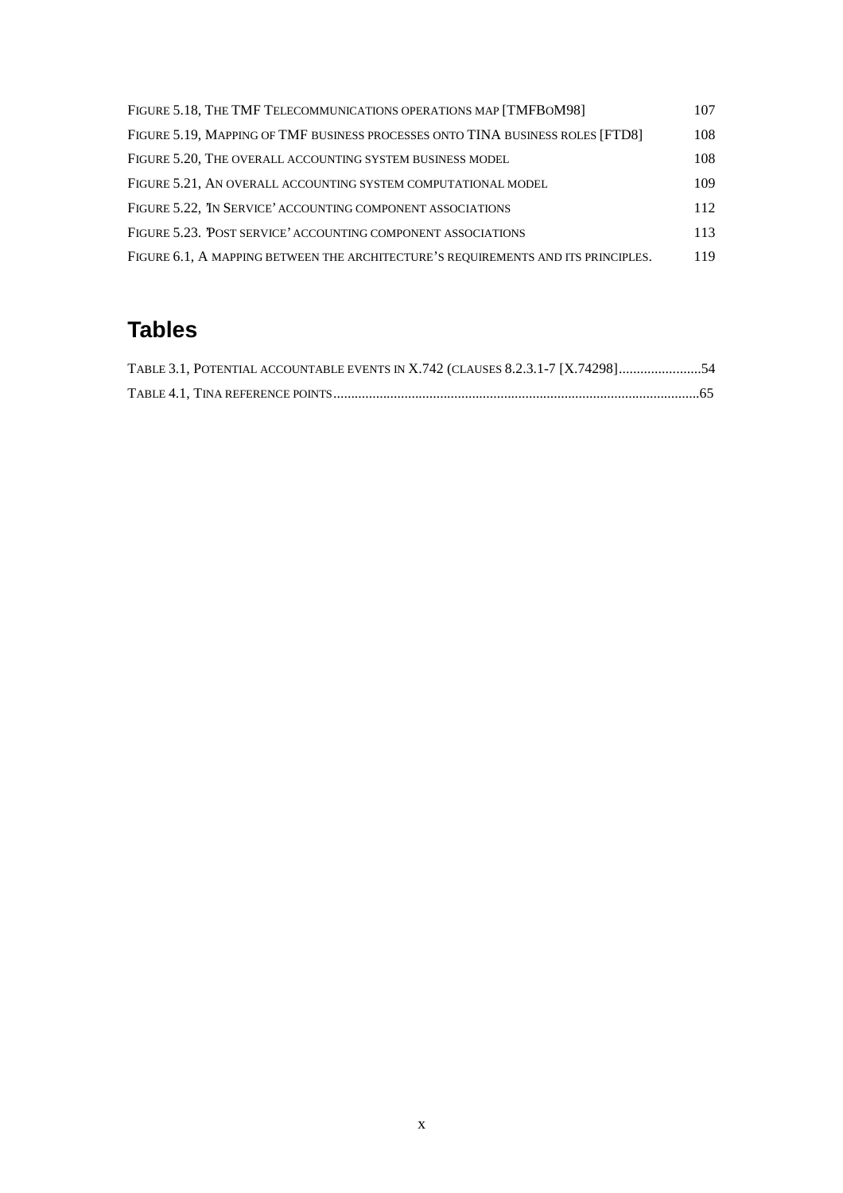Figure 5.18, The TMF Telecommunications operations map [TMFBoM98] 107

Figure 5.19, Mapping of TMF business processes onto TINA business roles [FTD8] 108

Figure 5.20, The overall accounting system business model 108

Figure 5.21, An overall accounting system computational model 109

Figure 5.22, 'In Service' accounting component associations 112

Figure 5.23. 'Post service' accounting component associations 113

Figure 6.1, A mapping between the architecture's requirements and its principles. 119

## Tables

Table 3.1, Potential accountable events in X.742 (clauses 8.2.3.1-7 [X.74298].......................54

Table 4.1, TINA reference points.......................................................................................................65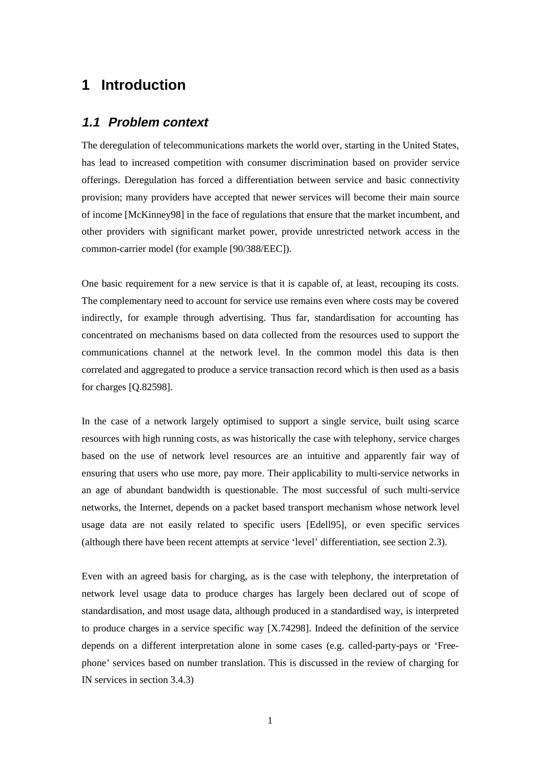# 1 Introduction

## *1.1 Problem context*

The deregulation of telecommunications markets the world over, starting in the United States, has lead to increased competition with consumer discrimination based on provider service offerings. Deregulation has forced a differentiation between service and basic connectivity provision; many providers have accepted that newer services will become their main source of income [McKinney98] in the face of regulations that ensure that the market incumbent, and other providers with significant market power, provide unrestricted network access in the common-carrier model (for example [90/388/EEC]).

One basic requirement for a new service is that it is capable of, at least, recouping its costs. The complementary need to account for service use remains even where costs may be covered indirectly, for example through advertising. Thus far, standardisation for accounting has concentrated on mechanisms based on data collected from the resources used to support the communications channel at the network level. In the common model this data is then correlated and aggregated to produce a service transaction record which is then used as a basis for charges [Q.82598].

In the case of a network largely optimised to support a single service, built using scarce resources with high running costs, as was historically the case with telephony, service charges based on the use of network level resources are an intuitive and apparently fair way of ensuring that users who use more, pay more. Their applicability to multi-service networks in an age of abundant bandwidth is questionable. The most successful of such multi-service networks, the Internet, depends on a packet based transport mechanism whose network level usage data are not easily related to specific users [Edell95], or even specific services (although there have been recent attempts at service 'level' differentiation, see section 2.3).

Even with an agreed basis for charging, as is the case with telephony, the interpretation of network level usage data to produce charges has largely been declared out of scope of standardisation, and most usage data, although produced in a standardised way, is interpreted to produce charges in a service specific way [X.74298]. Indeed the definition of the service depends on a different interpretation alone in some cases (e.g. called-party-pays or 'Free-phone' services based on number translation. This is discussed in the review of charging for IN services in section 3.4.3)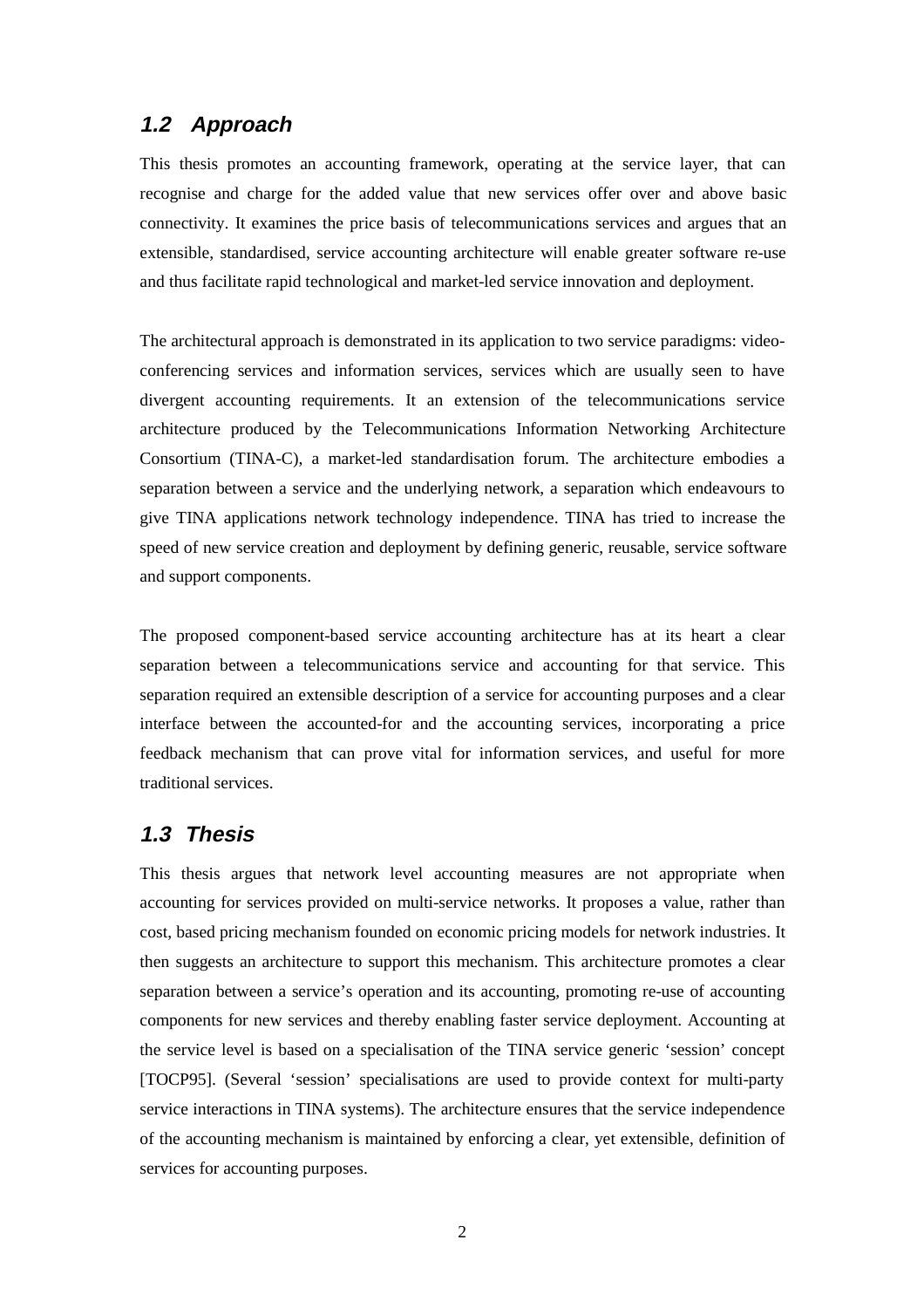## 1.2 Approach

This thesis promotes an accounting framework, operating at the service layer, that can recognise and charge for the added value that new services offer over and above basic connectivity. It examines the price basis of telecommunications services and argues that an extensible, standardised, service accounting architecture will enable greater software re-use and thus facilitate rapid technological and market-led service innovation and deployment.

The architectural approach is demonstrated in its application to two service paradigms: video-conferencing services and information services, services which are usually seen to have divergent accounting requirements. It an extension of the telecommunications service architecture produced by the Telecommunications Information Networking Architecture Consortium (TINA-C), a market-led standardisation forum. The architecture embodies a separation between a service and the underlying network, a separation which endeavours to give TINA applications network technology independence. TINA has tried to increase the speed of new service creation and deployment by defining generic, reusable, service software and support components.

The proposed component-based service accounting architecture has at its heart a clear separation between a telecommunications service and accounting for that service. This separation required an extensible description of a service for accounting purposes and a clear interface between the accounted-for and the accounting services, incorporating a price feedback mechanism that can prove vital for information services, and useful for more traditional services.

## 1.3 Thesis

This thesis argues that network level accounting measures are not appropriate when accounting for services provided on multi-service networks. It proposes a value, rather than cost, based pricing mechanism founded on economic pricing models for network industries. It then suggests an architecture to support this mechanism. This architecture promotes a clear separation between a service's operation and its accounting, promoting re-use of accounting components for new services and thereby enabling faster service deployment. Accounting at the service level is based on a specialisation of the TINA service generic 'session' concept [TOCP95]. (Several 'session' specialisations are used to provide context for multi-party service interactions in TINA systems). The architecture ensures that the service independence of the accounting mechanism is maintained by enforcing a clear, yet extensible, definition of services for accounting purposes.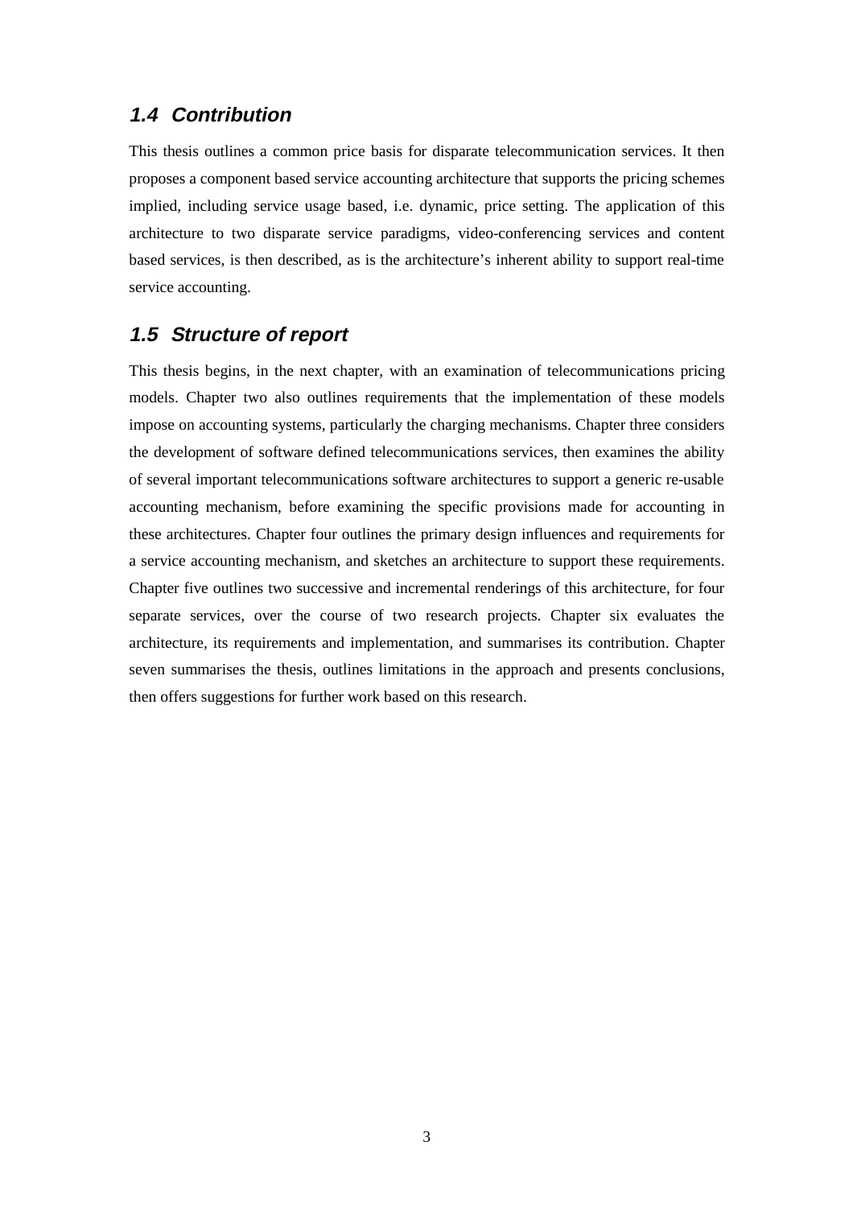## 1.4 Contribution

This thesis outlines a common price basis for disparate telecommunication services. It then proposes a component based service accounting architecture that supports the pricing schemes implied, including service usage based, i.e. dynamic, price setting. The application of this architecture to two disparate service paradigms, video-conferencing services and content based services, is then described, as is the architecture's inherent ability to support real-time service accounting.

## 1.5 Structure of report

This thesis begins, in the next chapter, with an examination of telecommunications pricing models. Chapter two also outlines requirements that the implementation of these models impose on accounting systems, particularly the charging mechanisms. Chapter three considers the development of software defined telecommunications services, then examines the ability of several important telecommunications software architectures to support a generic re-usable accounting mechanism, before examining the specific provisions made for accounting in these architectures. Chapter four outlines the primary design influences and requirements for a service accounting mechanism, and sketches an architecture to support these requirements. Chapter five outlines two successive and incremental renderings of this architecture, for four separate services, over the course of two research projects. Chapter six evaluates the architecture, its requirements and implementation, and summarises its contribution. Chapter seven summarises the thesis, outlines limitations in the approach and presents conclusions, then offers suggestions for further work based on this research.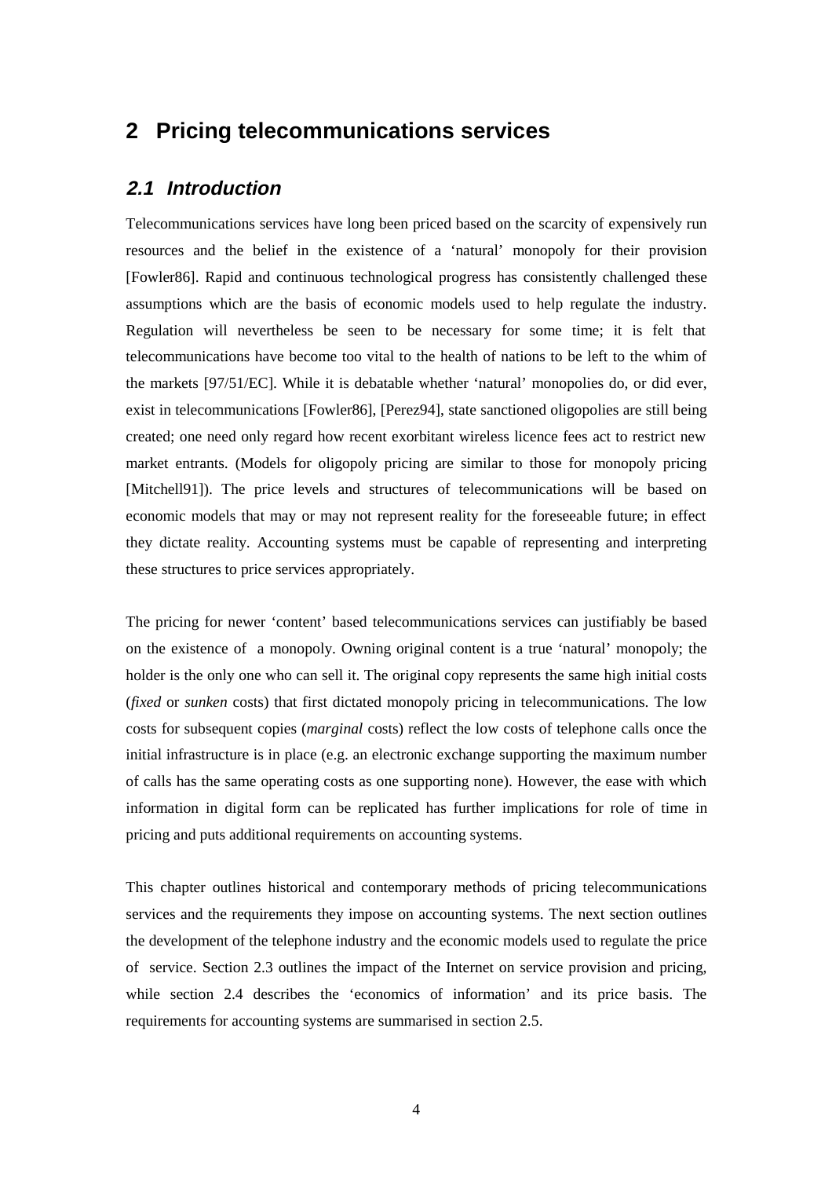# 2 Pricing telecommunications services

## *2.1 Introduction*

Telecommunications services have long been priced based on the scarcity of expensively run resources and the belief in the existence of a 'natural' monopoly for their provision [Fowler86]. Rapid and continuous technological progress has consistently challenged these assumptions which are the basis of economic models used to help regulate the industry. Regulation will nevertheless be seen to be necessary for some time; it is felt that telecommunications have become too vital to the health of nations to be left to the whim of the markets [97/51/EC]. While it is debatable whether 'natural' monopolies do, or did ever, exist in telecommunications [Fowler86], [Perez94], state sanctioned oligopolies are still being created; one need only regard how recent exorbitant wireless licence fees act to restrict new market entrants. (Models for oligopoly pricing are similar to those for monopoly pricing [Mitchell91]). The price levels and structures of telecommunications will be based on economic models that may or may not represent reality for the foreseeable future; in effect they dictate reality. Accounting systems must be capable of representing and interpreting these structures to price services appropriately.

The pricing for newer 'content' based telecommunications services can justifiably be based on the existence of a monopoly. Owning original content is a true 'natural' monopoly; the holder is the only one who can sell it. The original copy represents the same high initial costs (*fixed* or *sunken* costs) that first dictated monopoly pricing in telecommunications. The low costs for subsequent copies (*marginal* costs) reflect the low costs of telephone calls once the initial infrastructure is in place (e.g. an electronic exchange supporting the maximum number of calls has the same operating costs as one supporting none). However, the ease with which information in digital form can be replicated has further implications for role of time in pricing and puts additional requirements on accounting systems.

This chapter outlines historical and contemporary methods of pricing telecommunications services and the requirements they impose on accounting systems. The next section outlines the development of the telephone industry and the economic models used to regulate the price of service. Section 2.3 outlines the impact of the Internet on service provision and pricing, while section 2.4 describes the 'economics of information' and its price basis. The requirements for accounting systems are summarised in section 2.5.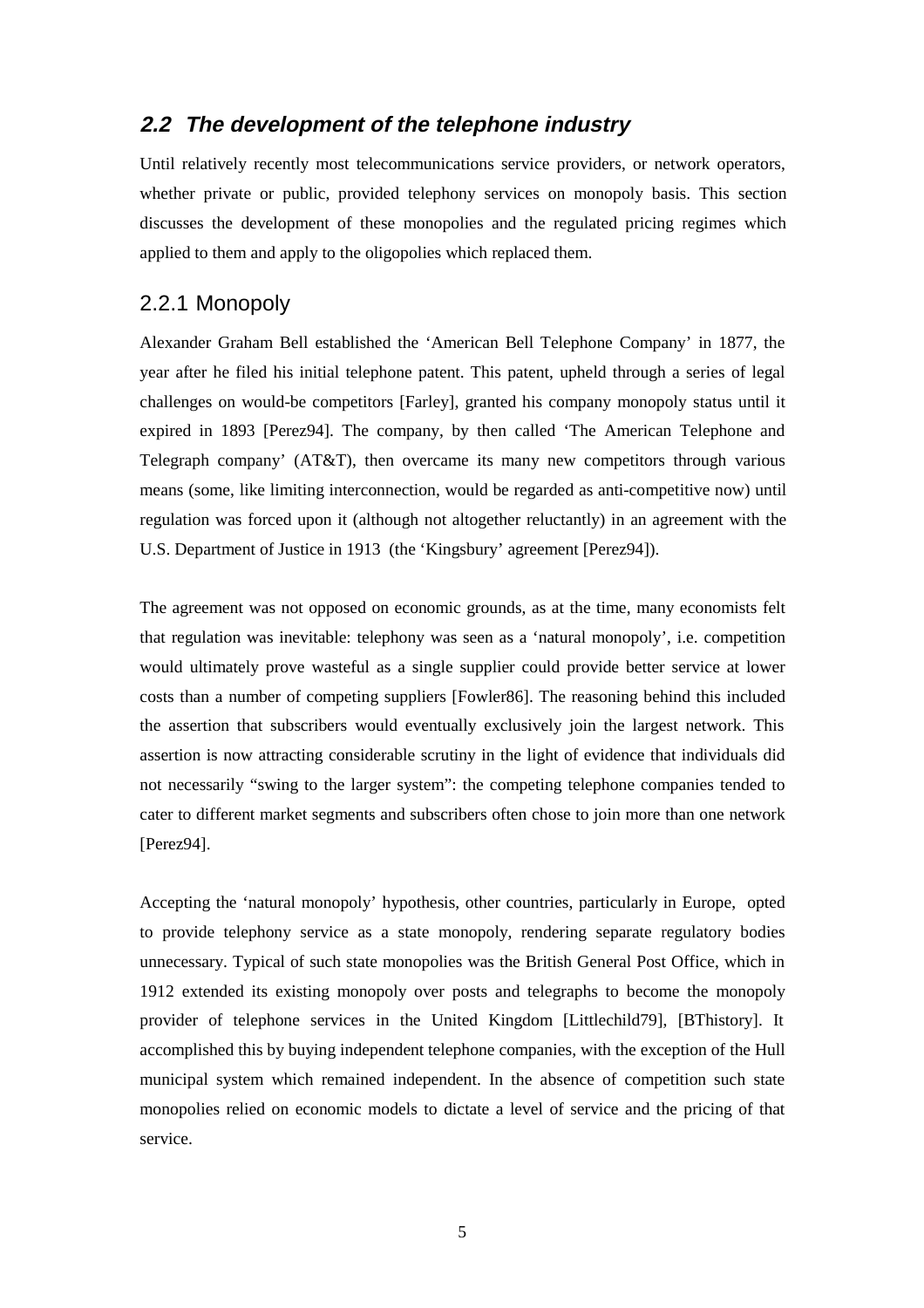## 2.2 The development of the telephone industry

Until relatively recently most telecommunications service providers, or network operators, whether private or public, provided telephony services on monopoly basis. This section discusses the development of these monopolies and the regulated pricing regimes which applied to them and apply to the oligopolies which replaced them.

### 2.2.1 Monopoly

Alexander Graham Bell established the 'American Bell Telephone Company' in 1877, the year after he filed his initial telephone patent. This patent, upheld through a series of legal challenges on would-be competitors [Farley], granted his company monopoly status until it expired in 1893 [Perez94]. The company, by then called 'The American Telephone and Telegraph company' (AT&T), then overcame its many new competitors through various means (some, like limiting interconnection, would be regarded as anti-competitive now) until regulation was forced upon it (although not altogether reluctantly) in an agreement with the U.S. Department of Justice in 1913 (the 'Kingsbury' agreement [Perez94]).

The agreement was not opposed on economic grounds, as at the time, many economists felt that regulation was inevitable: telephony was seen as a 'natural monopoly', i.e. competition would ultimately prove wasteful as a single supplier could provide better service at lower costs than a number of competing suppliers [Fowler86]. The reasoning behind this included the assertion that subscribers would eventually exclusively join the largest network. This assertion is now attracting considerable scrutiny in the light of evidence that individuals did not necessarily "swing to the larger system": the competing telephone companies tended to cater to different market segments and subscribers often chose to join more than one network [Perez94].

Accepting the 'natural monopoly' hypothesis, other countries, particularly in Europe, opted to provide telephony service as a state monopoly, rendering separate regulatory bodies unnecessary. Typical of such state monopolies was the British General Post Office, which in 1912 extended its existing monopoly over posts and telegraphs to become the monopoly provider of telephone services in the United Kingdom [Littlechild79], [BThistory]. It accomplished this by buying independent telephone companies, with the exception of the Hull municipal system which remained independent. In the absence of competition such state monopolies relied on economic models to dictate a level of service and the pricing of that service.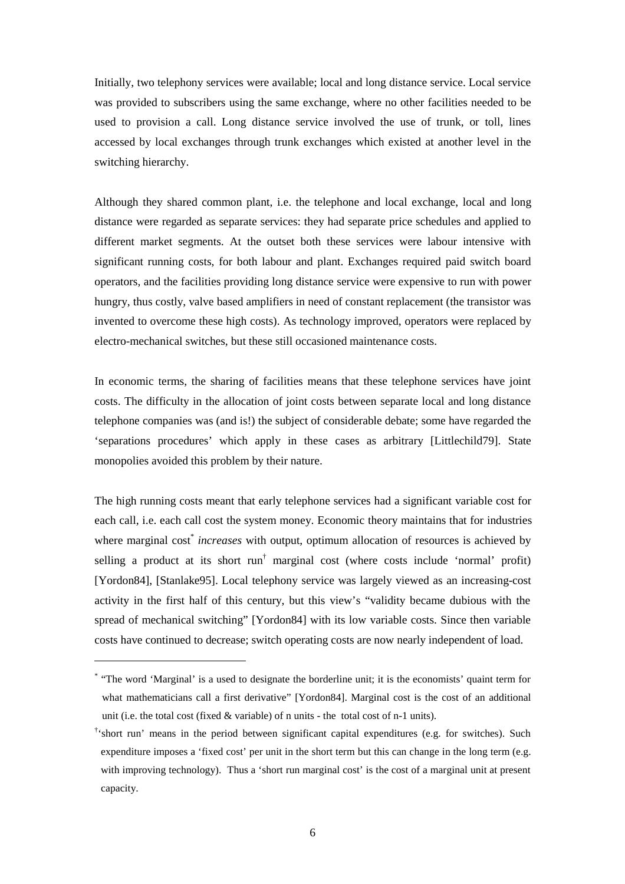Initially, two telephony services were available; local and long distance service. Local service was provided to subscribers using the same exchange, where no other facilities needed to be used to provision a call. Long distance service involved the use of trunk, or toll, lines accessed by local exchanges through trunk exchanges which existed at another level in the switching hierarchy.

Although they shared common plant, i.e. the telephone and local exchange, local and long distance were regarded as separate services: they had separate price schedules and applied to different market segments. At the outset both these services were labour intensive with significant running costs, for both labour and plant. Exchanges required paid switch board operators, and the facilities providing long distance service were expensive to run with power hungry, thus costly, valve based amplifiers in need of constant replacement (the transistor was invented to overcome these high costs). As technology improved, operators were replaced by electro-mechanical switches, but these still occasioned maintenance costs.

In economic terms, the sharing of facilities means that these telephone services have joint costs. The difficulty in the allocation of joint costs between separate local and long distance telephone companies was (and is!) the subject of considerable debate; some have regarded the 'separations procedures' which apply in these cases as arbitrary [Littlechild79]. State monopolies avoided this problem by their nature.

The high running costs meant that early telephone services had a significant variable cost for each call, i.e. each call cost the system money. Economic theory maintains that for industries where marginal cost* *increases* with output, optimum allocation of resources is achieved by selling a product at its short run† marginal cost (where costs include 'normal' profit) [Yordon84], [Stanlake95]. Local telephony service was largely viewed as an increasing-cost activity in the first half of this century, but this view's "validity became dubious with the spread of mechanical switching" [Yordon84] with its low variable costs. Since then variable costs have continued to decrease; switch operating costs are now nearly independent of load.

---

* "The word 'Marginal' is a used to designate the borderline unit; it is the economists' quaint term for what mathematicians call a first derivative" [Yordon84]. Marginal cost is the cost of an additional unit (i.e. the total cost (fixed & variable) of n units - the total cost of n-1 units).

† 'short run' means in the period between significant capital expenditures (e.g. for switches). Such expenditure imposes a 'fixed cost' per unit in the short term but this can change in the long term (e.g. with improving technology). Thus a 'short run marginal cost' is the cost of a marginal unit at present capacity.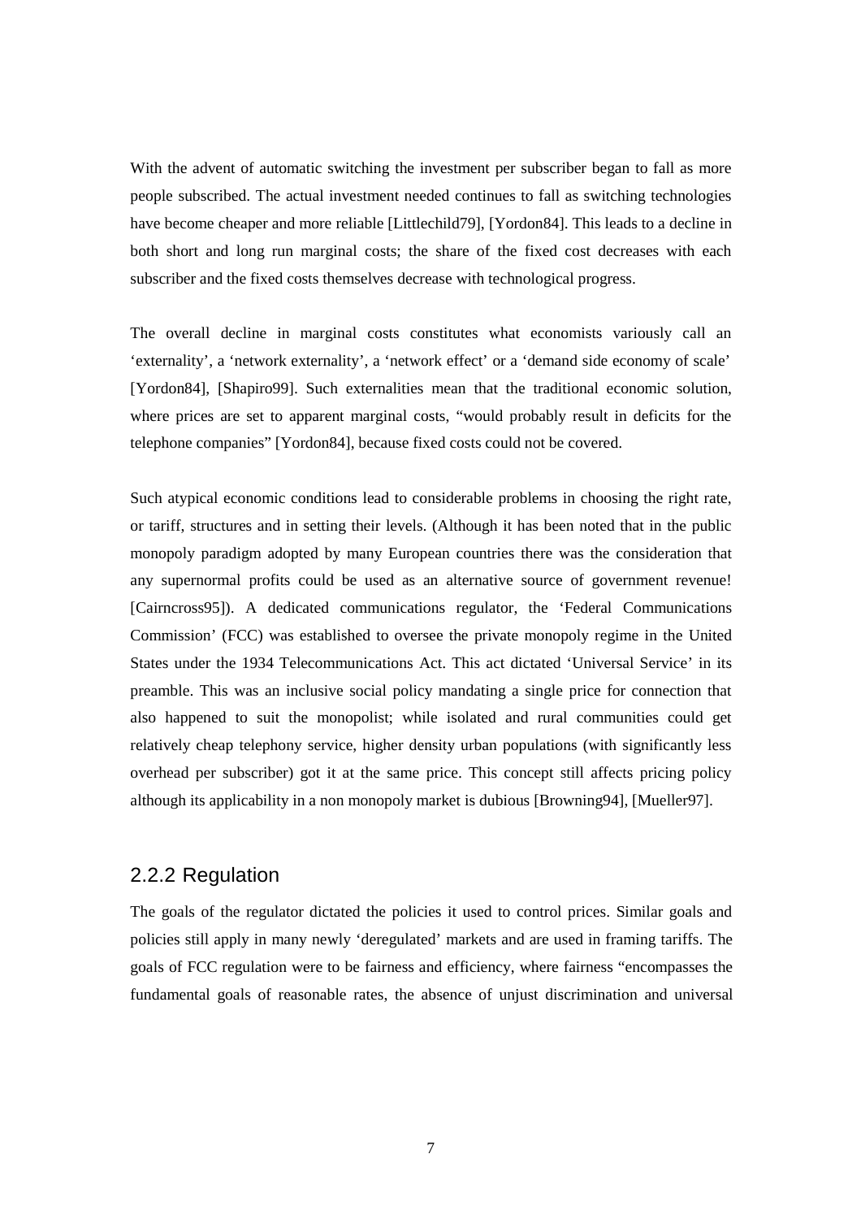With the advent of automatic switching the investment per subscriber began to fall as more people subscribed. The actual investment needed continues to fall as switching technologies have become cheaper and more reliable [Littlechild79], [Yordon84]. This leads to a decline in both short and long run marginal costs; the share of the fixed cost decreases with each subscriber and the fixed costs themselves decrease with technological progress.

The overall decline in marginal costs constitutes what economists variously call an 'externality', a 'network externality', a 'network effect' or a 'demand side economy of scale' [Yordon84], [Shapiro99]. Such externalities mean that the traditional economic solution, where prices are set to apparent marginal costs, "would probably result in deficits for the telephone companies" [Yordon84], because fixed costs could not be covered.

Such atypical economic conditions lead to considerable problems in choosing the right rate, or tariff, structures and in setting their levels. (Although it has been noted that in the public monopoly paradigm adopted by many European countries there was the consideration that any supernormal profits could be used as an alternative source of government revenue! [Cairncross95]). A dedicated communications regulator, the 'Federal Communications Commission' (FCC) was established to oversee the private monopoly regime in the United States under the 1934 Telecommunications Act. This act dictated 'Universal Service' in its preamble. This was an inclusive social policy mandating a single price for connection that also happened to suit the monopolist; while isolated and rural communities could get relatively cheap telephony service, higher density urban populations (with significantly less overhead per subscriber) got it at the same price. This concept still affects pricing policy although its applicability in a non monopoly market is dubious [Browning94], [Mueller97].

### 2.2.2 Regulation

The goals of the regulator dictated the policies it used to control prices. Similar goals and policies still apply in many newly 'deregulated' markets and are used in framing tariffs. The goals of FCC regulation were to be fairness and efficiency, where fairness "encompasses the fundamental goals of reasonable rates, the absence of unjust discrimination and universal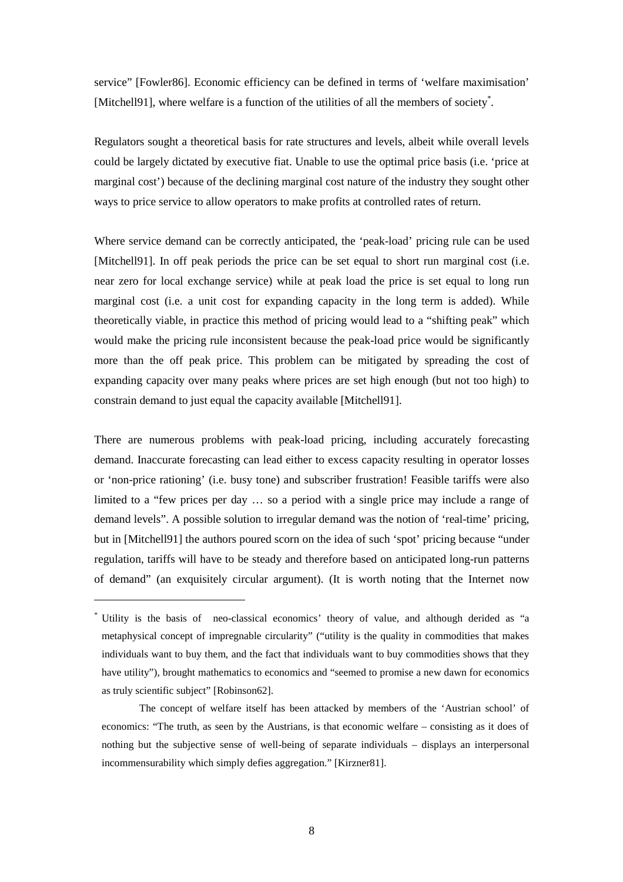service" [Fowler86]. Economic efficiency can be defined in terms of 'welfare maximisation' [Mitchell91], where welfare is a function of the utilities of all the members of society*.

Regulators sought a theoretical basis for rate structures and levels, albeit while overall levels could be largely dictated by executive fiat. Unable to use the optimal price basis (i.e. 'price at marginal cost') because of the declining marginal cost nature of the industry they sought other ways to price service to allow operators to make profits at controlled rates of return.

Where service demand can be correctly anticipated, the 'peak-load' pricing rule can be used [Mitchell91]. In off peak periods the price can be set equal to short run marginal cost (i.e. near zero for local exchange service) while at peak load the price is set equal to long run marginal cost (i.e. a unit cost for expanding capacity in the long term is added). While theoretically viable, in practice this method of pricing would lead to a "shifting peak" which would make the pricing rule inconsistent because the peak-load price would be significantly more than the off peak price. This problem can be mitigated by spreading the cost of expanding capacity over many peaks where prices are set high enough (but not too high) to constrain demand to just equal the capacity available [Mitchell91].

There are numerous problems with peak-load pricing, including accurately forecasting demand. Inaccurate forecasting can lead either to excess capacity resulting in operator losses or 'non-price rationing' (i.e. busy tone) and subscriber frustration! Feasible tariffs were also limited to a "few prices per day … so a period with a single price may include a range of demand levels". A possible solution to irregular demand was the notion of 'real-time' pricing, but in [Mitchell91] the authors poured scorn on the idea of such 'spot' pricing because "under regulation, tariffs will have to be steady and therefore based on anticipated long-run patterns of demand" (an exquisitely circular argument). (It is worth noting that the Internet now

---

* Utility is the basis of neo-classical economics' theory of value, and although derided as "a metaphysical concept of impregnable circularity" ("utility is the quality in commodities that makes individuals want to buy them, and the fact that individuals want to buy commodities shows that they have utility"), brought mathematics to economics and "seemed to promise a new dawn for economics as truly scientific subject" [Robinson62].

The concept of welfare itself has been attacked by members of the 'Austrian school' of economics: "The truth, as seen by the Austrians, is that economic welfare – consisting as it does of nothing but the subjective sense of well-being of separate individuals – displays an interpersonal incommensurability which simply defies aggregation." [Kirzner81].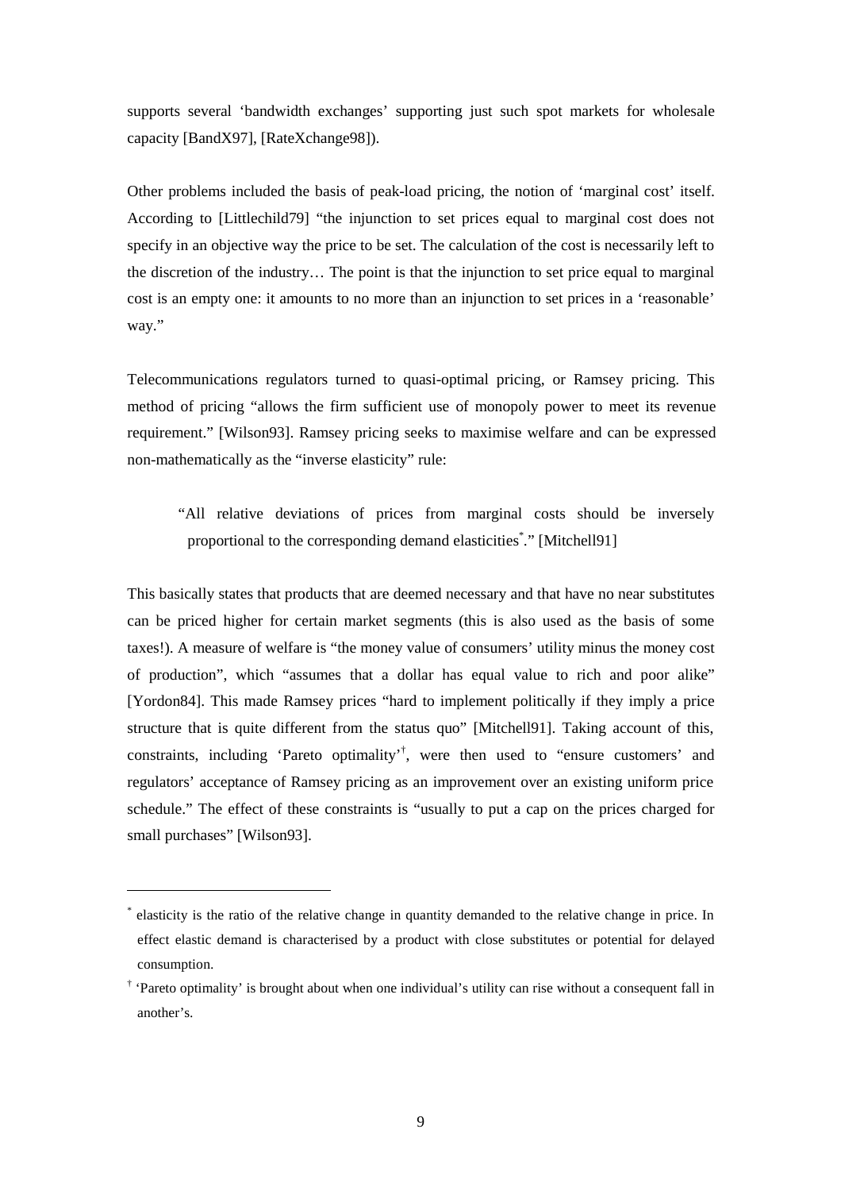supports several 'bandwidth exchanges' supporting just such spot markets for wholesale capacity [BandX97], [RateXchange98]).

Other problems included the basis of peak-load pricing, the notion of 'marginal cost' itself. According to [Littlechild79] "the injunction to set prices equal to marginal cost does not specify in an objective way the price to be set. The calculation of the cost is necessarily left to the discretion of the industry… The point is that the injunction to set price equal to marginal cost is an empty one: it amounts to no more than an injunction to set prices in a 'reasonable' way."

Telecommunications regulators turned to quasi-optimal pricing, or Ramsey pricing. This method of pricing "allows the firm sufficient use of monopoly power to meet its revenue requirement." [Wilson93]. Ramsey pricing seeks to maximise welfare and can be expressed non-mathematically as the "inverse elasticity" rule:

> "All relative deviations of prices from marginal costs should be inversely proportional to the corresponding demand elasticities*." [Mitchell91]

This basically states that products that are deemed necessary and that have no near substitutes can be priced higher for certain market segments (this is also used as the basis of some taxes!). A measure of welfare is "the money value of consumers' utility minus the money cost of production", which "assumes that a dollar has equal value to rich and poor alike" [Yordon84]. This made Ramsey prices "hard to implement politically if they imply a price structure that is quite different from the status quo" [Mitchell91]. Taking account of this, constraints, including 'Pareto optimality'†, were then used to "ensure customers' and regulators' acceptance of Ramsey pricing as an improvement over an existing uniform price schedule." The effect of these constraints is "usually to put a cap on the prices charged for small purchases" [Wilson93].

---

* elasticity is the ratio of the relative change in quantity demanded to the relative change in price. In effect elastic demand is characterised by a product with close substitutes or potential for delayed consumption.

† 'Pareto optimality' is brought about when one individual's utility can rise without a consequent fall in another's.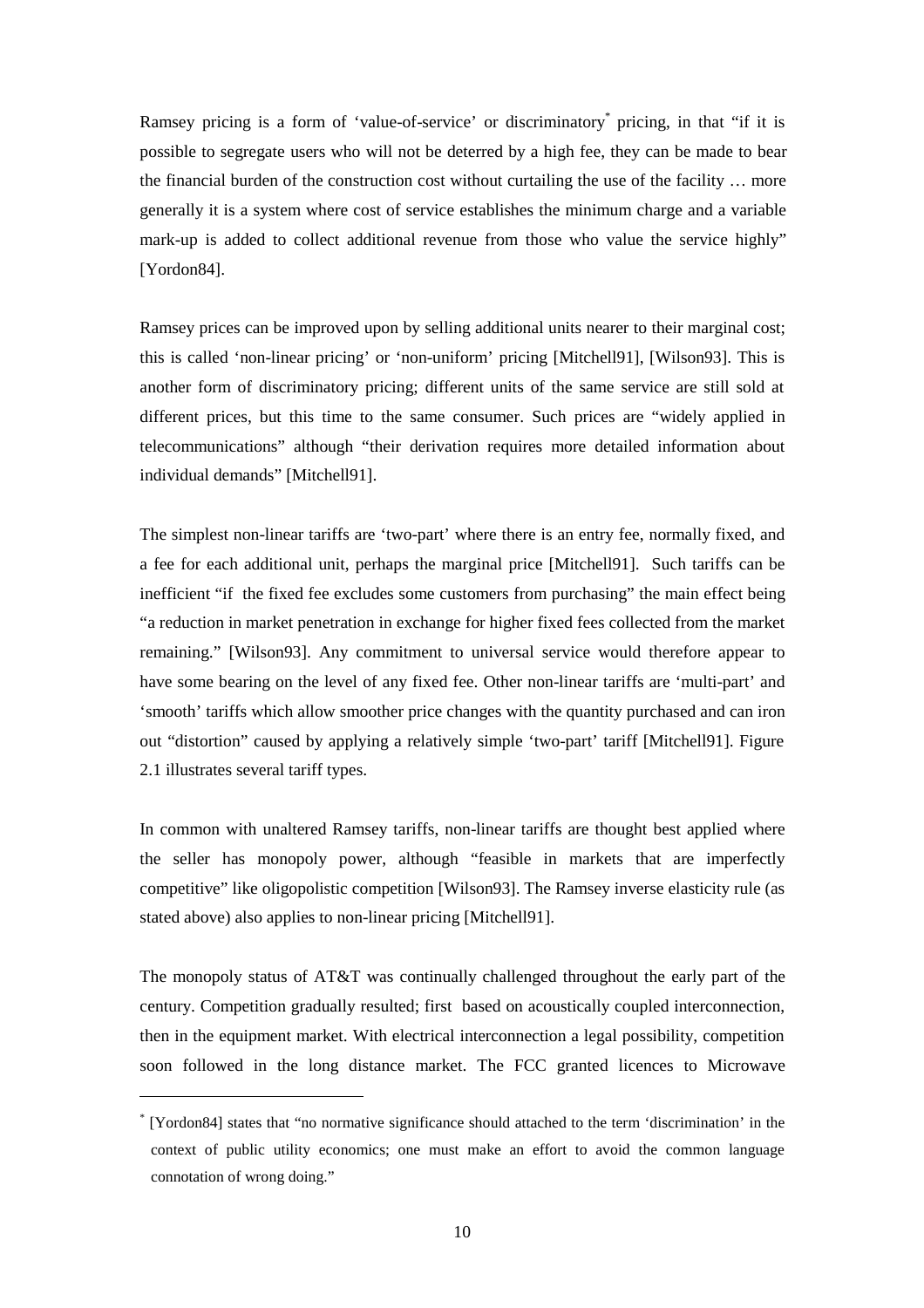Ramsey pricing is a form of 'value-of-service' or discriminatory* pricing, in that "if it is possible to segregate users who will not be deterred by a high fee, they can be made to bear the financial burden of the construction cost without curtailing the use of the facility … more generally it is a system where cost of service establishes the minimum charge and a variable mark-up is added to collect additional revenue from those who value the service highly" [Yordon84].

Ramsey prices can be improved upon by selling additional units nearer to their marginal cost; this is called 'non-linear pricing' or 'non-uniform' pricing [Mitchell91], [Wilson93]. This is another form of discriminatory pricing; different units of the same service are still sold at different prices, but this time to the same consumer. Such prices are "widely applied in telecommunications" although "their derivation requires more detailed information about individual demands" [Mitchell91].

The simplest non-linear tariffs are 'two-part' where there is an entry fee, normally fixed, and a fee for each additional unit, perhaps the marginal price [Mitchell91]. Such tariffs can be inefficient "if the fixed fee excludes some customers from purchasing" the main effect being "a reduction in market penetration in exchange for higher fixed fees collected from the market remaining." [Wilson93]. Any commitment to universal service would therefore appear to have some bearing on the level of any fixed fee. Other non-linear tariffs are 'multi-part' and 'smooth' tariffs which allow smoother price changes with the quantity purchased and can iron out "distortion" caused by applying a relatively simple 'two-part' tariff [Mitchell91]. Figure 2.1 illustrates several tariff types.

In common with unaltered Ramsey tariffs, non-linear tariffs are thought best applied where the seller has monopoly power, although "feasible in markets that are imperfectly competitive" like oligopolistic competition [Wilson93]. The Ramsey inverse elasticity rule (as stated above) also applies to non-linear pricing [Mitchell91].

The monopoly status of AT&T was continually challenged throughout the early part of the century. Competition gradually resulted; first based on acoustically coupled interconnection, then in the equipment market. With electrical interconnection a legal possibility, competition soon followed in the long distance market. The FCC granted licences to Microwave

---

* [Yordon84] states that "no normative significance should attached to the term 'discrimination' in the context of public utility economics; one must make an effort to avoid the common language connotation of wrong doing."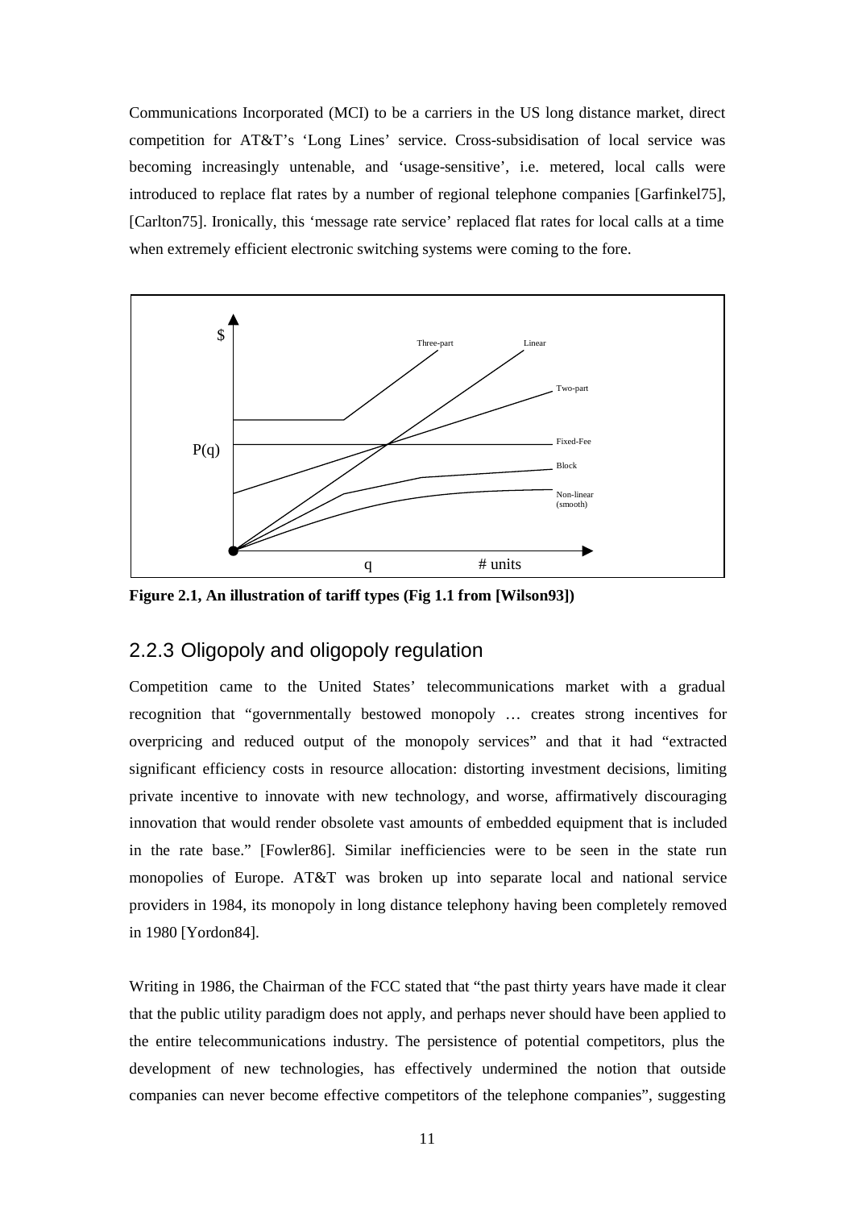Communications Incorporated (MCI) to be a carriers in the US long distance market, direct competition for AT&T's 'Long Lines' service. Cross-subsidisation of local service was becoming increasingly untenable, and 'usage-sensitive', i.e. metered, local calls were introduced to replace flat rates by a number of regional telephone companies [Garfinkel75], [Carlton75]. Ironically, this 'message rate service' replaced flat rates for local calls at a time when extremely efficient electronic switching systems were coming to the fore.

**Figure 2.1, An illustration of tariff types (Fig 1.1 from [Wilson93])**

### 2.2.3 Oligopoly and oligopoly regulation

Competition came to the United States' telecommunications market with a gradual recognition that "governmentally bestowed monopoly … creates strong incentives for overpricing and reduced output of the monopoly services" and that it had "extracted significant efficiency costs in resource allocation: distorting investment decisions, limiting private incentive to innovate with new technology, and worse, affirmatively discouraging innovation that would render obsolete vast amounts of embedded equipment that is included in the rate base." [Fowler86]. Similar inefficiencies were to be seen in the state run monopolies of Europe. AT&T was broken up into separate local and national service providers in 1984, its monopoly in long distance telephony having been completely removed in 1980 [Yordon84].

Writing in 1986, the Chairman of the FCC stated that "the past thirty years have made it clear that the public utility paradigm does not apply, and perhaps never should have been applied to the entire telecommunications industry. The persistence of potential competitors, plus the development of new technologies, has effectively undermined the notion that outside companies can never become effective competitors of the telephone companies", suggesting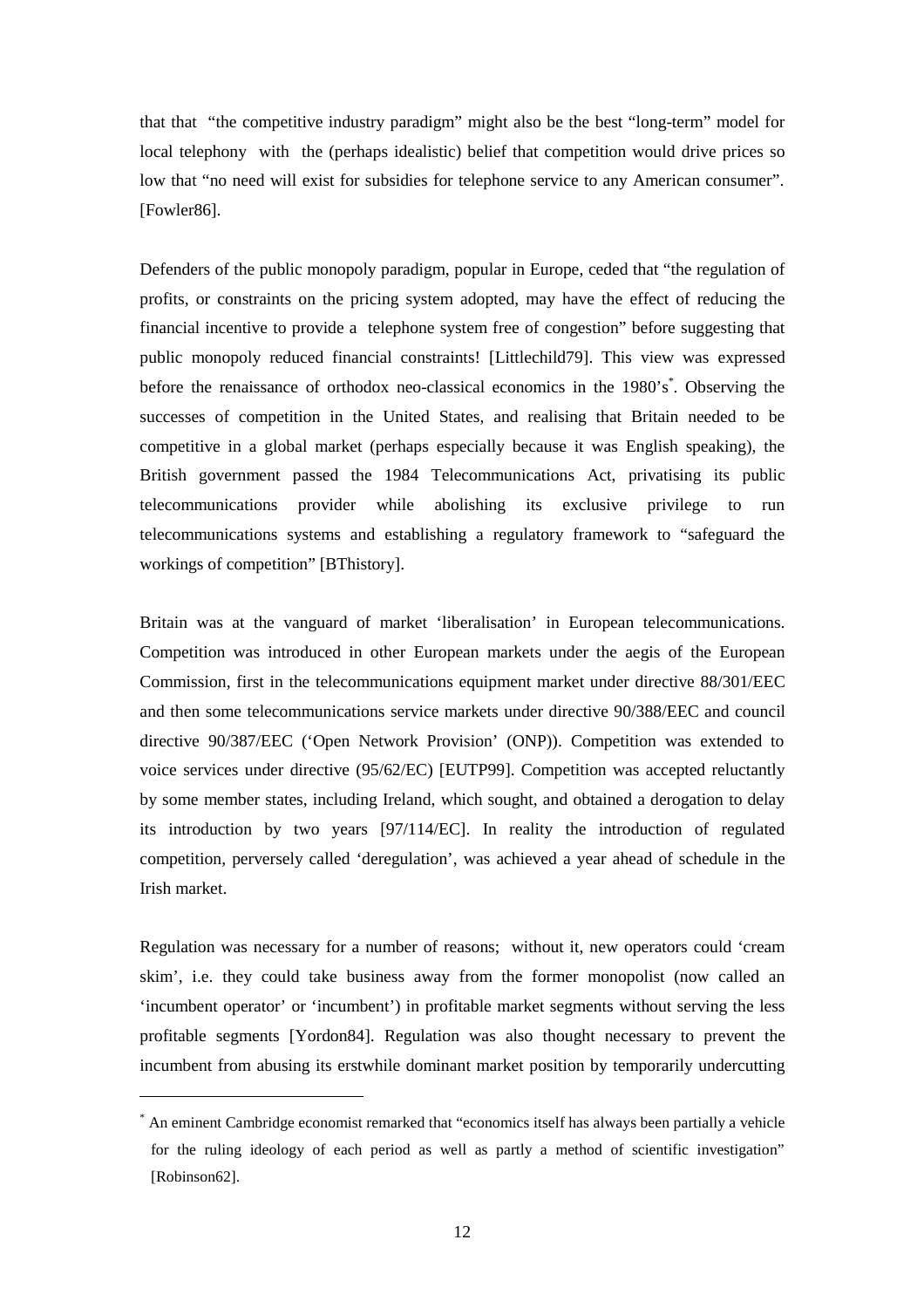that that "the competitive industry paradigm" might also be the best "long-term" model for local telephony with the (perhaps idealistic) belief that competition would drive prices so low that "no need will exist for subsidies for telephone service to any American consumer". [Fowler86].

Defenders of the public monopoly paradigm, popular in Europe, ceded that "the regulation of profits, or constraints on the pricing system adopted, may have the effect of reducing the financial incentive to provide a telephone system free of congestion" before suggesting that public monopoly reduced financial constraints! [Littlechild79]. This view was expressed before the renaissance of orthodox neo-classical economics in the 1980's[*]. Observing the successes of competition in the United States, and realising that Britain needed to be competitive in a global market (perhaps especially because it was English speaking), the British government passed the 1984 Telecommunications Act, privatising its public telecommunications provider while abolishing its exclusive privilege to run telecommunications systems and establishing a regulatory framework to "safeguard the workings of competition" [BThistory].

Britain was at the vanguard of market 'liberalisation' in European telecommunications. Competition was introduced in other European markets under the aegis of the European Commission, first in the telecommunications equipment market under directive 88/301/EEC and then some telecommunications service markets under directive 90/388/EEC and council directive 90/387/EEC ('Open Network Provision' (ONP)). Competition was extended to voice services under directive (95/62/EC) [EUTP99]. Competition was accepted reluctantly by some member states, including Ireland, which sought, and obtained a derogation to delay its introduction by two years [97/114/EC]. In reality the introduction of regulated competition, perversely called 'deregulation', was achieved a year ahead of schedule in the Irish market.

Regulation was necessary for a number of reasons; without it, new operators could 'cream skim', i.e. they could take business away from the former monopolist (now called an 'incumbent operator' or 'incumbent') in profitable market segments without serving the less profitable segments [Yordon84]. Regulation was also thought necessary to prevent the incumbent from abusing its erstwhile dominant market position by temporarily undercutting

[*] An eminent Cambridge economist remarked that "economics itself has always been partially a vehicle for the ruling ideology of each period as well as partly a method of scientific investigation" [Robinson62].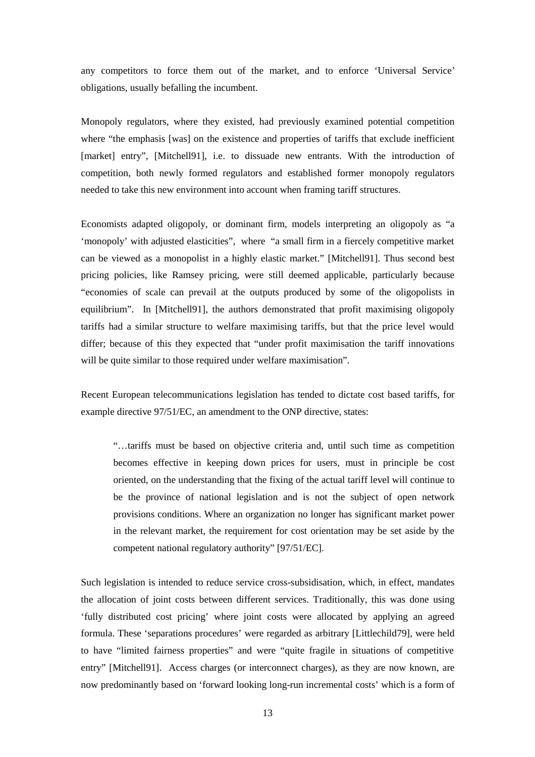any competitors to force them out of the market, and to enforce 'Universal Service' obligations, usually befalling the incumbent.

Monopoly regulators, where they existed, had previously examined potential competition where "the emphasis [was] on the existence and properties of tariffs that exclude inefficient [market] entry", [Mitchell91], i.e. to dissuade new entrants. With the introduction of competition, both newly formed regulators and established former monopoly regulators needed to take this new environment into account when framing tariff structures.

Economists adapted oligopoly, or dominant firm, models interpreting an oligopoly as "a 'monopoly' with adjusted elasticities", where "a small firm in a fiercely competitive market can be viewed as a monopolist in a highly elastic market." [Mitchell91]. Thus second best pricing policies, like Ramsey pricing, were still deemed applicable, particularly because "economies of scale can prevail at the outputs produced by some of the oligopolists in equilibrium". In [Mitchell91], the authors demonstrated that profit maximising oligopoly tariffs had a similar structure to welfare maximising tariffs, but that the price level would differ; because of this they expected that "under profit maximisation the tariff innovations will be quite similar to those required under welfare maximisation".

Recent European telecommunications legislation has tended to dictate cost based tariffs, for example directive 97/51/EC, an amendment to the ONP directive, states:

> "…tariffs must be based on objective criteria and, until such time as competition becomes effective in keeping down prices for users, must in principle be cost oriented, on the understanding that the fixing of the actual tariff level will continue to be the province of national legislation and is not the subject of open network provisions conditions. Where an organization no longer has significant market power in the relevant market, the requirement for cost orientation may be set aside by the competent national regulatory authority" [97/51/EC].

Such legislation is intended to reduce service cross-subsidisation, which, in effect, mandates the allocation of joint costs between different services. Traditionally, this was done using 'fully distributed cost pricing' where joint costs were allocated by applying an agreed formula. These 'separations procedures' were regarded as arbitrary [Littlechild79], were held to have "limited fairness properties" and were "quite fragile in situations of competitive entry" [Mitchell91]. Access charges (or interconnect charges), as they are now known, are now predominantly based on 'forward looking long-run incremental costs' which is a form of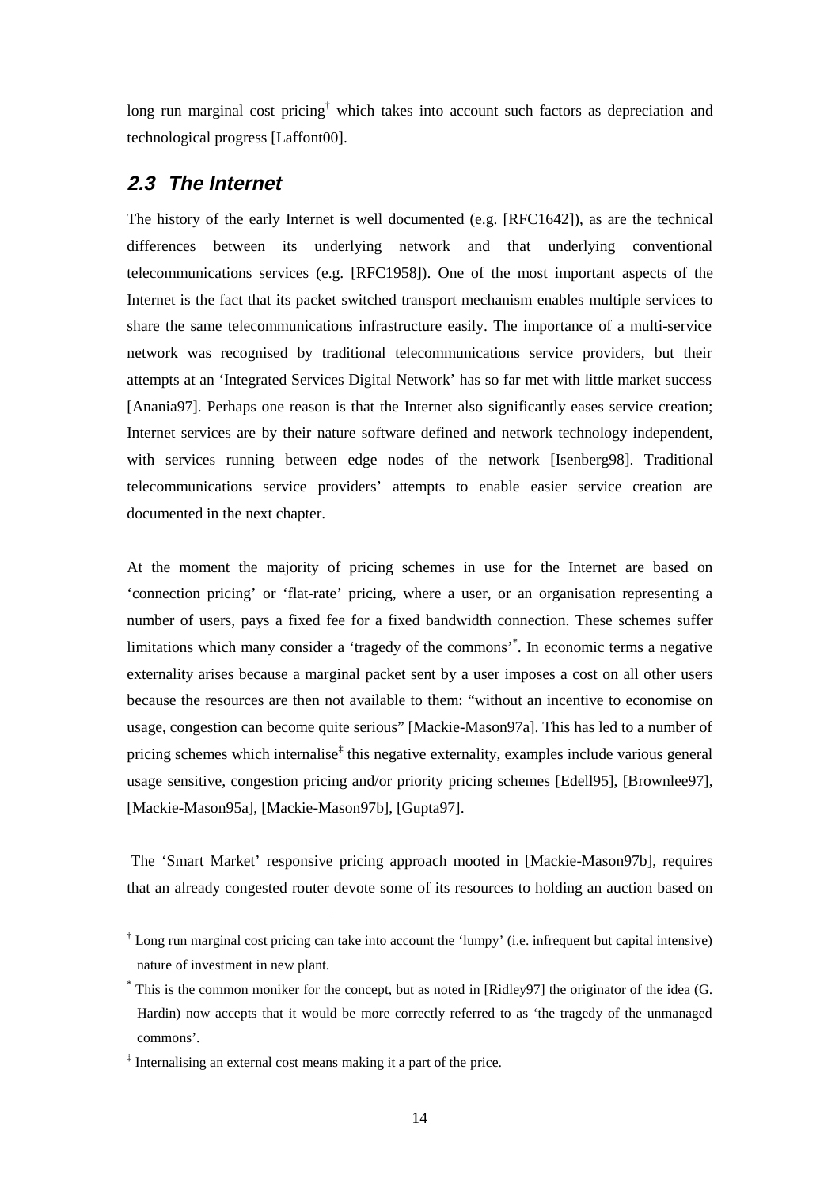long run marginal cost pricing[†] which takes into account such factors as depreciation and technological progress [Laffont00].

## *2.3 The Internet*

The history of the early Internet is well documented (e.g. [RFC1642]), as are the technical differences between its underlying network and that underlying conventional telecommunications services (e.g. [RFC1958]). One of the most important aspects of the Internet is the fact that its packet switched transport mechanism enables multiple services to share the same telecommunications infrastructure easily. The importance of a multi-service network was recognised by traditional telecommunications service providers, but their attempts at an 'Integrated Services Digital Network' has so far met with little market success [Anania97]. Perhaps one reason is that the Internet also significantly eases service creation; Internet services are by their nature software defined and network technology independent, with services running between edge nodes of the network [Isenberg98]. Traditional telecommunications service providers' attempts to enable easier service creation are documented in the next chapter.

At the moment the majority of pricing schemes in use for the Internet are based on 'connection pricing' or 'flat-rate' pricing, where a user, or an organisation representing a number of users, pays a fixed fee for a fixed bandwidth connection. These schemes suffer limitations which many consider a 'tragedy of the commons'[*]. In economic terms a negative externality arises because a marginal packet sent by a user imposes a cost on all other users because the resources are then not available to them: "without an incentive to economise on usage, congestion can become quite serious" [Mackie-Mason97a]. This has led to a number of pricing schemes which internalise[‡] this negative externality, examples include various general usage sensitive, congestion pricing and/or priority pricing schemes [Edell95], [Brownlee97], [Mackie-Mason95a], [Mackie-Mason97b], [Gupta97].

The 'Smart Market' responsive pricing approach mooted in [Mackie-Mason97b], requires that an already congested router devote some of its resources to holding an auction based on

---

[†] Long run marginal cost pricing can take into account the 'lumpy' (i.e. infrequent but capital intensive) nature of investment in new plant.

[*] This is the common moniker for the concept, but as noted in [Ridley97] the originator of the idea (G. Hardin) now accepts that it would be more correctly referred to as 'the tragedy of the unmanaged commons'.

[‡] Internalising an external cost means making it a part of the price.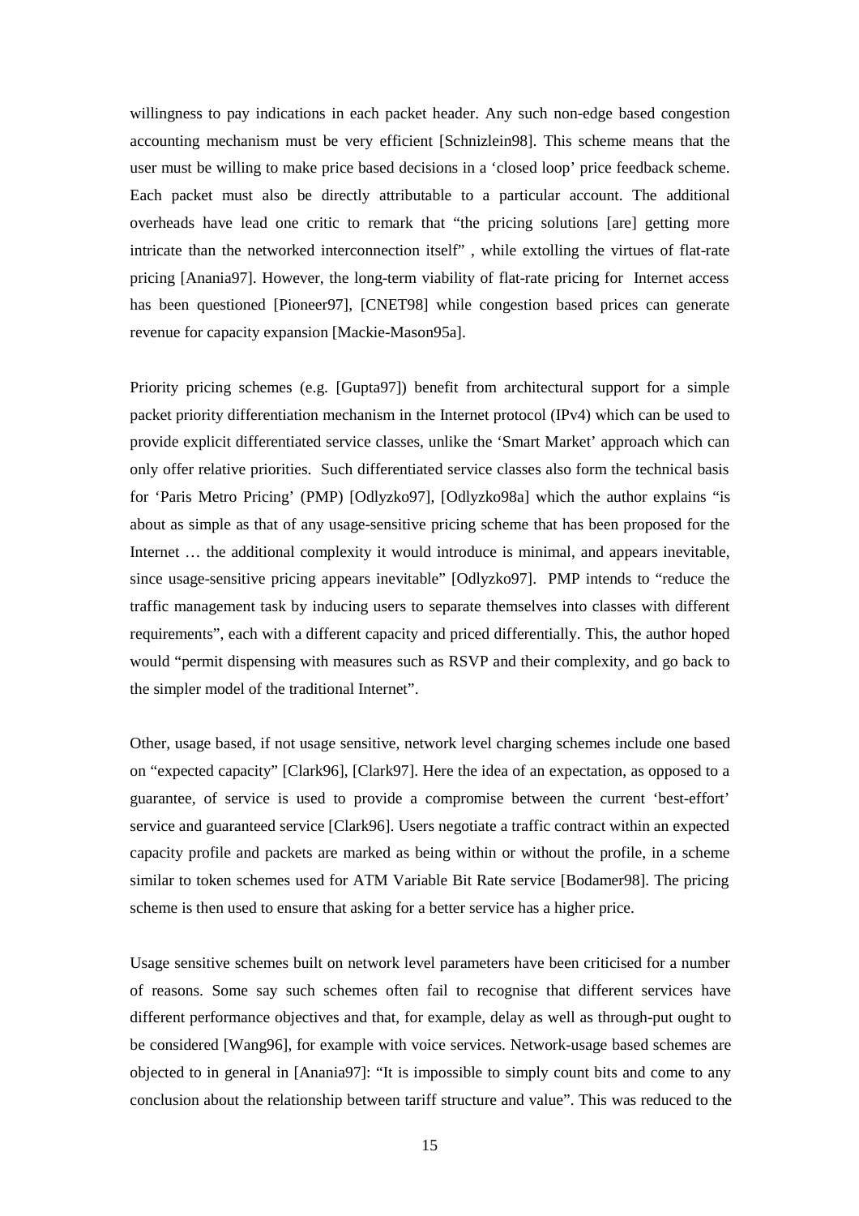willingness to pay indications in each packet header. Any such non-edge based congestion accounting mechanism must be very efficient [Schnizlein98]. This scheme means that the user must be willing to make price based decisions in a 'closed loop' price feedback scheme. Each packet must also be directly attributable to a particular account. The additional overheads have lead one critic to remark that "the pricing solutions [are] getting more intricate than the networked interconnection itself" , while extolling the virtues of flat-rate pricing [Anania97]. However, the long-term viability of flat-rate pricing for Internet access has been questioned [Pioneer97], [CNET98] while congestion based prices can generate revenue for capacity expansion [Mackie-Mason95a].

Priority pricing schemes (e.g. [Gupta97]) benefit from architectural support for a simple packet priority differentiation mechanism in the Internet protocol (IPv4) which can be used to provide explicit differentiated service classes, unlike the 'Smart Market' approach which can only offer relative priorities. Such differentiated service classes also form the technical basis for 'Paris Metro Pricing' (PMP) [Odlyzko97], [Odlyzko98a] which the author explains "is about as simple as that of any usage-sensitive pricing scheme that has been proposed for the Internet … the additional complexity it would introduce is minimal, and appears inevitable, since usage-sensitive pricing appears inevitable" [Odlyzko97]. PMP intends to "reduce the traffic management task by inducing users to separate themselves into classes with different requirements", each with a different capacity and priced differentially. This, the author hoped would "permit dispensing with measures such as RSVP and their complexity, and go back to the simpler model of the traditional Internet".

Other, usage based, if not usage sensitive, network level charging schemes include one based on "expected capacity" [Clark96], [Clark97]. Here the idea of an expectation, as opposed to a guarantee, of service is used to provide a compromise between the current 'best-effort' service and guaranteed service [Clark96]. Users negotiate a traffic contract within an expected capacity profile and packets are marked as being within or without the profile, in a scheme similar to token schemes used for ATM Variable Bit Rate service [Bodamer98]. The pricing scheme is then used to ensure that asking for a better service has a higher price.

Usage sensitive schemes built on network level parameters have been criticised for a number of reasons. Some say such schemes often fail to recognise that different services have different performance objectives and that, for example, delay as well as through-put ought to be considered [Wang96], for example with voice services. Network-usage based schemes are objected to in general in [Anania97]: "It is impossible to simply count bits and come to any conclusion about the relationship between tariff structure and value". This was reduced to the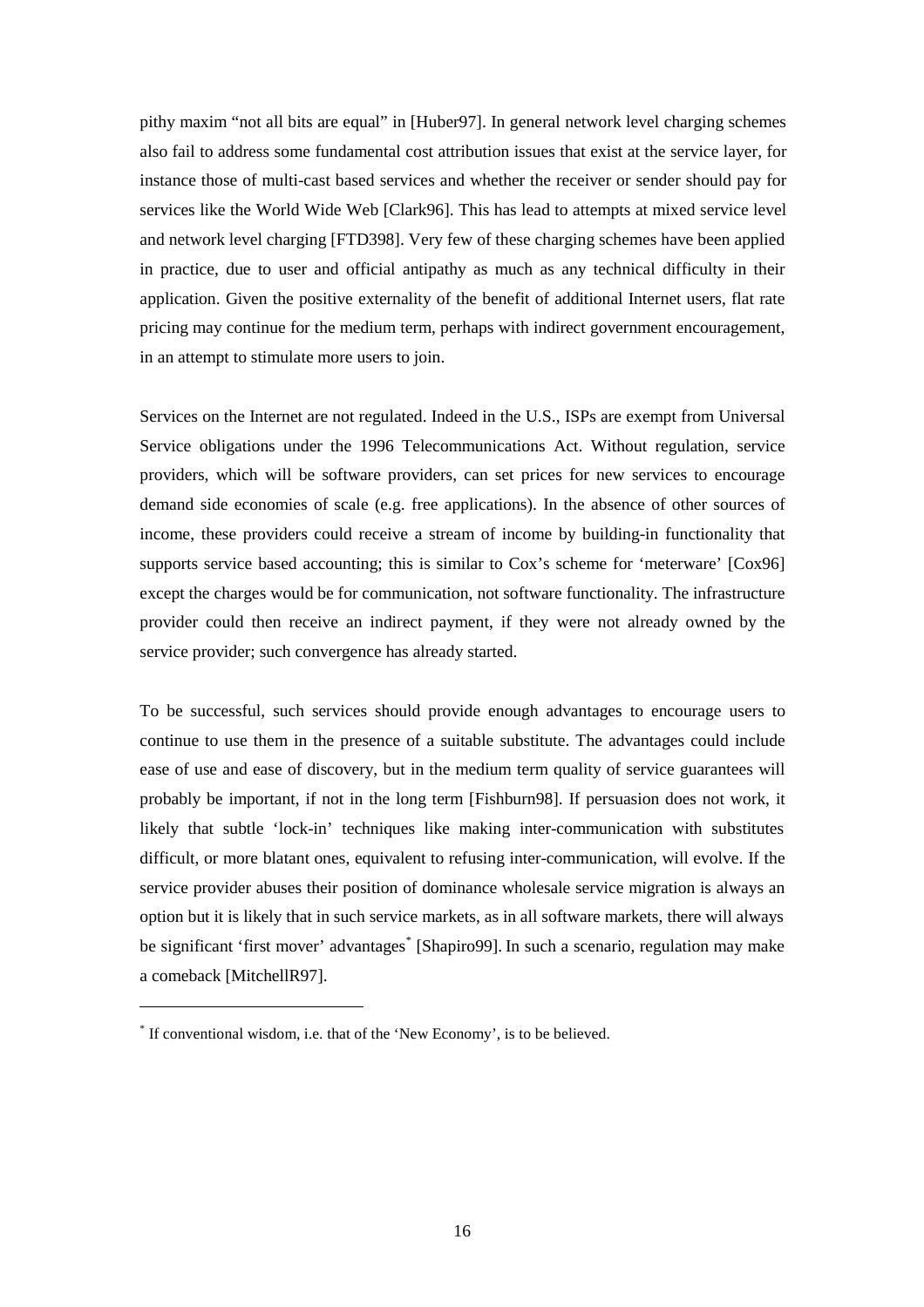pithy maxim "not all bits are equal" in [Huber97]. In general network level charging schemes also fail to address some fundamental cost attribution issues that exist at the service layer, for instance those of multi-cast based services and whether the receiver or sender should pay for services like the World Wide Web [Clark96]. This has lead to attempts at mixed service level and network level charging [FTD398]. Very few of these charging schemes have been applied in practice, due to user and official antipathy as much as any technical difficulty in their application. Given the positive externality of the benefit of additional Internet users, flat rate pricing may continue for the medium term, perhaps with indirect government encouragement, in an attempt to stimulate more users to join.

Services on the Internet are not regulated. Indeed in the U.S., ISPs are exempt from Universal Service obligations under the 1996 Telecommunications Act. Without regulation, service providers, which will be software providers, can set prices for new services to encourage demand side economies of scale (e.g. free applications). In the absence of other sources of income, these providers could receive a stream of income by building-in functionality that supports service based accounting; this is similar to Cox's scheme for 'meterware' [Cox96] except the charges would be for communication, not software functionality. The infrastructure provider could then receive an indirect payment, if they were not already owned by the service provider; such convergence has already started.

To be successful, such services should provide enough advantages to encourage users to continue to use them in the presence of a suitable substitute. The advantages could include ease of use and ease of discovery, but in the medium term quality of service guarantees will probably be important, if not in the long term [Fishburn98]. If persuasion does not work, it likely that subtle 'lock-in' techniques like making inter-communication with substitutes difficult, or more blatant ones, equivalent to refusing inter-communication, will evolve. If the service provider abuses their position of dominance wholesale service migration is always an option but it is likely that in such service markets, as in all software markets, there will always be significant 'first mover' advantages* [Shapiro99]. In such a scenario, regulation may make a comeback [MitchellR97].

* If conventional wisdom, i.e. that of the 'New Economy', is to be believed.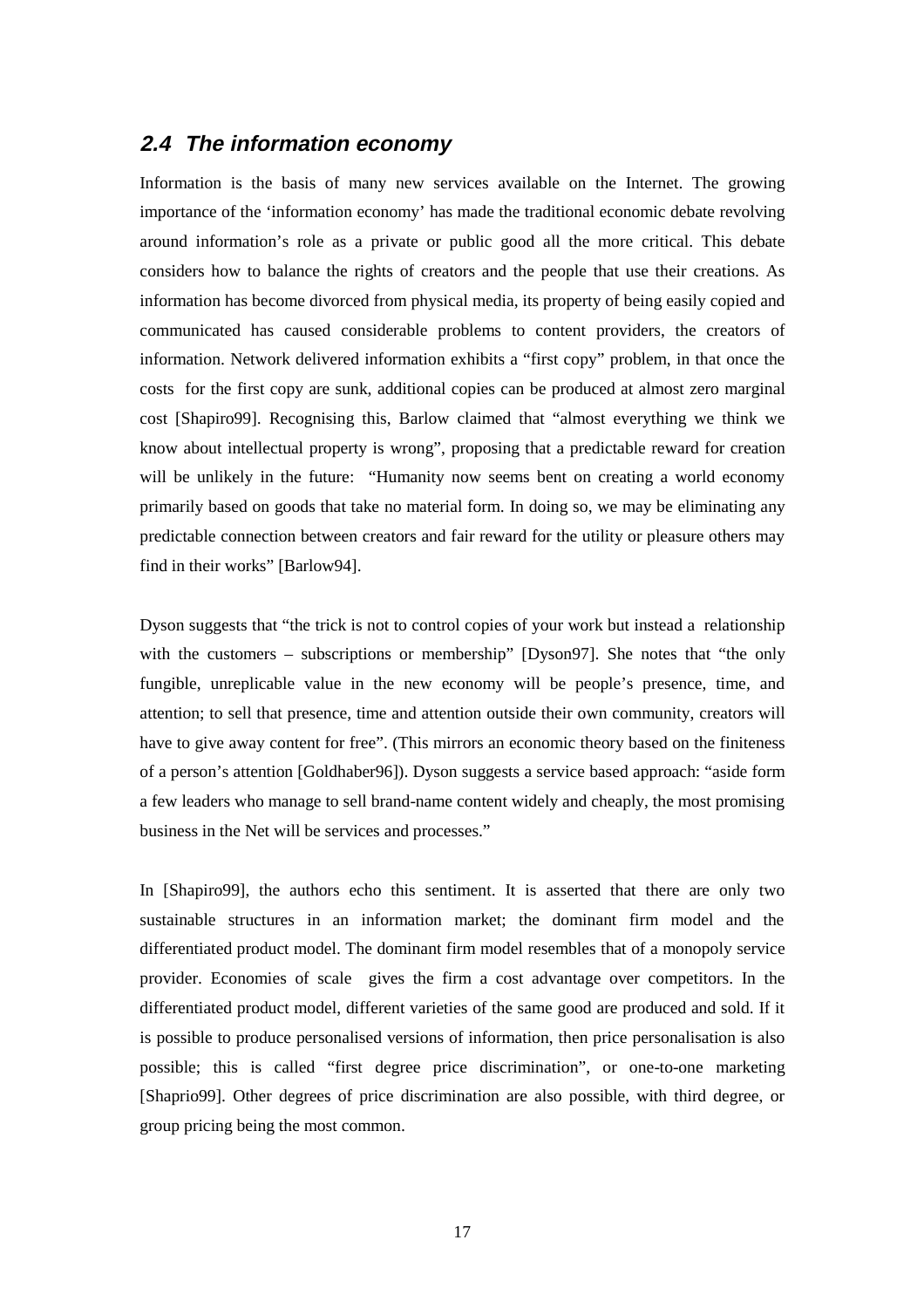## 2.4 The information economy

Information is the basis of many new services available on the Internet. The growing importance of the 'information economy' has made the traditional economic debate revolving around information's role as a private or public good all the more critical. This debate considers how to balance the rights of creators and the people that use their creations. As information has become divorced from physical media, its property of being easily copied and communicated has caused considerable problems to content providers, the creators of information. Network delivered information exhibits a "first copy" problem, in that once the costs for the first copy are sunk, additional copies can be produced at almost zero marginal cost [Shapiro99]. Recognising this, Barlow claimed that "almost everything we think we know about intellectual property is wrong", proposing that a predictable reward for creation will be unlikely in the future: "Humanity now seems bent on creating a world economy primarily based on goods that take no material form. In doing so, we may be eliminating any predictable connection between creators and fair reward for the utility or pleasure others may find in their works" [Barlow94].

Dyson suggests that "the trick is not to control copies of your work but instead a relationship with the customers – subscriptions or membership" [Dyson97]. She notes that "the only fungible, unreplicable value in the new economy will be people's presence, time, and attention; to sell that presence, time and attention outside their own community, creators will have to give away content for free". (This mirrors an economic theory based on the finiteness of a person's attention [Goldhaber96]). Dyson suggests a service based approach: "aside form a few leaders who manage to sell brand-name content widely and cheaply, the most promising business in the Net will be services and processes."

In [Shapiro99], the authors echo this sentiment. It is asserted that there are only two sustainable structures in an information market; the dominant firm model and the differentiated product model. The dominant firm model resembles that of a monopoly service provider. Economies of scale gives the firm a cost advantage over competitors. In the differentiated product model, different varieties of the same good are produced and sold. If it is possible to produce personalised versions of information, then price personalisation is also possible; this is called "first degree price discrimination", or one-to-one marketing [Shaprio99]. Other degrees of price discrimination are also possible, with third degree, or group pricing being the most common.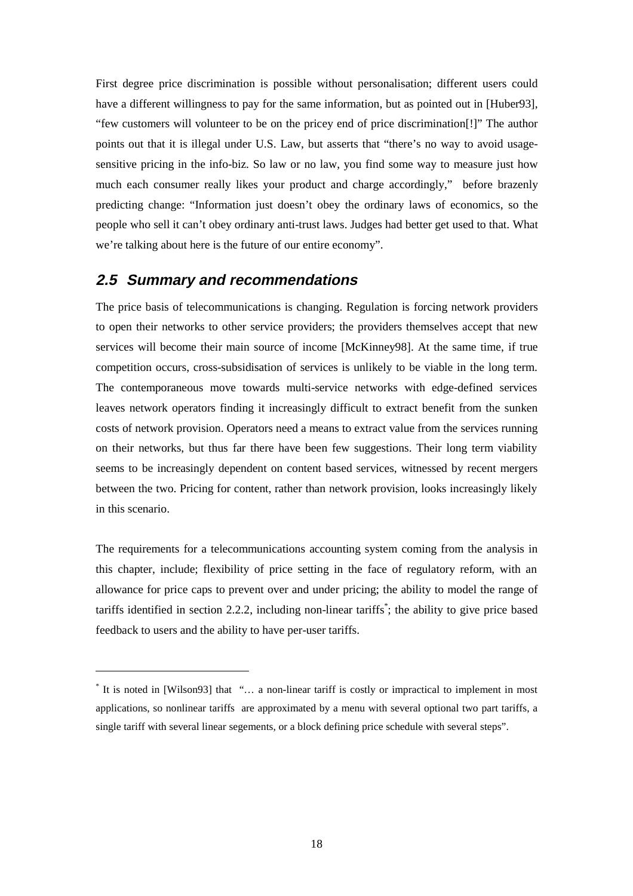First degree price discrimination is possible without personalisation; different users could have a different willingness to pay for the same information, but as pointed out in [Huber93], "few customers will volunteer to be on the pricey end of price discrimination[!]" The author points out that it is illegal under U.S. Law, but asserts that "there's no way to avoid usage-sensitive pricing in the info-biz. So law or no law, you find some way to measure just how much each consumer really likes your product and charge accordingly," before brazenly predicting change: "Information just doesn't obey the ordinary laws of economics, so the people who sell it can't obey ordinary anti-trust laws. Judges had better get used to that. What we're talking about here is the future of our entire economy".

## 2.5 Summary and recommendations

The price basis of telecommunications is changing. Regulation is forcing network providers to open their networks to other service providers; the providers themselves accept that new services will become their main source of income [McKinney98]. At the same time, if true competition occurs, cross-subsidisation of services is unlikely to be viable in the long term. The contemporaneous move towards multi-service networks with edge-defined services leaves network operators finding it increasingly difficult to extract benefit from the sunken costs of network provision. Operators need a means to extract value from the services running on their networks, but thus far there have been few suggestions. Their long term viability seems to be increasingly dependent on content based services, witnessed by recent mergers between the two. Pricing for content, rather than network provision, looks increasingly likely in this scenario.

The requirements for a telecommunications accounting system coming from the analysis in this chapter, include; flexibility of price setting in the face of regulatory reform, with an allowance for price caps to prevent over and under pricing; the ability to model the range of tariffs identified in section 2.2.2, including non-linear tariffs*; the ability to give price based feedback to users and the ability to have per-user tariffs.

---

* It is noted in [Wilson93] that "… a non-linear tariff is costly or impractical to implement in most applications, so nonlinear tariffs are approximated by a menu with several optional two part tariffs, a single tariff with several linear segements, or a block defining price schedule with several steps".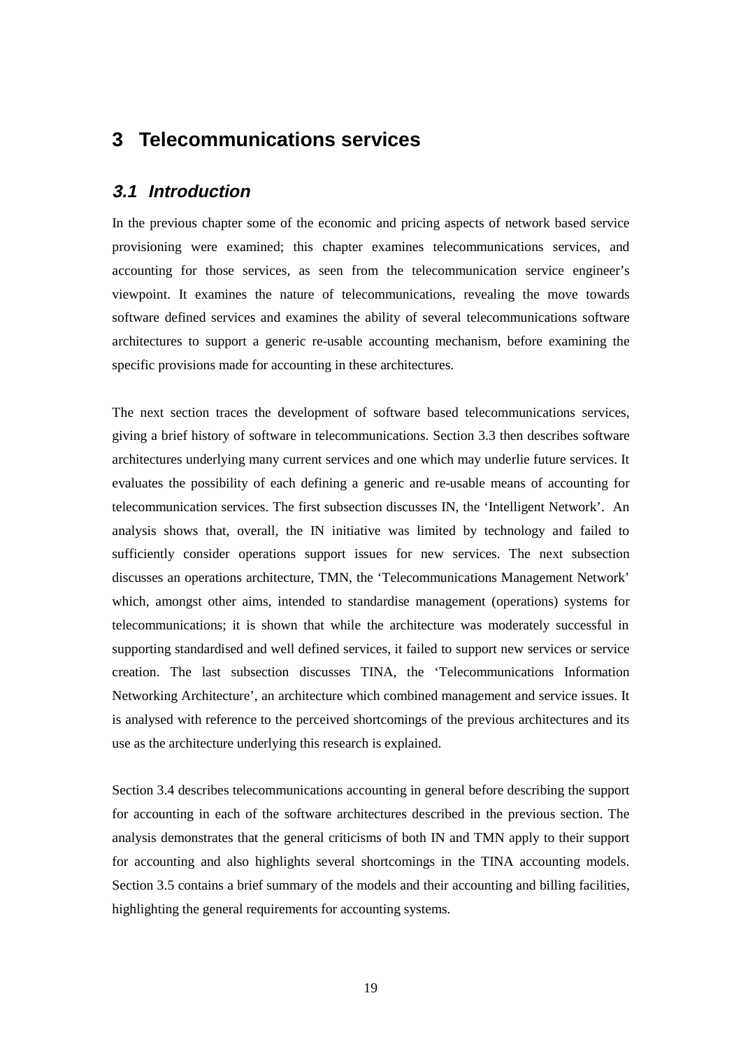# 3 Telecommunications services

## *3.1 Introduction*

In the previous chapter some of the economic and pricing aspects of network based service provisioning were examined; this chapter examines telecommunications services, and accounting for those services, as seen from the telecommunication service engineer's viewpoint. It examines the nature of telecommunications, revealing the move towards software defined services and examines the ability of several telecommunications software architectures to support a generic re-usable accounting mechanism, before examining the specific provisions made for accounting in these architectures.

The next section traces the development of software based telecommunications services, giving a brief history of software in telecommunications. Section 3.3 then describes software architectures underlying many current services and one which may underlie future services. It evaluates the possibility of each defining a generic and re-usable means of accounting for telecommunication services. The first subsection discusses IN, the 'Intelligent Network'. An analysis shows that, overall, the IN initiative was limited by technology and failed to sufficiently consider operations support issues for new services. The next subsection discusses an operations architecture, TMN, the 'Telecommunications Management Network' which, amongst other aims, intended to standardise management (operations) systems for telecommunications; it is shown that while the architecture was moderately successful in supporting standardised and well defined services, it failed to support new services or service creation. The last subsection discusses TINA, the 'Telecommunications Information Networking Architecture', an architecture which combined management and service issues. It is analysed with reference to the perceived shortcomings of the previous architectures and its use as the architecture underlying this research is explained.

Section 3.4 describes telecommunications accounting in general before describing the support for accounting in each of the software architectures described in the previous section. The analysis demonstrates that the general criticisms of both IN and TMN apply to their support for accounting and also highlights several shortcomings in the TINA accounting models. Section 3.5 contains a brief summary of the models and their accounting and billing facilities, highlighting the general requirements for accounting systems.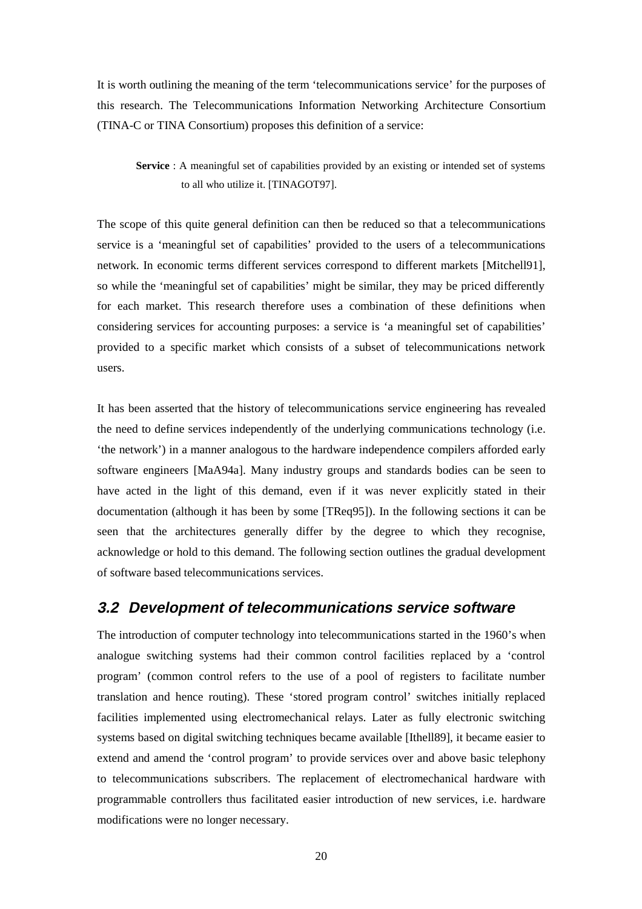It is worth outlining the meaning of the term 'telecommunications service' for the purposes of this research. The Telecommunications Information Networking Architecture Consortium (TINA-C or TINA Consortium) proposes this definition of a service:

> **Service** : A meaningful set of capabilities provided by an existing or intended set of systems to all who utilize it. [TINAGOT97].

The scope of this quite general definition can then be reduced so that a telecommunications service is a 'meaningful set of capabilities' provided to the users of a telecommunications network. In economic terms different services correspond to different markets [Mitchell91], so while the 'meaningful set of capabilities' might be similar, they may be priced differently for each market. This research therefore uses a combination of these definitions when considering services for accounting purposes: a service is 'a meaningful set of capabilities' provided to a specific market which consists of a subset of telecommunications network users.

It has been asserted that the history of telecommunications service engineering has revealed the need to define services independently of the underlying communications technology (i.e. 'the network') in a manner analogous to the hardware independence compilers afforded early software engineers [MaA94a]. Many industry groups and standards bodies can be seen to have acted in the light of this demand, even if it was never explicitly stated in their documentation (although it has been by some [TReq95]). In the following sections it can be seen that the architectures generally differ by the degree to which they recognise, acknowledge or hold to this demand. The following section outlines the gradual development of software based telecommunications services.

## 3.2 Development of telecommunications service software

The introduction of computer technology into telecommunications started in the 1960's when analogue switching systems had their common control facilities replaced by a 'control program' (common control refers to the use of a pool of registers to facilitate number translation and hence routing). These 'stored program control' switches initially replaced facilities implemented using electromechanical relays. Later as fully electronic switching systems based on digital switching techniques became available [Ithell89], it became easier to extend and amend the 'control program' to provide services over and above basic telephony to telecommunications subscribers. The replacement of electromechanical hardware with programmable controllers thus facilitated easier introduction of new services, i.e. hardware modifications were no longer necessary.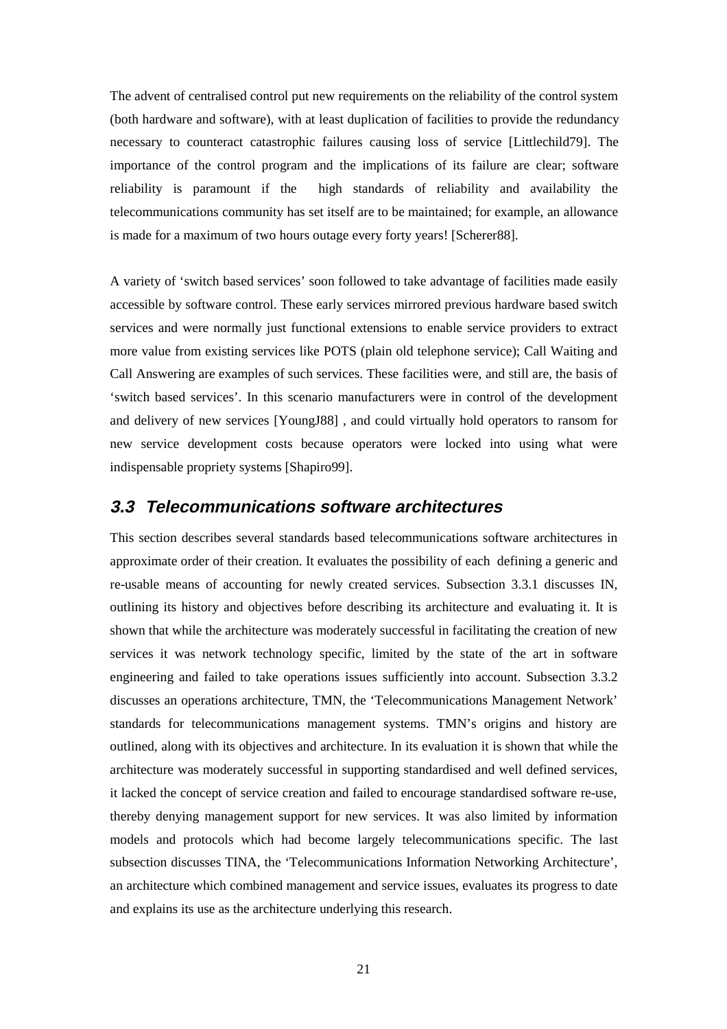The advent of centralised control put new requirements on the reliability of the control system (both hardware and software), with at least duplication of facilities to provide the redundancy necessary to counteract catastrophic failures causing loss of service [Littlechild79]. The importance of the control program and the implications of its failure are clear; software reliability is paramount if the high standards of reliability and availability the telecommunications community has set itself are to be maintained; for example, an allowance is made for a maximum of two hours outage every forty years! [Scherer88].

A variety of 'switch based services' soon followed to take advantage of facilities made easily accessible by software control. These early services mirrored previous hardware based switch services and were normally just functional extensions to enable service providers to extract more value from existing services like POTS (plain old telephone service); Call Waiting and Call Answering are examples of such services. These facilities were, and still are, the basis of 'switch based services'. In this scenario manufacturers were in control of the development and delivery of new services [YoungJ88] , and could virtually hold operators to ransom for new service development costs because operators were locked into using what were indispensable propriety systems [Shapiro99].

## 3.3 Telecommunications software architectures

This section describes several standards based telecommunications software architectures in approximate order of their creation. It evaluates the possibility of each defining a generic and re-usable means of accounting for newly created services. Subsection 3.3.1 discusses IN, outlining its history and objectives before describing its architecture and evaluating it. It is shown that while the architecture was moderately successful in facilitating the creation of new services it was network technology specific, limited by the state of the art in software engineering and failed to take operations issues sufficiently into account. Subsection 3.3.2 discusses an operations architecture, TMN, the 'Telecommunications Management Network' standards for telecommunications management systems. TMN's origins and history are outlined, along with its objectives and architecture. In its evaluation it is shown that while the architecture was moderately successful in supporting standardised and well defined services, it lacked the concept of service creation and failed to encourage standardised software re-use, thereby denying management support for new services. It was also limited by information models and protocols which had become largely telecommunications specific. The last subsection discusses TINA, the 'Telecommunications Information Networking Architecture', an architecture which combined management and service issues, evaluates its progress to date and explains its use as the architecture underlying this research.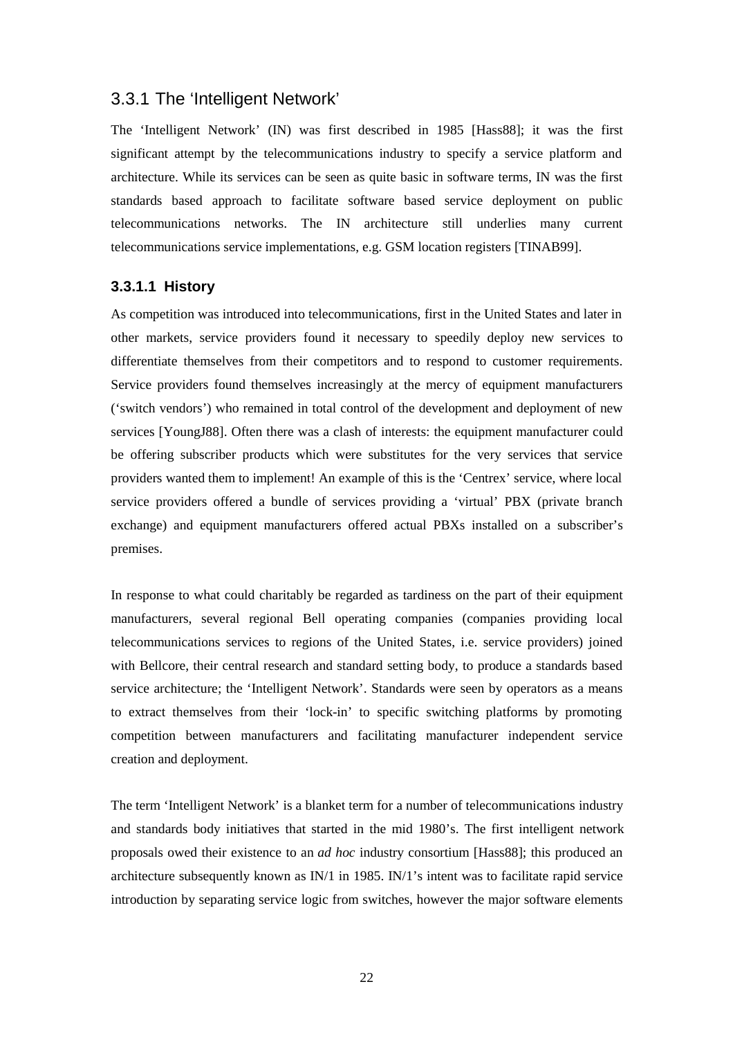### 3.3.1 The 'Intelligent Network'

The 'Intelligent Network' (IN) was first described in 1985 [Hass88]; it was the first significant attempt by the telecommunications industry to specify a service platform and architecture. While its services can be seen as quite basic in software terms, IN was the first standards based approach to facilitate software based service deployment on public telecommunications networks. The IN architecture still underlies many current telecommunications service implementations, e.g. GSM location registers [TINAB99].

#### 3.3.1.1 History

As competition was introduced into telecommunications, first in the United States and later in other markets, service providers found it necessary to speedily deploy new services to differentiate themselves from their competitors and to respond to customer requirements. Service providers found themselves increasingly at the mercy of equipment manufacturers ('switch vendors') who remained in total control of the development and deployment of new services [YoungJ88]. Often there was a clash of interests: the equipment manufacturer could be offering subscriber products which were substitutes for the very services that service providers wanted them to implement! An example of this is the 'Centrex' service, where local service providers offered a bundle of services providing a 'virtual' PBX (private branch exchange) and equipment manufacturers offered actual PBXs installed on a subscriber's premises.

In response to what could charitably be regarded as tardiness on the part of their equipment manufacturers, several regional Bell operating companies (companies providing local telecommunications services to regions of the United States, i.e. service providers) joined with Bellcore, their central research and standard setting body, to produce a standards based service architecture; the 'Intelligent Network'. Standards were seen by operators as a means to extract themselves from their 'lock-in' to specific switching platforms by promoting competition between manufacturers and facilitating manufacturer independent service creation and deployment.

The term 'Intelligent Network' is a blanket term for a number of telecommunications industry and standards body initiatives that started in the mid 1980's. The first intelligent network proposals owed their existence to an *ad hoc* industry consortium [Hass88]; this produced an architecture subsequently known as IN/1 in 1985. IN/1's intent was to facilitate rapid service introduction by separating service logic from switches, however the major software elements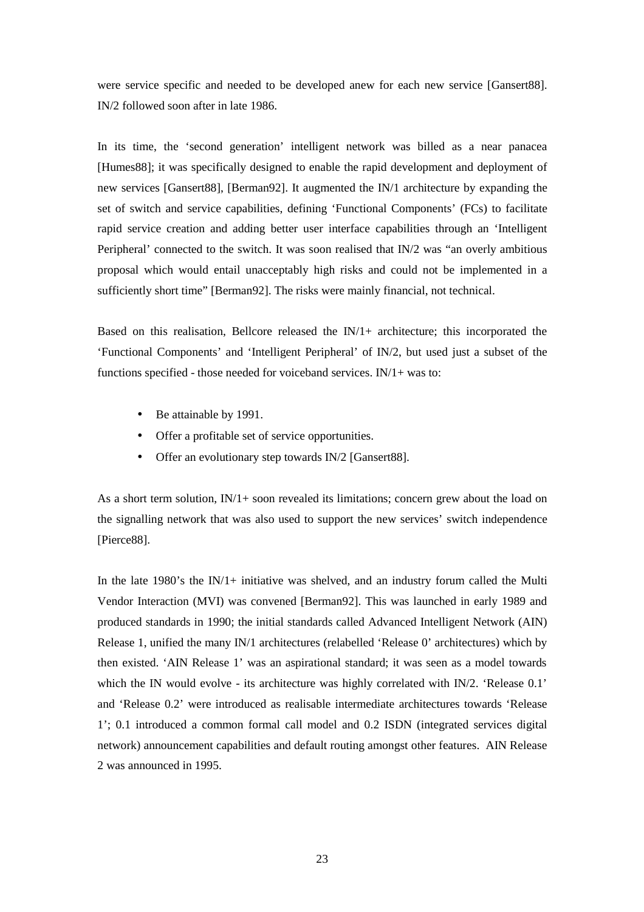were service specific and needed to be developed anew for each new service [Gansert88]. IN/2 followed soon after in late 1986.

In its time, the 'second generation' intelligent network was billed as a near panacea [Humes88]; it was specifically designed to enable the rapid development and deployment of new services [Gansert88], [Berman92]. It augmented the IN/1 architecture by expanding the set of switch and service capabilities, defining 'Functional Components' (FCs) to facilitate rapid service creation and adding better user interface capabilities through an 'Intelligent Peripheral' connected to the switch. It was soon realised that IN/2 was "an overly ambitious proposal which would entail unacceptably high risks and could not be implemented in a sufficiently short time" [Berman92]. The risks were mainly financial, not technical.

Based on this realisation, Bellcore released the IN/1+ architecture; this incorporated the 'Functional Components' and 'Intelligent Peripheral' of IN/2, but used just a subset of the functions specified - those needed for voiceband services. IN/1+ was to:

- Be attainable by 1991.
- Offer a profitable set of service opportunities.
- Offer an evolutionary step towards IN/2 [Gansert88].

As a short term solution, IN/1+ soon revealed its limitations; concern grew about the load on the signalling network that was also used to support the new services' switch independence [Pierce88].

In the late 1980's the IN/1+ initiative was shelved, and an industry forum called the Multi Vendor Interaction (MVI) was convened [Berman92]. This was launched in early 1989 and produced standards in 1990; the initial standards called Advanced Intelligent Network (AIN) Release 1, unified the many IN/1 architectures (relabelled 'Release 0' architectures) which by then existed. 'AIN Release 1' was an aspirational standard; it was seen as a model towards which the IN would evolve - its architecture was highly correlated with IN/2. 'Release 0.1' and 'Release 0.2' were introduced as realisable intermediate architectures towards 'Release 1'; 0.1 introduced a common formal call model and 0.2 ISDN (integrated services digital network) announcement capabilities and default routing amongst other features. AIN Release 2 was announced in 1995.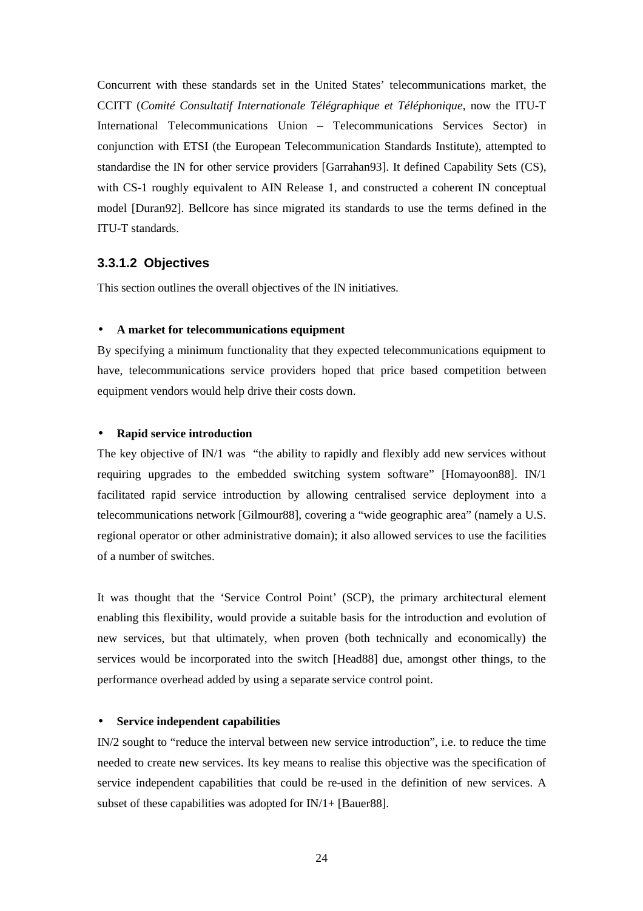Concurrent with these standards set in the United States' telecommunications market, the CCITT (*Comité Consultatif Internationale Télégraphique et Téléphonique*, now the ITU-T International Telecommunications Union – Telecommunications Services Sector) in conjunction with ETSI (the European Telecommunication Standards Institute), attempted to standardise the IN for other service providers [Garrahan93]. It defined Capability Sets (CS), with CS-1 roughly equivalent to AIN Release 1, and constructed a coherent IN conceptual model [Duran92]. Bellcore has since migrated its standards to use the terms defined in the ITU-T standards.

### 3.3.1.2 Objectives

This section outlines the overall objectives of the IN initiatives.

- **A market for telecommunications equipment**

By specifying a minimum functionality that they expected telecommunications equipment to have, telecommunications service providers hoped that price based competition between equipment vendors would help drive their costs down.

- **Rapid service introduction**

The key objective of IN/1 was "the ability to rapidly and flexibly add new services without requiring upgrades to the embedded switching system software" [Homayoon88]. IN/1 facilitated rapid service introduction by allowing centralised service deployment into a telecommunications network [Gilmour88], covering a "wide geographic area" (namely a U.S. regional operator or other administrative domain); it also allowed services to use the facilities of a number of switches.

It was thought that the 'Service Control Point' (SCP), the primary architectural element enabling this flexibility, would provide a suitable basis for the introduction and evolution of new services, but that ultimately, when proven (both technically and economically) the services would be incorporated into the switch [Head88] due, amongst other things, to the performance overhead added by using a separate service control point.

- **Service independent capabilities**

IN/2 sought to "reduce the interval between new service introduction", i.e. to reduce the time needed to create new services. Its key means to realise this objective was the specification of service independent capabilities that could be re-used in the definition of new services. A subset of these capabilities was adopted for IN/1+ [Bauer88].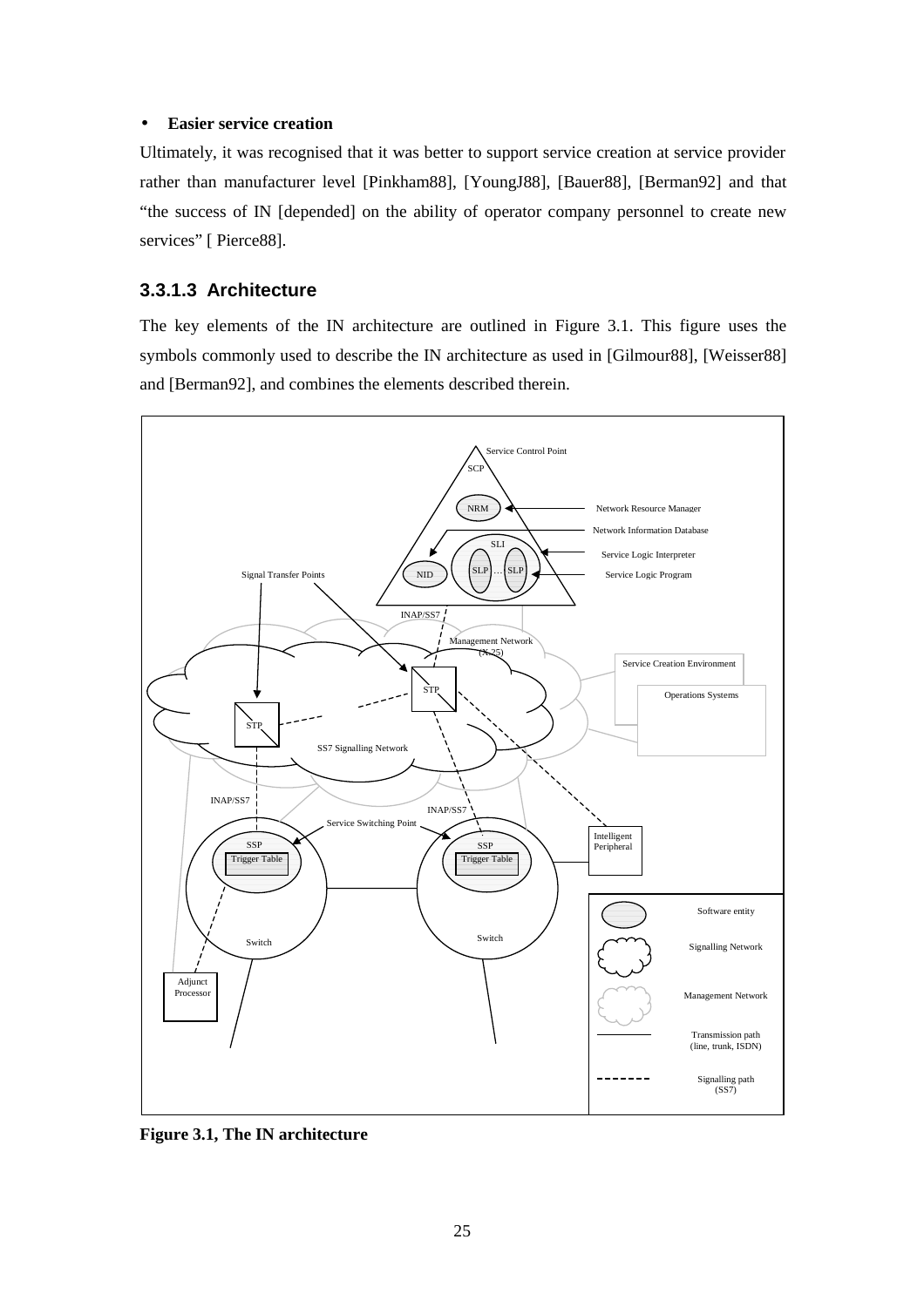- **Easier service creation**

Ultimately, it was recognised that it was better to support service creation at service provider rather than manufacturer level [Pinkham88], [YoungJ88], [Bauer88], [Berman92] and that "the success of IN [depended] on the ability of operator company personnel to create new services" [ Pierce88].

### 3.3.1.3 Architecture

The key elements of the IN architecture are outlined in Figure 3.1. This figure uses the symbols commonly used to describe the IN architecture as used in [Gilmour88], [Weisser88] and [Berman92], and combines the elements described therein.

**Figure 3.1, The IN architecture**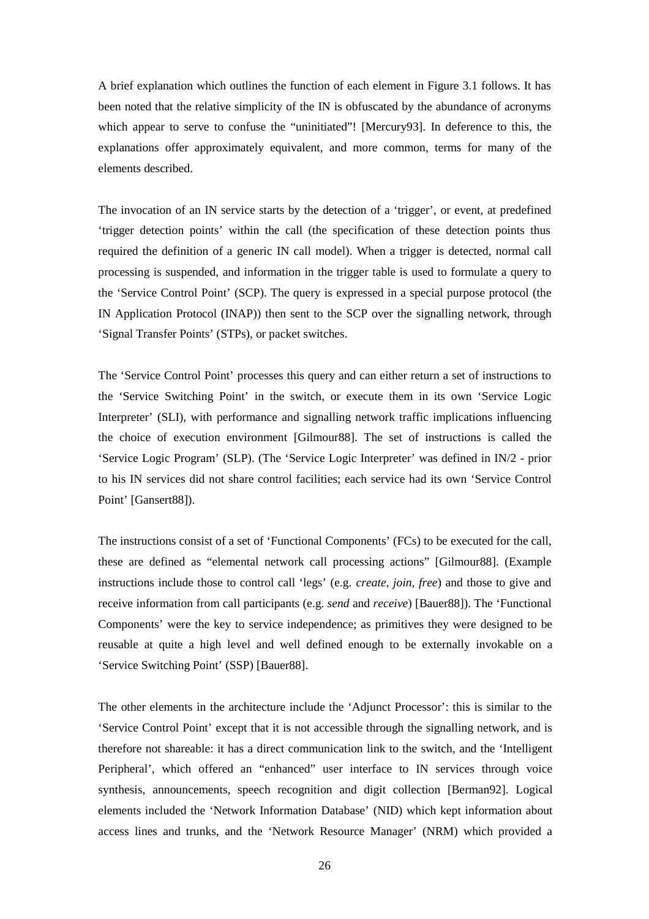A brief explanation which outlines the function of each element in Figure 3.1 follows. It has been noted that the relative simplicity of the IN is obfuscated by the abundance of acronyms which appear to serve to confuse the "uninitiated"! [Mercury93]. In deference to this, the explanations offer approximately equivalent, and more common, terms for many of the elements described.

The invocation of an IN service starts by the detection of a 'trigger', or event, at predefined 'trigger detection points' within the call (the specification of these detection points thus required the definition of a generic IN call model). When a trigger is detected, normal call processing is suspended, and information in the trigger table is used to formulate a query to the 'Service Control Point' (SCP). The query is expressed in a special purpose protocol (the IN Application Protocol (INAP)) then sent to the SCP over the signalling network, through 'Signal Transfer Points' (STPs), or packet switches.

The 'Service Control Point' processes this query and can either return a set of instructions to the 'Service Switching Point' in the switch, or execute them in its own 'Service Logic Interpreter' (SLI), with performance and signalling network traffic implications influencing the choice of execution environment [Gilmour88]. The set of instructions is called the 'Service Logic Program' (SLP). (The 'Service Logic Interpreter' was defined in IN/2 - prior to his IN services did not share control facilities; each service had its own 'Service Control Point' [Gansert88]).

The instructions consist of a set of 'Functional Components' (FCs) to be executed for the call, these are defined as "elemental network call processing actions" [Gilmour88]. (Example instructions include those to control call 'legs' (e.g. *create*, *join*, *free*) and those to give and receive information from call participants (e.g. *send* and *receive*) [Bauer88]). The 'Functional Components' were the key to service independence; as primitives they were designed to be reusable at quite a high level and well defined enough to be externally invokable on a 'Service Switching Point' (SSP) [Bauer88].

The other elements in the architecture include the 'Adjunct Processor': this is similar to the 'Service Control Point' except that it is not accessible through the signalling network, and is therefore not shareable: it has a direct communication link to the switch, and the 'Intelligent Peripheral', which offered an "enhanced" user interface to IN services through voice synthesis, announcements, speech recognition and digit collection [Berman92]. Logical elements included the 'Network Information Database' (NID) which kept information about access lines and trunks, and the 'Network Resource Manager' (NRM) which provided a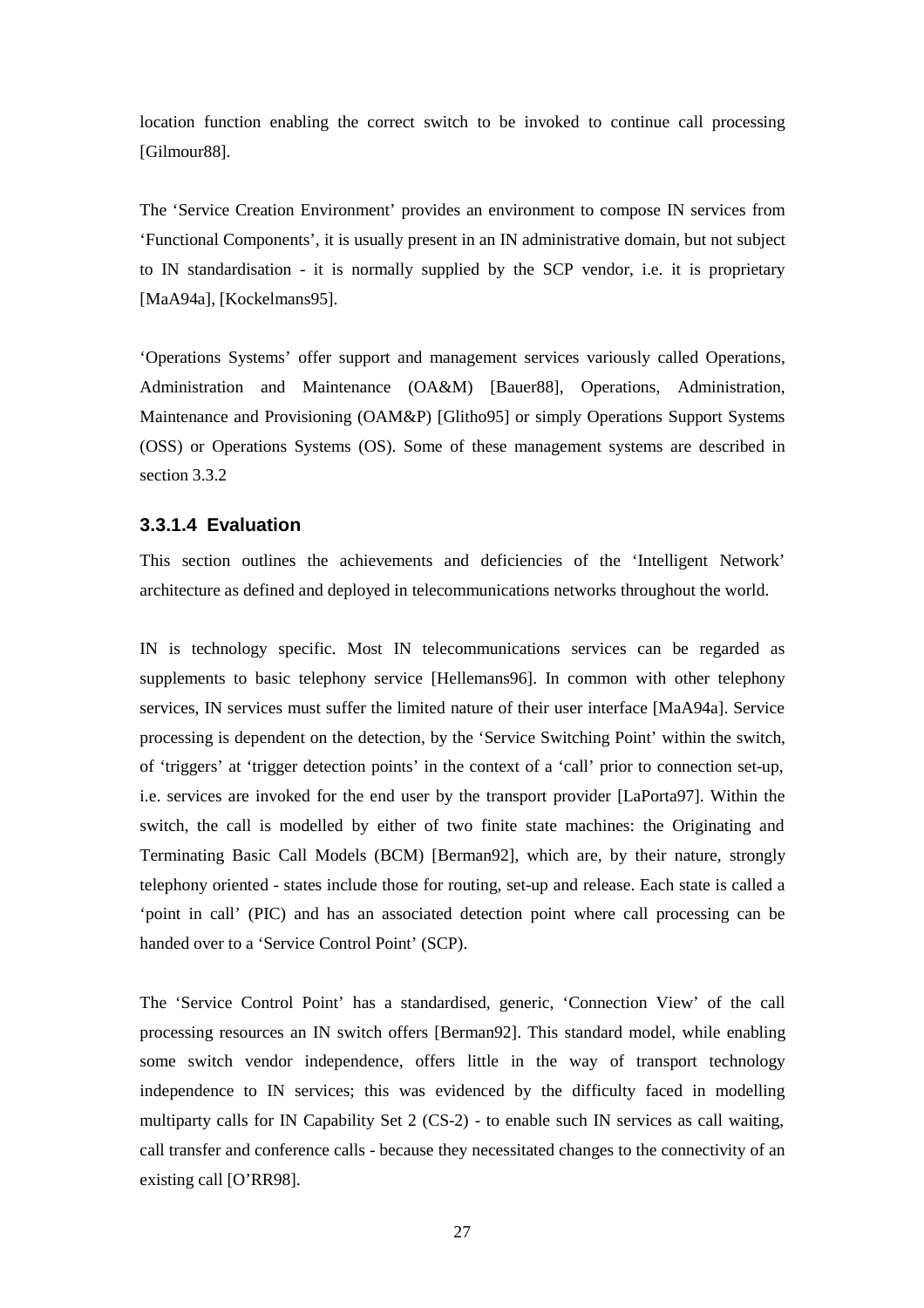location function enabling the correct switch to be invoked to continue call processing [Gilmour88].

The ‘Service Creation Environment’ provides an environment to compose IN services from ‘Functional Components’, it is usually present in an IN administrative domain, but not subject to IN standardisation - it is normally supplied by the SCP vendor, i.e. it is proprietary [MaA94a], [Kockelmans95].

‘Operations Systems’ offer support and management services variously called Operations, Administration and Maintenance (OA&M) [Bauer88], Operations, Administration, Maintenance and Provisioning (OAM&P) [Glitho95] or simply Operations Support Systems (OSS) or Operations Systems (OS). Some of these management systems are described in section 3.3.2

#### 3.3.1.4 Evaluation

This section outlines the achievements and deficiencies of the ‘Intelligent Network’ architecture as defined and deployed in telecommunications networks throughout the world.

IN is technology specific. Most IN telecommunications services can be regarded as supplements to basic telephony service [Hellemans96]. In common with other telephony services, IN services must suffer the limited nature of their user interface [MaA94a]. Service processing is dependent on the detection, by the ‘Service Switching Point’ within the switch, of ‘triggers’ at ‘trigger detection points’ in the context of a ‘call’ prior to connection set-up, i.e. services are invoked for the end user by the transport provider [LaPorta97]. Within the switch, the call is modelled by either of two finite state machines: the Originating and Terminating Basic Call Models (BCM) [Berman92], which are, by their nature, strongly telephony oriented - states include those for routing, set-up and release. Each state is called a ‘point in call’ (PIC) and has an associated detection point where call processing can be handed over to a ‘Service Control Point’ (SCP).

The ‘Service Control Point’ has a standardised, generic, ‘Connection View’ of the call processing resources an IN switch offers [Berman92]. This standard model, while enabling some switch vendor independence, offers little in the way of transport technology independence to IN services; this was evidenced by the difficulty faced in modelling multiparty calls for IN Capability Set 2 (CS-2) - to enable such IN services as call waiting, call transfer and conference calls - because they necessitated changes to the connectivity of an existing call [O’RR98].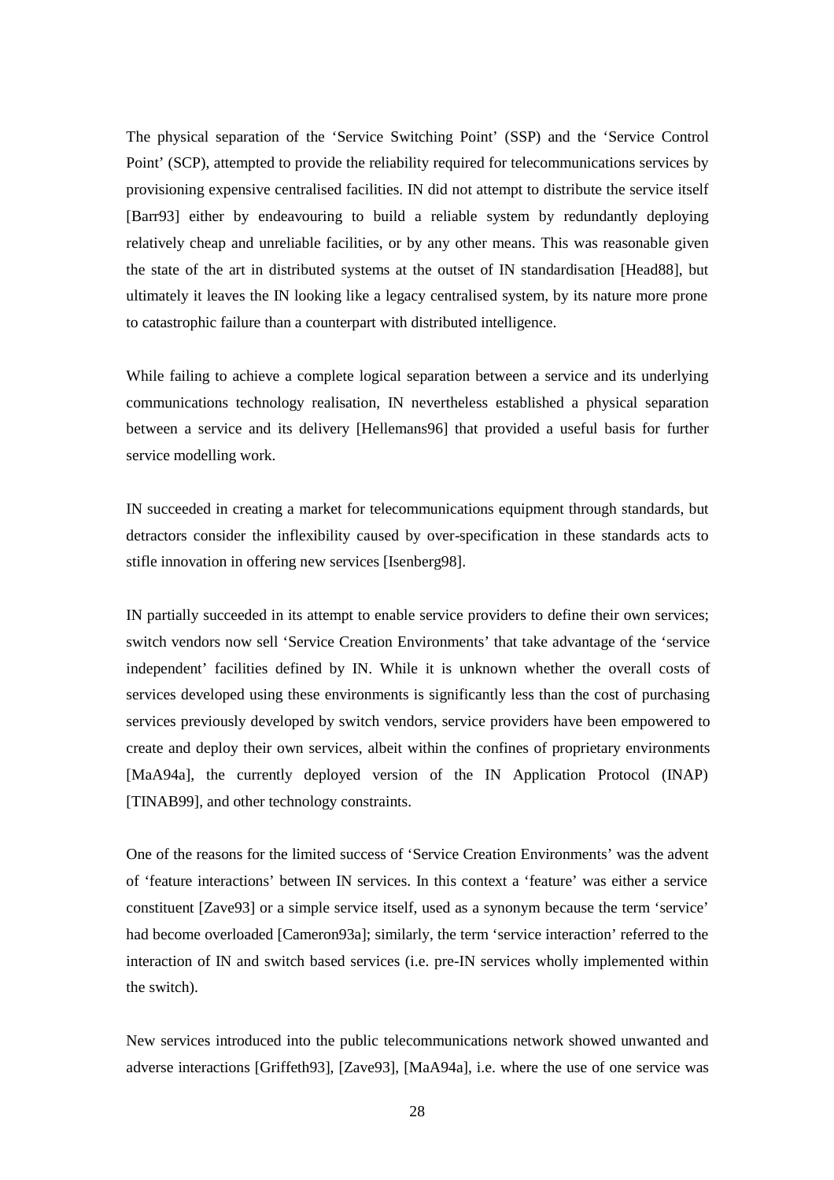The physical separation of the 'Service Switching Point' (SSP) and the 'Service Control Point' (SCP), attempted to provide the reliability required for telecommunications services by provisioning expensive centralised facilities. IN did not attempt to distribute the service itself [Barr93] either by endeavouring to build a reliable system by redundantly deploying relatively cheap and unreliable facilities, or by any other means. This was reasonable given the state of the art in distributed systems at the outset of IN standardisation [Head88], but ultimately it leaves the IN looking like a legacy centralised system, by its nature more prone to catastrophic failure than a counterpart with distributed intelligence.

While failing to achieve a complete logical separation between a service and its underlying communications technology realisation, IN nevertheless established a physical separation between a service and its delivery [Hellemans96] that provided a useful basis for further service modelling work.

IN succeeded in creating a market for telecommunications equipment through standards, but detractors consider the inflexibility caused by over-specification in these standards acts to stifle innovation in offering new services [Isenberg98].

IN partially succeeded in its attempt to enable service providers to define their own services; switch vendors now sell 'Service Creation Environments' that take advantage of the 'service independent' facilities defined by IN. While it is unknown whether the overall costs of services developed using these environments is significantly less than the cost of purchasing services previously developed by switch vendors, service providers have been empowered to create and deploy their own services, albeit within the confines of proprietary environments [MaA94a], the currently deployed version of the IN Application Protocol (INAP) [TINAB99], and other technology constraints.

One of the reasons for the limited success of 'Service Creation Environments' was the advent of 'feature interactions' between IN services. In this context a 'feature' was either a service constituent [Zave93] or a simple service itself, used as a synonym because the term 'service' had become overloaded [Cameron93a]; similarly, the term 'service interaction' referred to the interaction of IN and switch based services (i.e. pre-IN services wholly implemented within the switch).

New services introduced into the public telecommunications network showed unwanted and adverse interactions [Griffeth93], [Zave93], [MaA94a], i.e. where the use of one service was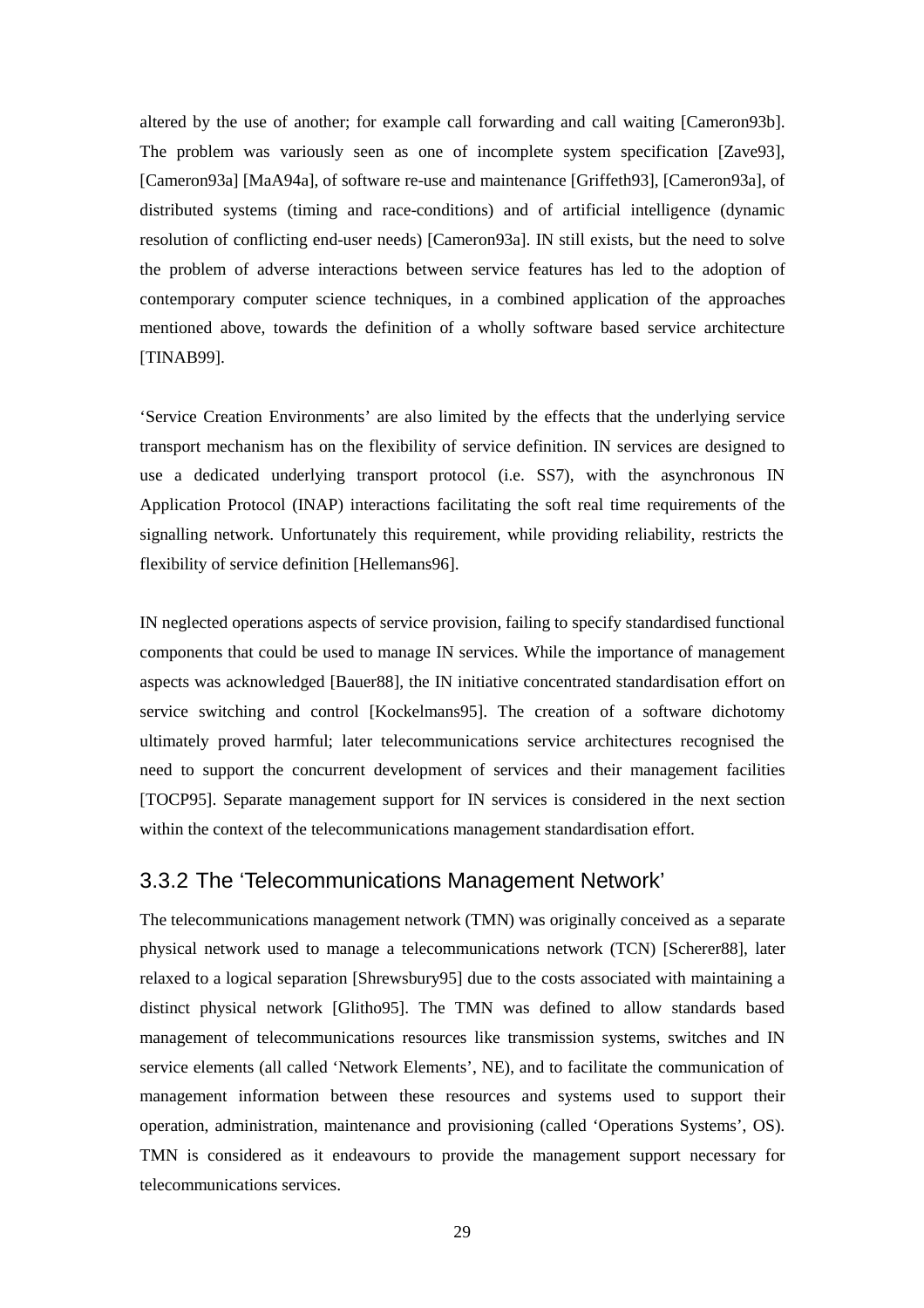altered by the use of another; for example call forwarding and call waiting [Cameron93b]. The problem was variously seen as one of incomplete system specification [Zave93], [Cameron93a] [MaA94a], of software re-use and maintenance [Griffeth93], [Cameron93a], of distributed systems (timing and race-conditions) and of artificial intelligence (dynamic resolution of conflicting end-user needs) [Cameron93a]. IN still exists, but the need to solve the problem of adverse interactions between service features has led to the adoption of contemporary computer science techniques, in a combined application of the approaches mentioned above, towards the definition of a wholly software based service architecture [TINAB99].

'Service Creation Environments' are also limited by the effects that the underlying service transport mechanism has on the flexibility of service definition. IN services are designed to use a dedicated underlying transport protocol (i.e. SS7), with the asynchronous IN Application Protocol (INAP) interactions facilitating the soft real time requirements of the signalling network. Unfortunately this requirement, while providing reliability, restricts the flexibility of service definition [Hellemans96].

IN neglected operations aspects of service provision, failing to specify standardised functional components that could be used to manage IN services. While the importance of management aspects was acknowledged [Bauer88], the IN initiative concentrated standardisation effort on service switching and control [Kockelmans95]. The creation of a software dichotomy ultimately proved harmful; later telecommunications service architectures recognised the need to support the concurrent development of services and their management facilities [TOCP95]. Separate management support for IN services is considered in the next section within the context of the telecommunications management standardisation effort.

### 3.3.2 The 'Telecommunications Management Network'

The telecommunications management network (TMN) was originally conceived as a separate physical network used to manage a telecommunications network (TCN) [Scherer88], later relaxed to a logical separation [Shrewsbury95] due to the costs associated with maintaining a distinct physical network [Glitho95]. The TMN was defined to allow standards based management of telecommunications resources like transmission systems, switches and IN service elements (all called 'Network Elements', NE), and to facilitate the communication of management information between these resources and systems used to support their operation, administration, maintenance and provisioning (called 'Operations Systems', OS). TMN is considered as it endeavours to provide the management support necessary for telecommunications services.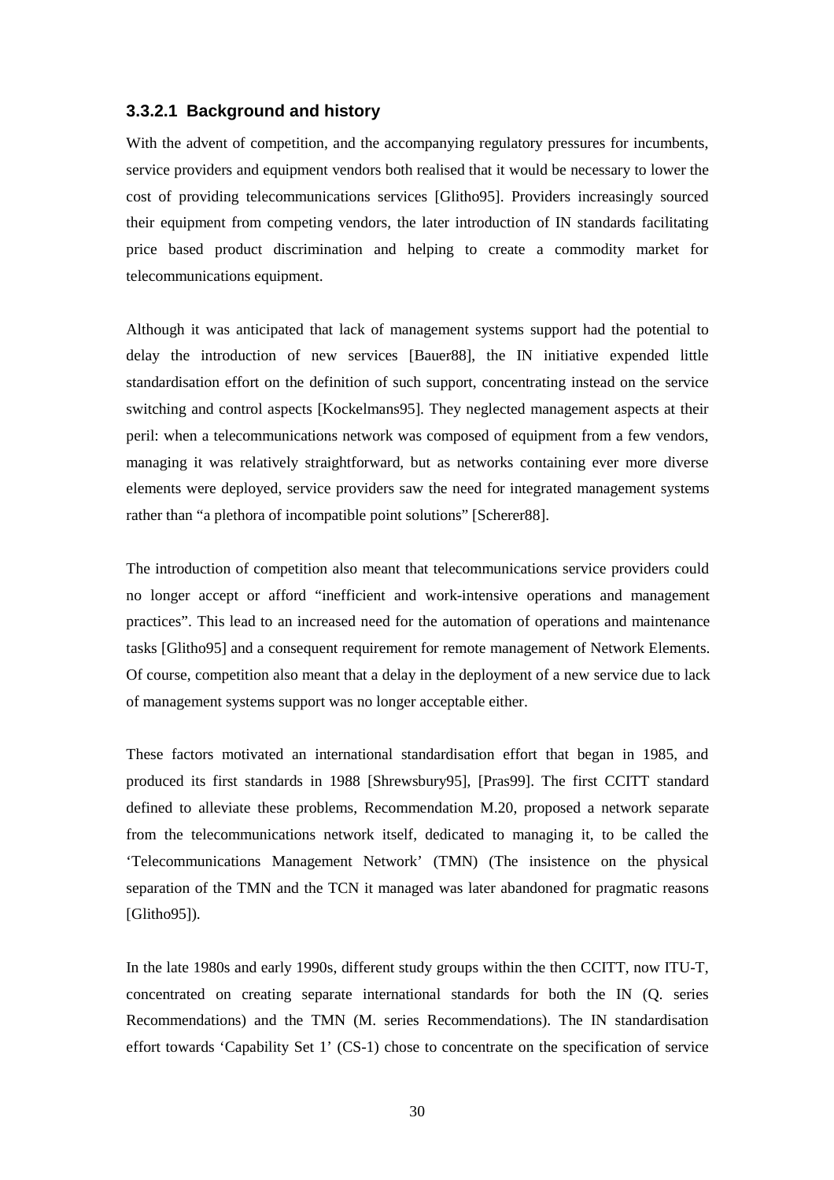#### 3.3.2.1 Background and history

With the advent of competition, and the accompanying regulatory pressures for incumbents, service providers and equipment vendors both realised that it would be necessary to lower the cost of providing telecommunications services [Glitho95]. Providers increasingly sourced their equipment from competing vendors, the later introduction of IN standards facilitating price based product discrimination and helping to create a commodity market for telecommunications equipment.

Although it was anticipated that lack of management systems support had the potential to delay the introduction of new services [Bauer88], the IN initiative expended little standardisation effort on the definition of such support, concentrating instead on the service switching and control aspects [Kockelmans95]. They neglected management aspects at their peril: when a telecommunications network was composed of equipment from a few vendors, managing it was relatively straightforward, but as networks containing ever more diverse elements were deployed, service providers saw the need for integrated management systems rather than "a plethora of incompatible point solutions" [Scherer88].

The introduction of competition also meant that telecommunications service providers could no longer accept or afford "inefficient and work-intensive operations and management practices". This lead to an increased need for the automation of operations and maintenance tasks [Glitho95] and a consequent requirement for remote management of Network Elements. Of course, competition also meant that a delay in the deployment of a new service due to lack of management systems support was no longer acceptable either.

These factors motivated an international standardisation effort that began in 1985, and produced its first standards in 1988 [Shrewsbury95], [Pras99]. The first CCITT standard defined to alleviate these problems, Recommendation M.20, proposed a network separate from the telecommunications network itself, dedicated to managing it, to be called the 'Telecommunications Management Network' (TMN) (The insistence on the physical separation of the TMN and the TCN it managed was later abandoned for pragmatic reasons [Glitho95]).

In the late 1980s and early 1990s, different study groups within the then CCITT, now ITU-T, concentrated on creating separate international standards for both the IN (Q. series Recommendations) and the TMN (M. series Recommendations). The IN standardisation effort towards 'Capability Set 1' (CS-1) chose to concentrate on the specification of service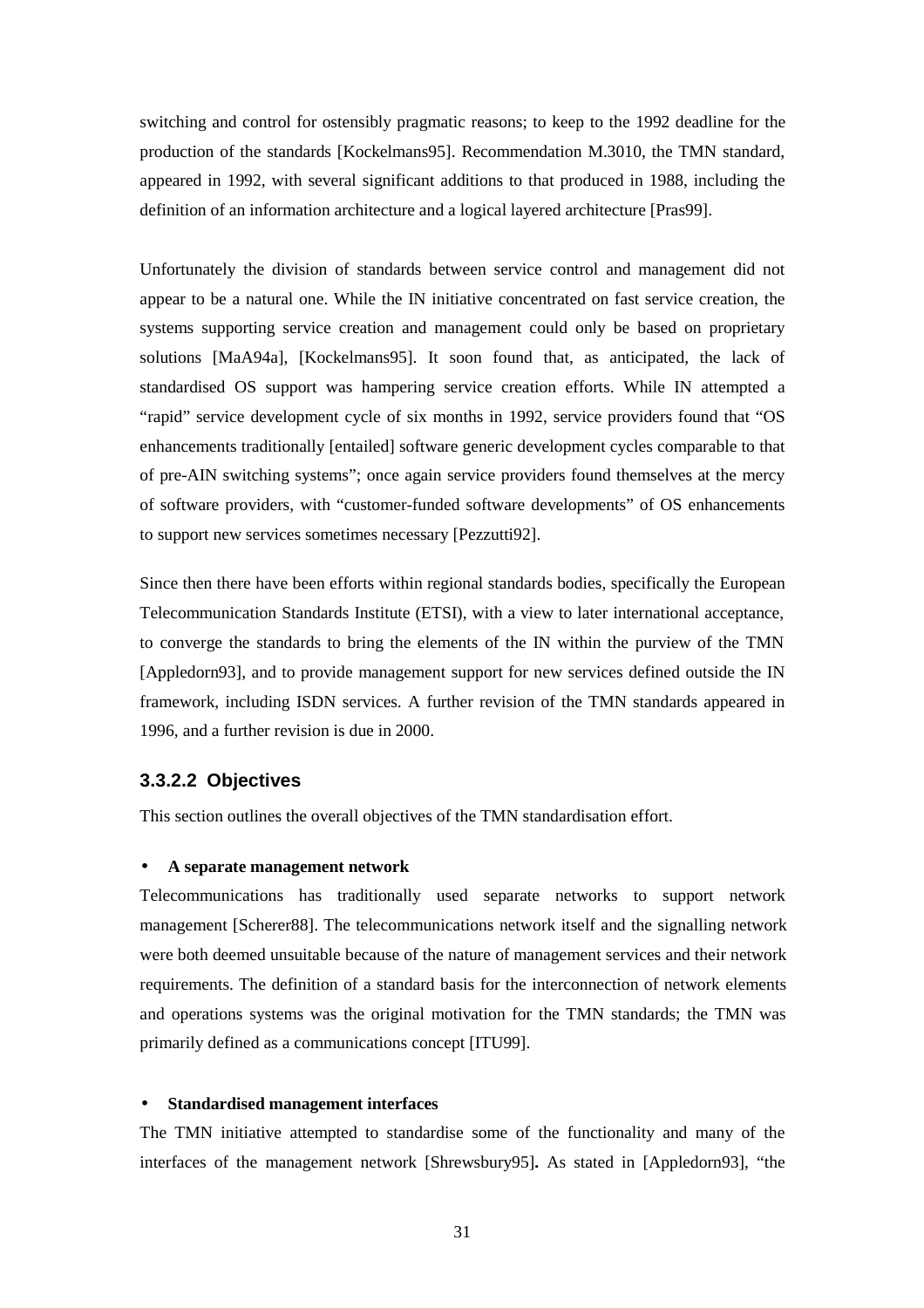switching and control for ostensibly pragmatic reasons; to keep to the 1992 deadline for the production of the standards [Kockelmans95]. Recommendation M.3010, the TMN standard, appeared in 1992, with several significant additions to that produced in 1988, including the definition of an information architecture and a logical layered architecture [Pras99].

Unfortunately the division of standards between service control and management did not appear to be a natural one. While the IN initiative concentrated on fast service creation, the systems supporting service creation and management could only be based on proprietary solutions [MaA94a], [Kockelmans95]. It soon found that, as anticipated, the lack of standardised OS support was hampering service creation efforts. While IN attempted a "rapid" service development cycle of six months in 1992, service providers found that "OS enhancements traditionally [entailed] software generic development cycles comparable to that of pre-AIN switching systems"; once again service providers found themselves at the mercy of software providers, with "customer-funded software developments" of OS enhancements to support new services sometimes necessary [Pezzutti92].

Since then there have been efforts within regional standards bodies, specifically the European Telecommunication Standards Institute (ETSI), with a view to later international acceptance, to converge the standards to bring the elements of the IN within the purview of the TMN [Appledorn93], and to provide management support for new services defined outside the IN framework, including ISDN services. A further revision of the TMN standards appeared in 1996, and a further revision is due in 2000.

#### 3.3.2.2 Objectives

This section outlines the overall objectives of the TMN standardisation effort.

- **A separate management network**

Telecommunications has traditionally used separate networks to support network management [Scherer88]. The telecommunications network itself and the signalling network were both deemed unsuitable because of the nature of management services and their network requirements. The definition of a standard basis for the interconnection of network elements and operations systems was the original motivation for the TMN standards; the TMN was primarily defined as a communications concept [ITU99].

- **Standardised management interfaces**

The TMN initiative attempted to standardise some of the functionality and many of the interfaces of the management network [Shrewsbury95]**.** As stated in [Appledorn93], "the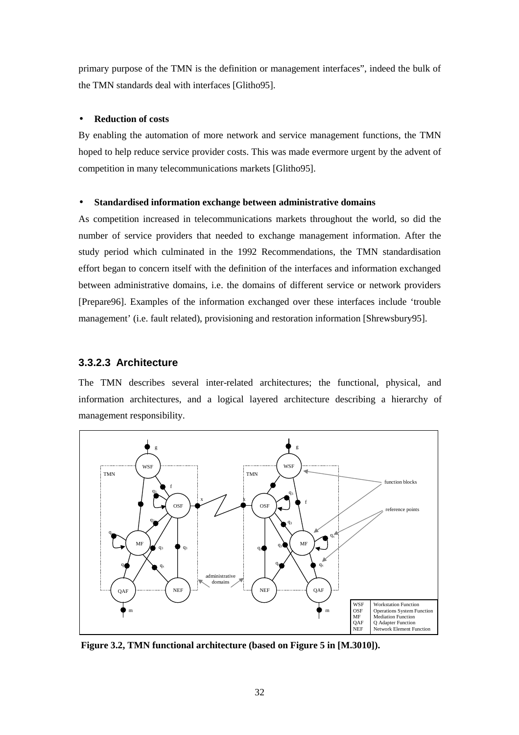primary purpose of the TMN is the definition or management interfaces", indeed the bulk of the TMN standards deal with interfaces [Glitho95].

- **Reduction of costs**

By enabling the automation of more network and service management functions, the TMN hoped to help reduce service provider costs. This was made evermore urgent by the advent of competition in many telecommunications markets [Glitho95].

- **Standardised information exchange between administrative domains**

As competition increased in telecommunications markets throughout the world, so did the number of service providers that needed to exchange management information. After the study period which culminated in the 1992 Recommendations, the TMN standardisation effort began to concern itself with the definition of the interfaces and information exchanged between administrative domains, i.e. the domains of different service or network providers [Prepare96]. Examples of the information exchanged over these interfaces include 'trouble management' (i.e. fault related), provisioning and restoration information [Shrewsbury95].

### 3.3.2.3 Architecture

The TMN describes several inter-related architectures; the functional, physical, and information architectures, and a logical layered architecture describing a hierarchy of management responsibility.

**Figure 3.2, TMN functional architecture (based on Figure 5 in [M.3010]).**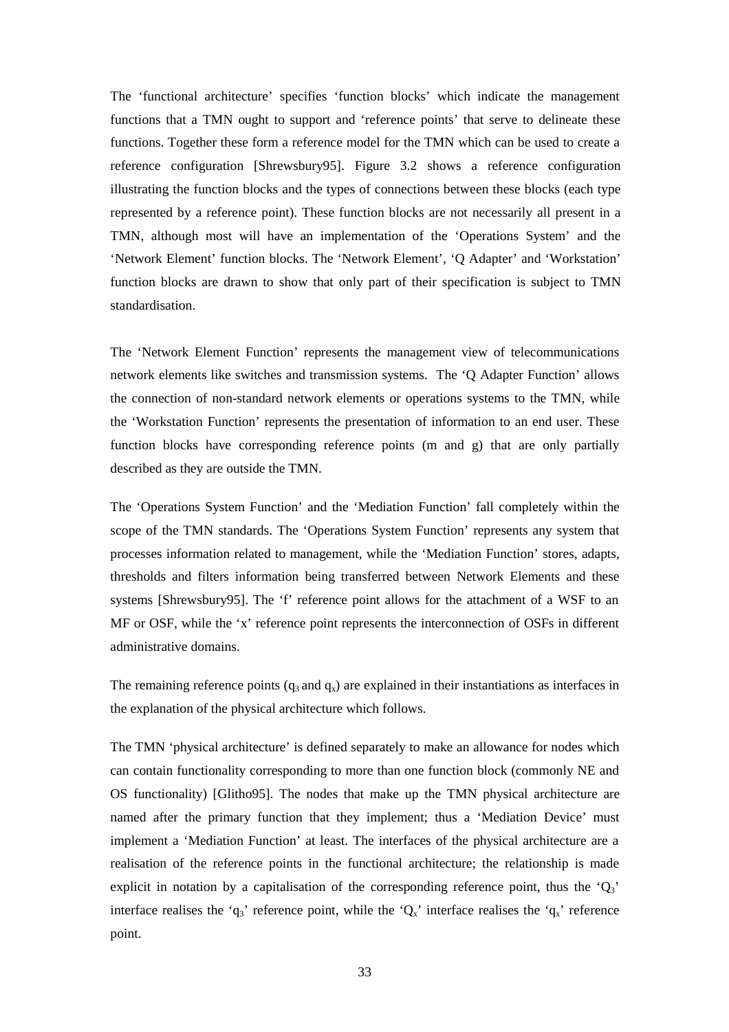The ‘functional architecture’ specifies ‘function blocks’ which indicate the management functions that a TMN ought to support and ‘reference points’ that serve to delineate these functions. Together these form a reference model for the TMN which can be used to create a reference configuration [Shrewsbury95]. Figure 3.2 shows a reference configuration illustrating the function blocks and the types of connections between these blocks (each type represented by a reference point). These function blocks are not necessarily all present in a TMN, although most will have an implementation of the ‘Operations System’ and the ‘Network Element’ function blocks. The ‘Network Element’, ‘Q Adapter’ and ‘Workstation’ function blocks are drawn to show that only part of their specification is subject to TMN standardisation.

The ‘Network Element Function’ represents the management view of telecommunications network elements like switches and transmission systems. The ‘Q Adapter Function’ allows the connection of non-standard network elements or operations systems to the TMN, while the ‘Workstation Function’ represents the presentation of information to an end user. These function blocks have corresponding reference points (m and g) that are only partially described as they are outside the TMN.

The ‘Operations System Function’ and the ‘Mediation Function’ fall completely within the scope of the TMN standards. The ‘Operations System Function’ represents any system that processes information related to management, while the ‘Mediation Function’ stores, adapts, thresholds and filters information being transferred between Network Elements and these systems [Shrewsbury95]. The ‘f’ reference point allows for the attachment of a WSF to an MF or OSF, while the ‘x’ reference point represents the interconnection of OSFs in different administrative domains.

The remaining reference points ($q_3$ and $q_x$) are explained in their instantiations as interfaces in the explanation of the physical architecture which follows.

The TMN ‘physical architecture’ is defined separately to make an allowance for nodes which can contain functionality corresponding to more than one function block (commonly NE and OS functionality) [Glitho95]. The nodes that make up the TMN physical architecture are named after the primary function that they implement; thus a ‘Mediation Device’ must implement a ‘Mediation Function’ at least. The interfaces of the physical architecture are a realisation of the reference points in the functional architecture; the relationship is made explicit in notation by a capitalisation of the corresponding reference point, thus the ‘$Q_3$’ interface realises the ‘$q_3$’ reference point, while the ‘$Q_x$’ interface realises the ‘$q_x$’ reference point.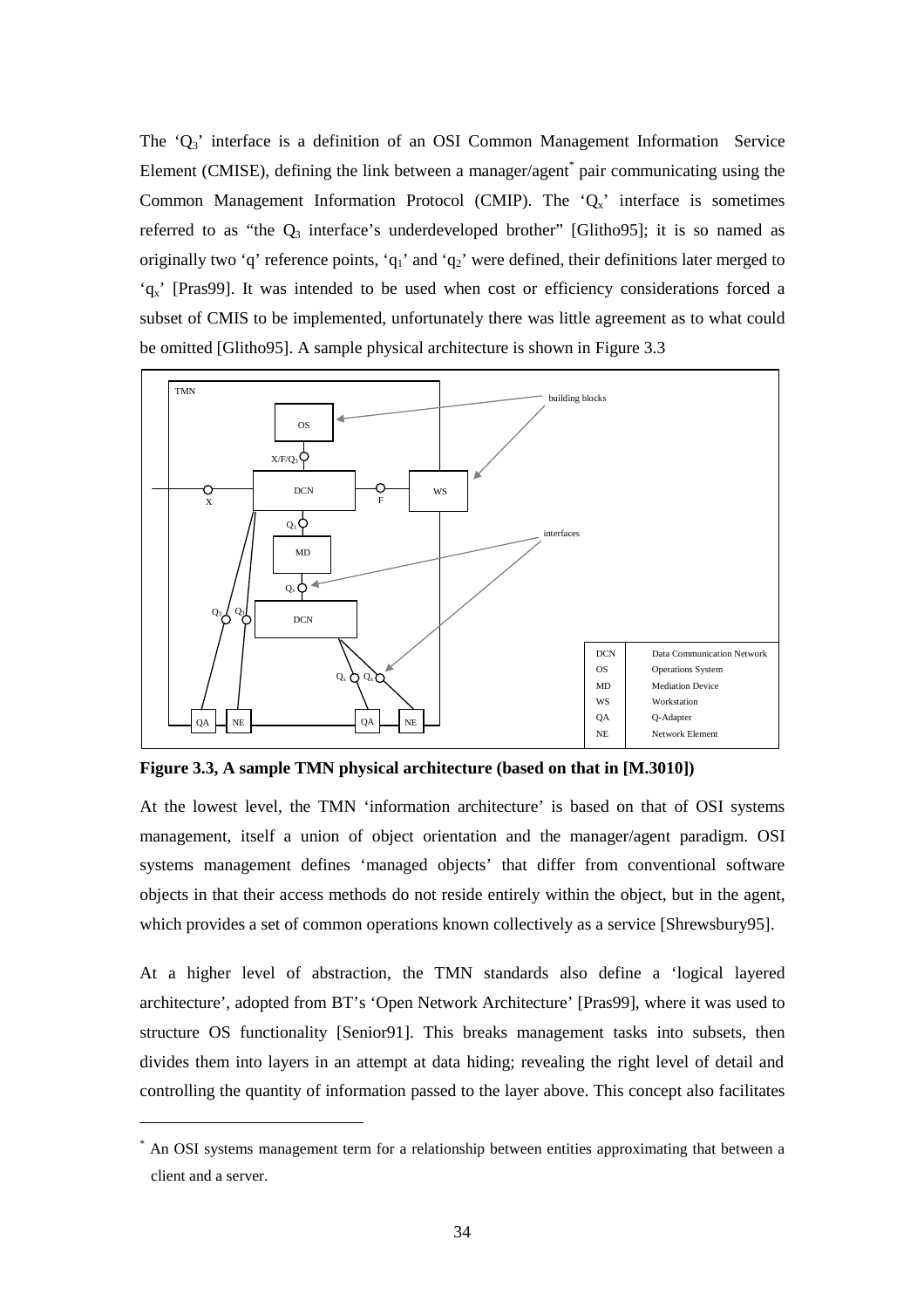The '$Q_3$' interface is a definition of an OSI Common Management Information Service Element (CMISE), defining the link between a manager/agent* pair communicating using the Common Management Information Protocol (CMIP). The '$Q_x$' interface is sometimes referred to as "the $Q_3$ interface's underdeveloped brother" [Glitho95]; it is so named as originally two 'q' reference points, '$q_1$' and '$q_2$' were defined, their definitions later merged to '$q_x$' [Pras99]. It was intended to be used when cost or efficiency considerations forced a subset of CMIS to be implemented, unfortunately there was little agreement as to what could be omitted [Glitho95]. A sample physical architecture is shown in Figure 3.3

| | |
|---|---|
| DCN | Data Communication Network |
| OS | Operations System |
| MD | Mediation Device |
| WS | Workstation |
| QA | Q-Adapter |
| NE | Network Element |

**Figure 3.3, A sample TMN physical architecture (based on that in [M.3010])**

At the lowest level, the TMN 'information architecture' is based on that of OSI systems management, itself a union of object orientation and the manager/agent paradigm. OSI systems management defines 'managed objects' that differ from conventional software objects in that their access methods do not reside entirely within the object, but in the agent, which provides a set of common operations known collectively as a service [Shrewsbury95].

At a higher level of abstraction, the TMN standards also define a 'logical layered architecture', adopted from BT's 'Open Network Architecture' [Pras99], where it was used to structure OS functionality [Senior91]. This breaks management tasks into subsets, then divides them into layers in an attempt at data hiding; revealing the right level of detail and controlling the quantity of information passed to the layer above. This concept also facilitates

* An OSI systems management term for a relationship between entities approximating that between a client and a server.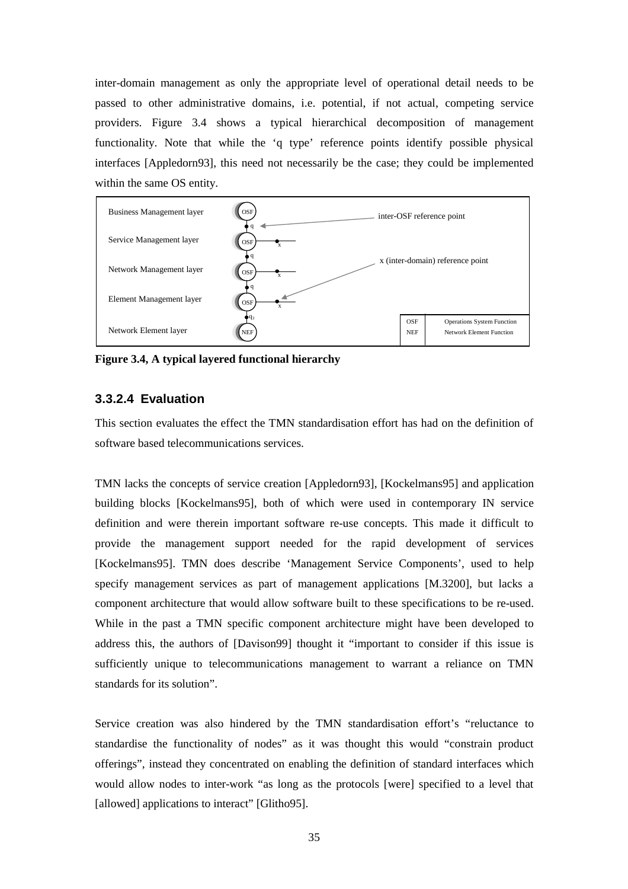inter-domain management as only the appropriate level of operational detail needs to be passed to other administrative domains, i.e. potential, if not actual, competing service providers. Figure 3.4 shows a typical hierarchical decomposition of management functionality. Note that while the 'q type' reference points identify possible physical interfaces [Appledorn93], this need not necessarily be the case; they could be implemented within the same OS entity.

**Figure 3.4, A typical layered functional hierarchy**

### 3.3.2.4 Evaluation

This section evaluates the effect the TMN standardisation effort has had on the definition of software based telecommunications services.

TMN lacks the concepts of service creation [Appledorn93], [Kockelmans95] and application building blocks [Kockelmans95], both of which were used in contemporary IN service definition and were therein important software re-use concepts. This made it difficult to provide the management support needed for the rapid development of services [Kockelmans95]. TMN does describe 'Management Service Components', used to help specify management services as part of management applications [M.3200], but lacks a component architecture that would allow software built to these specifications to be re-used. While in the past a TMN specific component architecture might have been developed to address this, the authors of [Davison99] thought it "important to consider if this issue is sufficiently unique to telecommunications management to warrant a reliance on TMN standards for its solution".

Service creation was also hindered by the TMN standardisation effort's "reluctance to standardise the functionality of nodes" as it was thought this would "constrain product offerings", instead they concentrated on enabling the definition of standard interfaces which would allow nodes to inter-work "as long as the protocols [were] specified to a level that [allowed] applications to interact" [Glitho95].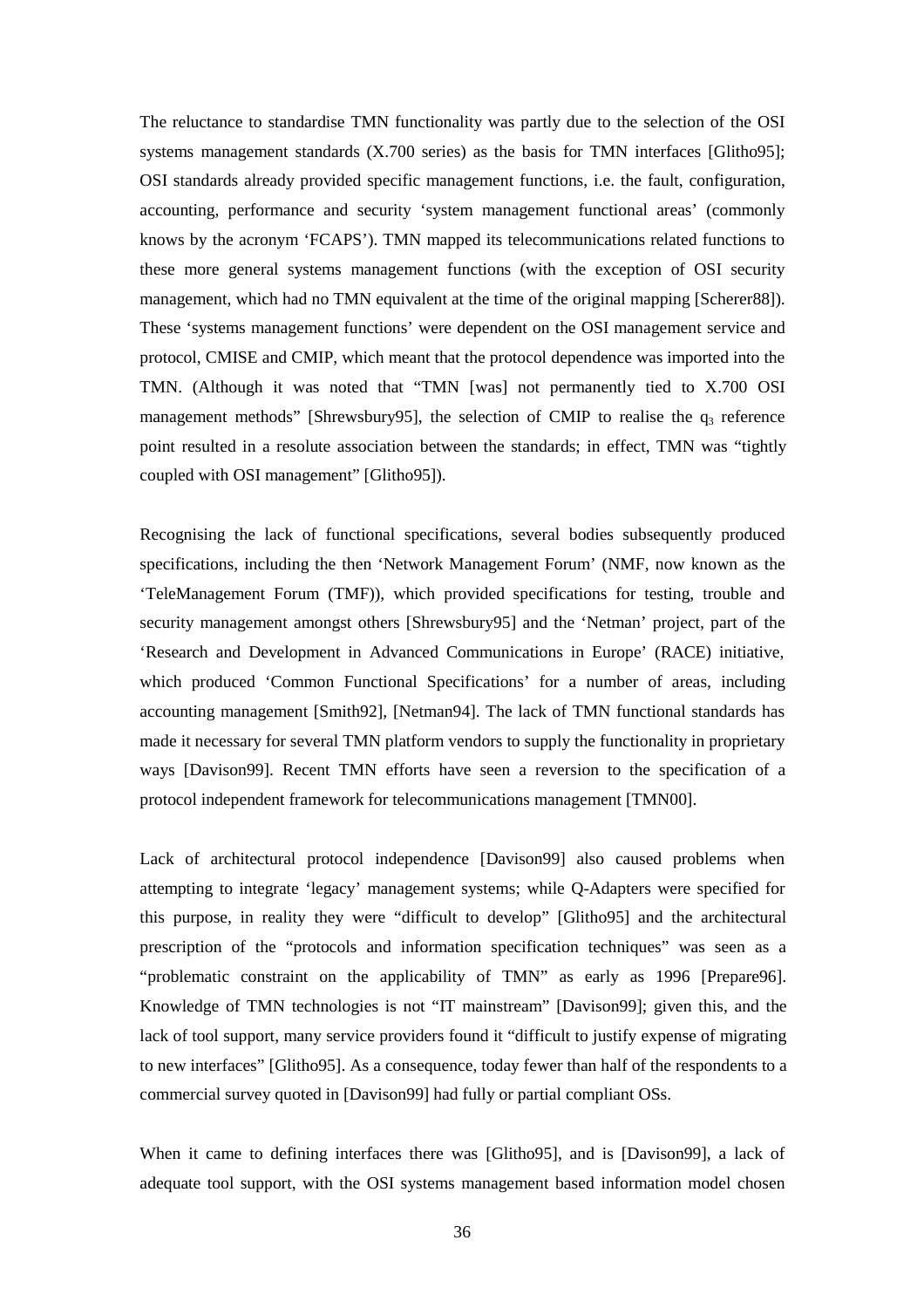The reluctance to standardise TMN functionality was partly due to the selection of the OSI systems management standards (X.700 series) as the basis for TMN interfaces [Glitho95]; OSI standards already provided specific management functions, i.e. the fault, configuration, accounting, performance and security 'system management functional areas' (commonly knows by the acronym 'FCAPS'). TMN mapped its telecommunications related functions to these more general systems management functions (with the exception of OSI security management, which had no TMN equivalent at the time of the original mapping [Scherer88]). These 'systems management functions' were dependent on the OSI management service and protocol, CMISE and CMIP, which meant that the protocol dependence was imported into the TMN. (Although it was noted that "TMN [was] not permanently tied to X.700 OSI management methods" [Shrewsbury95], the selection of CMIP to realise the $q_3$ reference point resulted in a resolute association between the standards; in effect, TMN was "tightly coupled with OSI management" [Glitho95]).

Recognising the lack of functional specifications, several bodies subsequently produced specifications, including the then 'Network Management Forum' (NMF, now known as the 'TeleManagement Forum (TMF)), which provided specifications for testing, trouble and security management amongst others [Shrewsbury95] and the 'Netman' project, part of the 'Research and Development in Advanced Communications in Europe' (RACE) initiative, which produced 'Common Functional Specifications' for a number of areas, including accounting management [Smith92], [Netman94]. The lack of TMN functional standards has made it necessary for several TMN platform vendors to supply the functionality in proprietary ways [Davison99]. Recent TMN efforts have seen a reversion to the specification of a protocol independent framework for telecommunications management [TMN00].

Lack of architectural protocol independence [Davison99] also caused problems when attempting to integrate 'legacy' management systems; while Q-Adapters were specified for this purpose, in reality they were "difficult to develop" [Glitho95] and the architectural prescription of the "protocols and information specification techniques" was seen as a "problematic constraint on the applicability of TMN" as early as 1996 [Prepare96]. Knowledge of TMN technologies is not "IT mainstream" [Davison99]; given this, and the lack of tool support, many service providers found it "difficult to justify expense of migrating to new interfaces" [Glitho95]. As a consequence, today fewer than half of the respondents to a commercial survey quoted in [Davison99] had fully or partial compliant OSs.

When it came to defining interfaces there was [Glitho95], and is [Davison99], a lack of adequate tool support, with the OSI systems management based information model chosen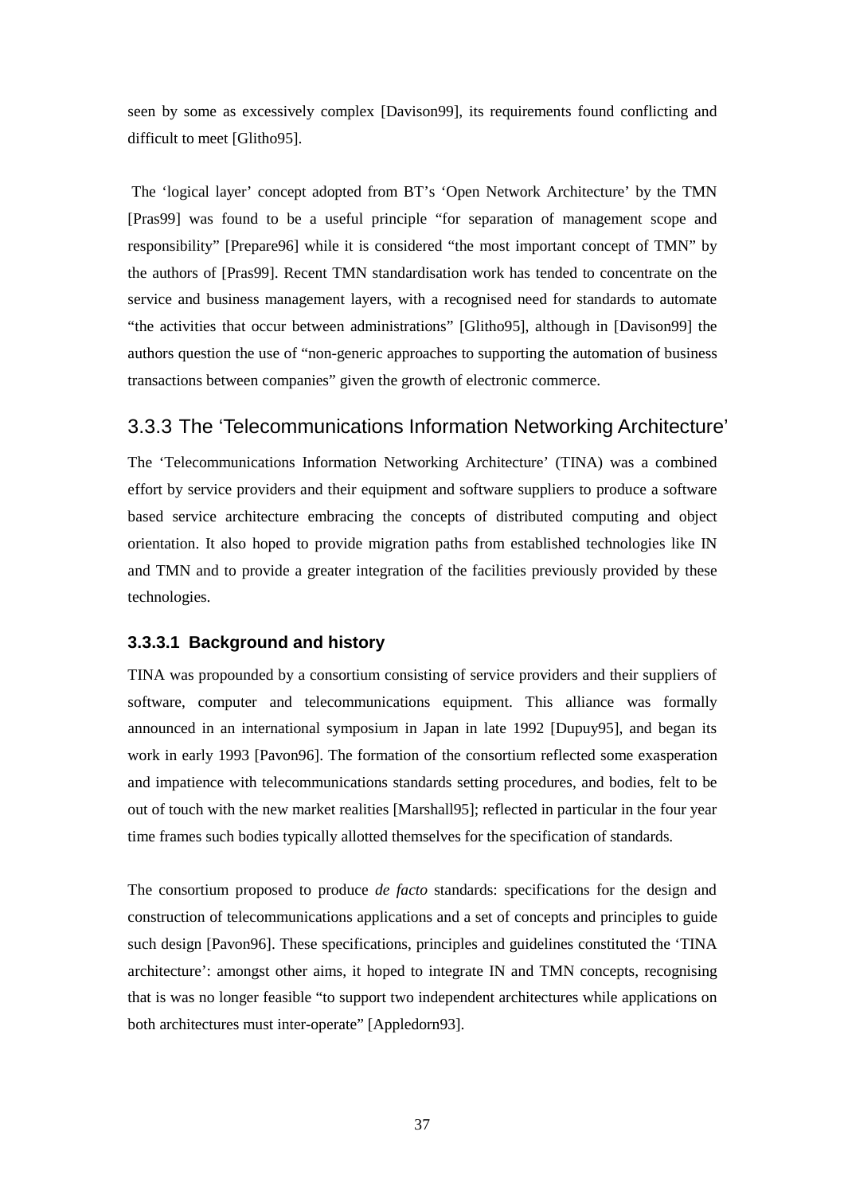seen by some as excessively complex [Davison99], its requirements found conflicting and difficult to meet [Glitho95].

The 'logical layer' concept adopted from BT's 'Open Network Architecture' by the TMN [Pras99] was found to be a useful principle "for separation of management scope and responsibility" [Prepare96] while it is considered "the most important concept of TMN" by the authors of [Pras99]. Recent TMN standardisation work has tended to concentrate on the service and business management layers, with a recognised need for standards to automate "the activities that occur between administrations" [Glitho95], although in [Davison99] the authors question the use of "non-generic approaches to supporting the automation of business transactions between companies" given the growth of electronic commerce.

## 3.3.3 The 'Telecommunications Information Networking Architecture'

The 'Telecommunications Information Networking Architecture' (TINA) was a combined effort by service providers and their equipment and software suppliers to produce a software based service architecture embracing the concepts of distributed computing and object orientation. It also hoped to provide migration paths from established technologies like IN and TMN and to provide a greater integration of the facilities previously provided by these technologies.

### 3.3.3.1 Background and history

TINA was propounded by a consortium consisting of service providers and their suppliers of software, computer and telecommunications equipment. This alliance was formally announced in an international symposium in Japan in late 1992 [Dupuy95], and began its work in early 1993 [Pavon96]. The formation of the consortium reflected some exasperation and impatience with telecommunications standards setting procedures, and bodies, felt to be out of touch with the new market realities [Marshall95]; reflected in particular in the four year time frames such bodies typically allotted themselves for the specification of standards.

The consortium proposed to produce *de facto* standards: specifications for the design and construction of telecommunications applications and a set of concepts and principles to guide such design [Pavon96]. These specifications, principles and guidelines constituted the 'TINA architecture': amongst other aims, it hoped to integrate IN and TMN concepts, recognising that is was no longer feasible "to support two independent architectures while applications on both architectures must inter-operate" [Appledorn93].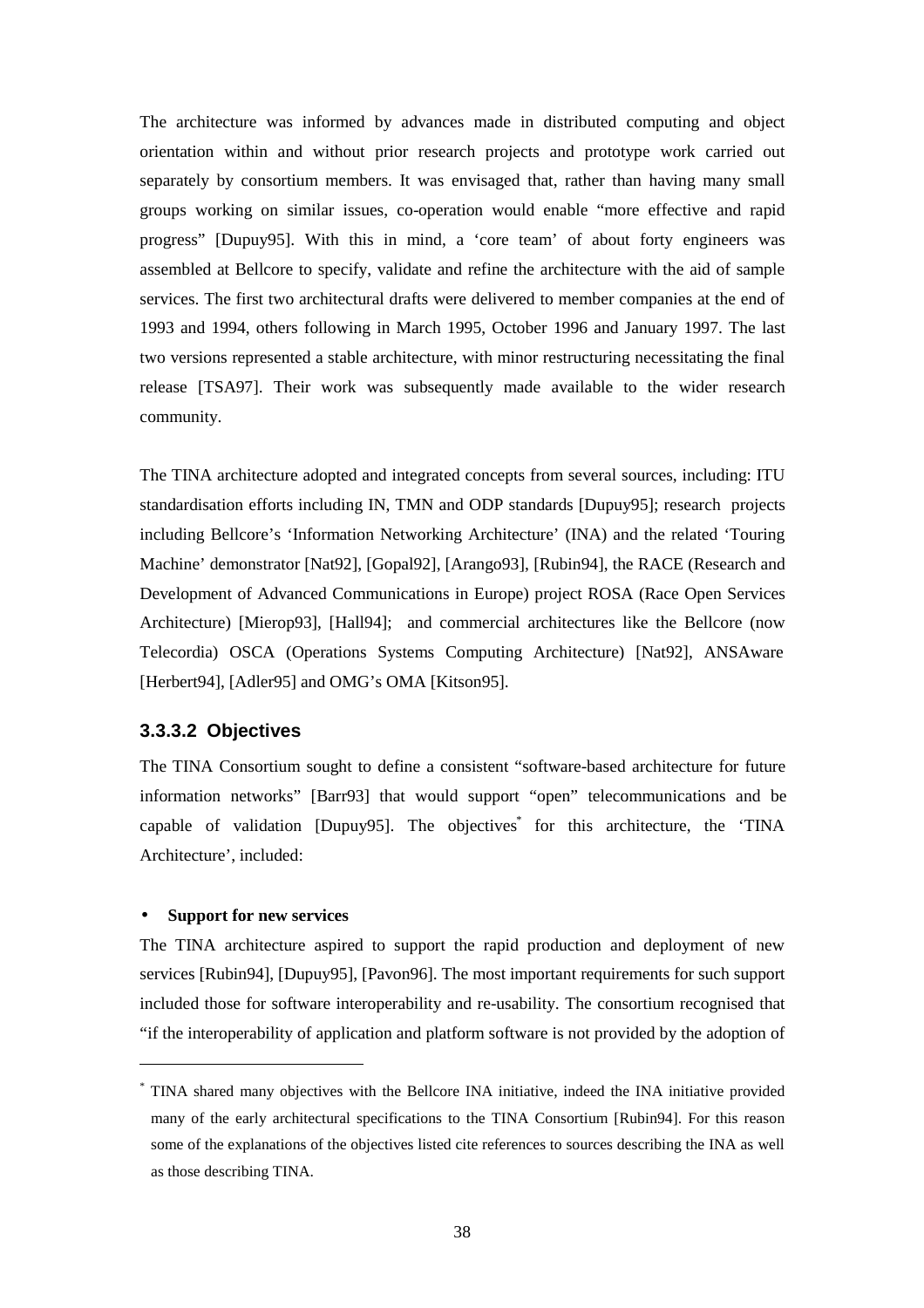The architecture was informed by advances made in distributed computing and object orientation within and without prior research projects and prototype work carried out separately by consortium members. It was envisaged that, rather than having many small groups working on similar issues, co-operation would enable "more effective and rapid progress" [Dupuy95]. With this in mind, a 'core team' of about forty engineers was assembled at Bellcore to specify, validate and refine the architecture with the aid of sample services. The first two architectural drafts were delivered to member companies at the end of 1993 and 1994, others following in March 1995, October 1996 and January 1997. The last two versions represented a stable architecture, with minor restructuring necessitating the final release [TSA97]. Their work was subsequently made available to the wider research community.

The TINA architecture adopted and integrated concepts from several sources, including: ITU standardisation efforts including IN, TMN and ODP standards [Dupuy95]; research projects including Bellcore's 'Information Networking Architecture' (INA) and the related 'Touring Machine' demonstrator [Nat92], [Gopal92], [Arango93], [Rubin94], the RACE (Research and Development of Advanced Communications in Europe) project ROSA (Race Open Services Architecture) [Mierop93], [Hall94]; and commercial architectures like the Bellcore (now Telecordia) OSCA (Operations Systems Computing Architecture) [Nat92], ANSAware [Herbert94], [Adler95] and OMG's OMA [Kitson95].

#### 3.3.3.2 Objectives

The TINA Consortium sought to define a consistent "software-based architecture for future information networks" [Barr93] that would support "open" telecommunications and be capable of validation [Dupuy95]. The objectives* for this architecture, the 'TINA Architecture', included:

- **Support for new services**

The TINA architecture aspired to support the rapid production and deployment of new services [Rubin94], [Dupuy95], [Pavon96]. The most important requirements for such support included those for software interoperability and re-usability. The consortium recognised that "if the interoperability of application and platform software is not provided by the adoption of

---

* TINA shared many objectives with the Bellcore INA initiative, indeed the INA initiative provided many of the early architectural specifications to the TINA Consortium [Rubin94]. For this reason some of the explanations of the objectives listed cite references to sources describing the INA as well as those describing TINA.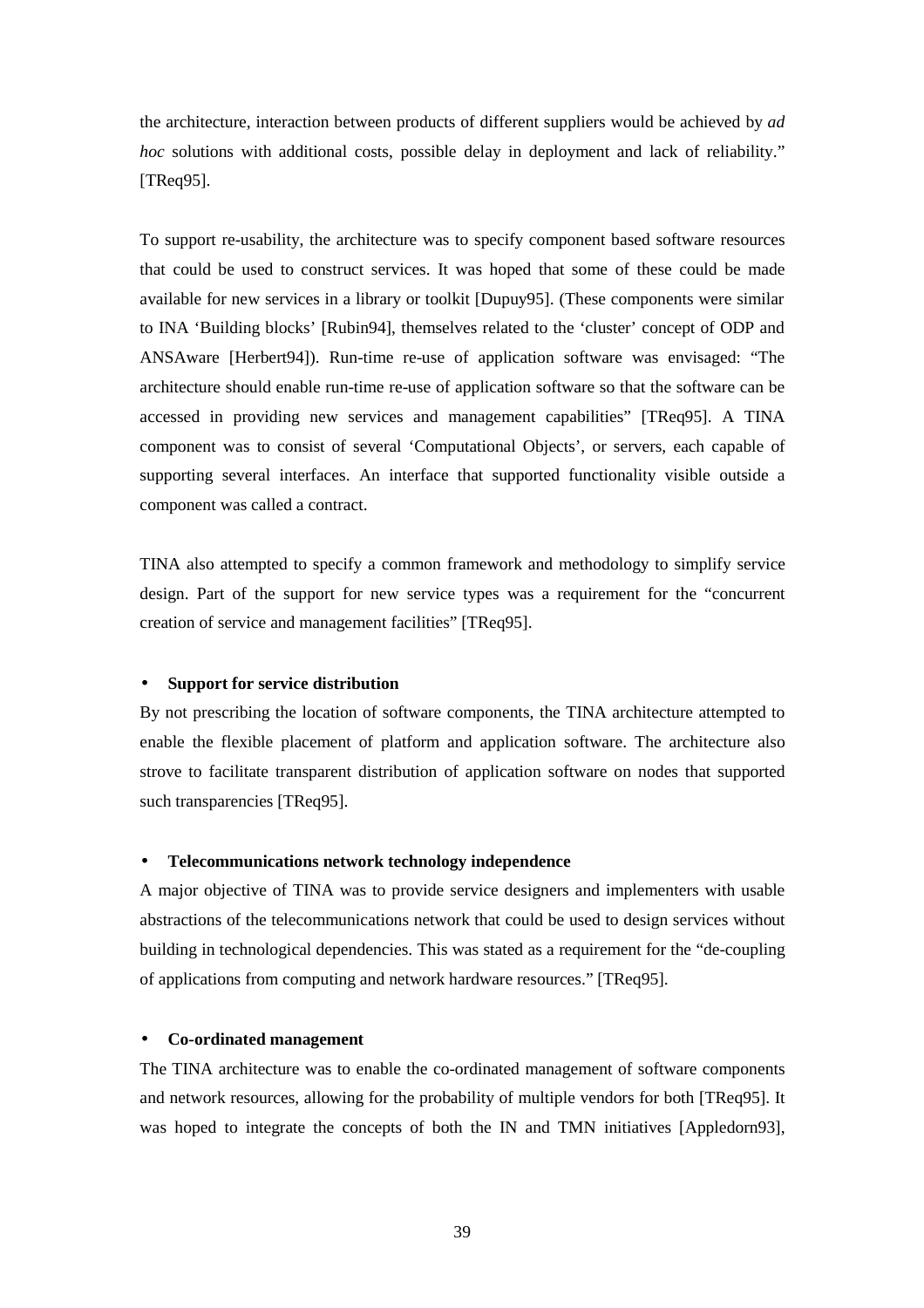the architecture, interaction between products of different suppliers would be achieved by *ad hoc* solutions with additional costs, possible delay in deployment and lack of reliability." [TReq95].

To support re-usability, the architecture was to specify component based software resources that could be used to construct services. It was hoped that some of these could be made available for new services in a library or toolkit [Dupuy95]. (These components were similar to INA 'Building blocks' [Rubin94], themselves related to the 'cluster' concept of ODP and ANSAware [Herbert94]). Run-time re-use of application software was envisaged: "The architecture should enable run-time re-use of application software so that the software can be accessed in providing new services and management capabilities" [TReq95]. A TINA component was to consist of several 'Computational Objects', or servers, each capable of supporting several interfaces. An interface that supported functionality visible outside a component was called a contract.

TINA also attempted to specify a common framework and methodology to simplify service design. Part of the support for new service types was a requirement for the "concurrent creation of service and management facilities" [TReq95].

- **Support for service distribution**

By not prescribing the location of software components, the TINA architecture attempted to enable the flexible placement of platform and application software. The architecture also strove to facilitate transparent distribution of application software on nodes that supported such transparencies [TReq95].

- **Telecommunications network technology independence**

A major objective of TINA was to provide service designers and implementers with usable abstractions of the telecommunications network that could be used to design services without building in technological dependencies. This was stated as a requirement for the "de-coupling of applications from computing and network hardware resources." [TReq95].

- **Co-ordinated management**

The TINA architecture was to enable the co-ordinated management of software components and network resources, allowing for the probability of multiple vendors for both [TReq95]. It was hoped to integrate the concepts of both the IN and TMN initiatives [Appledorn93],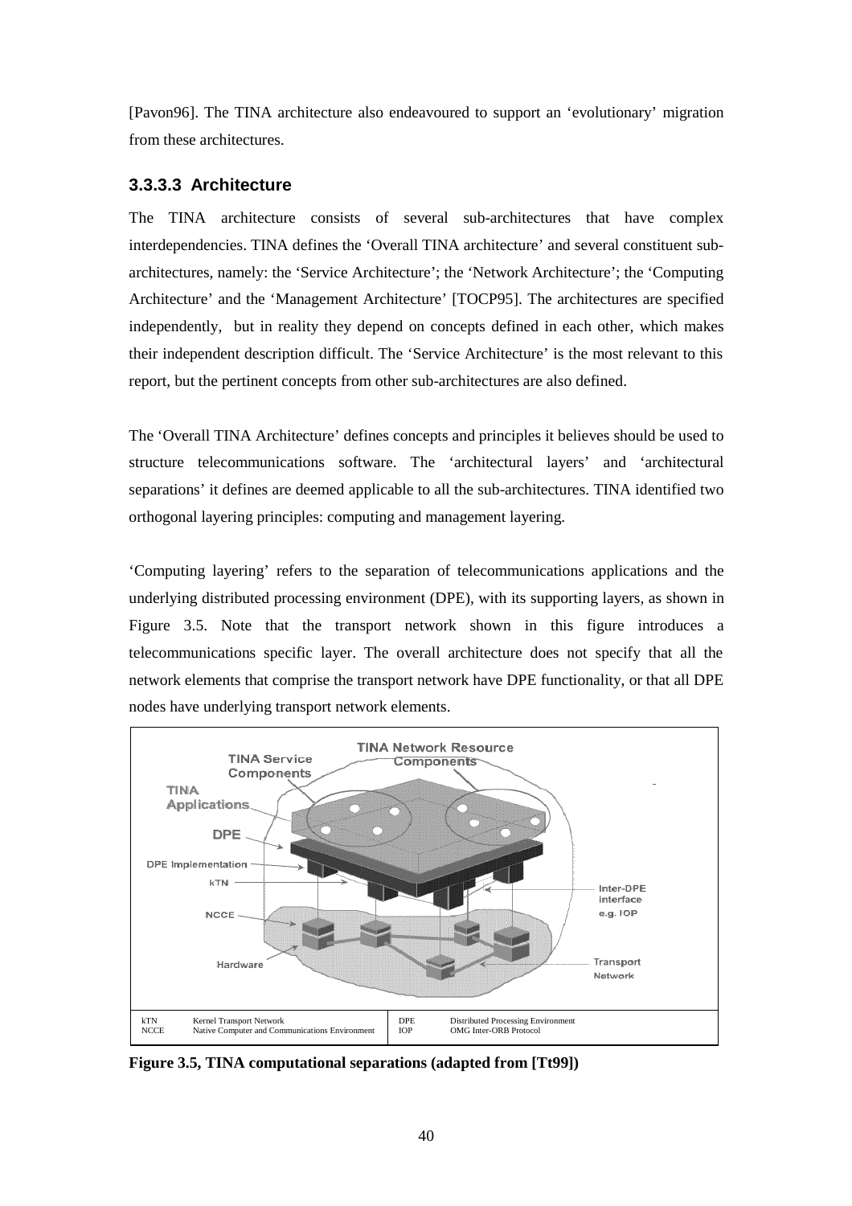[Pavon96]. The TINA architecture also endeavoured to support an 'evolutionary' migration from these architectures.

### 3.3.3.3 Architecture

The TINA architecture consists of several sub-architectures that have complex interdependencies. TINA defines the 'Overall TINA architecture' and several constituent sub-architectures, namely: the 'Service Architecture'; the 'Network Architecture'; the 'Computing Architecture' and the 'Management Architecture' [TOCP95]. The architectures are specified independently, but in reality they depend on concepts defined in each other, which makes their independent description difficult. The 'Service Architecture' is the most relevant to this report, but the pertinent concepts from other sub-architectures are also defined.

The 'Overall TINA Architecture' defines concepts and principles it believes should be used to structure telecommunications software. The 'architectural layers' and 'architectural separations' it defines are deemed applicable to all the sub-architectures. TINA identified two orthogonal layering principles: computing and management layering.

'Computing layering' refers to the separation of telecommunications applications and the underlying distributed processing environment (DPE), with its supporting layers, as shown in Figure 3.5. Note that the transport network shown in this figure introduces a telecommunications specific layer. The overall architecture does not specify that all the network elements that comprise the transport network have DPE functionality, or that all DPE nodes have underlying transport network elements.

| | | | |
|---|---|---|---|
| kTN | Kernel Transport Network | DPE | Distributed Processing Environment |
| NCCE | Native Computer and Communications Environment | IOP | OMG Inter-ORB Protocol |

**Figure 3.5, TINA computational separations (adapted from [Tt99])**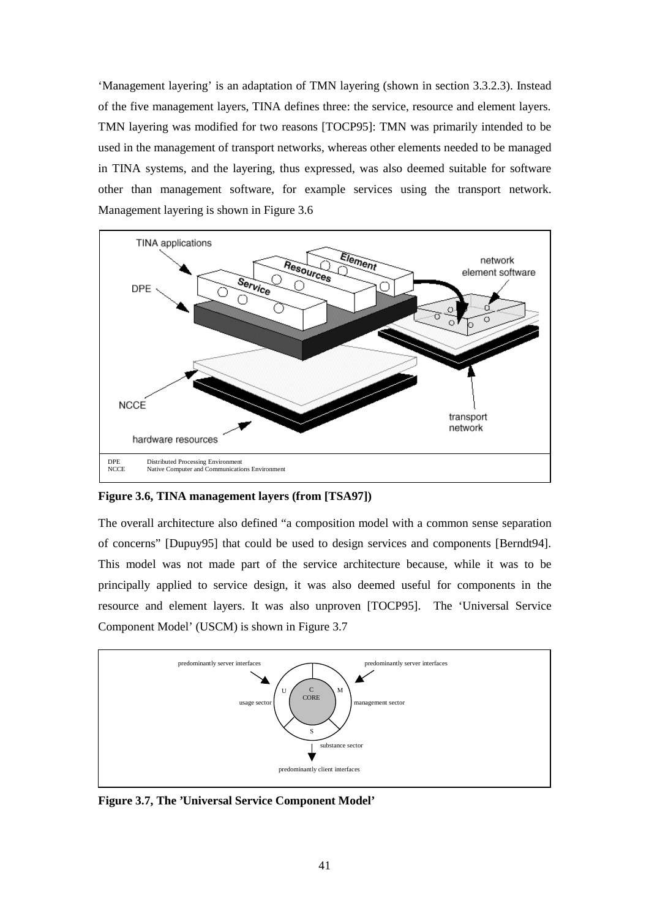'Management layering' is an adaptation of TMN layering (shown in section 3.3.2.3). Instead of the five management layers, TINA defines three: the service, resource and element layers. TMN layering was modified for two reasons [TOCP95]: TMN was primarily intended to be used in the management of transport networks, whereas other elements needed to be managed in TINA systems, and the layering, thus expressed, was also deemed suitable for software other than management software, for example services using the transport network. Management layering is shown in Figure 3.6

DPE Distributed Processing Environment
NCCE Native Computer and Communications Environment

**Figure 3.6, TINA management layers (from [TSA97])**

The overall architecture also defined "a composition model with a common sense separation of concerns" [Dupuy95] that could be used to design services and components [Berndt94]. This model was not made part of the service architecture because, while it was to be principally applied to service design, it was also deemed useful for components in the resource and element layers. It was also unproven [TOCP95]. The 'Universal Service Component Model' (USCM) is shown in Figure 3.7

**Figure 3.7, The 'Universal Service Component Model'**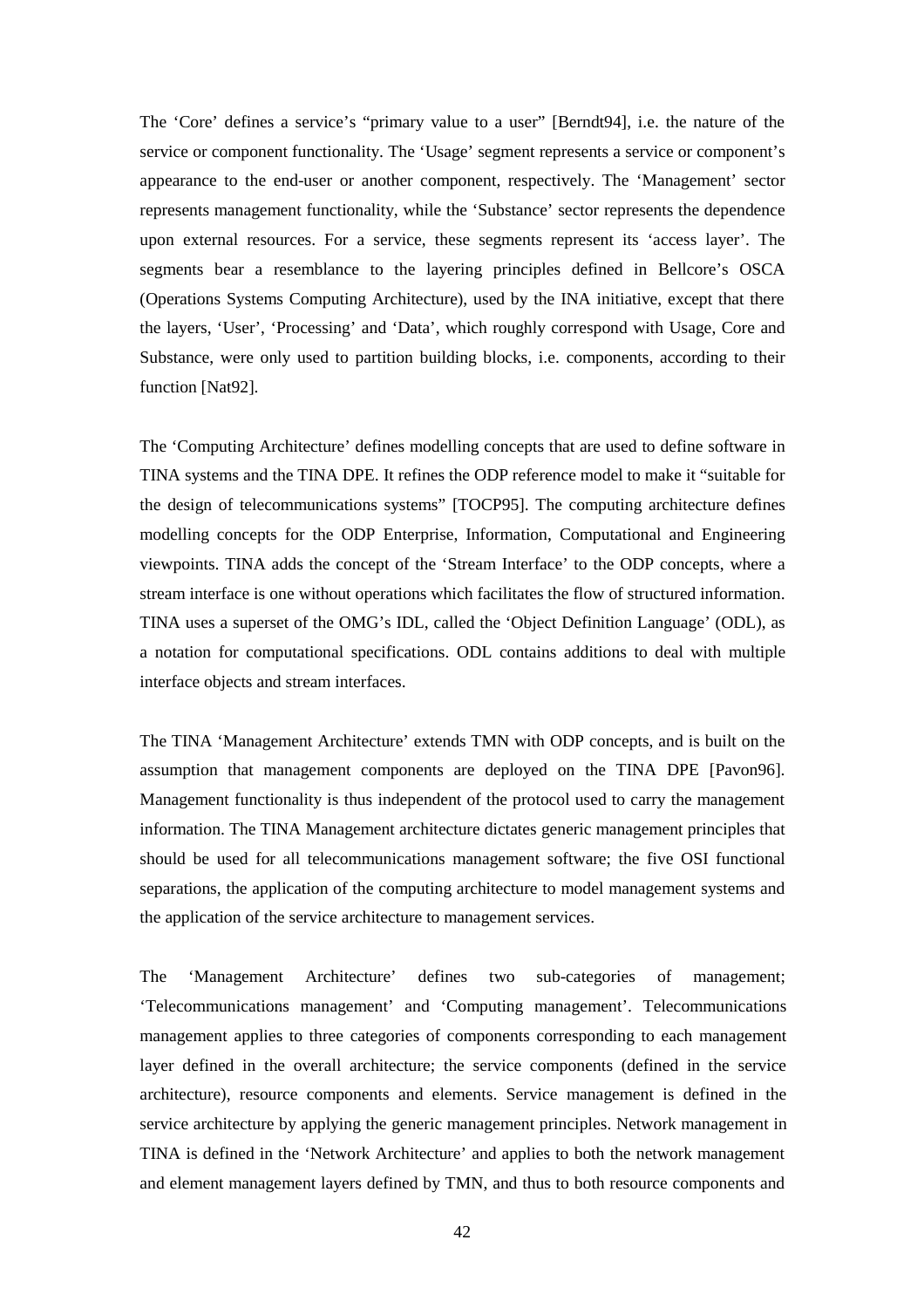The 'Core' defines a service's "primary value to a user" [Berndt94], i.e. the nature of the service or component functionality. The 'Usage' segment represents a service or component's appearance to the end-user or another component, respectively. The 'Management' sector represents management functionality, while the 'Substance' sector represents the dependence upon external resources. For a service, these segments represent its 'access layer'. The segments bear a resemblance to the layering principles defined in Bellcore's OSCA (Operations Systems Computing Architecture), used by the INA initiative, except that there the layers, 'User', 'Processing' and 'Data', which roughly correspond with Usage, Core and Substance, were only used to partition building blocks, i.e. components, according to their function [Nat92].

The 'Computing Architecture' defines modelling concepts that are used to define software in TINA systems and the TINA DPE. It refines the ODP reference model to make it "suitable for the design of telecommunications systems" [TOCP95]. The computing architecture defines modelling concepts for the ODP Enterprise, Information, Computational and Engineering viewpoints. TINA adds the concept of the 'Stream Interface' to the ODP concepts, where a stream interface is one without operations which facilitates the flow of structured information. TINA uses a superset of the OMG's IDL, called the 'Object Definition Language' (ODL), as a notation for computational specifications. ODL contains additions to deal with multiple interface objects and stream interfaces.

The TINA 'Management Architecture' extends TMN with ODP concepts, and is built on the assumption that management components are deployed on the TINA DPE [Pavon96]. Management functionality is thus independent of the protocol used to carry the management information. The TINA Management architecture dictates generic management principles that should be used for all telecommunications management software; the five OSI functional separations, the application of the computing architecture to model management systems and the application of the service architecture to management services.

The 'Management Architecture' defines two sub-categories of management; 'Telecommunications management' and 'Computing management'. Telecommunications management applies to three categories of components corresponding to each management layer defined in the overall architecture; the service components (defined in the service architecture), resource components and elements. Service management is defined in the service architecture by applying the generic management principles. Network management in TINA is defined in the 'Network Architecture' and applies to both the network management and element management layers defined by TMN, and thus to both resource components and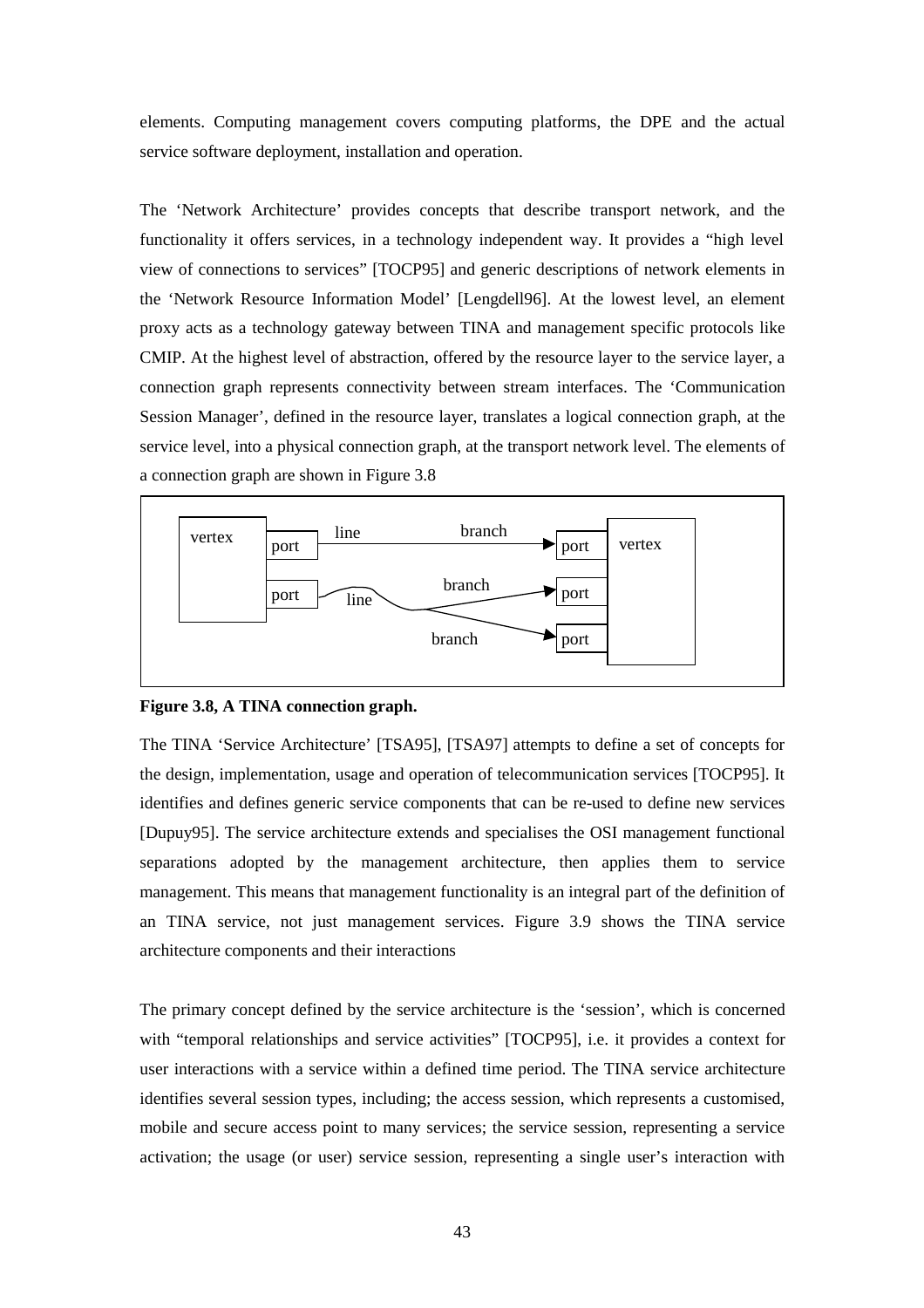elements. Computing management covers computing platforms, the DPE and the actual service software deployment, installation and operation.

The 'Network Architecture' provides concepts that describe transport network, and the functionality it offers services, in a technology independent way. It provides a "high level view of connections to services" [TOCP95] and generic descriptions of network elements in the 'Network Resource Information Model' [Lengdell96]. At the lowest level, an element proxy acts as a technology gateway between TINA and management specific protocols like CMIP. At the highest level of abstraction, offered by the resource layer to the service layer, a connection graph represents connectivity between stream interfaces. The 'Communication Session Manager', defined in the resource layer, translates a logical connection graph, at the service level, into a physical connection graph, at the transport network level. The elements of a connection graph are shown in Figure 3.8

**Figure 3.8, A TINA connection graph.**

The TINA 'Service Architecture' [TSA95], [TSA97] attempts to define a set of concepts for the design, implementation, usage and operation of telecommunication services [TOCP95]. It identifies and defines generic service components that can be re-used to define new services [Dupuy95]. The service architecture extends and specialises the OSI management functional separations adopted by the management architecture, then applies them to service management. This means that management functionality is an integral part of the definition of an TINA service, not just management services. Figure 3.9 shows the TINA service architecture components and their interactions

The primary concept defined by the service architecture is the 'session', which is concerned with "temporal relationships and service activities" [TOCP95], i.e. it provides a context for user interactions with a service within a defined time period. The TINA service architecture identifies several session types, including; the access session, which represents a customised, mobile and secure access point to many services; the service session, representing a service activation; the usage (or user) service session, representing a single user's interaction with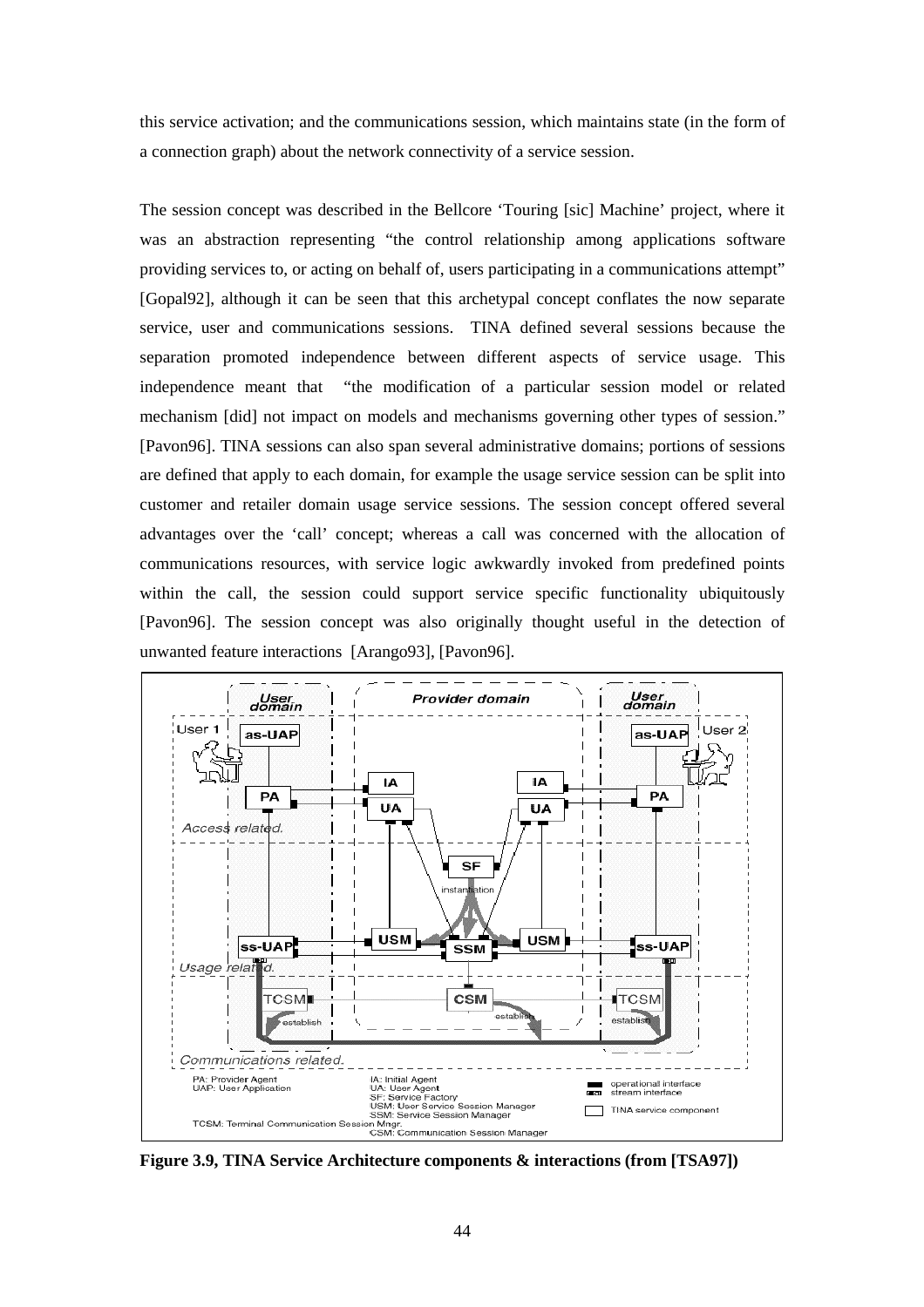this service activation; and the communications session, which maintains state (in the form of a connection graph) about the network connectivity of a service session.

The session concept was described in the Bellcore 'Touring [sic] Machine' project, where it was an abstraction representing "the control relationship among applications software providing services to, or acting on behalf of, users participating in a communications attempt" [Gopal92], although it can be seen that this archetypal concept conflates the now separate service, user and communications sessions. TINA defined several sessions because the separation promoted independence between different aspects of service usage. This independence meant that "the modification of a particular session model or related mechanism [did] not impact on models and mechanisms governing other types of session." [Pavon96]. TINA sessions can also span several administrative domains; portions of sessions are defined that apply to each domain, for example the usage service session can be split into customer and retailer domain usage service sessions. The session concept offered several advantages over the 'call' concept; whereas a call was concerned with the allocation of communications resources, with service logic awkwardly invoked from predefined points within the call, the session could support service specific functionality ubiquitously [Pavon96]. The session concept was also originally thought useful in the detection of unwanted feature interactions [Arango93], [Pavon96].

**Figure 3.9, TINA Service Architecture components & interactions (from [TSA97])**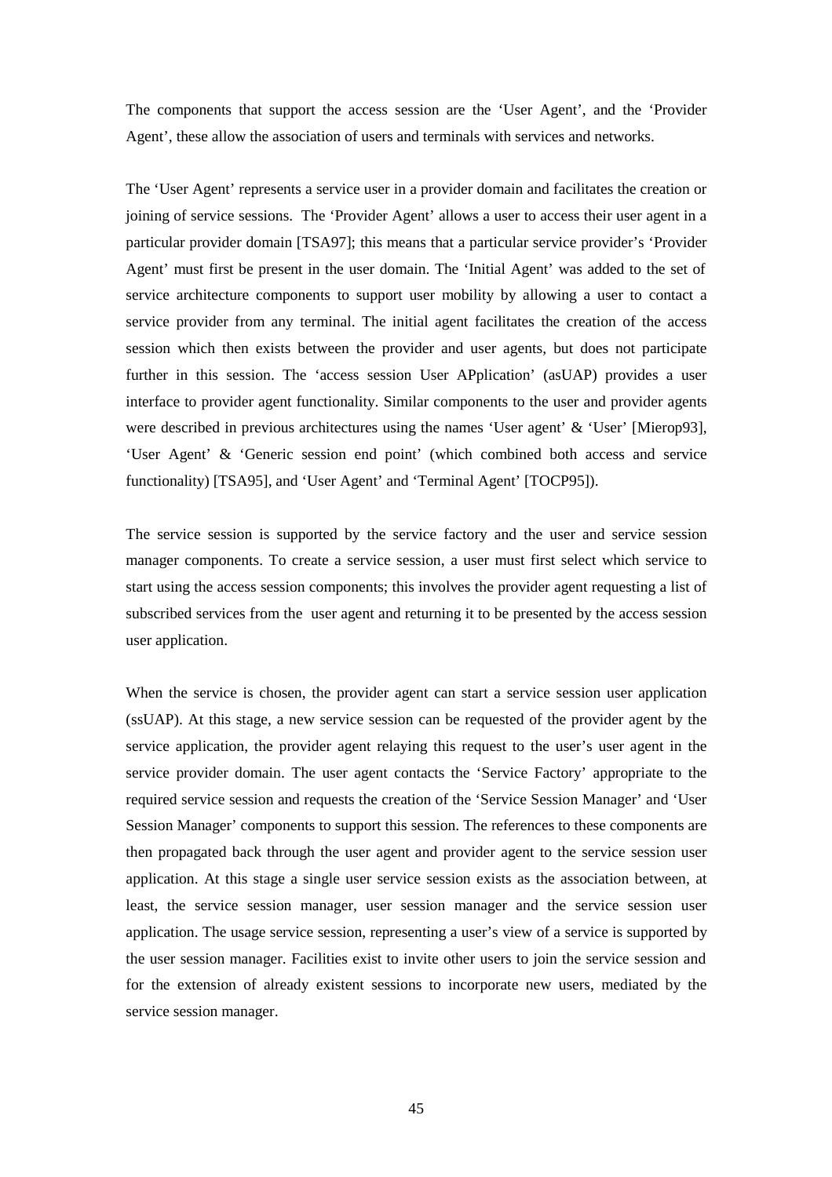The components that support the access session are the 'User Agent', and the 'Provider Agent', these allow the association of users and terminals with services and networks.

The 'User Agent' represents a service user in a provider domain and facilitates the creation or joining of service sessions. The 'Provider Agent' allows a user to access their user agent in a particular provider domain [TSA97]; this means that a particular service provider's 'Provider Agent' must first be present in the user domain. The 'Initial Agent' was added to the set of service architecture components to support user mobility by allowing a user to contact a service provider from any terminal. The initial agent facilitates the creation of the access session which then exists between the provider and user agents, but does not participate further in this session. The 'access session User APplication' (asUAP) provides a user interface to provider agent functionality. Similar components to the user and provider agents were described in previous architectures using the names 'User agent' & 'User' [Mierop93], 'User Agent' & 'Generic session end point' (which combined both access and service functionality) [TSA95], and 'User Agent' and 'Terminal Agent' [TOCP95]).

The service session is supported by the service factory and the user and service session manager components. To create a service session, a user must first select which service to start using the access session components; this involves the provider agent requesting a list of subscribed services from the user agent and returning it to be presented by the access session user application.

When the service is chosen, the provider agent can start a service session user application (ssUAP). At this stage, a new service session can be requested of the provider agent by the service application, the provider agent relaying this request to the user's user agent in the service provider domain. The user agent contacts the 'Service Factory' appropriate to the required service session and requests the creation of the 'Service Session Manager' and 'User Session Manager' components to support this session. The references to these components are then propagated back through the user agent and provider agent to the service session user application. At this stage a single user service session exists as the association between, at least, the service session manager, user session manager and the service session user application. The usage service session, representing a user's view of a service is supported by the user session manager. Facilities exist to invite other users to join the service session and for the extension of already existent sessions to incorporate new users, mediated by the service session manager.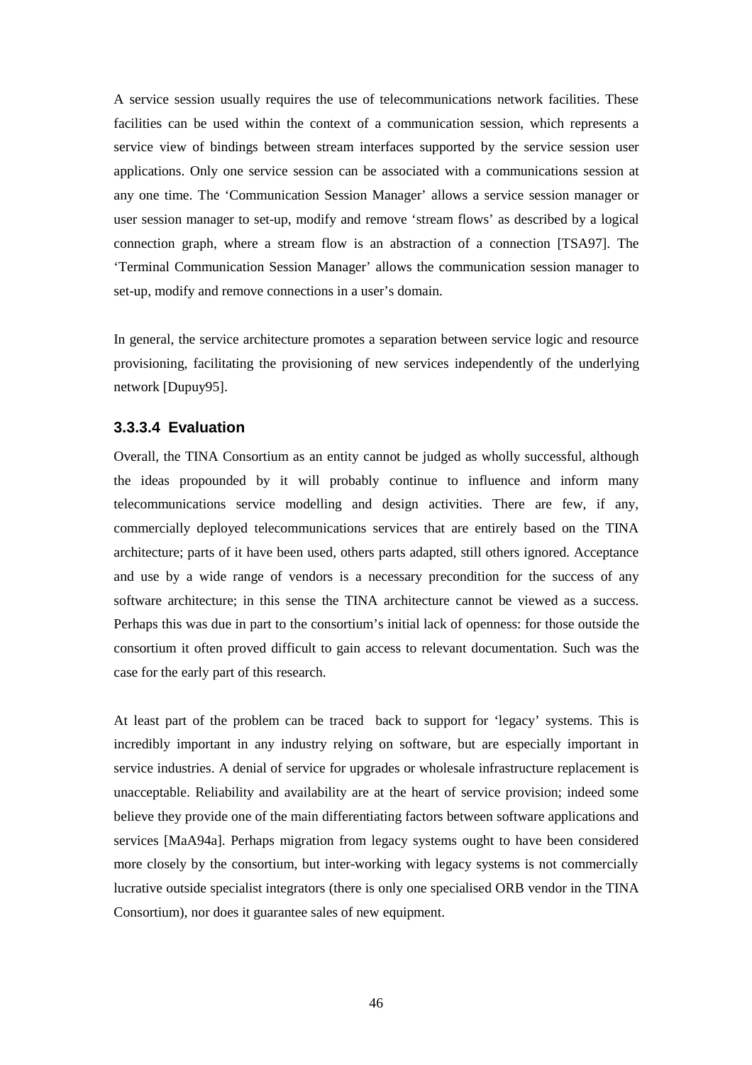A service session usually requires the use of telecommunications network facilities. These facilities can be used within the context of a communication session, which represents a service view of bindings between stream interfaces supported by the service session user applications. Only one service session can be associated with a communications session at any one time. The 'Communication Session Manager' allows a service session manager or user session manager to set-up, modify and remove 'stream flows' as described by a logical connection graph, where a stream flow is an abstraction of a connection [TSA97]. The 'Terminal Communication Session Manager' allows the communication session manager to set-up, modify and remove connections in a user's domain.

In general, the service architecture promotes a separation between service logic and resource provisioning, facilitating the provisioning of new services independently of the underlying network [Dupuy95].

#### 3.3.3.4 Evaluation

Overall, the TINA Consortium as an entity cannot be judged as wholly successful, although the ideas propounded by it will probably continue to influence and inform many telecommunications service modelling and design activities. There are few, if any, commercially deployed telecommunications services that are entirely based on the TINA architecture; parts of it have been used, others parts adapted, still others ignored. Acceptance and use by a wide range of vendors is a necessary precondition for the success of any software architecture; in this sense the TINA architecture cannot be viewed as a success. Perhaps this was due in part to the consortium's initial lack of openness: for those outside the consortium it often proved difficult to gain access to relevant documentation. Such was the case for the early part of this research.

At least part of the problem can be traced back to support for 'legacy' systems. This is incredibly important in any industry relying on software, but are especially important in service industries. A denial of service for upgrades or wholesale infrastructure replacement is unacceptable. Reliability and availability are at the heart of service provision; indeed some believe they provide one of the main differentiating factors between software applications and services [MaA94a]. Perhaps migration from legacy systems ought to have been considered more closely by the consortium, but inter-working with legacy systems is not commercially lucrative outside specialist integrators (there is only one specialised ORB vendor in the TINA Consortium), nor does it guarantee sales of new equipment.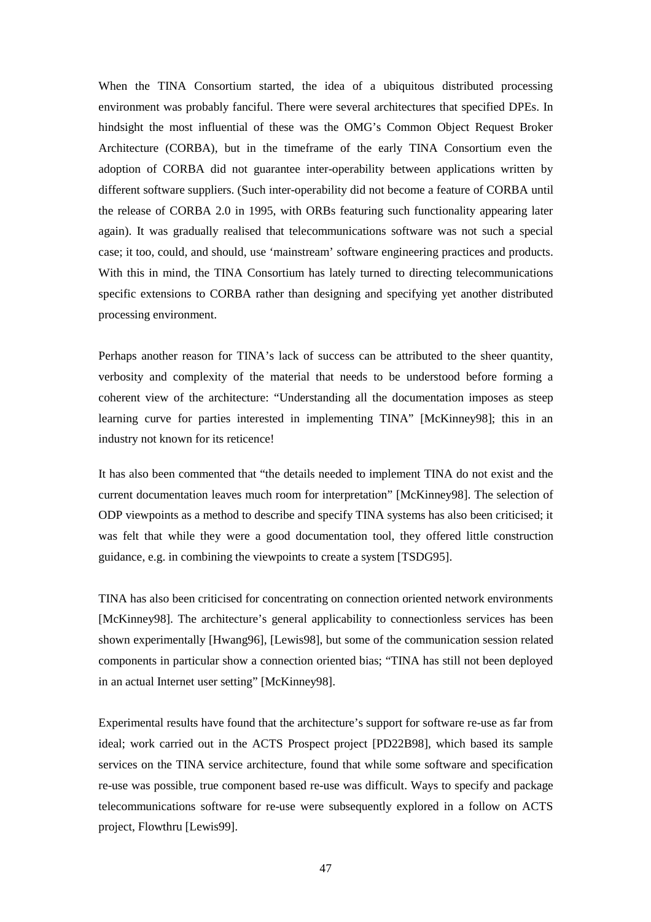When the TINA Consortium started, the idea of a ubiquitous distributed processing environment was probably fanciful. There were several architectures that specified DPEs. In hindsight the most influential of these was the OMG's Common Object Request Broker Architecture (CORBA), but in the timeframe of the early TINA Consortium even the adoption of CORBA did not guarantee inter-operability between applications written by different software suppliers. (Such inter-operability did not become a feature of CORBA until the release of CORBA 2.0 in 1995, with ORBs featuring such functionality appearing later again). It was gradually realised that telecommunications software was not such a special case; it too, could, and should, use 'mainstream' software engineering practices and products. With this in mind, the TINA Consortium has lately turned to directing telecommunications specific extensions to CORBA rather than designing and specifying yet another distributed processing environment.

Perhaps another reason for TINA's lack of success can be attributed to the sheer quantity, verbosity and complexity of the material that needs to be understood before forming a coherent view of the architecture: "Understanding all the documentation imposes as steep learning curve for parties interested in implementing TINA" [McKinney98]; this in an industry not known for its reticence!

It has also been commented that "the details needed to implement TINA do not exist and the current documentation leaves much room for interpretation" [McKinney98]. The selection of ODP viewpoints as a method to describe and specify TINA systems has also been criticised; it was felt that while they were a good documentation tool, they offered little construction guidance, e.g. in combining the viewpoints to create a system [TSDG95].

TINA has also been criticised for concentrating on connection oriented network environments [McKinney98]. The architecture's general applicability to connectionless services has been shown experimentally [Hwang96], [Lewis98], but some of the communication session related components in particular show a connection oriented bias; "TINA has still not been deployed in an actual Internet user setting" [McKinney98].

Experimental results have found that the architecture's support for software re-use as far from ideal; work carried out in the ACTS Prospect project [PD22B98], which based its sample services on the TINA service architecture, found that while some software and specification re-use was possible, true component based re-use was difficult. Ways to specify and package telecommunications software for re-use were subsequently explored in a follow on ACTS project, Flowthru [Lewis99].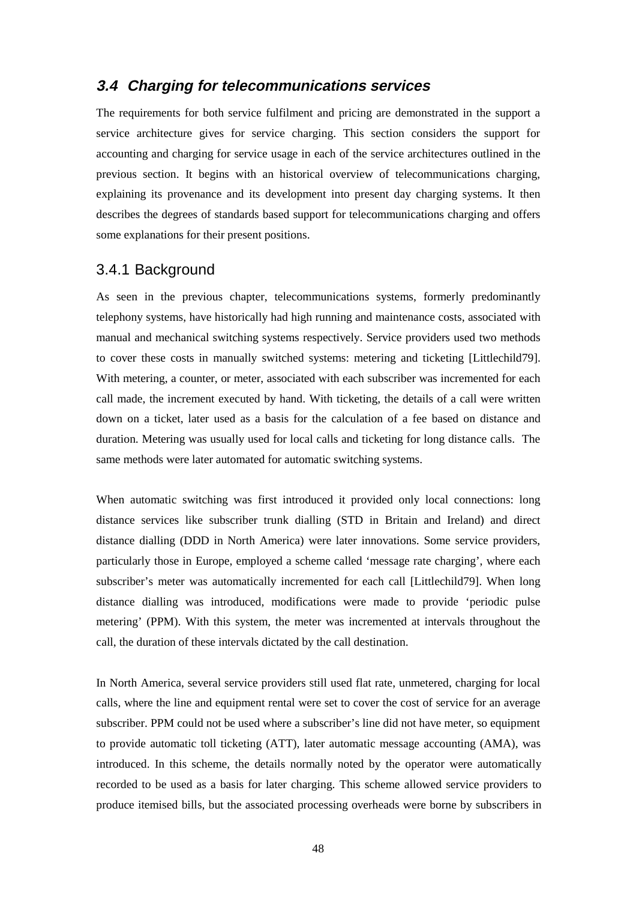## *3.4 Charging for telecommunications services*

The requirements for both service fulfilment and pricing are demonstrated in the support a service architecture gives for service charging. This section considers the support for accounting and charging for service usage in each of the service architectures outlined in the previous section. It begins with an historical overview of telecommunications charging, explaining its provenance and its development into present day charging systems. It then describes the degrees of standards based support for telecommunications charging and offers some explanations for their present positions.

### 3.4.1 Background

As seen in the previous chapter, telecommunications systems, formerly predominantly telephony systems, have historically had high running and maintenance costs, associated with manual and mechanical switching systems respectively. Service providers used two methods to cover these costs in manually switched systems: metering and ticketing [Littlechild79]. With metering, a counter, or meter, associated with each subscriber was incremented for each call made, the increment executed by hand. With ticketing, the details of a call were written down on a ticket, later used as a basis for the calculation of a fee based on distance and duration. Metering was usually used for local calls and ticketing for long distance calls. The same methods were later automated for automatic switching systems.

When automatic switching was first introduced it provided only local connections: long distance services like subscriber trunk dialling (STD in Britain and Ireland) and direct distance dialling (DDD in North America) were later innovations. Some service providers, particularly those in Europe, employed a scheme called 'message rate charging', where each subscriber's meter was automatically incremented for each call [Littlechild79]. When long distance dialling was introduced, modifications were made to provide 'periodic pulse metering' (PPM). With this system, the meter was incremented at intervals throughout the call, the duration of these intervals dictated by the call destination.

In North America, several service providers still used flat rate, unmetered, charging for local calls, where the line and equipment rental were set to cover the cost of service for an average subscriber. PPM could not be used where a subscriber's line did not have meter, so equipment to provide automatic toll ticketing (ATT), later automatic message accounting (AMA), was introduced. In this scheme, the details normally noted by the operator were automatically recorded to be used as a basis for later charging. This scheme allowed service providers to produce itemised bills, but the associated processing overheads were borne by subscribers in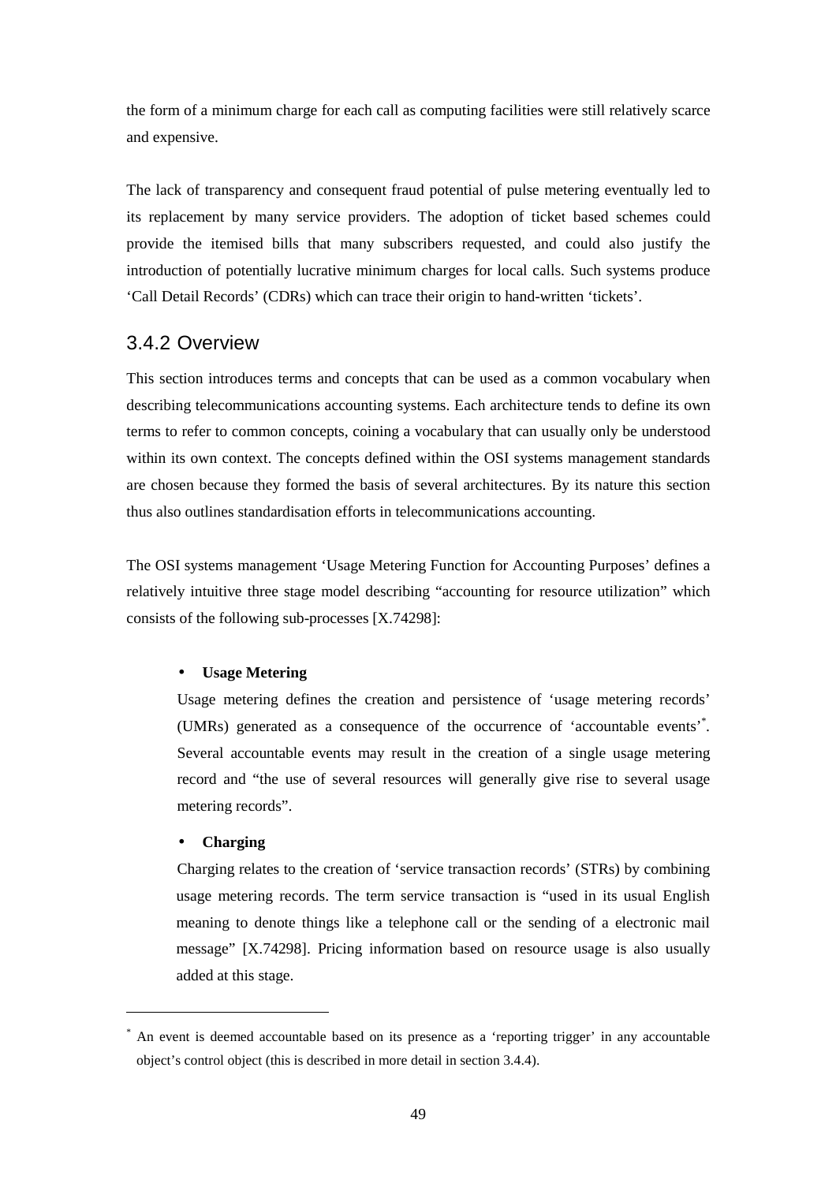the form of a minimum charge for each call as computing facilities were still relatively scarce and expensive.

The lack of transparency and consequent fraud potential of pulse metering eventually led to its replacement by many service providers. The adoption of ticket based schemes could provide the itemised bills that many subscribers requested, and could also justify the introduction of potentially lucrative minimum charges for local calls. Such systems produce 'Call Detail Records' (CDRs) which can trace their origin to hand-written 'tickets'.

### 3.4.2 Overview

This section introduces terms and concepts that can be used as a common vocabulary when describing telecommunications accounting systems. Each architecture tends to define its own terms to refer to common concepts, coining a vocabulary that can usually only be understood within its own context. The concepts defined within the OSI systems management standards are chosen because they formed the basis of several architectures. By its nature this section thus also outlines standardisation efforts in telecommunications accounting.

The OSI systems management 'Usage Metering Function for Accounting Purposes' defines a relatively intuitive three stage model describing "accounting for resource utilization" which consists of the following sub-processes [X.74298]:

- **Usage Metering**

  Usage metering defines the creation and persistence of 'usage metering records' (UMRs) generated as a consequence of the occurrence of 'accountable events'*. Several accountable events may result in the creation of a single usage metering record and "the use of several resources will generally give rise to several usage metering records".

- **Charging**

  Charging relates to the creation of 'service transaction records' (STRs) by combining usage metering records. The term service transaction is "used in its usual English meaning to denote things like a telephone call or the sending of a electronic mail message" [X.74298]. Pricing information based on resource usage is also usually added at this stage.

---

* An event is deemed accountable based on its presence as a 'reporting trigger' in any accountable object's control object (this is described in more detail in section 3.4.4).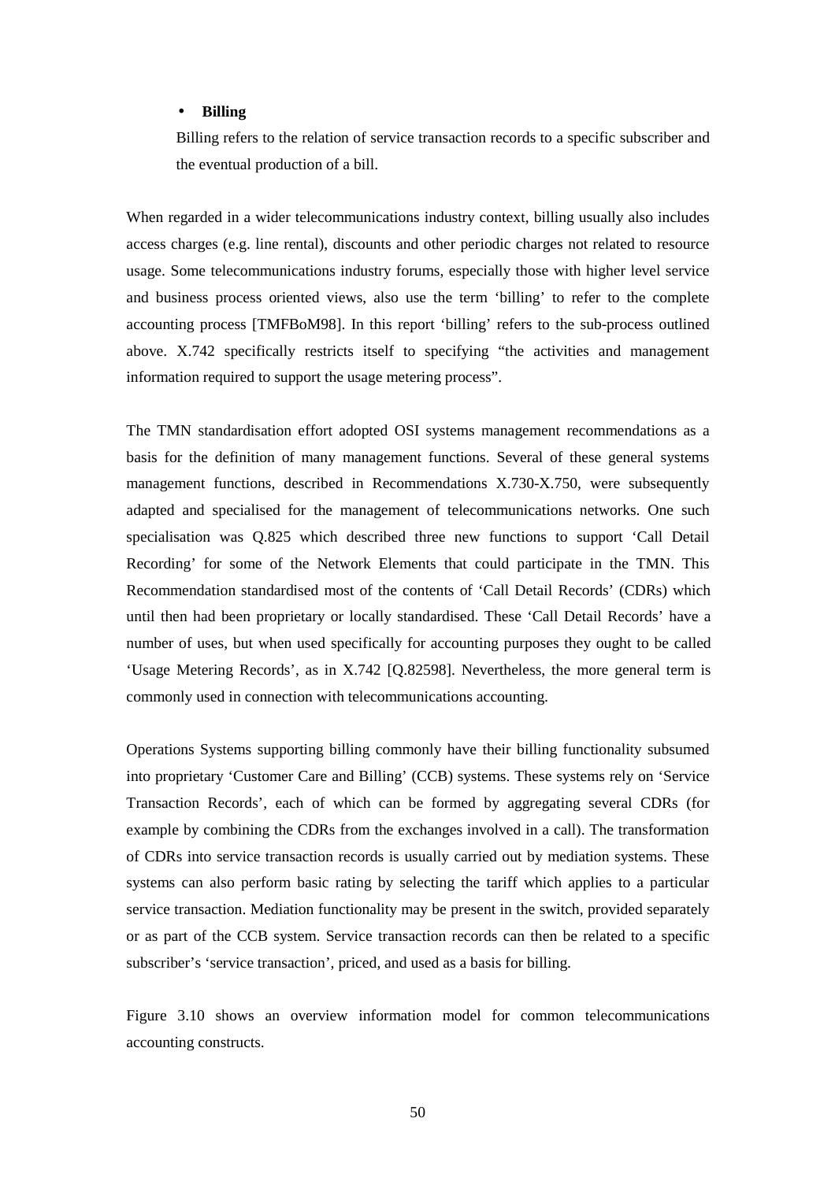- **Billing**

  Billing refers to the relation of service transaction records to a specific subscriber and the eventual production of a bill.

When regarded in a wider telecommunications industry context, billing usually also includes access charges (e.g. line rental), discounts and other periodic charges not related to resource usage. Some telecommunications industry forums, especially those with higher level service and business process oriented views, also use the term 'billing' to refer to the complete accounting process [TMFBoM98]. In this report 'billing' refers to the sub-process outlined above. X.742 specifically restricts itself to specifying "the activities and management information required to support the usage metering process".

The TMN standardisation effort adopted OSI systems management recommendations as a basis for the definition of many management functions. Several of these general systems management functions, described in Recommendations X.730-X.750, were subsequently adapted and specialised for the management of telecommunications networks. One such specialisation was Q.825 which described three new functions to support 'Call Detail Recording' for some of the Network Elements that could participate in the TMN. This Recommendation standardised most of the contents of 'Call Detail Records' (CDRs) which until then had been proprietary or locally standardised. These 'Call Detail Records' have a number of uses, but when used specifically for accounting purposes they ought to be called 'Usage Metering Records', as in X.742 [Q.82598]. Nevertheless, the more general term is commonly used in connection with telecommunications accounting.

Operations Systems supporting billing commonly have their billing functionality subsumed into proprietary 'Customer Care and Billing' (CCB) systems. These systems rely on 'Service Transaction Records', each of which can be formed by aggregating several CDRs (for example by combining the CDRs from the exchanges involved in a call). The transformation of CDRs into service transaction records is usually carried out by mediation systems. These systems can also perform basic rating by selecting the tariff which applies to a particular service transaction. Mediation functionality may be present in the switch, provided separately or as part of the CCB system. Service transaction records can then be related to a specific subscriber's 'service transaction', priced, and used as a basis for billing.

Figure 3.10 shows an overview information model for common telecommunications accounting constructs.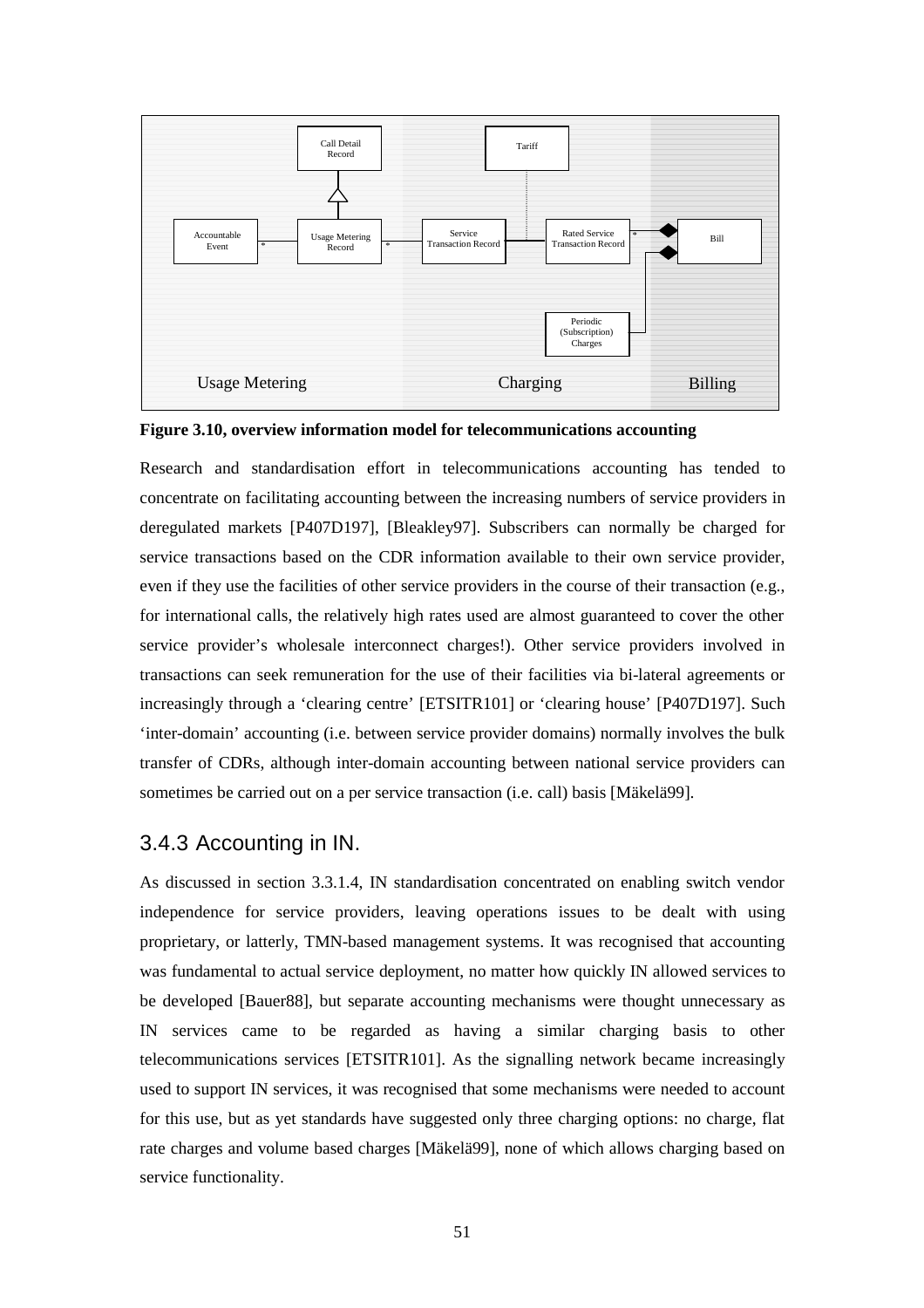Figure 3.10, overview information model for telecommunications accounting

Research and standardisation effort in telecommunications accounting has tended to concentrate on facilitating accounting between the increasing numbers of service providers in deregulated markets [P407D197], [Bleakley97]. Subscribers can normally be charged for service transactions based on the CDR information available to their own service provider, even if they use the facilities of other service providers in the course of their transaction (e.g., for international calls, the relatively high rates used are almost guaranteed to cover the other service provider's wholesale interconnect charges!). Other service providers involved in transactions can seek remuneration for the use of their facilities via bi-lateral agreements or increasingly through a 'clearing centre' [ETSITR101] or 'clearing house' [P407D197]. Such 'inter-domain' accounting (i.e. between service provider domains) normally involves the bulk transfer of CDRs, although inter-domain accounting between national service providers can sometimes be carried out on a per service transaction (i.e. call) basis [Mäkelä99].

## 3.4.3 Accounting in IN.

As discussed in section 3.3.1.4, IN standardisation concentrated on enabling switch vendor independence for service providers, leaving operations issues to be dealt with using proprietary, or latterly, TMN-based management systems. It was recognised that accounting was fundamental to actual service deployment, no matter how quickly IN allowed services to be developed [Bauer88], but separate accounting mechanisms were thought unnecessary as IN services came to be regarded as having a similar charging basis to other telecommunications services [ETSITR101]. As the signalling network became increasingly used to support IN services, it was recognised that some mechanisms were needed to account for this use, but as yet standards have suggested only three charging options: no charge, flat rate charges and volume based charges [Mäkelä99], none of which allows charging based on service functionality.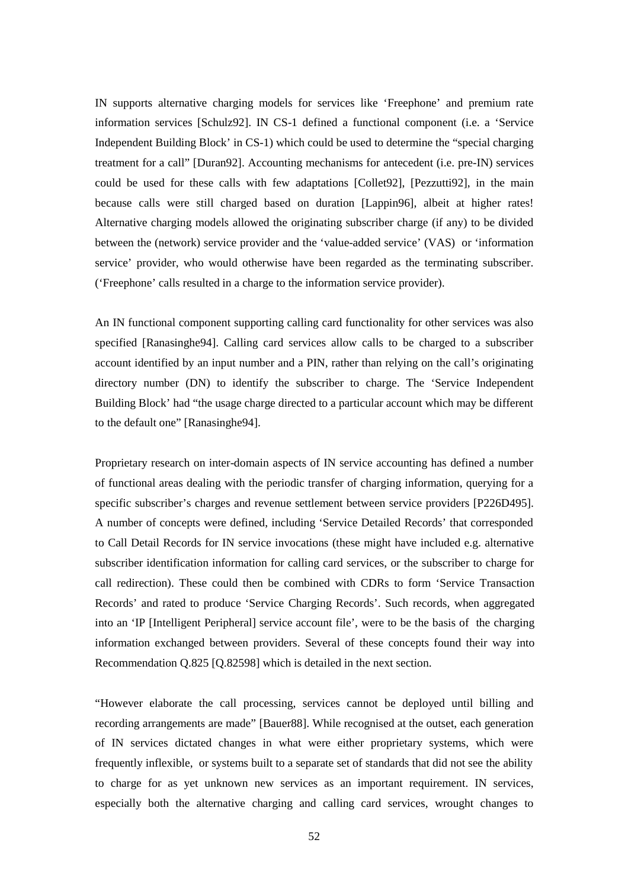IN supports alternative charging models for services like 'Freephone' and premium rate information services [Schulz92]. IN CS-1 defined a functional component (i.e. a 'Service Independent Building Block' in CS-1) which could be used to determine the "special charging treatment for a call" [Duran92]. Accounting mechanisms for antecedent (i.e. pre-IN) services could be used for these calls with few adaptations [Collet92], [Pezzutti92], in the main because calls were still charged based on duration [Lappin96], albeit at higher rates! Alternative charging models allowed the originating subscriber charge (if any) to be divided between the (network) service provider and the 'value-added service' (VAS) or 'information service' provider, who would otherwise have been regarded as the terminating subscriber. ('Freephone' calls resulted in a charge to the information service provider).

An IN functional component supporting calling card functionality for other services was also specified [Ranasinghe94]. Calling card services allow calls to be charged to a subscriber account identified by an input number and a PIN, rather than relying on the call's originating directory number (DN) to identify the subscriber to charge. The 'Service Independent Building Block' had "the usage charge directed to a particular account which may be different to the default one" [Ranasinghe94].

Proprietary research on inter-domain aspects of IN service accounting has defined a number of functional areas dealing with the periodic transfer of charging information, querying for a specific subscriber's charges and revenue settlement between service providers [P226D495]. A number of concepts were defined, including 'Service Detailed Records' that corresponded to Call Detail Records for IN service invocations (these might have included e.g. alternative subscriber identification information for calling card services, or the subscriber to charge for call redirection). These could then be combined with CDRs to form 'Service Transaction Records' and rated to produce 'Service Charging Records'. Such records, when aggregated into an 'IP [Intelligent Peripheral] service account file', were to be the basis of the charging information exchanged between providers. Several of these concepts found their way into Recommendation Q.825 [Q.82598] which is detailed in the next section.

"However elaborate the call processing, services cannot be deployed until billing and recording arrangements are made" [Bauer88]. While recognised at the outset, each generation of IN services dictated changes in what were either proprietary systems, which were frequently inflexible, or systems built to a separate set of standards that did not see the ability to charge for as yet unknown new services as an important requirement. IN services, especially both the alternative charging and calling card services, wrought changes to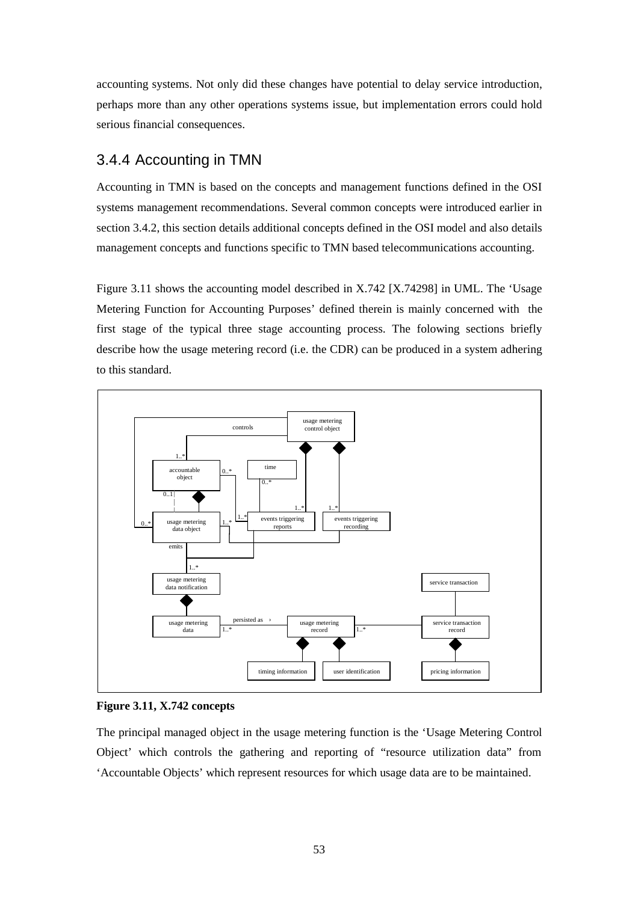accounting systems. Not only did these changes have potential to delay service introduction, perhaps more than any other operations systems issue, but implementation errors could hold serious financial consequences.

### 3.4.4 Accounting in TMN

Accounting in TMN is based on the concepts and management functions defined in the OSI systems management recommendations. Several common concepts were introduced earlier in section 3.4.2, this section details additional concepts defined in the OSI model and also details management concepts and functions specific to TMN based telecommunications accounting.

Figure 3.11 shows the accounting model described in X.742 [X.74298] in UML. The 'Usage Metering Function for Accounting Purposes' defined therein is mainly concerned with the first stage of the typical three stage accounting process. The folowing sections briefly describe how the usage metering record (i.e. the CDR) can be produced in a system adhering to this standard.

**Figure 3.11, X.742 concepts**

The principal managed object in the usage metering function is the 'Usage Metering Control Object' which controls the gathering and reporting of "resource utilization data" from 'Accountable Objects' which represent resources for which usage data are to be maintained.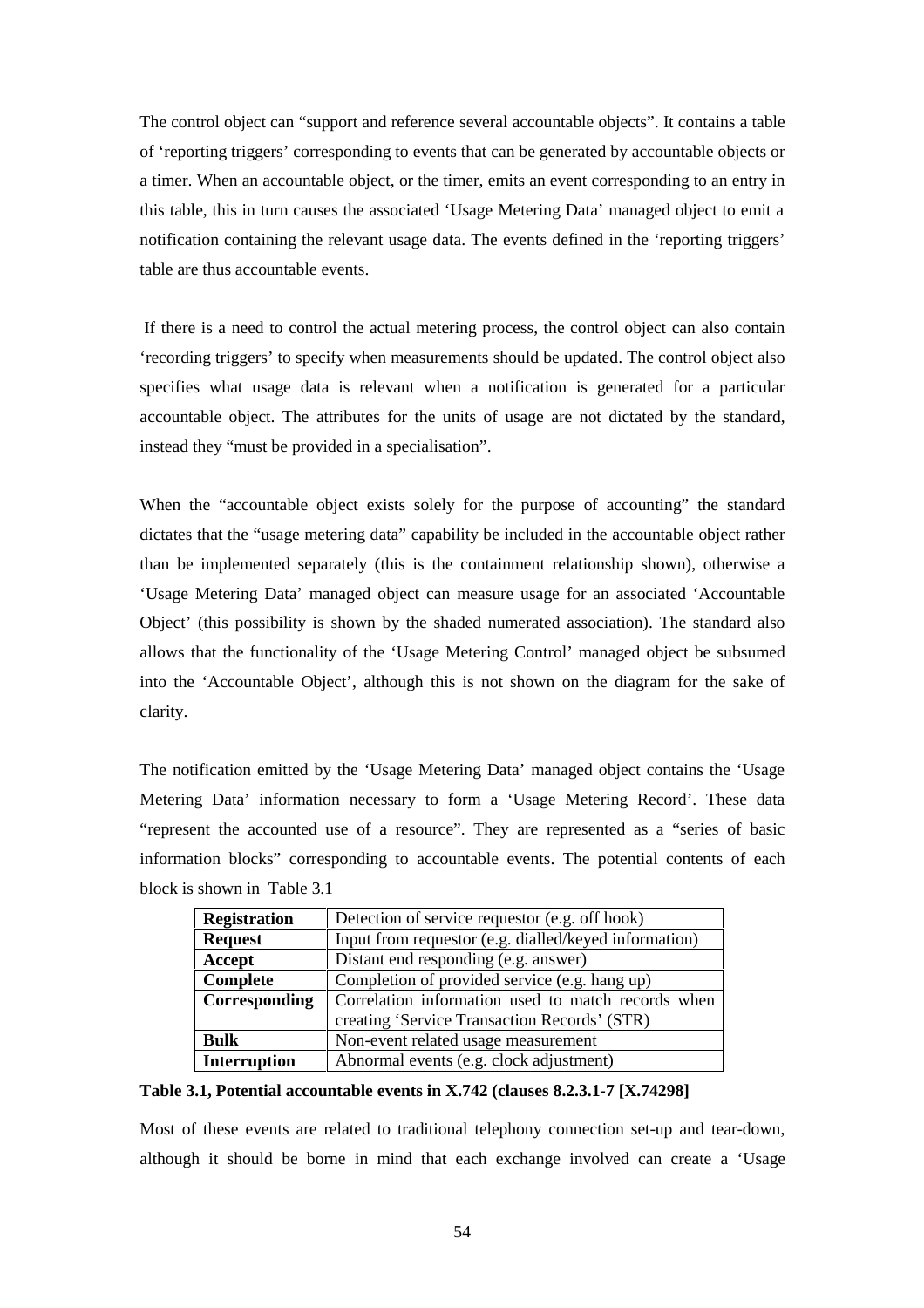The control object can "support and reference several accountable objects". It contains a table of 'reporting triggers' corresponding to events that can be generated by accountable objects or a timer. When an accountable object, or the timer, emits an event corresponding to an entry in this table, this in turn causes the associated 'Usage Metering Data' managed object to emit a notification containing the relevant usage data. The events defined in the 'reporting triggers' table are thus accountable events.

If there is a need to control the actual metering process, the control object can also contain 'recording triggers' to specify when measurements should be updated. The control object also specifies what usage data is relevant when a notification is generated for a particular accountable object. The attributes for the units of usage are not dictated by the standard, instead they "must be provided in a specialisation".

When the "accountable object exists solely for the purpose of accounting" the standard dictates that the "usage metering data" capability be included in the accountable object rather than be implemented separately (this is the containment relationship shown), otherwise a 'Usage Metering Data' managed object can measure usage for an associated 'Accountable Object' (this possibility is shown by the shaded numerated association). The standard also allows that the functionality of the 'Usage Metering Control' managed object be subsumed into the 'Accountable Object', although this is not shown on the diagram for the sake of clarity.

The notification emitted by the 'Usage Metering Data' managed object contains the 'Usage Metering Data' information necessary to form a 'Usage Metering Record'. These data "represent the accounted use of a resource". They are represented as a "series of basic information blocks" corresponding to accountable events. The potential contents of each block is shown in Table 3.1

| | |
|---|---|
| **Registration** | Detection of service requestor (e.g. off hook) |
| **Request** | Input from requestor (e.g. dialled/keyed information) |
| **Accept** | Distant end responding (e.g. answer) |
| **Complete** | Completion of provided service (e.g. hang up) |
| **Corresponding** | Correlation information used to match records when creating 'Service Transaction Records' (STR) |
| **Bulk** | Non-event related usage measurement |
| **Interruption** | Abnormal events (e.g. clock adjustment) |

**Table 3.1, Potential accountable events in X.742 (clauses 8.2.3.1-7 [X.74298]**

Most of these events are related to traditional telephony connection set-up and tear-down, although it should be borne in mind that each exchange involved can create a 'Usage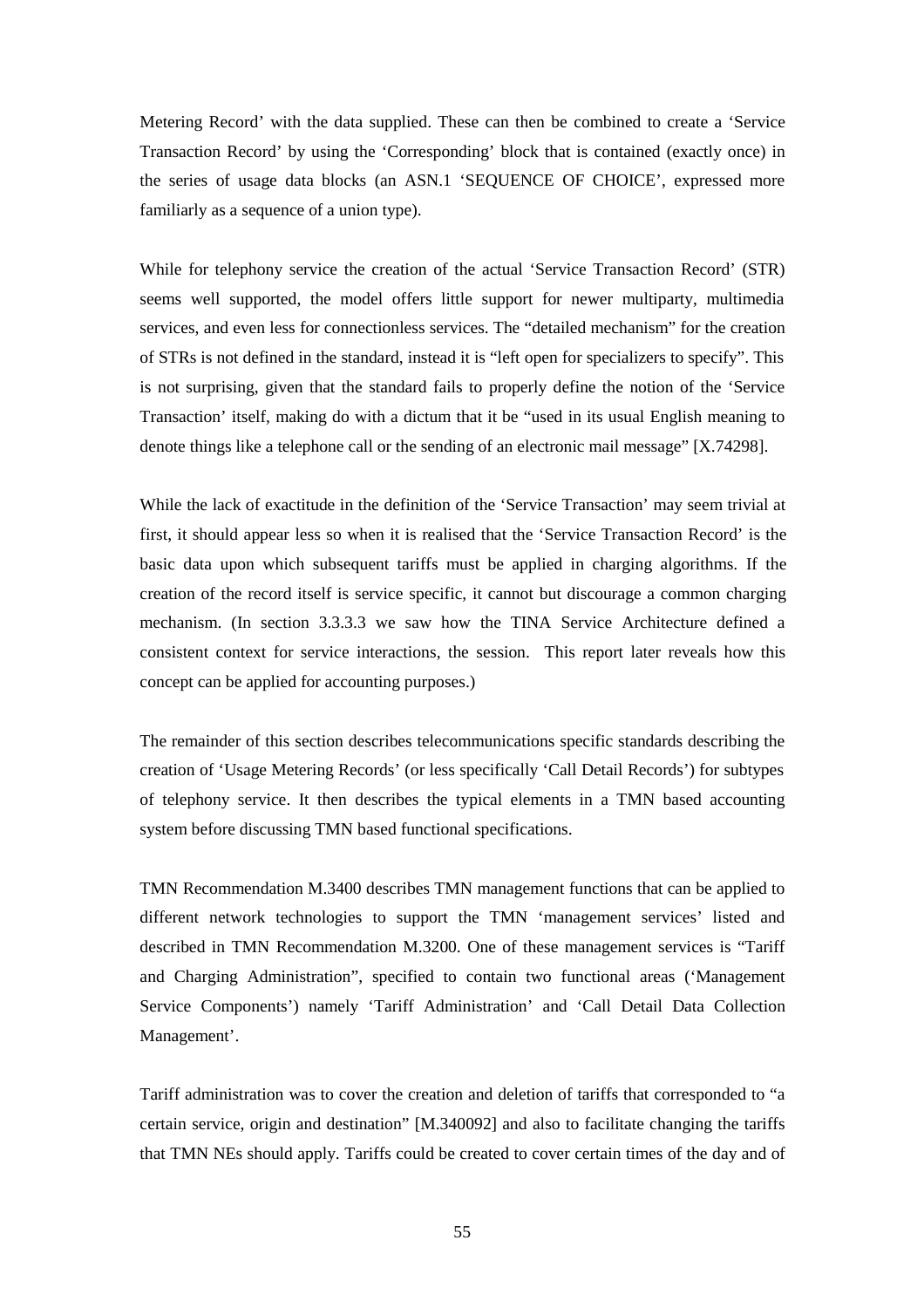Metering Record' with the data supplied. These can then be combined to create a 'Service Transaction Record' by using the 'Corresponding' block that is contained (exactly once) in the series of usage data blocks (an ASN.1 'SEQUENCE OF CHOICE', expressed more familiarly as a sequence of a union type).

While for telephony service the creation of the actual 'Service Transaction Record' (STR) seems well supported, the model offers little support for newer multiparty, multimedia services, and even less for connectionless services. The "detailed mechanism" for the creation of STRs is not defined in the standard, instead it is "left open for specializers to specify". This is not surprising, given that the standard fails to properly define the notion of the 'Service Transaction' itself, making do with a dictum that it be "used in its usual English meaning to denote things like a telephone call or the sending of an electronic mail message" [X.74298].

While the lack of exactitude in the definition of the 'Service Transaction' may seem trivial at first, it should appear less so when it is realised that the 'Service Transaction Record' is the basic data upon which subsequent tariffs must be applied in charging algorithms. If the creation of the record itself is service specific, it cannot but discourage a common charging mechanism. (In section 3.3.3.3 we saw how the TINA Service Architecture defined a consistent context for service interactions, the session. This report later reveals how this concept can be applied for accounting purposes.)

The remainder of this section describes telecommunications specific standards describing the creation of 'Usage Metering Records' (or less specifically 'Call Detail Records') for subtypes of telephony service. It then describes the typical elements in a TMN based accounting system before discussing TMN based functional specifications.

TMN Recommendation M.3400 describes TMN management functions that can be applied to different network technologies to support the TMN 'management services' listed and described in TMN Recommendation M.3200. One of these management services is "Tariff and Charging Administration", specified to contain two functional areas ('Management Service Components') namely 'Tariff Administration' and 'Call Detail Data Collection Management'.

Tariff administration was to cover the creation and deletion of tariffs that corresponded to "a certain service, origin and destination" [M.340092] and also to facilitate changing the tariffs that TMN NEs should apply. Tariffs could be created to cover certain times of the day and of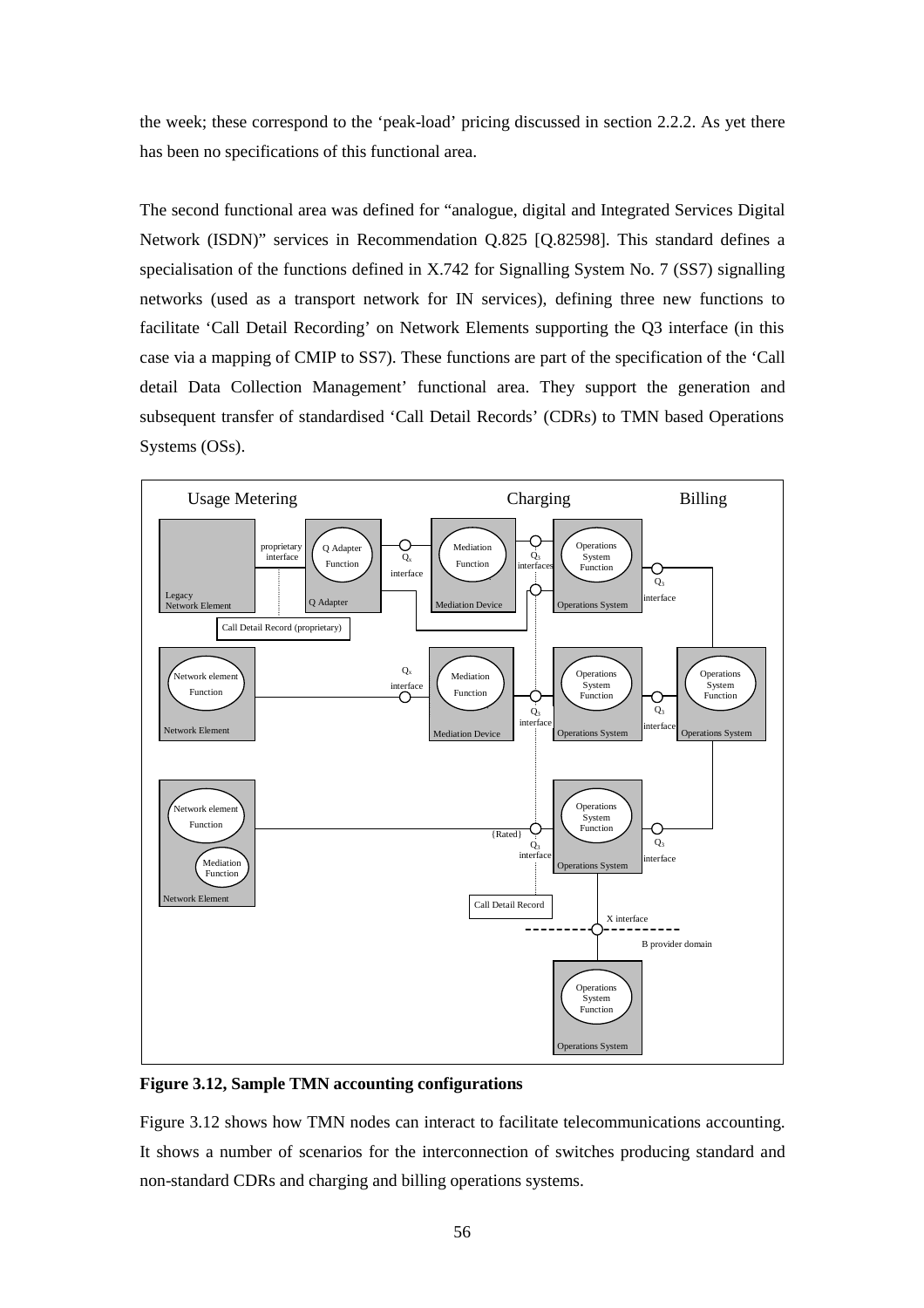the week; these correspond to the 'peak-load' pricing discussed in section 2.2.2. As yet there has been no specifications of this functional area.

The second functional area was defined for "analogue, digital and Integrated Services Digital Network (ISDN)" services in Recommendation Q.825 [Q.82598]. This standard defines a specialisation of the functions defined in X.742 for Signalling System No. 7 (SS7) signalling networks (used as a transport network for IN services), defining three new functions to facilitate 'Call Detail Recording' on Network Elements supporting the Q3 interface (in this case via a mapping of CMIP to SS7). These functions are part of the specification of the 'Call detail Data Collection Management' functional area. They support the generation and subsequent transfer of standardised 'Call Detail Records' (CDRs) to TMN based Operations Systems (OSs).

**Figure 3.12, Sample TMN accounting configurations**

Figure 3.12 shows how TMN nodes can interact to facilitate telecommunications accounting. It shows a number of scenarios for the interconnection of switches producing standard and non-standard CDRs and charging and billing operations systems.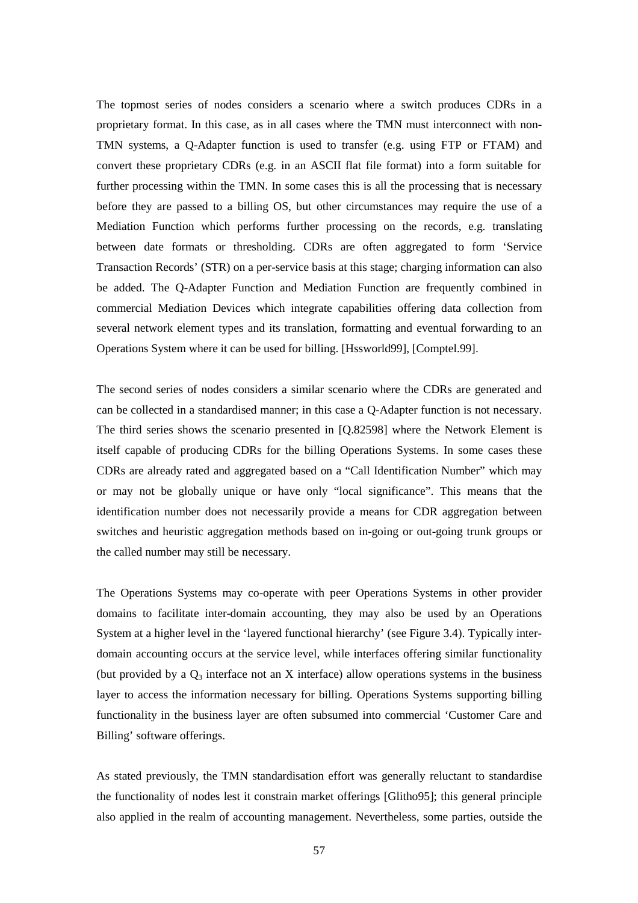The topmost series of nodes considers a scenario where a switch produces CDRs in a proprietary format. In this case, as in all cases where the TMN must interconnect with non-TMN systems, a Q-Adapter function is used to transfer (e.g. using FTP or FTAM) and convert these proprietary CDRs (e.g. in an ASCII flat file format) into a form suitable for further processing within the TMN. In some cases this is all the processing that is necessary before they are passed to a billing OS, but other circumstances may require the use of a Mediation Function which performs further processing on the records, e.g. translating between date formats or thresholding. CDRs are often aggregated to form 'Service Transaction Records' (STR) on a per-service basis at this stage; charging information can also be added. The Q-Adapter Function and Mediation Function are frequently combined in commercial Mediation Devices which integrate capabilities offering data collection from several network element types and its translation, formatting and eventual forwarding to an Operations System where it can be used for billing. [Hssworld99], [Comptel.99].

The second series of nodes considers a similar scenario where the CDRs are generated and can be collected in a standardised manner; in this case a Q-Adapter function is not necessary. The third series shows the scenario presented in [Q.82598] where the Network Element is itself capable of producing CDRs for the billing Operations Systems. In some cases these CDRs are already rated and aggregated based on a "Call Identification Number" which may or may not be globally unique or have only "local significance". This means that the identification number does not necessarily provide a means for CDR aggregation between switches and heuristic aggregation methods based on in-going or out-going trunk groups or the called number may still be necessary.

The Operations Systems may co-operate with peer Operations Systems in other provider domains to facilitate inter-domain accounting, they may also be used by an Operations System at a higher level in the 'layered functional hierarchy' (see Figure 3.4). Typically inter-domain accounting occurs at the service level, while interfaces offering similar functionality (but provided by a $Q_3$ interface not an X interface) allow operations systems in the business layer to access the information necessary for billing. Operations Systems supporting billing functionality in the business layer are often subsumed into commercial 'Customer Care and Billing' software offerings.

As stated previously, the TMN standardisation effort was generally reluctant to standardise the functionality of nodes lest it constrain market offerings [Glitho95]; this general principle also applied in the realm of accounting management. Nevertheless, some parties, outside the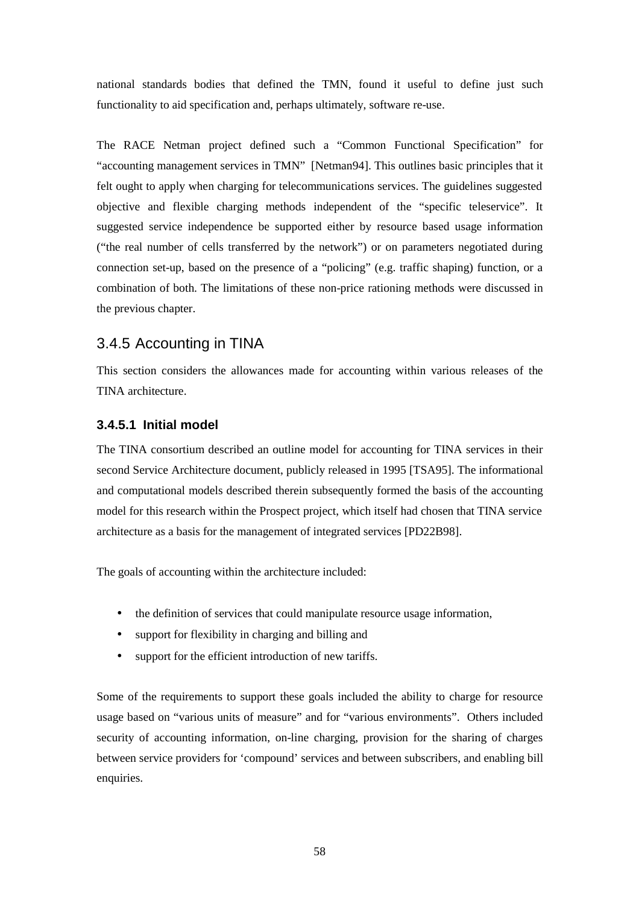national standards bodies that defined the TMN, found it useful to define just such functionality to aid specification and, perhaps ultimately, software re-use.

The RACE Netman project defined such a "Common Functional Specification" for "accounting management services in TMN" [Netman94]. This outlines basic principles that it felt ought to apply when charging for telecommunications services. The guidelines suggested objective and flexible charging methods independent of the "specific teleservice". It suggested service independence be supported either by resource based usage information ("the real number of cells transferred by the network") or on parameters negotiated during connection set-up, based on the presence of a "policing" (e.g. traffic shaping) function, or a combination of both. The limitations of these non-price rationing methods were discussed in the previous chapter.

## 3.4.5 Accounting in TINA

This section considers the allowances made for accounting within various releases of the TINA architecture.

### 3.4.5.1 Initial model

The TINA consortium described an outline model for accounting for TINA services in their second Service Architecture document, publicly released in 1995 [TSA95]. The informational and computational models described therein subsequently formed the basis of the accounting model for this research within the Prospect project, which itself had chosen that TINA service architecture as a basis for the management of integrated services [PD22B98].

The goals of accounting within the architecture included:

- the definition of services that could manipulate resource usage information,
- support for flexibility in charging and billing and
- support for the efficient introduction of new tariffs.

Some of the requirements to support these goals included the ability to charge for resource usage based on "various units of measure" and for "various environments". Others included security of accounting information, on-line charging, provision for the sharing of charges between service providers for 'compound' services and between subscribers, and enabling bill enquiries.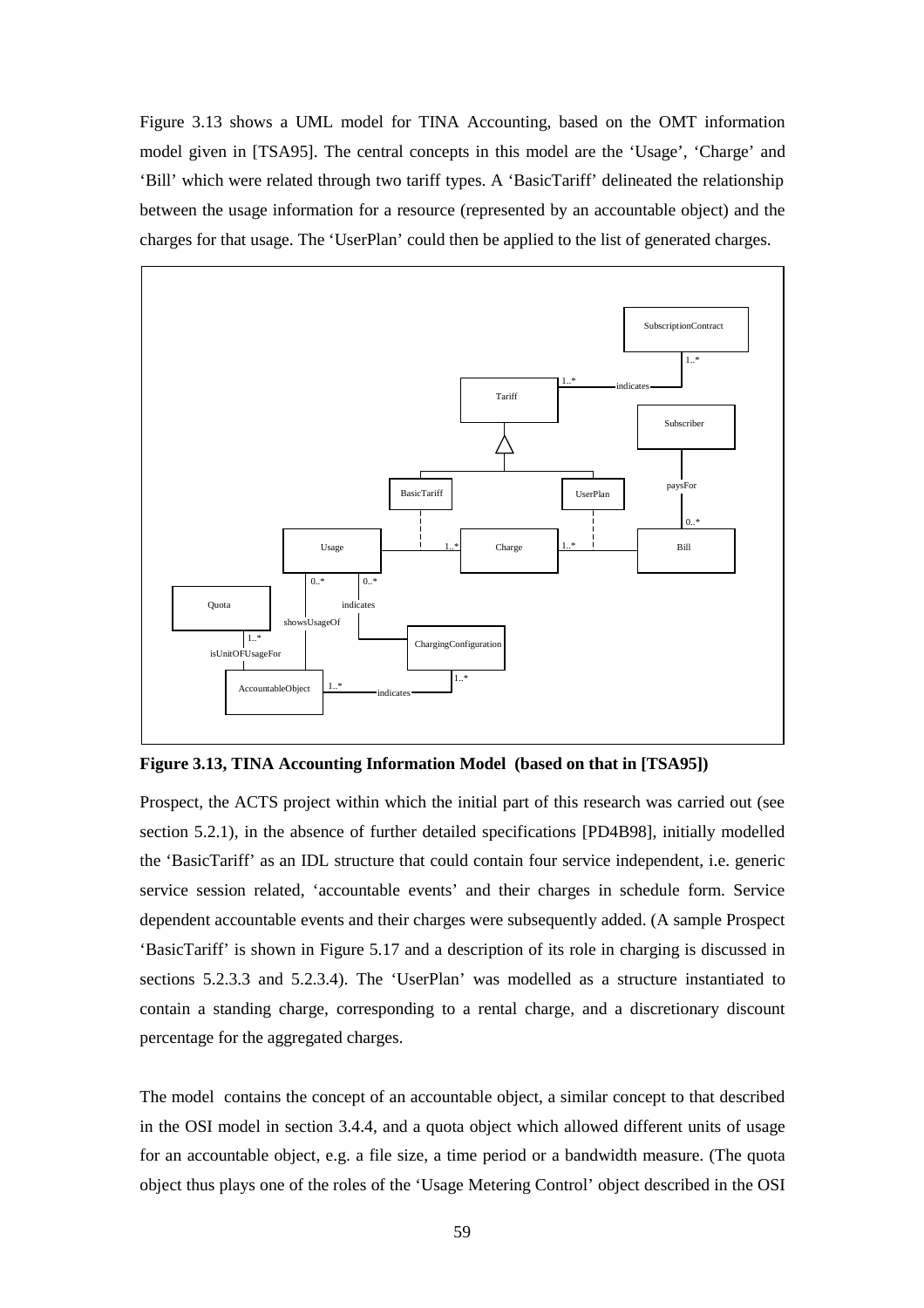Figure 3.13 shows a UML model for TINA Accounting, based on the OMT information model given in [TSA95]. The central concepts in this model are the 'Usage', 'Charge' and 'Bill' which were related through two tariff types. A 'BasicTariff' delineated the relationship between the usage information for a resource (represented by an accountable object) and the charges for that usage. The 'UserPlan' could then be applied to the list of generated charges.

**Figure 3.13, TINA Accounting Information Model (based on that in [TSA95])**

Prospect, the ACTS project within which the initial part of this research was carried out (see section 5.2.1), in the absence of further detailed specifications [PD4B98], initially modelled the 'BasicTariff' as an IDL structure that could contain four service independent, i.e. generic service session related, 'accountable events' and their charges in schedule form. Service dependent accountable events and their charges were subsequently added. (A sample Prospect 'BasicTariff' is shown in Figure 5.17 and a description of its role in charging is discussed in sections 5.2.3.3 and 5.2.3.4). The 'UserPlan' was modelled as a structure instantiated to contain a standing charge, corresponding to a rental charge, and a discretionary discount percentage for the aggregated charges.

The model contains the concept of an accountable object, a similar concept to that described in the OSI model in section 3.4.4, and a quota object which allowed different units of usage for an accountable object, e.g. a file size, a time period or a bandwidth measure. (The quota object thus plays one of the roles of the 'Usage Metering Control' object described in the OSI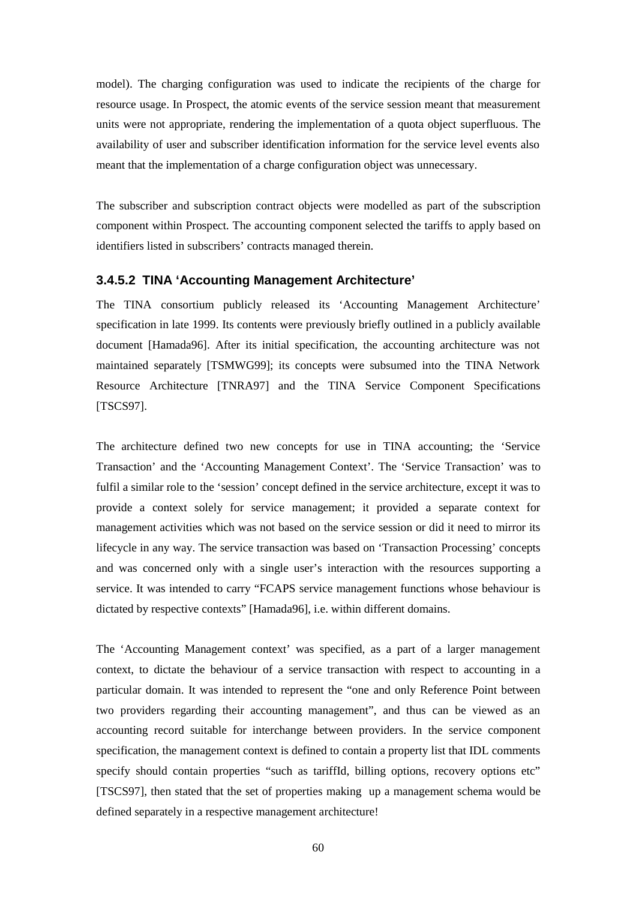model). The charging configuration was used to indicate the recipients of the charge for resource usage. In Prospect, the atomic events of the service session meant that measurement units were not appropriate, rendering the implementation of a quota object superfluous. The availability of user and subscriber identification information for the service level events also meant that the implementation of a charge configuration object was unnecessary.

The subscriber and subscription contract objects were modelled as part of the subscription component within Prospect. The accounting component selected the tariffs to apply based on identifiers listed in subscribers' contracts managed therein.

#### 3.4.5.2 TINA 'Accounting Management Architecture'

The TINA consortium publicly released its 'Accounting Management Architecture' specification in late 1999. Its contents were previously briefly outlined in a publicly available document [Hamada96]. After its initial specification, the accounting architecture was not maintained separately [TSMWG99]; its concepts were subsumed into the TINA Network Resource Architecture [TNRA97] and the TINA Service Component Specifications [TSCS97].

The architecture defined two new concepts for use in TINA accounting; the 'Service Transaction' and the 'Accounting Management Context'. The 'Service Transaction' was to fulfil a similar role to the 'session' concept defined in the service architecture, except it was to provide a context solely for service management; it provided a separate context for management activities which was not based on the service session or did it need to mirror its lifecycle in any way. The service transaction was based on 'Transaction Processing' concepts and was concerned only with a single user's interaction with the resources supporting a service. It was intended to carry "FCAPS service management functions whose behaviour is dictated by respective contexts" [Hamada96], i.e. within different domains.

The 'Accounting Management context' was specified, as a part of a larger management context, to dictate the behaviour of a service transaction with respect to accounting in a particular domain. It was intended to represent the "one and only Reference Point between two providers regarding their accounting management", and thus can be viewed as an accounting record suitable for interchange between providers. In the service component specification, the management context is defined to contain a property list that IDL comments specify should contain properties "such as tariffId, billing options, recovery options etc" [TSCS97], then stated that the set of properties making up a management schema would be defined separately in a respective management architecture!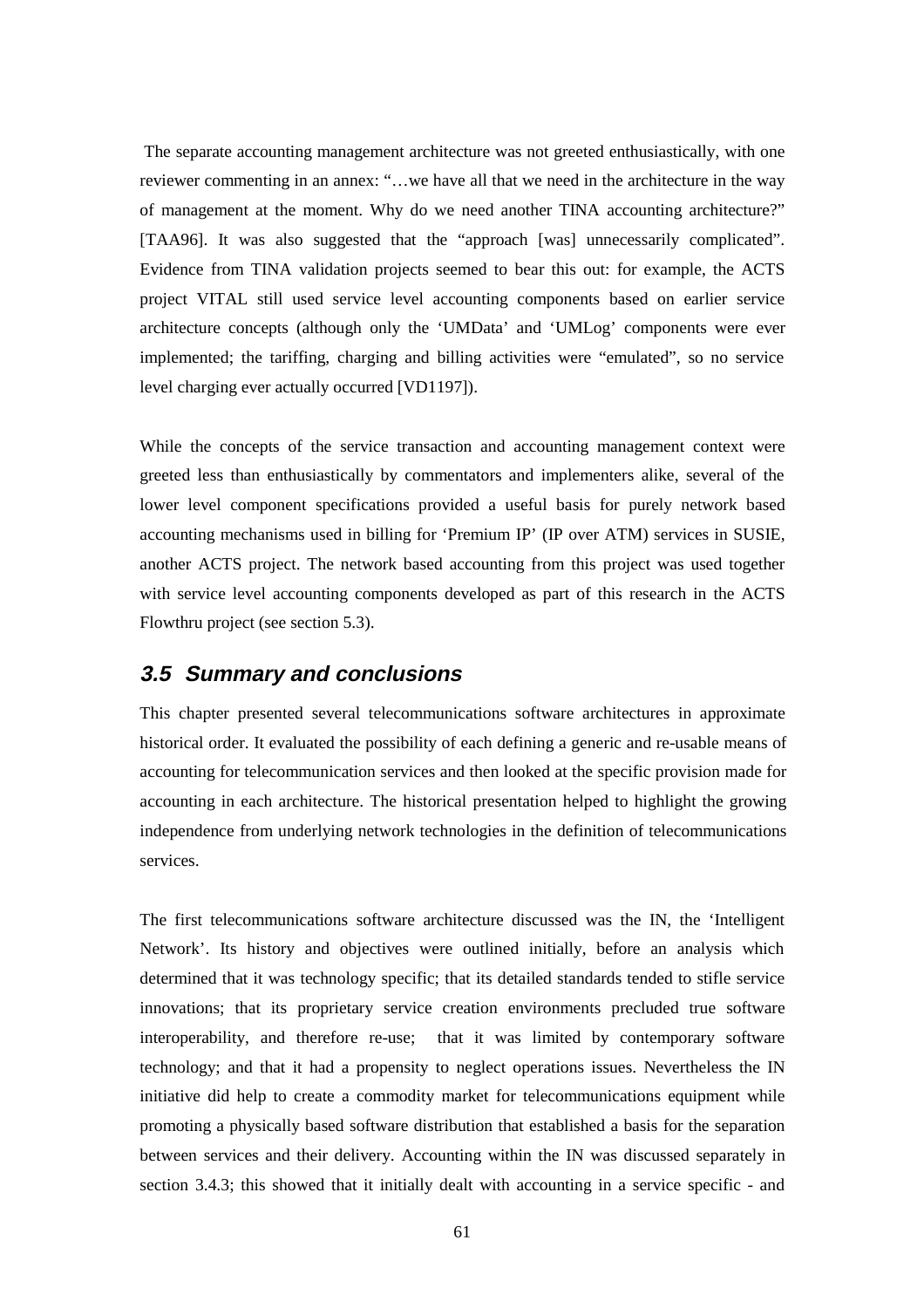The separate accounting management architecture was not greeted enthusiastically, with one reviewer commenting in an annex: "…we have all that we need in the architecture in the way of management at the moment. Why do we need another TINA accounting architecture?" [TAA96]. It was also suggested that the "approach [was] unnecessarily complicated". Evidence from TINA validation projects seemed to bear this out: for example, the ACTS project VITAL still used service level accounting components based on earlier service architecture concepts (although only the 'UMData' and 'UMLog' components were ever implemented; the tariffing, charging and billing activities were "emulated", so no service level charging ever actually occurred [VD1197]).

While the concepts of the service transaction and accounting management context were greeted less than enthusiastically by commentators and implementers alike, several of the lower level component specifications provided a useful basis for purely network based accounting mechanisms used in billing for 'Premium IP' (IP over ATM) services in SUSIE, another ACTS project. The network based accounting from this project was used together with service level accounting components developed as part of this research in the ACTS Flowthru project (see section 5.3).

## 3.5 Summary and conclusions

This chapter presented several telecommunications software architectures in approximate historical order. It evaluated the possibility of each defining a generic and re-usable means of accounting for telecommunication services and then looked at the specific provision made for accounting in each architecture. The historical presentation helped to highlight the growing independence from underlying network technologies in the definition of telecommunications services.

The first telecommunications software architecture discussed was the IN, the 'Intelligent Network'. Its history and objectives were outlined initially, before an analysis which determined that it was technology specific; that its detailed standards tended to stifle service innovations; that its proprietary service creation environments precluded true software interoperability, and therefore re-use; that it was limited by contemporary software technology; and that it had a propensity to neglect operations issues. Nevertheless the IN initiative did help to create a commodity market for telecommunications equipment while promoting a physically based software distribution that established a basis for the separation between services and their delivery. Accounting within the IN was discussed separately in section 3.4.3; this showed that it initially dealt with accounting in a service specific - and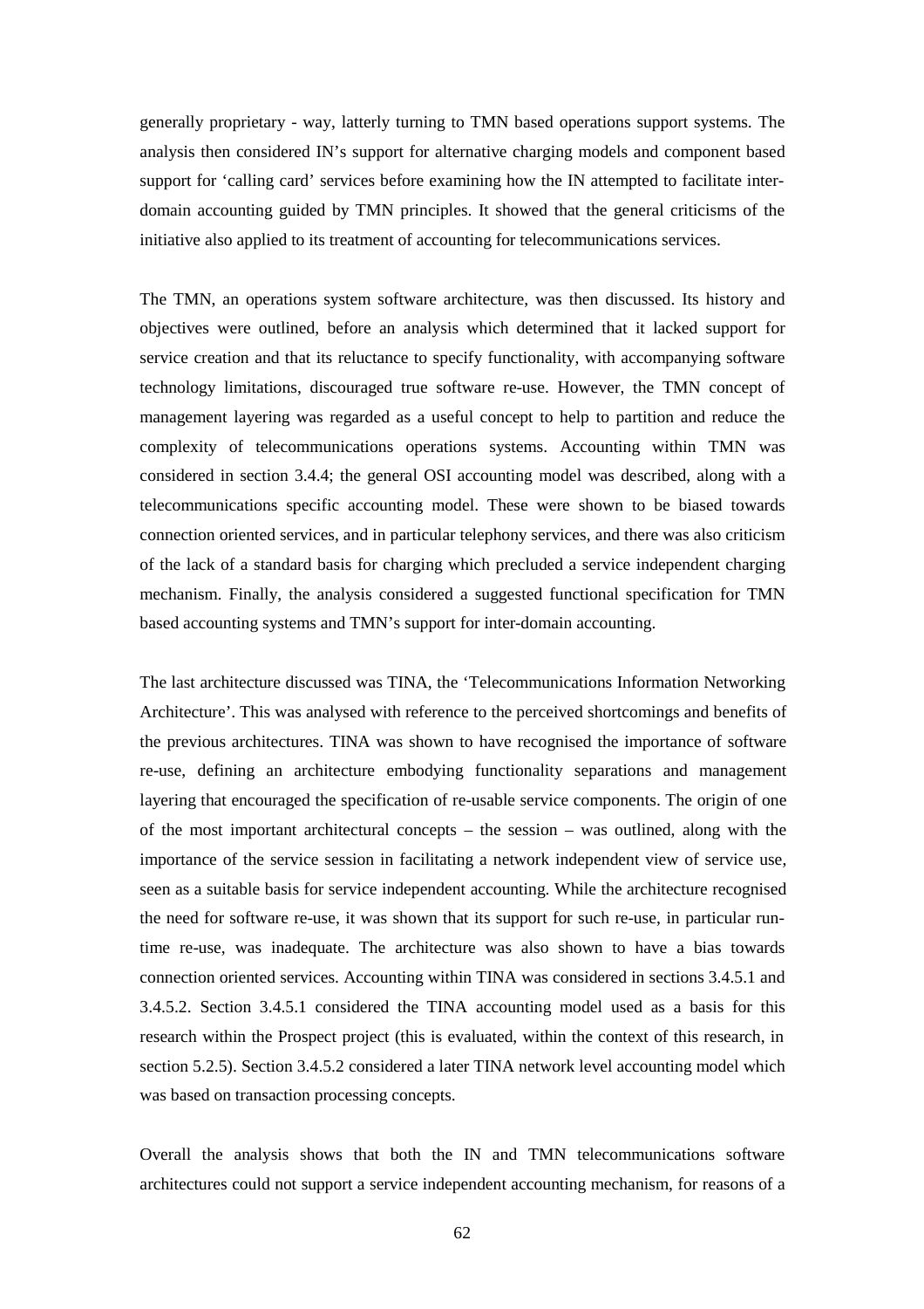generally proprietary - way, latterly turning to TMN based operations support systems. The analysis then considered IN's support for alternative charging models and component based support for 'calling card' services before examining how the IN attempted to facilitate inter-domain accounting guided by TMN principles. It showed that the general criticisms of the initiative also applied to its treatment of accounting for telecommunications services.

The TMN, an operations system software architecture, was then discussed. Its history and objectives were outlined, before an analysis which determined that it lacked support for service creation and that its reluctance to specify functionality, with accompanying software technology limitations, discouraged true software re-use. However, the TMN concept of management layering was regarded as a useful concept to help to partition and reduce the complexity of telecommunications operations systems. Accounting within TMN was considered in section 3.4.4; the general OSI accounting model was described, along with a telecommunications specific accounting model. These were shown to be biased towards connection oriented services, and in particular telephony services, and there was also criticism of the lack of a standard basis for charging which precluded a service independent charging mechanism. Finally, the analysis considered a suggested functional specification for TMN based accounting systems and TMN's support for inter-domain accounting.

The last architecture discussed was TINA, the 'Telecommunications Information Networking Architecture'. This was analysed with reference to the perceived shortcomings and benefits of the previous architectures. TINA was shown to have recognised the importance of software re-use, defining an architecture embodying functionality separations and management layering that encouraged the specification of re-usable service components. The origin of one of the most important architectural concepts – the session – was outlined, along with the importance of the service session in facilitating a network independent view of service use, seen as a suitable basis for service independent accounting. While the architecture recognised the need for software re-use, it was shown that its support for such re-use, in particular run-time re-use, was inadequate. The architecture was also shown to have a bias towards connection oriented services. Accounting within TINA was considered in sections 3.4.5.1 and 3.4.5.2. Section 3.4.5.1 considered the TINA accounting model used as a basis for this research within the Prospect project (this is evaluated, within the context of this research, in section 5.2.5). Section 3.4.5.2 considered a later TINA network level accounting model which was based on transaction processing concepts.

Overall the analysis shows that both the IN and TMN telecommunications software architectures could not support a service independent accounting mechanism, for reasons of a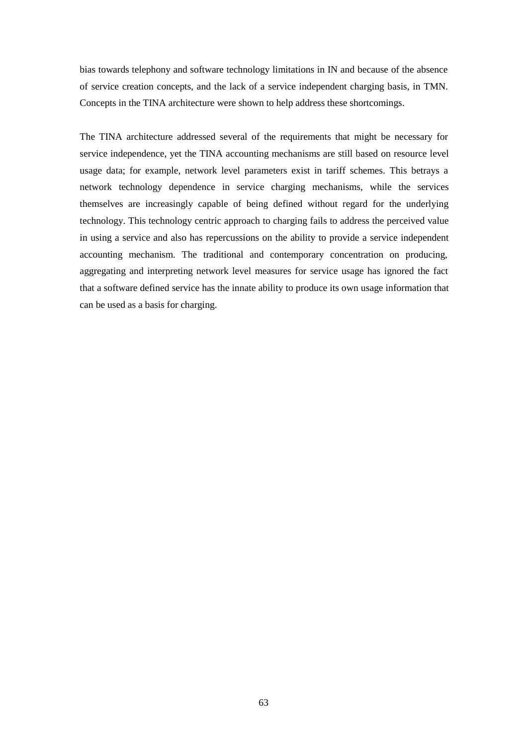bias towards telephony and software technology limitations in IN and because of the absence of service creation concepts, and the lack of a service independent charging basis, in TMN. Concepts in the TINA architecture were shown to help address these shortcomings.

The TINA architecture addressed several of the requirements that might be necessary for service independence, yet the TINA accounting mechanisms are still based on resource level usage data; for example, network level parameters exist in tariff schemes. This betrays a network technology dependence in service charging mechanisms, while the services themselves are increasingly capable of being defined without regard for the underlying technology. This technology centric approach to charging fails to address the perceived value in using a service and also has repercussions on the ability to provide a service independent accounting mechanism. The traditional and contemporary concentration on producing, aggregating and interpreting network level measures for service usage has ignored the fact that a software defined service has the innate ability to produce its own usage information that can be used as a basis for charging.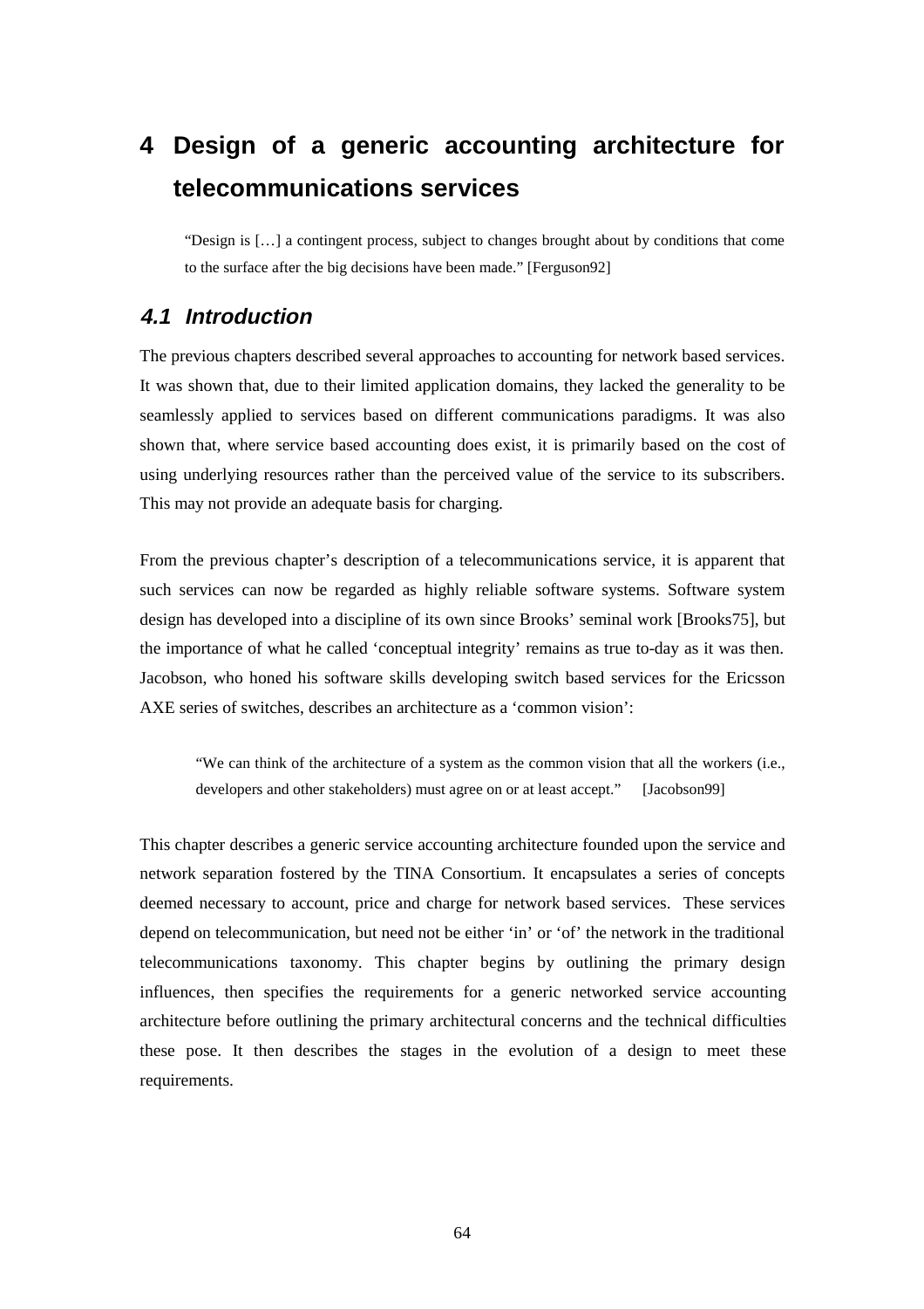# 4 Design of a generic accounting architecture for telecommunications services

> "Design is […] a contingent process, subject to changes brought about by conditions that come to the surface after the big decisions have been made." [Ferguson92]

## *4.1 Introduction*

The previous chapters described several approaches to accounting for network based services. It was shown that, due to their limited application domains, they lacked the generality to be seamlessly applied to services based on different communications paradigms. It was also shown that, where service based accounting does exist, it is primarily based on the cost of using underlying resources rather than the perceived value of the service to its subscribers. This may not provide an adequate basis for charging.

From the previous chapter's description of a telecommunications service, it is apparent that such services can now be regarded as highly reliable software systems. Software system design has developed into a discipline of its own since Brooks' seminal work [Brooks75], but the importance of what he called 'conceptual integrity' remains as true to-day as it was then. Jacobson, who honed his software skills developing switch based services for the Ericsson AXE series of switches, describes an architecture as a 'common vision':

> "We can think of the architecture of a system as the common vision that all the workers (i.e., developers and other stakeholders) must agree on or at least accept." [Jacobson99]

This chapter describes a generic service accounting architecture founded upon the service and network separation fostered by the TINA Consortium. It encapsulates a series of concepts deemed necessary to account, price and charge for network based services. These services depend on telecommunication, but need not be either 'in' or 'of' the network in the traditional telecommunications taxonomy. This chapter begins by outlining the primary design influences, then specifies the requirements for a generic networked service accounting architecture before outlining the primary architectural concerns and the technical difficulties these pose. It then describes the stages in the evolution of a design to meet these requirements.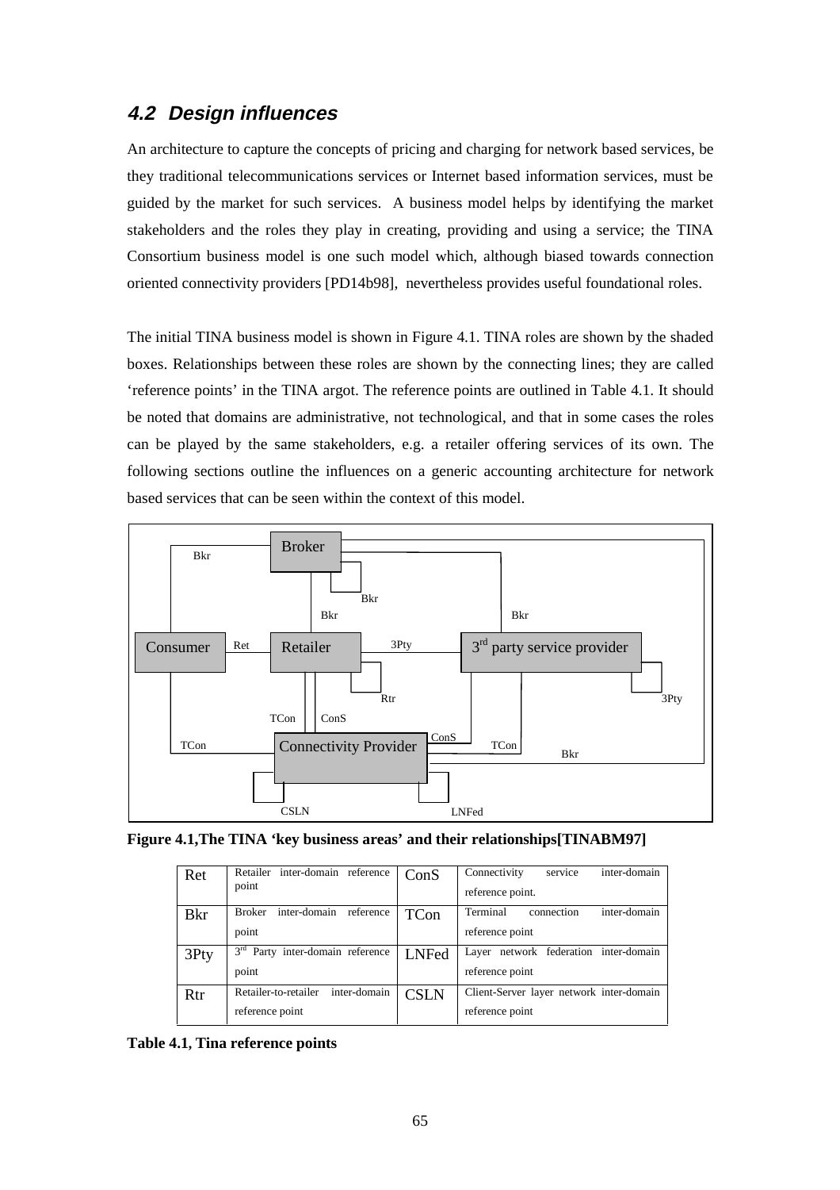## 4.2 Design influences

An architecture to capture the concepts of pricing and charging for network based services, be they traditional telecommunications services or Internet based information services, must be guided by the market for such services. A business model helps by identifying the market stakeholders and the roles they play in creating, providing and using a service; the TINA Consortium business model is one such model which, although biased towards connection oriented connectivity providers [PD14b98], nevertheless provides useful foundational roles.

The initial TINA business model is shown in Figure 4.1. TINA roles are shown by the shaded boxes. Relationships between these roles are shown by the connecting lines; they are called 'reference points' in the TINA argot. The reference points are outlined in Table 4.1. It should be noted that domains are administrative, not technological, and that in some cases the roles can be played by the same stakeholders, e.g. a retailer offering services of its own. The following sections outline the influences on a generic accounting architecture for network based services that can be seen within the context of this model.

**Figure 4.1,The TINA 'key business areas' and their relationships[TINABM97]**

| Ret | Retailer inter-domain reference point | ConS | Connectivity service inter-domain reference point. |
|---|---|---|---|
| Bkr | Broker inter-domain reference point | TCon | Terminal connection inter-domain reference point |
| 3Pty | 3rd Party inter-domain reference point | LNFed | Layer network federation inter-domain reference point |
| Rtr | Retailer-to-retailer inter-domain reference point | CSLN | Client-Server layer network inter-domain reference point |

**Table 4.1, Tina reference points**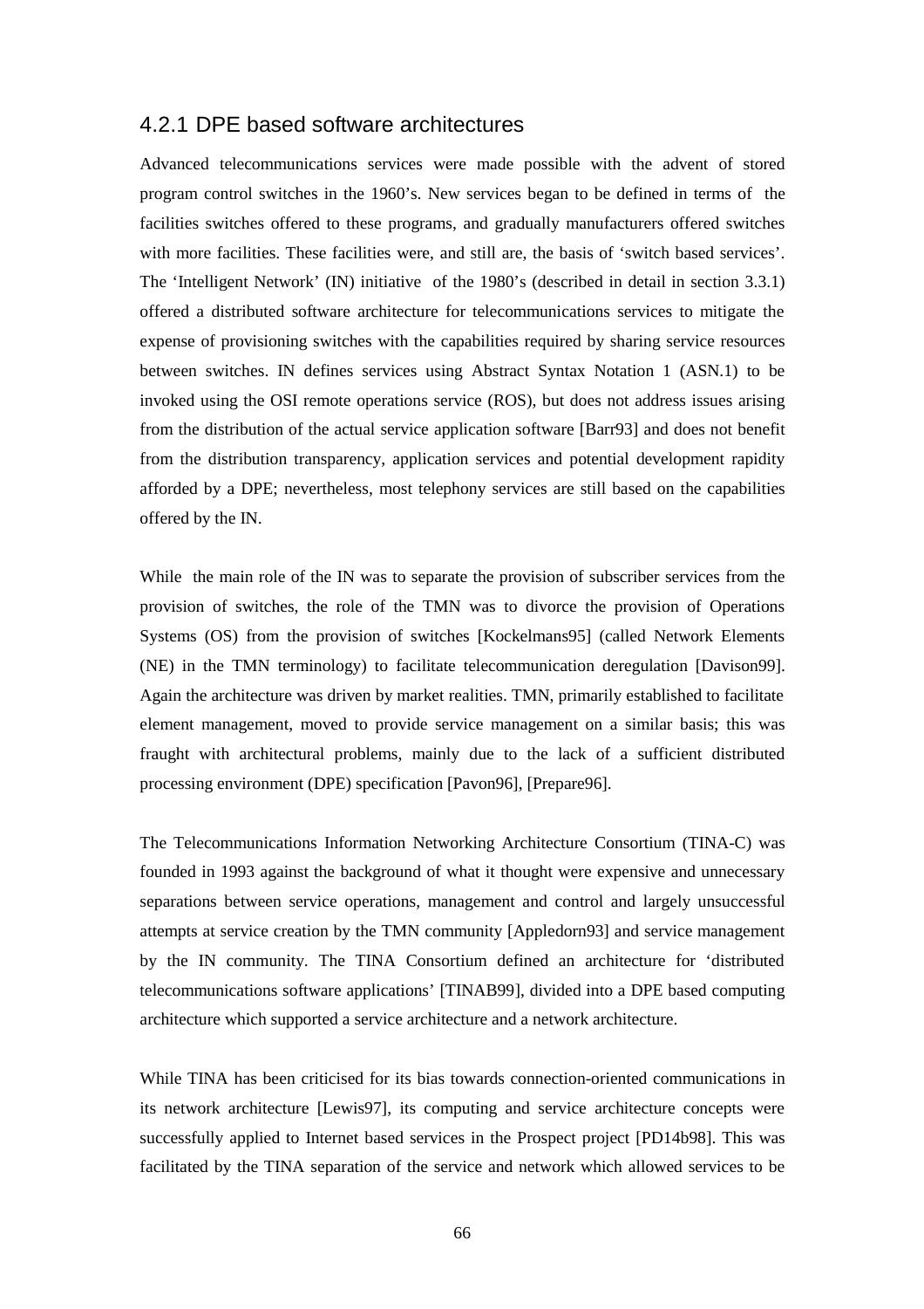### 4.2.1 DPE based software architectures

Advanced telecommunications services were made possible with the advent of stored program control switches in the 1960's. New services began to be defined in terms of the facilities switches offered to these programs, and gradually manufacturers offered switches with more facilities. These facilities were, and still are, the basis of 'switch based services'. The 'Intelligent Network' (IN) initiative of the 1980's (described in detail in section 3.3.1) offered a distributed software architecture for telecommunications services to mitigate the expense of provisioning switches with the capabilities required by sharing service resources between switches. IN defines services using Abstract Syntax Notation 1 (ASN.1) to be invoked using the OSI remote operations service (ROS), but does not address issues arising from the distribution of the actual service application software [Barr93] and does not benefit from the distribution transparency, application services and potential development rapidity afforded by a DPE; nevertheless, most telephony services are still based on the capabilities offered by the IN.

While the main role of the IN was to separate the provision of subscriber services from the provision of switches, the role of the TMN was to divorce the provision of Operations Systems (OS) from the provision of switches [Kockelmans95] (called Network Elements (NE) in the TMN terminology) to facilitate telecommunication deregulation [Davison99]. Again the architecture was driven by market realities. TMN, primarily established to facilitate element management, moved to provide service management on a similar basis; this was fraught with architectural problems, mainly due to the lack of a sufficient distributed processing environment (DPE) specification [Pavon96], [Prepare96].

The Telecommunications Information Networking Architecture Consortium (TINA-C) was founded in 1993 against the background of what it thought were expensive and unnecessary separations between service operations, management and control and largely unsuccessful attempts at service creation by the TMN community [Appledorn93] and service management by the IN community. The TINA Consortium defined an architecture for 'distributed telecommunications software applications' [TINAB99], divided into a DPE based computing architecture which supported a service architecture and a network architecture.

While TINA has been criticised for its bias towards connection-oriented communications in its network architecture [Lewis97], its computing and service architecture concepts were successfully applied to Internet based services in the Prospect project [PD14b98]. This was facilitated by the TINA separation of the service and network which allowed services to be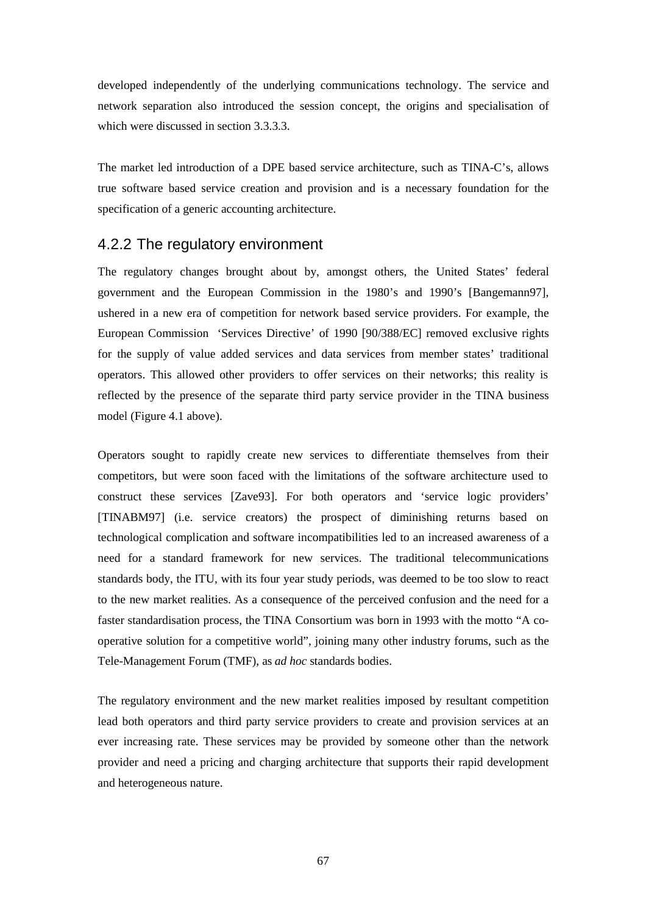developed independently of the underlying communications technology. The service and network separation also introduced the session concept, the origins and specialisation of which were discussed in section 3.3.3.3.

The market led introduction of a DPE based service architecture, such as TINA-C's, allows true software based service creation and provision and is a necessary foundation for the specification of a generic accounting architecture.

### 4.2.2 The regulatory environment

The regulatory changes brought about by, amongst others, the United States' federal government and the European Commission in the 1980's and 1990's [Bangemann97], ushered in a new era of competition for network based service providers. For example, the European Commission 'Services Directive' of 1990 [90/388/EC] removed exclusive rights for the supply of value added services and data services from member states' traditional operators. This allowed other providers to offer services on their networks; this reality is reflected by the presence of the separate third party service provider in the TINA business model (Figure 4.1 above).

Operators sought to rapidly create new services to differentiate themselves from their competitors, but were soon faced with the limitations of the software architecture used to construct these services [Zave93]. For both operators and 'service logic providers' [TINABM97] (i.e. service creators) the prospect of diminishing returns based on technological complication and software incompatibilities led to an increased awareness of a need for a standard framework for new services. The traditional telecommunications standards body, the ITU, with its four year study periods, was deemed to be too slow to react to the new market realities. As a consequence of the perceived confusion and the need for a faster standardisation process, the TINA Consortium was born in 1993 with the motto "A co-operative solution for a competitive world", joining many other industry forums, such as the Tele-Management Forum (TMF), as *ad hoc* standards bodies.

The regulatory environment and the new market realities imposed by resultant competition lead both operators and third party service providers to create and provision services at an ever increasing rate. These services may be provided by someone other than the network provider and need a pricing and charging architecture that supports their rapid development and heterogeneous nature.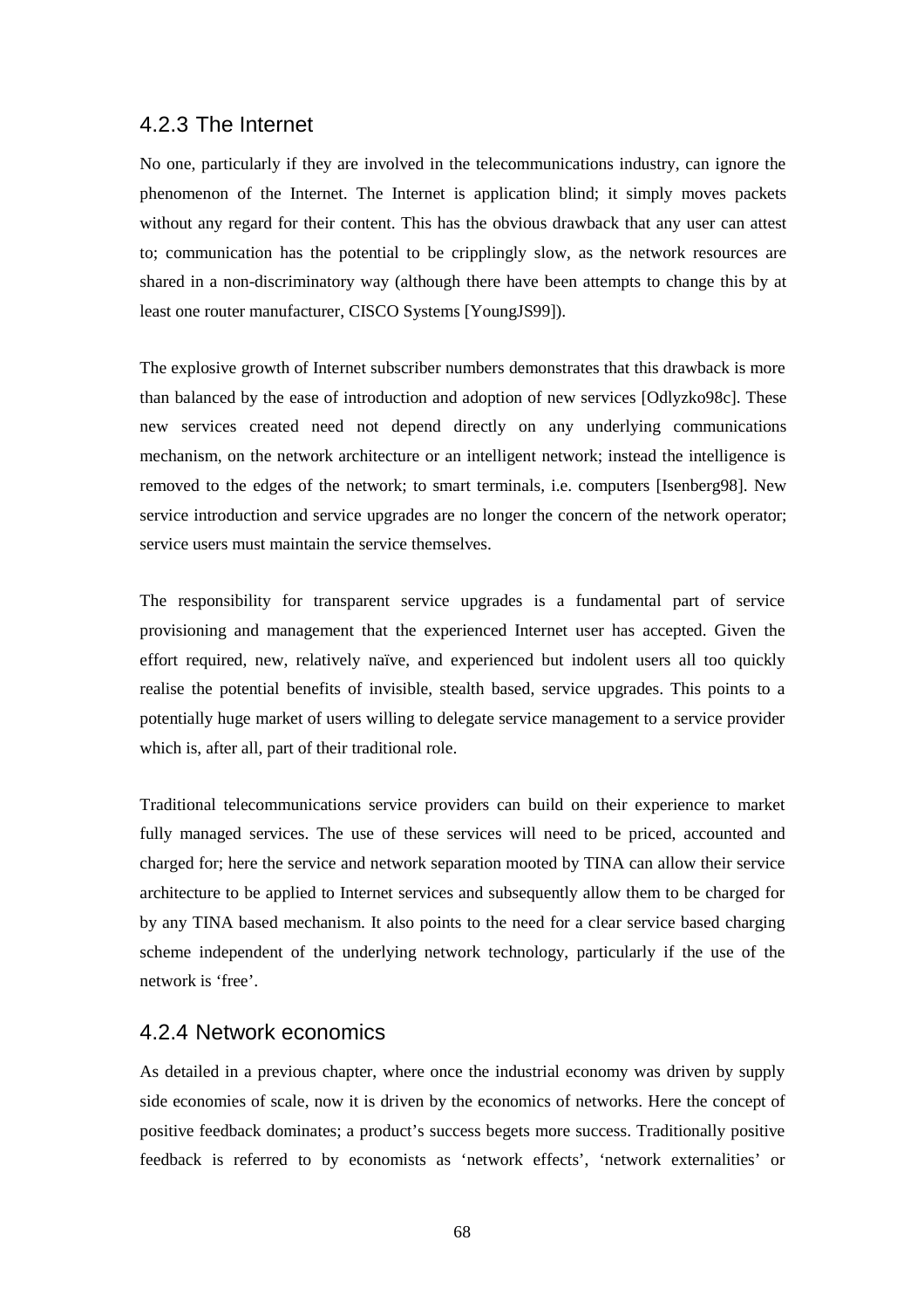### 4.2.3 The Internet

No one, particularly if they are involved in the telecommunications industry, can ignore the phenomenon of the Internet. The Internet is application blind; it simply moves packets without any regard for their content. This has the obvious drawback that any user can attest to; communication has the potential to be cripplingly slow, as the network resources are shared in a non-discriminatory way (although there have been attempts to change this by at least one router manufacturer, CISCO Systems [YoungJS99]).

The explosive growth of Internet subscriber numbers demonstrates that this drawback is more than balanced by the ease of introduction and adoption of new services [Odlyzko98c]. These new services created need not depend directly on any underlying communications mechanism, on the network architecture or an intelligent network; instead the intelligence is removed to the edges of the network; to smart terminals, i.e. computers [Isenberg98]. New service introduction and service upgrades are no longer the concern of the network operator; service users must maintain the service themselves.

The responsibility for transparent service upgrades is a fundamental part of service provisioning and management that the experienced Internet user has accepted. Given the effort required, new, relatively naïve, and experienced but indolent users all too quickly realise the potential benefits of invisible, stealth based, service upgrades. This points to a potentially huge market of users willing to delegate service management to a service provider which is, after all, part of their traditional role.

Traditional telecommunications service providers can build on their experience to market fully managed services. The use of these services will need to be priced, accounted and charged for; here the service and network separation mooted by TINA can allow their service architecture to be applied to Internet services and subsequently allow them to be charged for by any TINA based mechanism. It also points to the need for a clear service based charging scheme independent of the underlying network technology, particularly if the use of the network is 'free'.

### 4.2.4 Network economics

As detailed in a previous chapter, where once the industrial economy was driven by supply side economies of scale, now it is driven by the economics of networks. Here the concept of positive feedback dominates; a product's success begets more success. Traditionally positive feedback is referred to by economists as 'network effects', 'network externalities' or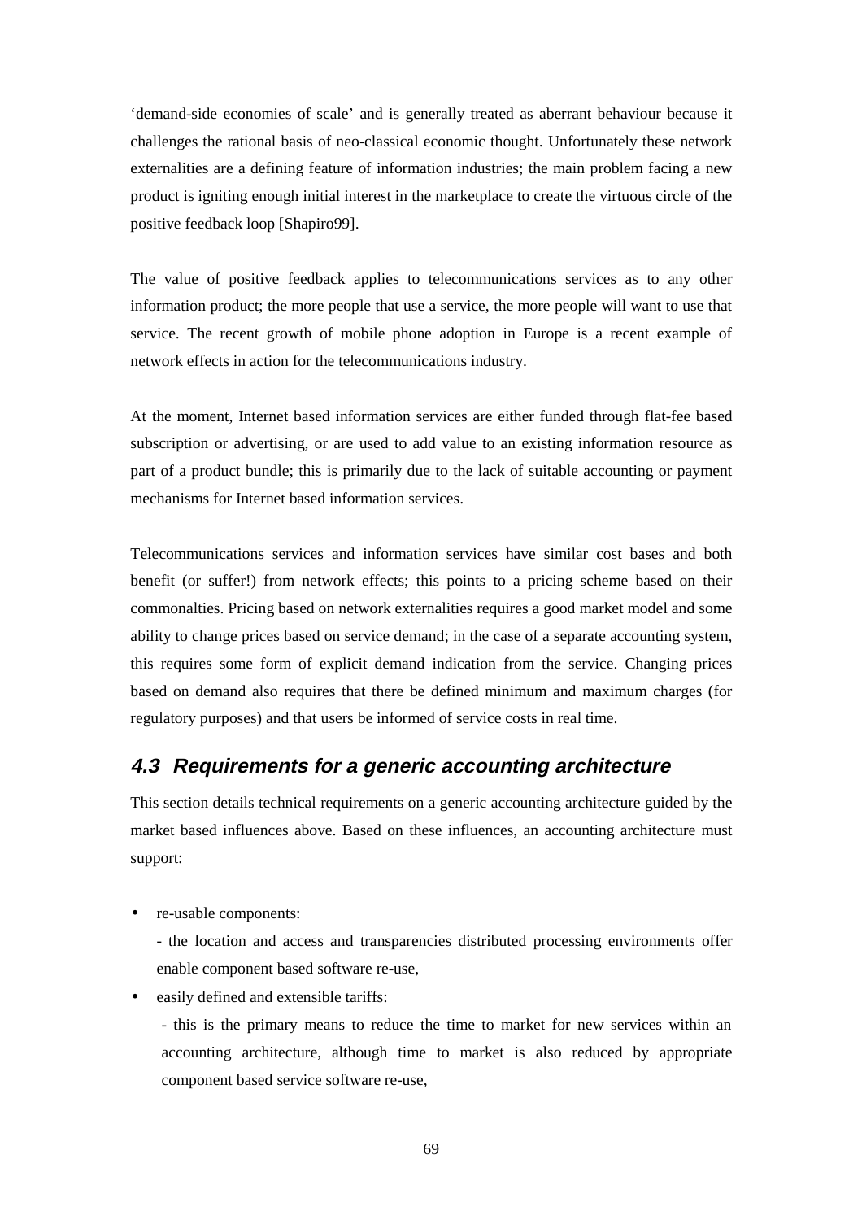‘demand-side economies of scale’ and is generally treated as aberrant behaviour because it challenges the rational basis of neo-classical economic thought. Unfortunately these network externalities are a defining feature of information industries; the main problem facing a new product is igniting enough initial interest in the marketplace to create the virtuous circle of the positive feedback loop [Shapiro99].

The value of positive feedback applies to telecommunications services as to any other information product; the more people that use a service, the more people will want to use that service. The recent growth of mobile phone adoption in Europe is a recent example of network effects in action for the telecommunications industry.

At the moment, Internet based information services are either funded through flat-fee based subscription or advertising, or are used to add value to an existing information resource as part of a product bundle; this is primarily due to the lack of suitable accounting or payment mechanisms for Internet based information services.

Telecommunications services and information services have similar cost bases and both benefit (or suffer!) from network effects; this points to a pricing scheme based on their commonalties. Pricing based on network externalities requires a good market model and some ability to change prices based on service demand; in the case of a separate accounting system, this requires some form of explicit demand indication from the service. Changing prices based on demand also requires that there be defined minimum and maximum charges (for regulatory purposes) and that users be informed of service costs in real time.

## *4.3 Requirements for a generic accounting architecture*

This section details technical requirements on a generic accounting architecture guided by the market based influences above. Based on these influences, an accounting architecture must support:

- re-usable components:

  - the location and access and transparencies distributed processing environments offer enable component based software re-use,

- easily defined and extensible tariffs:

  - this is the primary means to reduce the time to market for new services within an accounting architecture, although time to market is also reduced by appropriate component based service software re-use,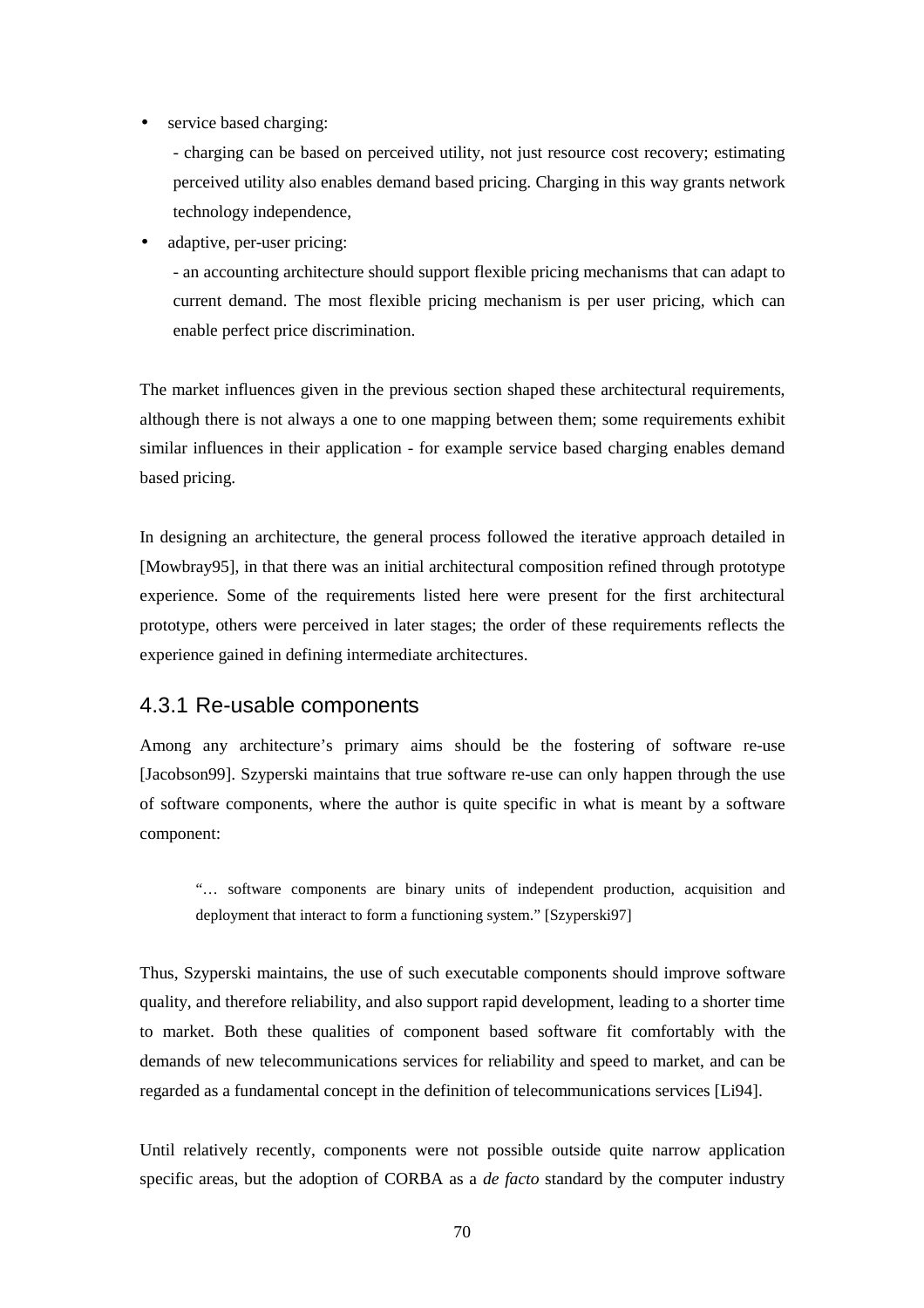- service based charging:

  - charging can be based on perceived utility, not just resource cost recovery; estimating perceived utility also enables demand based pricing. Charging in this way grants network technology independence,

- adaptive, per-user pricing:

  - an accounting architecture should support flexible pricing mechanisms that can adapt to current demand. The most flexible pricing mechanism is per user pricing, which can enable perfect price discrimination.

The market influences given in the previous section shaped these architectural requirements, although there is not always a one to one mapping between them; some requirements exhibit similar influences in their application - for example service based charging enables demand based pricing.

In designing an architecture, the general process followed the iterative approach detailed in [Mowbray95], in that there was an initial architectural composition refined through prototype experience. Some of the requirements listed here were present for the first architectural prototype, others were perceived in later stages; the order of these requirements reflects the experience gained in defining intermediate architectures.

### 4.3.1 Re-usable components

Among any architecture's primary aims should be the fostering of software re-use [Jacobson99]. Szyperski maintains that true software re-use can only happen through the use of software components, where the author is quite specific in what is meant by a software component:

> "… software components are binary units of independent production, acquisition and deployment that interact to form a functioning system." [Szyperski97]

Thus, Szyperski maintains, the use of such executable components should improve software quality, and therefore reliability, and also support rapid development, leading to a shorter time to market. Both these qualities of component based software fit comfortably with the demands of new telecommunications services for reliability and speed to market, and can be regarded as a fundamental concept in the definition of telecommunications services [Li94].

Until relatively recently, components were not possible outside quite narrow application specific areas, but the adoption of CORBA as a *de facto* standard by the computer industry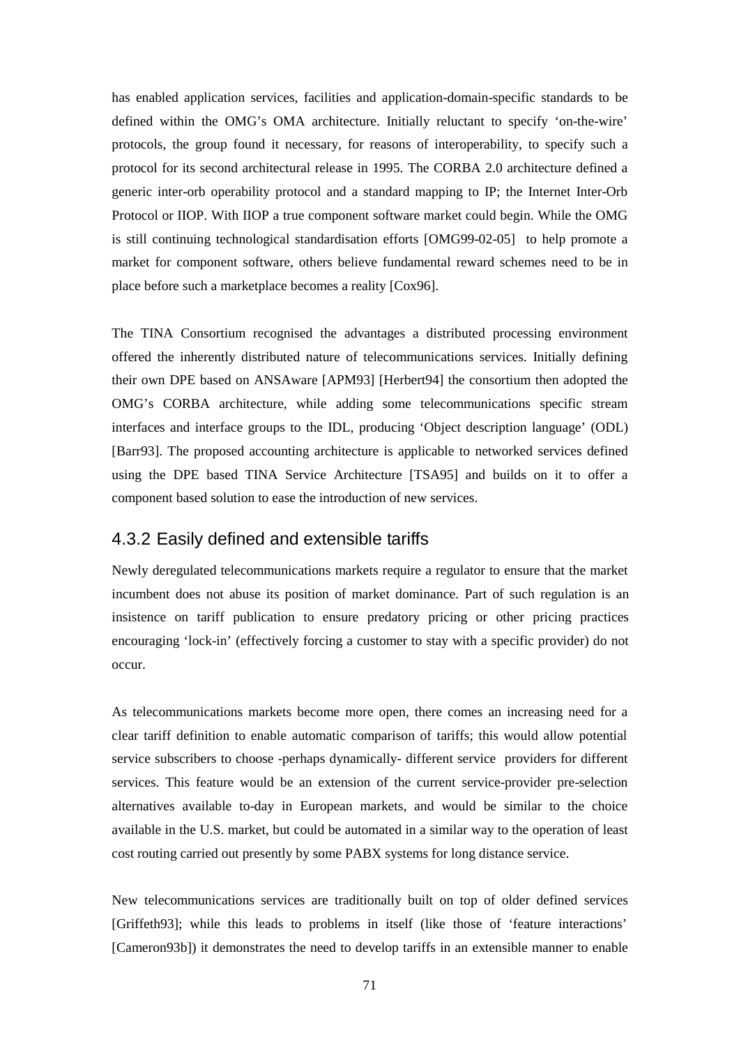has enabled application services, facilities and application-domain-specific standards to be defined within the OMG's OMA architecture. Initially reluctant to specify 'on-the-wire' protocols, the group found it necessary, for reasons of interoperability, to specify such a protocol for its second architectural release in 1995. The CORBA 2.0 architecture defined a generic inter-orb operability protocol and a standard mapping to IP; the Internet Inter-Orb Protocol or IIOP. With IIOP a true component software market could begin. While the OMG is still continuing technological standardisation efforts [OMG99-02-05] to help promote a market for component software, others believe fundamental reward schemes need to be in place before such a marketplace becomes a reality [Cox96].

The TINA Consortium recognised the advantages a distributed processing environment offered the inherently distributed nature of telecommunications services. Initially defining their own DPE based on ANSAware [APM93] [Herbert94] the consortium then adopted the OMG's CORBA architecture, while adding some telecommunications specific stream interfaces and interface groups to the IDL, producing 'Object description language' (ODL) [Barr93]. The proposed accounting architecture is applicable to networked services defined using the DPE based TINA Service Architecture [TSA95] and builds on it to offer a component based solution to ease the introduction of new services.

### 4.3.2 Easily defined and extensible tariffs

Newly deregulated telecommunications markets require a regulator to ensure that the market incumbent does not abuse its position of market dominance. Part of such regulation is an insistence on tariff publication to ensure predatory pricing or other pricing practices encouraging 'lock-in' (effectively forcing a customer to stay with a specific provider) do not occur.

As telecommunications markets become more open, there comes an increasing need for a clear tariff definition to enable automatic comparison of tariffs; this would allow potential service subscribers to choose -perhaps dynamically- different service providers for different services. This feature would be an extension of the current service-provider pre-selection alternatives available to-day in European markets, and would be similar to the choice available in the U.S. market, but could be automated in a similar way to the operation of least cost routing carried out presently by some PABX systems for long distance service.

New telecommunications services are traditionally built on top of older defined services [Griffeth93]; while this leads to problems in itself (like those of 'feature interactions' [Cameron93b]) it demonstrates the need to develop tariffs in an extensible manner to enable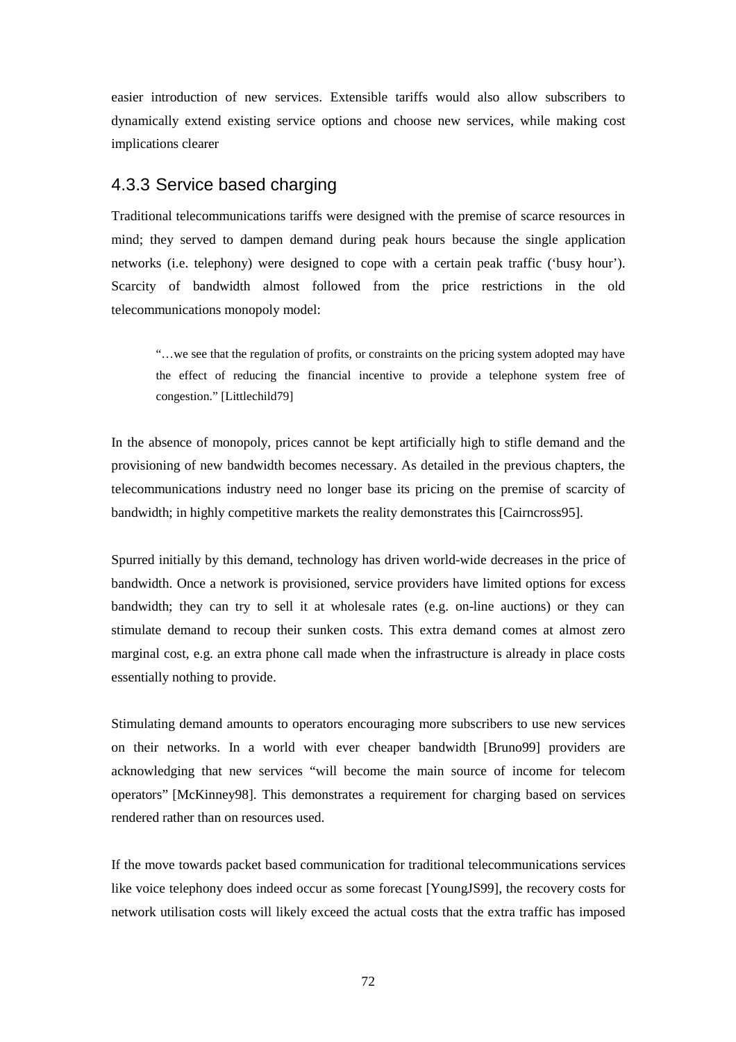easier introduction of new services. Extensible tariffs would also allow subscribers to dynamically extend existing service options and choose new services, while making cost implications clearer

### 4.3.3 Service based charging

Traditional telecommunications tariffs were designed with the premise of scarce resources in mind; they served to dampen demand during peak hours because the single application networks (i.e. telephony) were designed to cope with a certain peak traffic ('busy hour'). Scarcity of bandwidth almost followed from the price restrictions in the old telecommunications monopoly model:

> "…we see that the regulation of profits, or constraints on the pricing system adopted may have the effect of reducing the financial incentive to provide a telephone system free of congestion." [Littlechild79]

In the absence of monopoly, prices cannot be kept artificially high to stifle demand and the provisioning of new bandwidth becomes necessary. As detailed in the previous chapters, the telecommunications industry need no longer base its pricing on the premise of scarcity of bandwidth; in highly competitive markets the reality demonstrates this [Cairncross95].

Spurred initially by this demand, technology has driven world-wide decreases in the price of bandwidth. Once a network is provisioned, service providers have limited options for excess bandwidth; they can try to sell it at wholesale rates (e.g. on-line auctions) or they can stimulate demand to recoup their sunken costs. This extra demand comes at almost zero marginal cost, e.g. an extra phone call made when the infrastructure is already in place costs essentially nothing to provide.

Stimulating demand amounts to operators encouraging more subscribers to use new services on their networks. In a world with ever cheaper bandwidth [Bruno99] providers are acknowledging that new services "will become the main source of income for telecom operators" [McKinney98]. This demonstrates a requirement for charging based on services rendered rather than on resources used.

If the move towards packet based communication for traditional telecommunications services like voice telephony does indeed occur as some forecast [YoungJS99], the recovery costs for network utilisation costs will likely exceed the actual costs that the extra traffic has imposed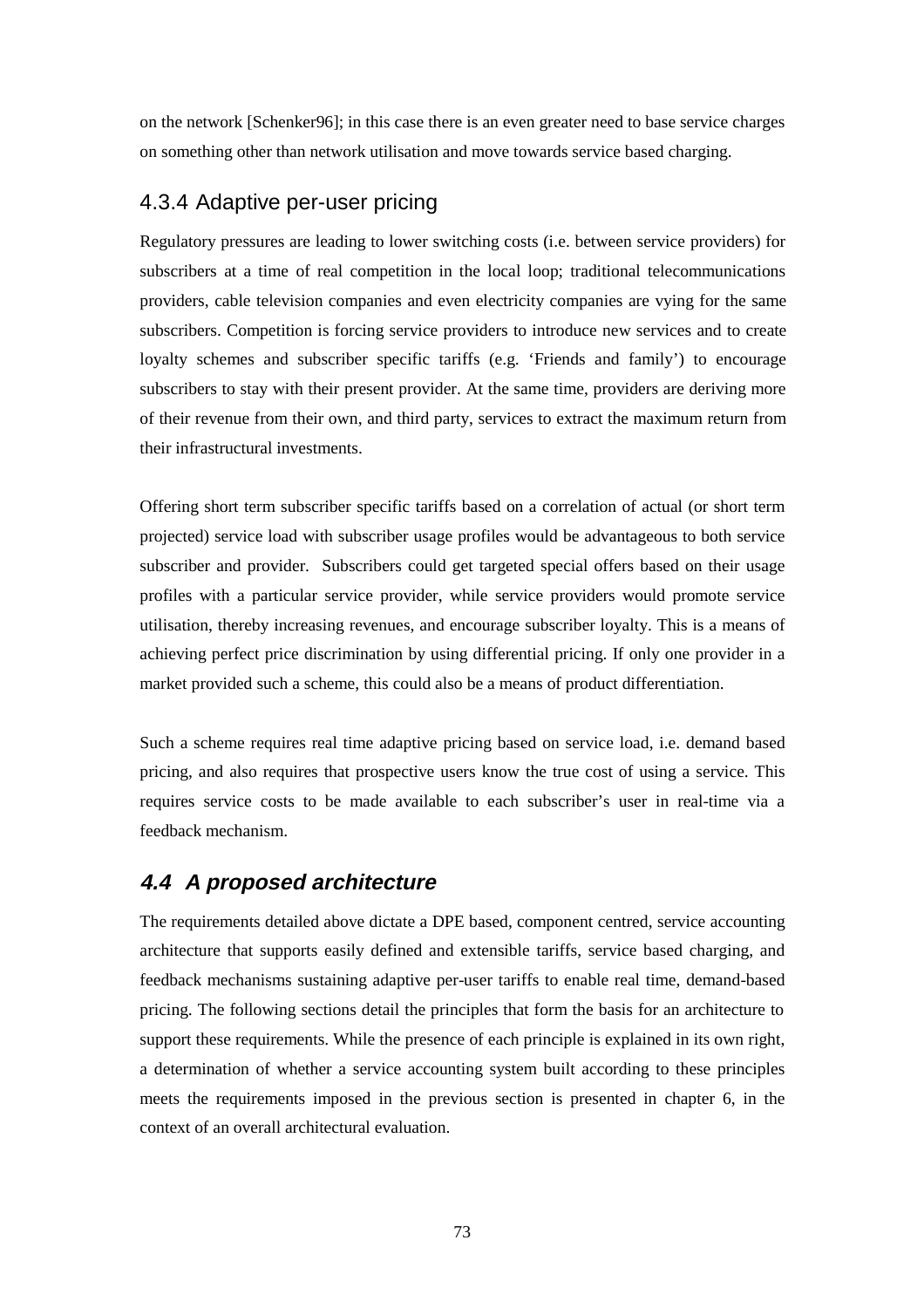on the network [Schenker96]; in this case there is an even greater need to base service charges on something other than network utilisation and move towards service based charging.

### 4.3.4 Adaptive per-user pricing

Regulatory pressures are leading to lower switching costs (i.e. between service providers) for subscribers at a time of real competition in the local loop; traditional telecommunications providers, cable television companies and even electricity companies are vying for the same subscribers. Competition is forcing service providers to introduce new services and to create loyalty schemes and subscriber specific tariffs (e.g. 'Friends and family') to encourage subscribers to stay with their present provider. At the same time, providers are deriving more of their revenue from their own, and third party, services to extract the maximum return from their infrastructural investments.

Offering short term subscriber specific tariffs based on a correlation of actual (or short term projected) service load with subscriber usage profiles would be advantageous to both service subscriber and provider. Subscribers could get targeted special offers based on their usage profiles with a particular service provider, while service providers would promote service utilisation, thereby increasing revenues, and encourage subscriber loyalty. This is a means of achieving perfect price discrimination by using differential pricing. If only one provider in a market provided such a scheme, this could also be a means of product differentiation.

Such a scheme requires real time adaptive pricing based on service load, i.e. demand based pricing, and also requires that prospective users know the true cost of using a service. This requires service costs to be made available to each subscriber's user in real-time via a feedback mechanism.

## *4.4 A proposed architecture*

The requirements detailed above dictate a DPE based, component centred, service accounting architecture that supports easily defined and extensible tariffs, service based charging, and feedback mechanisms sustaining adaptive per-user tariffs to enable real time, demand-based pricing. The following sections detail the principles that form the basis for an architecture to support these requirements. While the presence of each principle is explained in its own right, a determination of whether a service accounting system built according to these principles meets the requirements imposed in the previous section is presented in chapter 6, in the context of an overall architectural evaluation.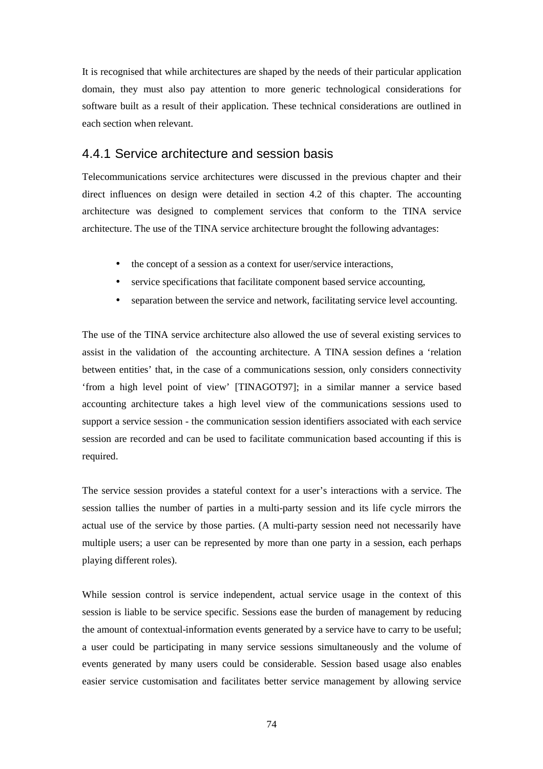It is recognised that while architectures are shaped by the needs of their particular application domain, they must also pay attention to more generic technological considerations for software built as a result of their application. These technical considerations are outlined in each section when relevant.

### 4.4.1 Service architecture and session basis

Telecommunications service architectures were discussed in the previous chapter and their direct influences on design were detailed in section 4.2 of this chapter. The accounting architecture was designed to complement services that conform to the TINA service architecture. The use of the TINA service architecture brought the following advantages:

- the concept of a session as a context for user/service interactions,
- service specifications that facilitate component based service accounting,
- separation between the service and network, facilitating service level accounting.

The use of the TINA service architecture also allowed the use of several existing services to assist in the validation of  the accounting architecture. A TINA session defines a 'relation between entities' that, in the case of a communications session, only considers connectivity 'from a high level point of view' [TINAGOT97]; in a similar manner a service based accounting architecture takes a high level view of the communications sessions used to support a service session - the communication session identifiers associated with each service session are recorded and can be used to facilitate communication based accounting if this is required.

The service session provides a stateful context for a user's interactions with a service. The session tallies the number of parties in a multi-party session and its life cycle mirrors the actual use of the service by those parties. (A multi-party session need not necessarily have multiple users; a user can be represented by more than one party in a session, each perhaps playing different roles).

While session control is service independent, actual service usage in the context of this session is liable to be service specific. Sessions ease the burden of management by reducing the amount of contextual-information events generated by a service have to carry to be useful; a user could be participating in many service sessions simultaneously and the volume of events generated by many users could be considerable. Session based usage also enables easier service customisation and facilitates better service management by allowing service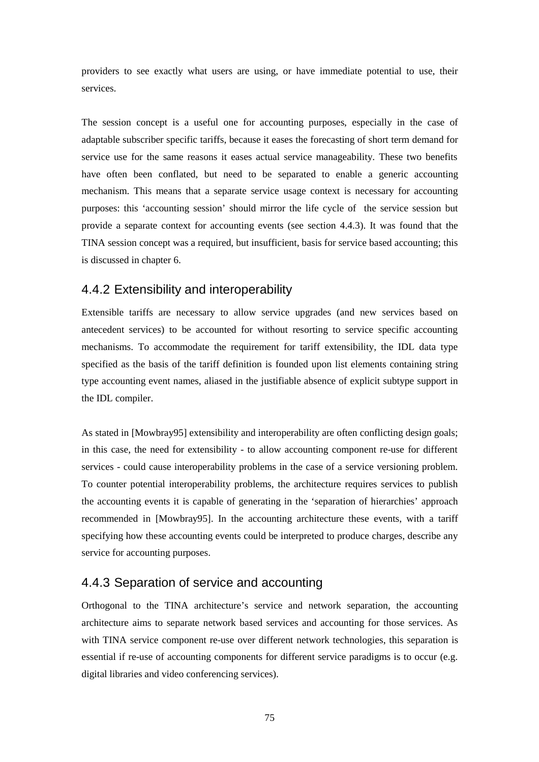providers to see exactly what users are using, or have immediate potential to use, their services.

The session concept is a useful one for accounting purposes, especially in the case of adaptable subscriber specific tariffs, because it eases the forecasting of short term demand for service use for the same reasons it eases actual service manageability. These two benefits have often been conflated, but need to be separated to enable a generic accounting mechanism. This means that a separate service usage context is necessary for accounting purposes: this 'accounting session' should mirror the life cycle of the service session but provide a separate context for accounting events (see section 4.4.3). It was found that the TINA session concept was a required, but insufficient, basis for service based accounting; this is discussed in chapter 6.

### 4.4.2 Extensibility and interoperability

Extensible tariffs are necessary to allow service upgrades (and new services based on antecedent services) to be accounted for without resorting to service specific accounting mechanisms. To accommodate the requirement for tariff extensibility, the IDL data type specified as the basis of the tariff definition is founded upon list elements containing string type accounting event names, aliased in the justifiable absence of explicit subtype support in the IDL compiler.

As stated in [Mowbray95] extensibility and interoperability are often conflicting design goals; in this case, the need for extensibility - to allow accounting component re-use for different services - could cause interoperability problems in the case of a service versioning problem. To counter potential interoperability problems, the architecture requires services to publish the accounting events it is capable of generating in the 'separation of hierarchies' approach recommended in [Mowbray95]. In the accounting architecture these events, with a tariff specifying how these accounting events could be interpreted to produce charges, describe any service for accounting purposes.

### 4.4.3 Separation of service and accounting

Orthogonal to the TINA architecture's service and network separation, the accounting architecture aims to separate network based services and accounting for those services. As with TINA service component re-use over different network technologies, this separation is essential if re-use of accounting components for different service paradigms is to occur (e.g. digital libraries and video conferencing services).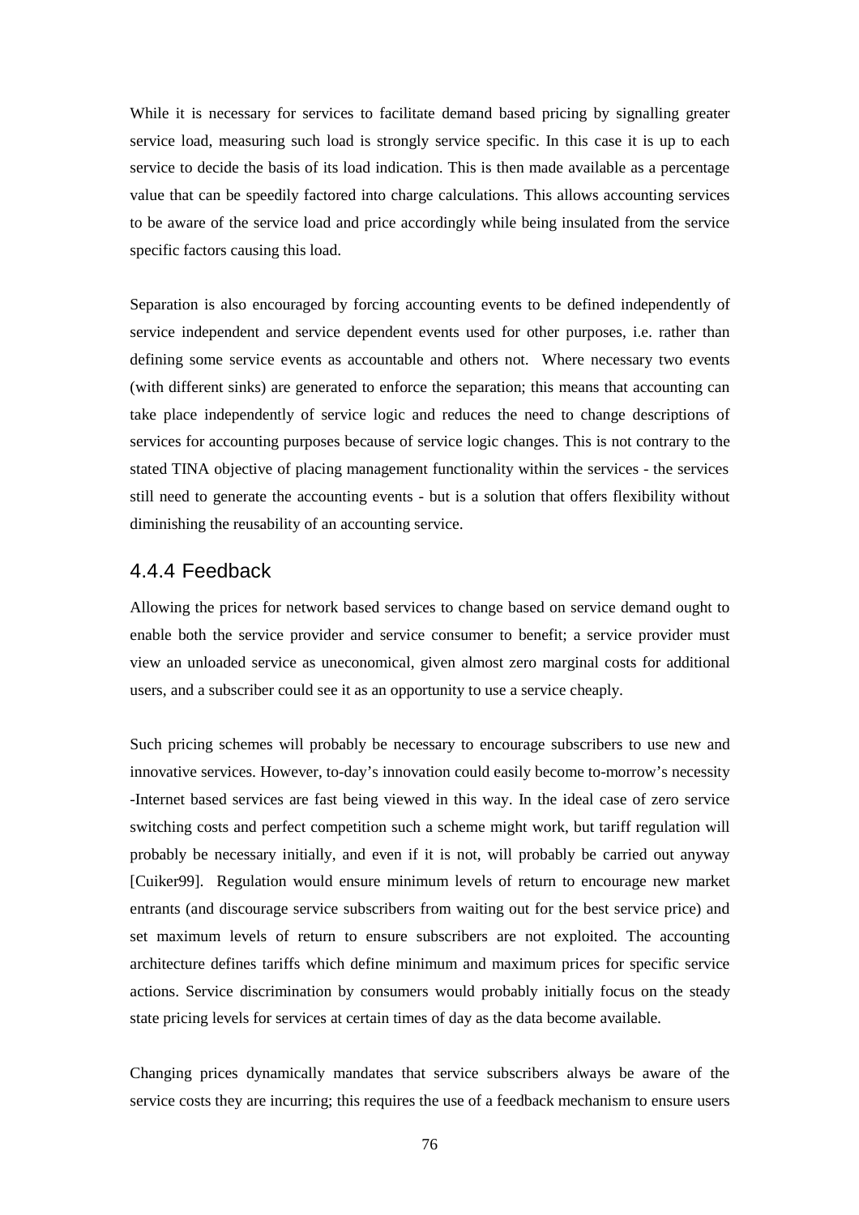While it is necessary for services to facilitate demand based pricing by signalling greater service load, measuring such load is strongly service specific. In this case it is up to each service to decide the basis of its load indication. This is then made available as a percentage value that can be speedily factored into charge calculations. This allows accounting services to be aware of the service load and price accordingly while being insulated from the service specific factors causing this load.

Separation is also encouraged by forcing accounting events to be defined independently of service independent and service dependent events used for other purposes, i.e. rather than defining some service events as accountable and others not. Where necessary two events (with different sinks) are generated to enforce the separation; this means that accounting can take place independently of service logic and reduces the need to change descriptions of services for accounting purposes because of service logic changes. This is not contrary to the stated TINA objective of placing management functionality within the services - the services still need to generate the accounting events - but is a solution that offers flexibility without diminishing the reusability of an accounting service.

### 4.4.4 Feedback

Allowing the prices for network based services to change based on service demand ought to enable both the service provider and service consumer to benefit; a service provider must view an unloaded service as uneconomical, given almost zero marginal costs for additional users, and a subscriber could see it as an opportunity to use a service cheaply.

Such pricing schemes will probably be necessary to encourage subscribers to use new and innovative services. However, to-day's innovation could easily become to-morrow's necessity -Internet based services are fast being viewed in this way. In the ideal case of zero service switching costs and perfect competition such a scheme might work, but tariff regulation will probably be necessary initially, and even if it is not, will probably be carried out anyway [Cuiker99]. Regulation would ensure minimum levels of return to encourage new market entrants (and discourage service subscribers from waiting out for the best service price) and set maximum levels of return to ensure subscribers are not exploited. The accounting architecture defines tariffs which define minimum and maximum prices for specific service actions. Service discrimination by consumers would probably initially focus on the steady state pricing levels for services at certain times of day as the data become available.

Changing prices dynamically mandates that service subscribers always be aware of the service costs they are incurring; this requires the use of a feedback mechanism to ensure users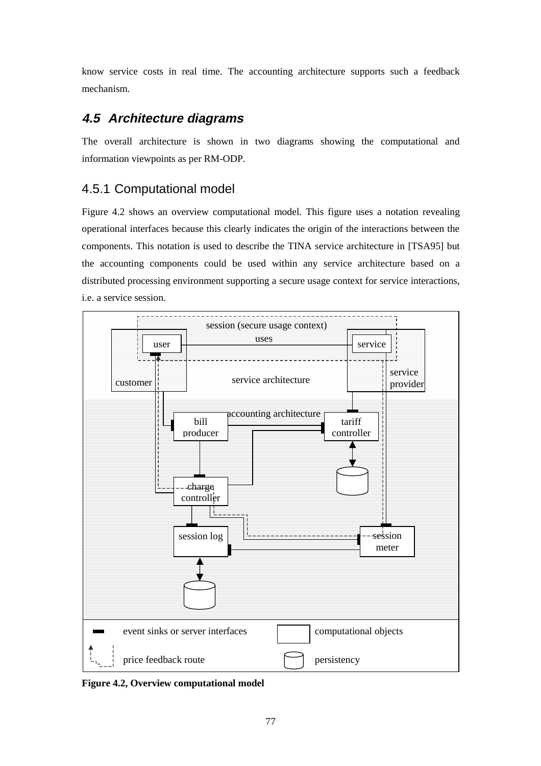know service costs in real time. The accounting architecture supports such a feedback mechanism.

### *4.5 Architecture diagrams*

The overall architecture is shown in two diagrams showing the computational and information viewpoints as per RM-ODP.

#### 4.5.1 Computational model

Figure 4.2 shows an overview computational model. This figure uses a notation revealing operational interfaces because this clearly indicates the origin of the interactions between the components. This notation is used to describe the TINA service architecture in [TSA95] but the accounting components could be used within any service architecture based on a distributed processing environment supporting a secure usage context for service interactions, i.e. a service session.

**Figure 4.2, Overview computational model**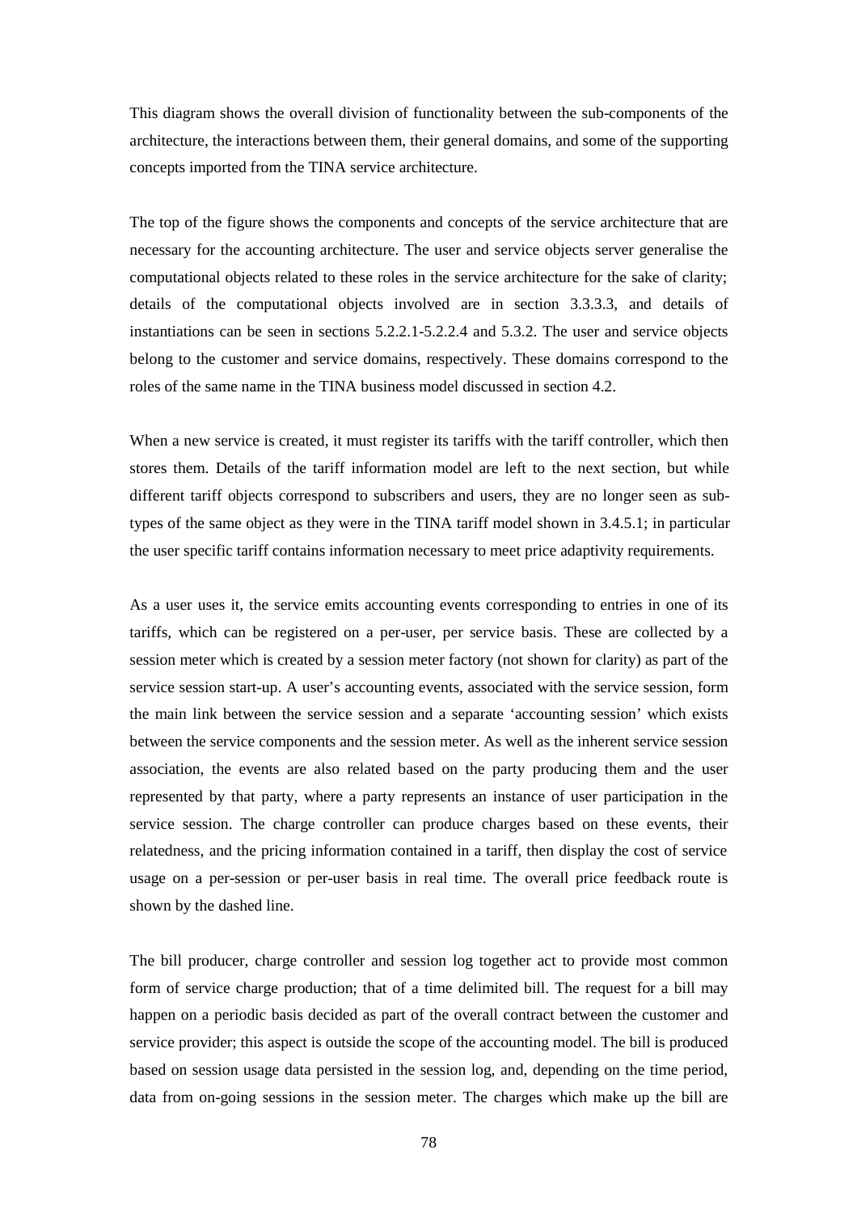This diagram shows the overall division of functionality between the sub-components of the architecture, the interactions between them, their general domains, and some of the supporting concepts imported from the TINA service architecture.

The top of the figure shows the components and concepts of the service architecture that are necessary for the accounting architecture. The user and service objects server generalise the computational objects related to these roles in the service architecture for the sake of clarity; details of the computational objects involved are in section 3.3.3.3, and details of instantiations can be seen in sections 5.2.2.1-5.2.2.4 and 5.3.2. The user and service objects belong to the customer and service domains, respectively. These domains correspond to the roles of the same name in the TINA business model discussed in section 4.2.

When a new service is created, it must register its tariffs with the tariff controller, which then stores them. Details of the tariff information model are left to the next section, but while different tariff objects correspond to subscribers and users, they are no longer seen as sub-types of the same object as they were in the TINA tariff model shown in 3.4.5.1; in particular the user specific tariff contains information necessary to meet price adaptivity requirements.

As a user uses it, the service emits accounting events corresponding to entries in one of its tariffs, which can be registered on a per-user, per service basis. These are collected by a session meter which is created by a session meter factory (not shown for clarity) as part of the service session start-up. A user's accounting events, associated with the service session, form the main link between the service session and a separate 'accounting session' which exists between the service components and the session meter. As well as the inherent service session association, the events are also related based on the party producing them and the user represented by that party, where a party represents an instance of user participation in the service session. The charge controller can produce charges based on these events, their relatedness, and the pricing information contained in a tariff, then display the cost of service usage on a per-session or per-user basis in real time. The overall price feedback route is shown by the dashed line.

The bill producer, charge controller and session log together act to provide most common form of service charge production; that of a time delimited bill. The request for a bill may happen on a periodic basis decided as part of the overall contract between the customer and service provider; this aspect is outside the scope of the accounting model. The bill is produced based on session usage data persisted in the session log, and, depending on the time period, data from on-going sessions in the session meter. The charges which make up the bill are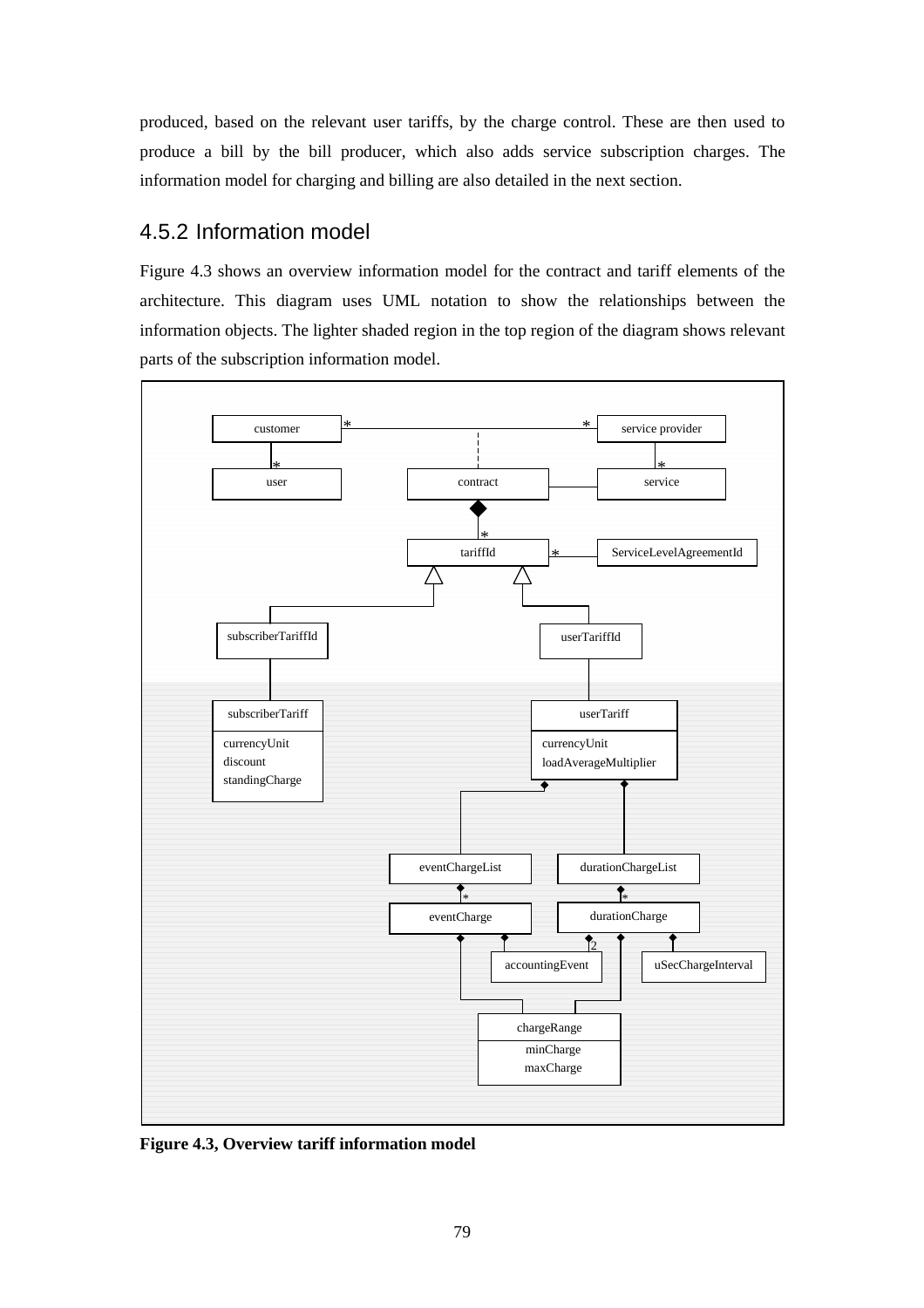produced, based on the relevant user tariffs, by the charge control. These are then used to produce a bill by the bill producer, which also adds service subscription charges. The information model for charging and billing are also detailed in the next section.

## 4.5.2 Information model

Figure 4.3 shows an overview information model for the contract and tariff elements of the architecture. This diagram uses UML notation to show the relationships between the information objects. The lighter shaded region in the top region of the diagram shows relevant parts of the subscription information model.

**Figure 4.3, Overview tariff information model**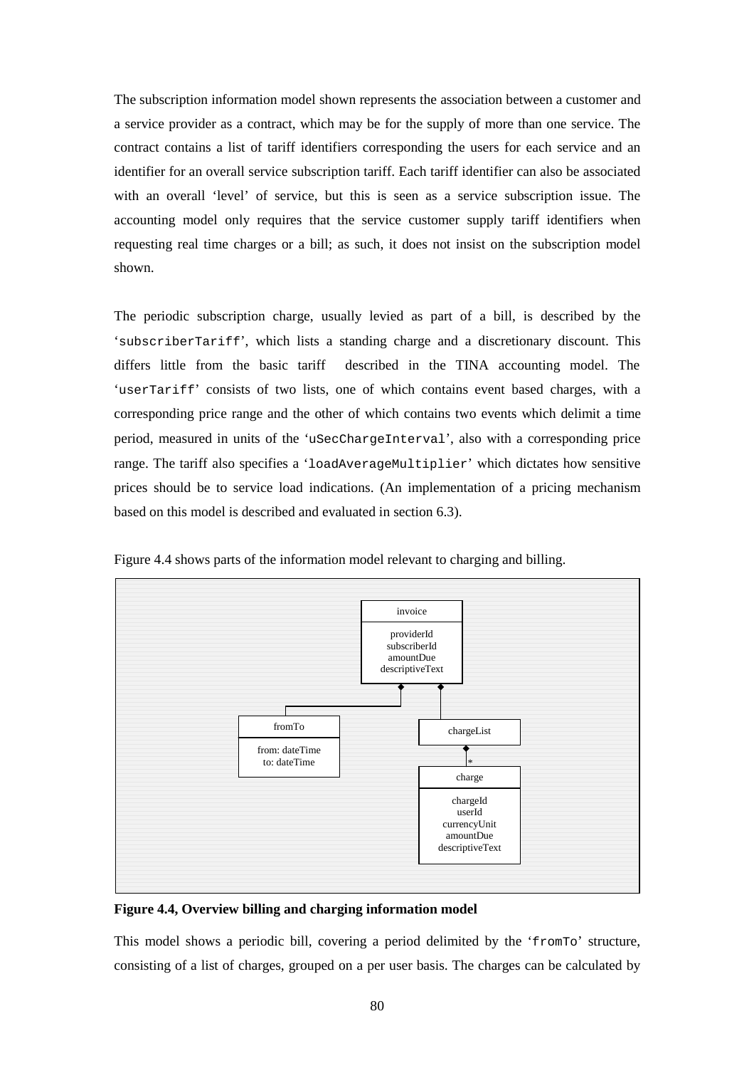The subscription information model shown represents the association between a customer and a service provider as a contract, which may be for the supply of more than one service. The contract contains a list of tariff identifiers corresponding the users for each service and an identifier for an overall service subscription tariff. Each tariff identifier can also be associated with an overall 'level' of service, but this is seen as a service subscription issue. The accounting model only requires that the service customer supply tariff identifiers when requesting real time charges or a bill; as such, it does not insist on the subscription model shown.

The periodic subscription charge, usually levied as part of a bill, is described by the '`subscriberTariff`', which lists a standing charge and a discretionary discount. This differs little from the basic tariff described in the TINA accounting model. The '`userTariff`' consists of two lists, one of which contains event based charges, with a corresponding price range and the other of which contains two events which delimit a time period, measured in units of the '`uSecChargeInterval`', also with a corresponding price range. The tariff also specifies a '`loadAverageMultiplier`' which dictates how sensitive prices should be to service load indications. (An implementation of a pricing mechanism based on this model is described and evaluated in section 6.3).

Figure 4.4 shows parts of the information model relevant to charging and billing.

**Figure 4.4, Overview billing and charging information model**

This model shows a periodic bill, covering a period delimited by the '`fromTo`' structure, consisting of a list of charges, grouped on a per user basis. The charges can be calculated by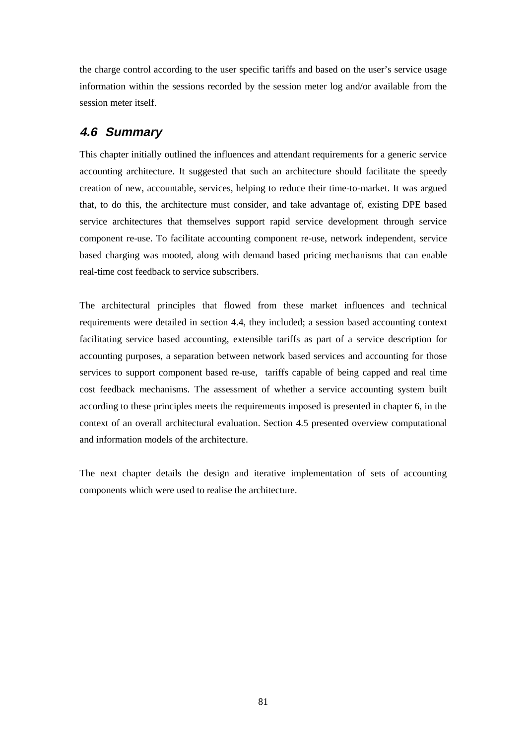the charge control according to the user specific tariffs and based on the user's service usage information within the sessions recorded by the session meter log and/or available from the session meter itself.

## *4.6 Summary*

This chapter initially outlined the influences and attendant requirements for a generic service accounting architecture. It suggested that such an architecture should facilitate the speedy creation of new, accountable, services, helping to reduce their time-to-market. It was argued that, to do this, the architecture must consider, and take advantage of, existing DPE based service architectures that themselves support rapid service development through service component re-use. To facilitate accounting component re-use, network independent, service based charging was mooted, along with demand based pricing mechanisms that can enable real-time cost feedback to service subscribers.

The architectural principles that flowed from these market influences and technical requirements were detailed in section 4.4, they included; a session based accounting context facilitating service based accounting, extensible tariffs as part of a service description for accounting purposes, a separation between network based services and accounting for those services to support component based re-use, tariffs capable of being capped and real time cost feedback mechanisms. The assessment of whether a service accounting system built according to these principles meets the requirements imposed is presented in chapter 6, in the context of an overall architectural evaluation. Section 4.5 presented overview computational and information models of the architecture.

The next chapter details the design and iterative implementation of sets of accounting components which were used to realise the architecture.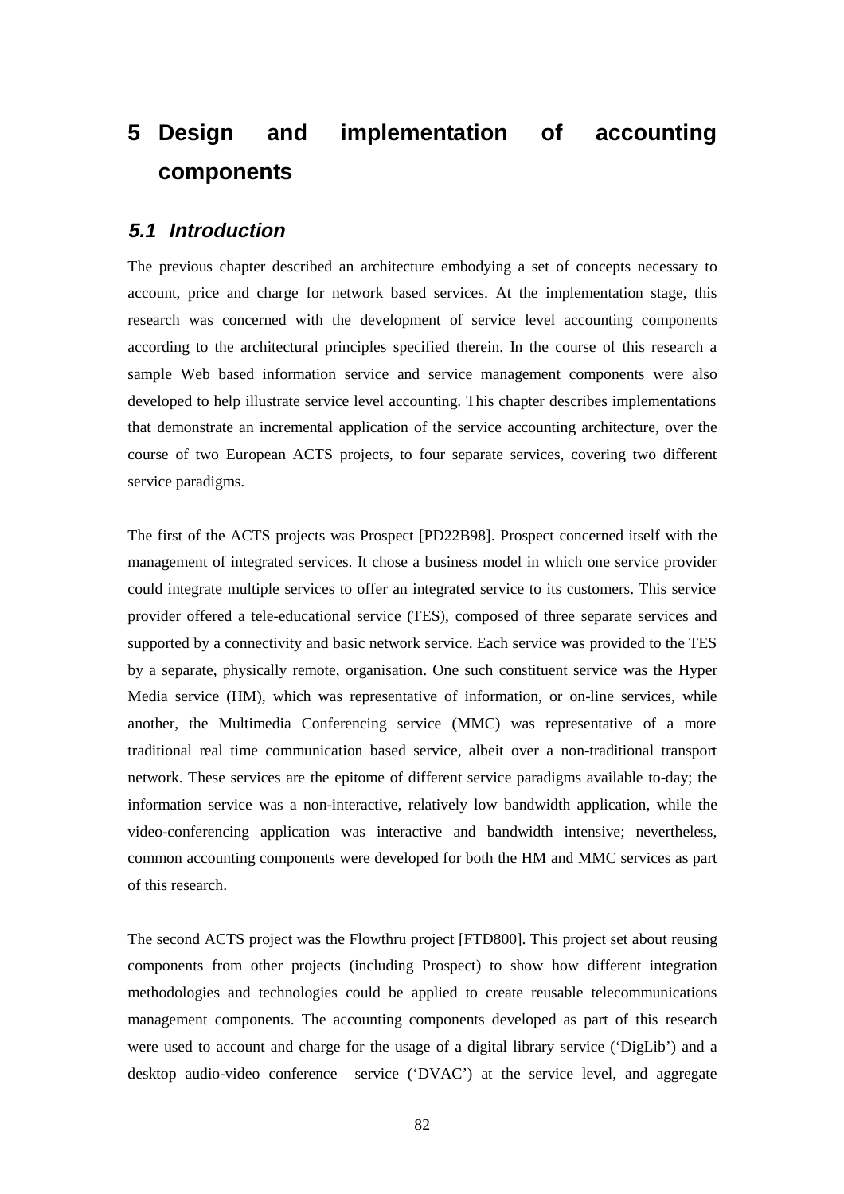# 5 Design and implementation of accounting components

## 5.1 Introduction

The previous chapter described an architecture embodying a set of concepts necessary to account, price and charge for network based services. At the implementation stage, this research was concerned with the development of service level accounting components according to the architectural principles specified therein. In the course of this research a sample Web based information service and service management components were also developed to help illustrate service level accounting. This chapter describes implementations that demonstrate an incremental application of the service accounting architecture, over the course of two European ACTS projects, to four separate services, covering two different service paradigms.

The first of the ACTS projects was Prospect [PD22B98]. Prospect concerned itself with the management of integrated services. It chose a business model in which one service provider could integrate multiple services to offer an integrated service to its customers. This service provider offered a tele-educational service (TES), composed of three separate services and supported by a connectivity and basic network service. Each service was provided to the TES by a separate, physically remote, organisation. One such constituent service was the Hyper Media service (HM), which was representative of information, or on-line services, while another, the Multimedia Conferencing service (MMC) was representative of a more traditional real time communication based service, albeit over a non-traditional transport network. These services are the epitome of different service paradigms available to-day; the information service was a non-interactive, relatively low bandwidth application, while the video-conferencing application was interactive and bandwidth intensive; nevertheless, common accounting components were developed for both the HM and MMC services as part of this research.

The second ACTS project was the Flowthru project [FTD800]. This project set about reusing components from other projects (including Prospect) to show how different integration methodologies and technologies could be applied to create reusable telecommunications management components. The accounting components developed as part of this research were used to account and charge for the usage of a digital library service ('DigLib') and a desktop audio-video conference service ('DVAC') at the service level, and aggregate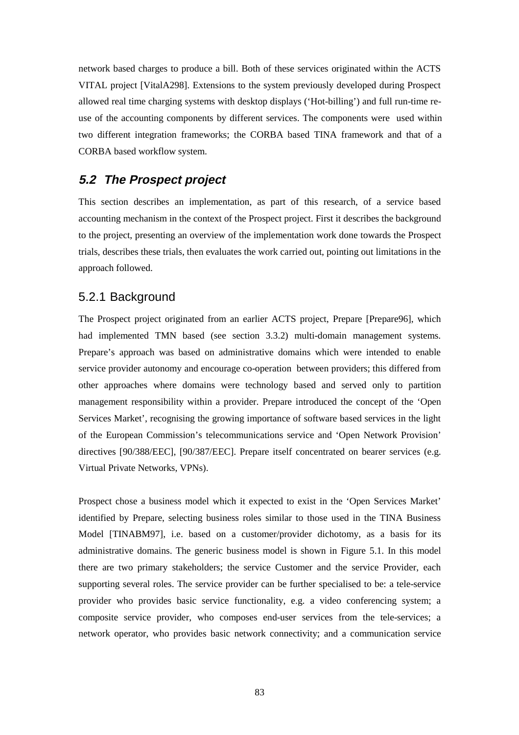network based charges to produce a bill. Both of these services originated within the ACTS VITAL project [VitalA298]. Extensions to the system previously developed during Prospect allowed real time charging systems with desktop displays ('Hot-billing') and full run-time re-use of the accounting components by different services. The components were used within two different integration frameworks; the CORBA based TINA framework and that of a CORBA based workflow system.

## 5.2 The Prospect project

This section describes an implementation, as part of this research, of a service based accounting mechanism in the context of the Prospect project. First it describes the background to the project, presenting an overview of the implementation work done towards the Prospect trials, describes these trials, then evaluates the work carried out, pointing out limitations in the approach followed.

### 5.2.1 Background

The Prospect project originated from an earlier ACTS project, Prepare [Prepare96], which had implemented TMN based (see section 3.3.2) multi-domain management systems. Prepare's approach was based on administrative domains which were intended to enable service provider autonomy and encourage co-operation between providers; this differed from other approaches where domains were technology based and served only to partition management responsibility within a provider. Prepare introduced the concept of the 'Open Services Market', recognising the growing importance of software based services in the light of the European Commission's telecommunications service and 'Open Network Provision' directives [90/388/EEC], [90/387/EEC]. Prepare itself concentrated on bearer services (e.g. Virtual Private Networks, VPNs).

Prospect chose a business model which it expected to exist in the 'Open Services Market' identified by Prepare, selecting business roles similar to those used in the TINA Business Model [TINABM97], i.e. based on a customer/provider dichotomy, as a basis for its administrative domains. The generic business model is shown in Figure 5.1. In this model there are two primary stakeholders; the service Customer and the service Provider, each supporting several roles. The service provider can be further specialised to be: a tele-service provider who provides basic service functionality, e.g. a video conferencing system; a composite service provider, who composes end-user services from the tele-services; a network operator, who provides basic network connectivity; and a communication service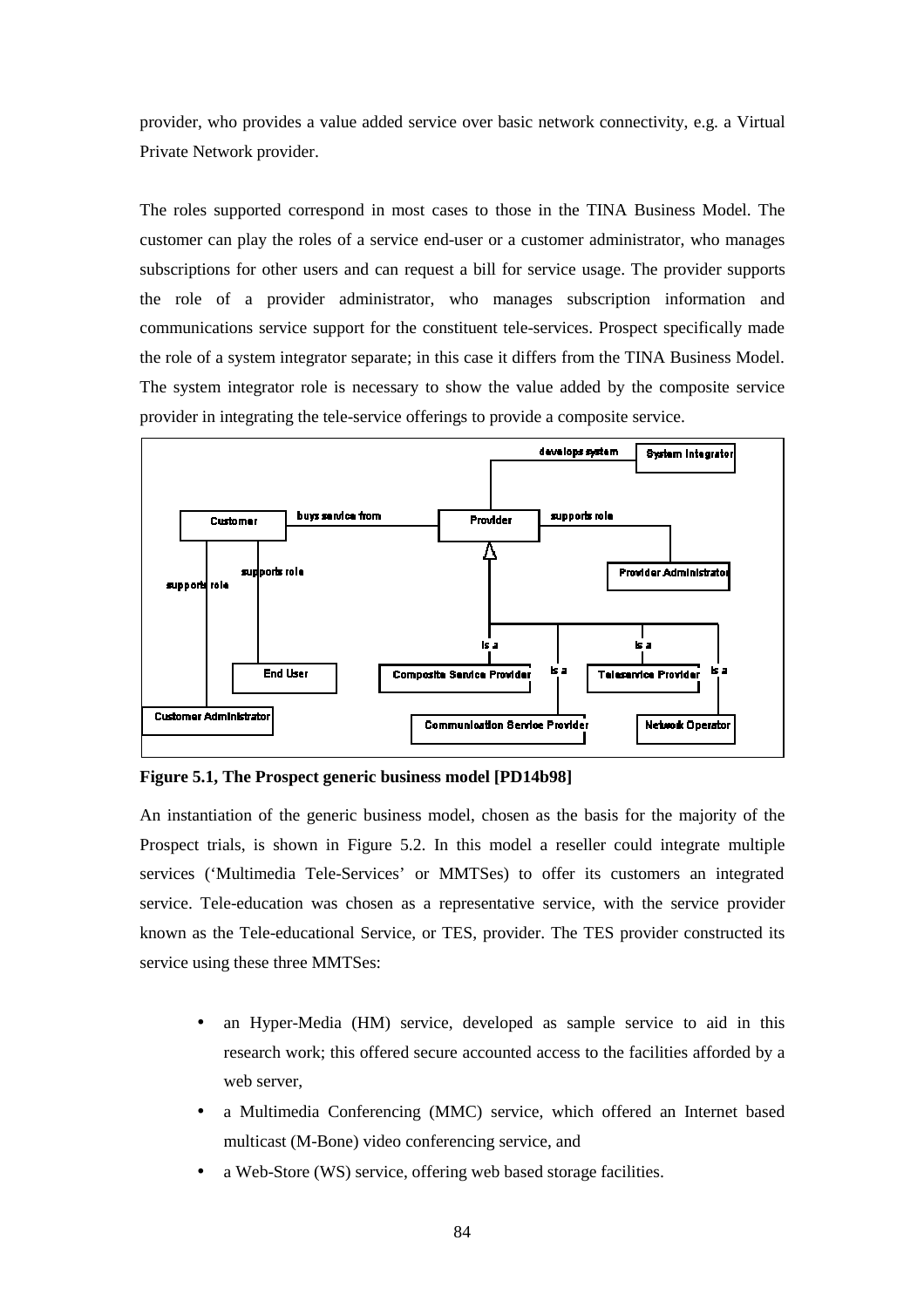provider, who provides a value added service over basic network connectivity, e.g. a Virtual Private Network provider.

The roles supported correspond in most cases to those in the TINA Business Model. The customer can play the roles of a service end-user or a customer administrator, who manages subscriptions for other users and can request a bill for service usage. The provider supports the role of a provider administrator, who manages subscription information and communications service support for the constituent tele-services. Prospect specifically made the role of a system integrator separate; in this case it differs from the TINA Business Model. The system integrator role is necessary to show the value added by the composite service provider in integrating the tele-service offerings to provide a composite service.

**Figure 5.1, The Prospect generic business model [PD14b98]**

An instantiation of the generic business model, chosen as the basis for the majority of the Prospect trials, is shown in Figure 5.2. In this model a reseller could integrate multiple services ('Multimedia Tele-Services' or MMTSes) to offer its customers an integrated service. Tele-education was chosen as a representative service, with the service provider known as the Tele-educational Service, or TES, provider. The TES provider constructed its service using these three MMTSes:

- an Hyper-Media (HM) service, developed as sample service to aid in this research work; this offered secure accounted access to the facilities afforded by a web server,
- a Multimedia Conferencing (MMC) service, which offered an Internet based multicast (M-Bone) video conferencing service, and
- a Web-Store (WS) service, offering web based storage facilities.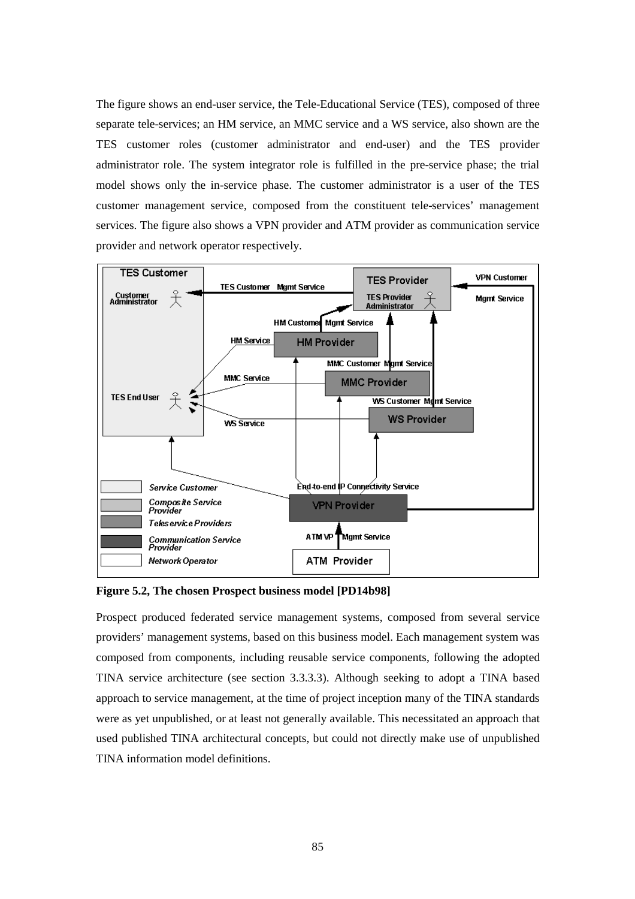The figure shows an end-user service, the Tele-Educational Service (TES), composed of three separate tele-services; an HM service, an MMC service and a WS service, also shown are the TES customer roles (customer administrator and end-user) and the TES provider administrator role. The system integrator role is fulfilled in the pre-service phase; the trial model shows only the in-service phase. The customer administrator is a user of the TES customer management service, composed from the constituent tele-services' management services. The figure also shows a VPN provider and ATM provider as communication service provider and network operator respectively.

**Figure 5.2, The chosen Prospect business model [PD14b98]**

Prospect produced federated service management systems, composed from several service providers' management systems, based on this business model. Each management system was composed from components, including reusable service components, following the adopted TINA service architecture (see section 3.3.3.3). Although seeking to adopt a TINA based approach to service management, at the time of project inception many of the TINA standards were as yet unpublished, or at least not generally available. This necessitated an approach that used published TINA architectural concepts, but could not directly make use of unpublished TINA information model definitions.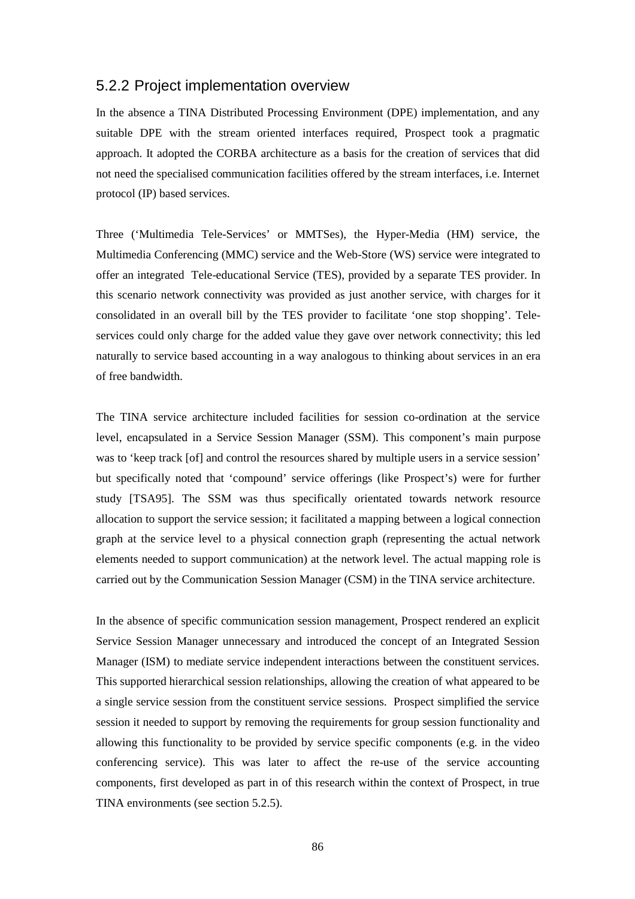### 5.2.2 Project implementation overview

In the absence a TINA Distributed Processing Environment (DPE) implementation, and any suitable DPE with the stream oriented interfaces required, Prospect took a pragmatic approach. It adopted the CORBA architecture as a basis for the creation of services that did not need the specialised communication facilities offered by the stream interfaces, i.e. Internet protocol (IP) based services.

Three ('Multimedia Tele-Services' or MMTSes), the Hyper-Media (HM) service, the Multimedia Conferencing (MMC) service and the Web-Store (WS) service were integrated to offer an integrated Tele-educational Service (TES), provided by a separate TES provider. In this scenario network connectivity was provided as just another service, with charges for it consolidated in an overall bill by the TES provider to facilitate 'one stop shopping'. Tele-services could only charge for the added value they gave over network connectivity; this led naturally to service based accounting in a way analogous to thinking about services in an era of free bandwidth.

The TINA service architecture included facilities for session co-ordination at the service level, encapsulated in a Service Session Manager (SSM). This component's main purpose was to 'keep track [of] and control the resources shared by multiple users in a service session' but specifically noted that 'compound' service offerings (like Prospect's) were for further study [TSA95]. The SSM was thus specifically orientated towards network resource allocation to support the service session; it facilitated a mapping between a logical connection graph at the service level to a physical connection graph (representing the actual network elements needed to support communication) at the network level. The actual mapping role is carried out by the Communication Session Manager (CSM) in the TINA service architecture.

In the absence of specific communication session management, Prospect rendered an explicit Service Session Manager unnecessary and introduced the concept of an Integrated Session Manager (ISM) to mediate service independent interactions between the constituent services. This supported hierarchical session relationships, allowing the creation of what appeared to be a single service session from the constituent service sessions. Prospect simplified the service session it needed to support by removing the requirements for group session functionality and allowing this functionality to be provided by service specific components (e.g. in the video conferencing service). This was later to affect the re-use of the service accounting components, first developed as part in of this research within the context of Prospect, in true TINA environments (see section 5.2.5).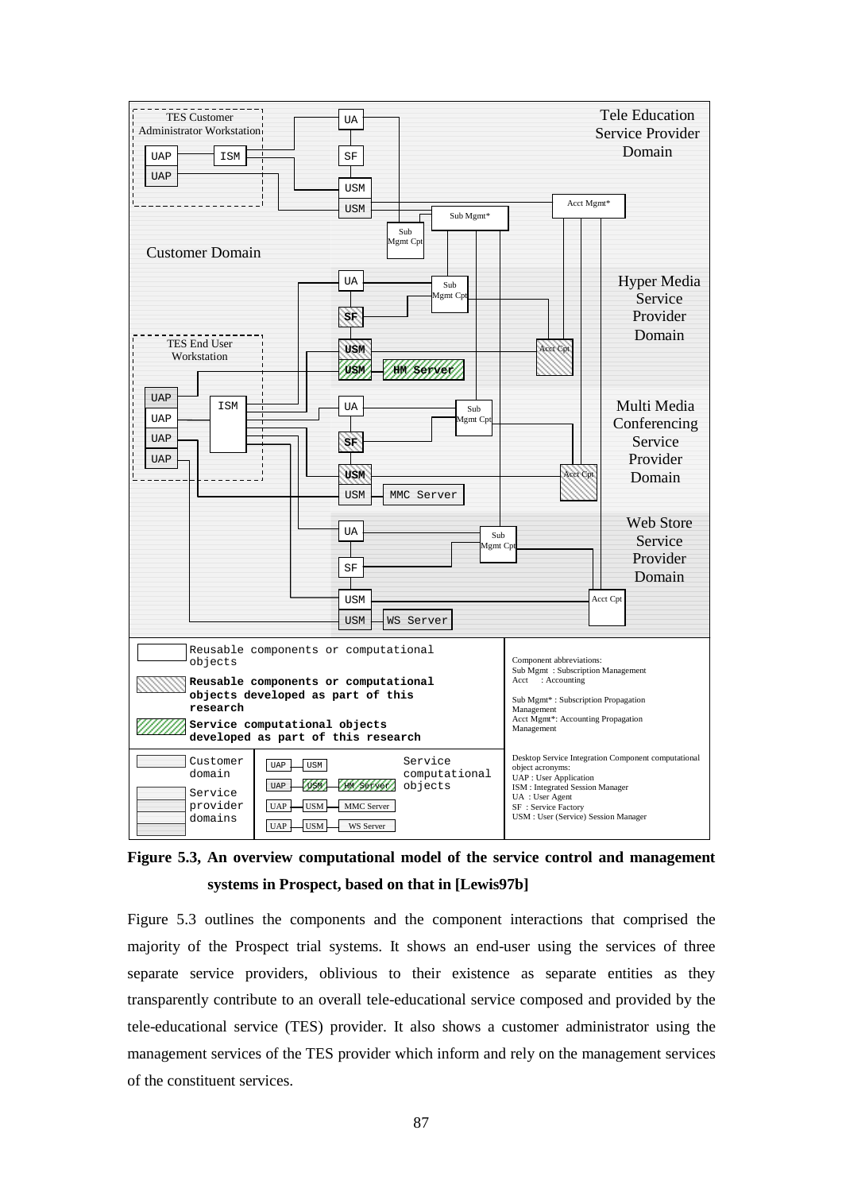**Figure 5.3, An overview computational model of the service control and management systems in Prospect, based on that in [Lewis97b]**

Figure 5.3 outlines the components and the component interactions that comprised the majority of the Prospect trial systems. It shows an end-user using the services of three separate service providers, oblivious to their existence as separate entities as they transparently contribute to an overall tele-educational service composed and provided by the tele-educational service (TES) provider. It also shows a customer administrator using the management services of the TES provider which inform and rely on the management services of the constituent services.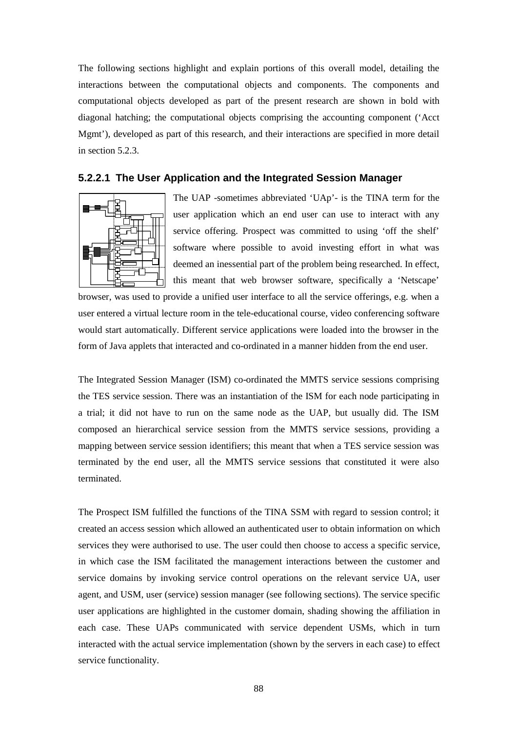The following sections highlight and explain portions of this overall model, detailing the interactions between the computational objects and components. The components and computational objects developed as part of the present research are shown in bold with diagonal hatching; the computational objects comprising the accounting component ('Acct Mgmt'), developed as part of this research, and their interactions are specified in more detail in section 5.2.3.

### 5.2.2.1 The User Application and the Integrated Session Manager

The UAP -sometimes abbreviated 'UAp'- is the TINA term for the user application which an end user can use to interact with any service offering. Prospect was committed to using 'off the shelf' software where possible to avoid investing effort in what was deemed an inessential part of the problem being researched. In effect, this meant that web browser software, specifically a 'Netscape' browser, was used to provide a unified user interface to all the service offerings, e.g. when a user entered a virtual lecture room in the tele-educational course, video conferencing software would start automatically. Different service applications were loaded into the browser in the form of Java applets that interacted and co-ordinated in a manner hidden from the end user.

The Integrated Session Manager (ISM) co-ordinated the MMTS service sessions comprising the TES service session. There was an instantiation of the ISM for each node participating in a trial; it did not have to run on the same node as the UAP, but usually did. The ISM composed an hierarchical service session from the MMTS service sessions, providing a mapping between service session identifiers; this meant that when a TES service session was terminated by the end user, all the MMTS service sessions that constituted it were also terminated.

The Prospect ISM fulfilled the functions of the TINA SSM with regard to session control; it created an access session which allowed an authenticated user to obtain information on which services they were authorised to use. The user could then choose to access a specific service, in which case the ISM facilitated the management interactions between the customer and service domains by invoking service control operations on the relevant service UA, user agent, and USM, user (service) session manager (see following sections). The service specific user applications are highlighted in the customer domain, shading showing the affiliation in each case. These UAPs communicated with service dependent USMs, which in turn interacted with the actual service implementation (shown by the servers in each case) to effect service functionality.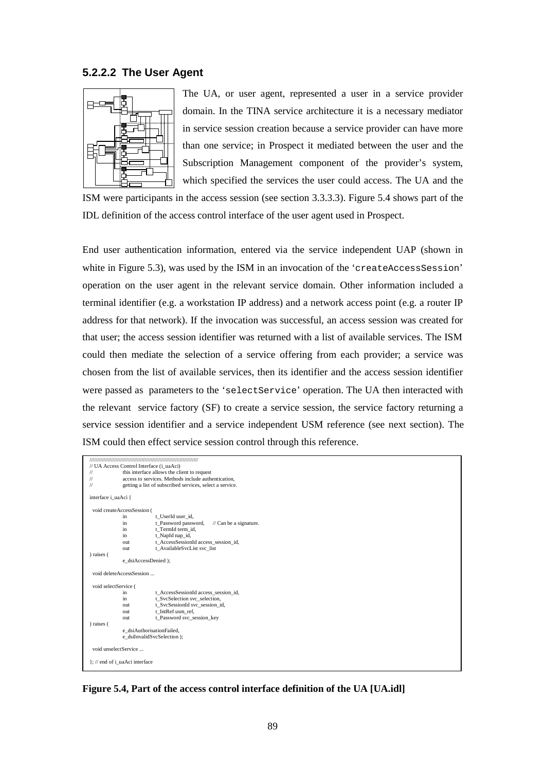### 5.2.2.2 The User Agent

The UA, or user agent, represented a user in a service provider domain. In the TINA service architecture it is a necessary mediator in service session creation because a service provider can have more than one service; in Prospect it mediated between the user and the Subscription Management component of the provider's system, which specified the services the user could access. The UA and the ISM were participants in the access session (see section 3.3.3.3). Figure 5.4 shows part of the IDL definition of the access control interface of the user agent used in Prospect.

End user authentication information, entered via the service independent UAP (shown in white in Figure 5.3), was used by the ISM in an invocation of the '`createAccessSession`' operation on the user agent in the relevant service domain. Other information included a terminal identifier (e.g. a workstation IP address) and a network access point (e.g. a router IP address for that network). If the invocation was successful, an access session was created for that user; the access session identifier was returned with a list of available services. The ISM could then mediate the selection of a service offering from each provider; a service was chosen from the list of available services, then its identifier and the access session identifier were passed as parameters to the '`selectService`' operation. The UA then interacted with the relevant service factory (SF) to create a service session, the service factory returning a service session identifier and a service independent USM reference (see next section). The ISM could then effect service session control through this reference.

```
//////////////////////////////////////////////////////////////////////
// UA Access Control Interface (i_uaAci)
//          this interface allows the client to request
//          access to services. Methods include authentication,
//          getting a list of subscribed services, select a service.

interface i_uaAci {

  void createAccessSession (
          in          t_UserId user_id,
          in          t_Password password,     // Can be a signature.
          in          t_TermId term_id,
          in          t_NapId nap_id,
          out         t_AccessSessionId access_session_id,
          out         t_AvailableSvcList svc_list
) raises (
          e_dsiAccessDenied );

  void deleteAccessSession ...

  void selectService (
          in          t_AccessSessionId access_session_id,
          in          t_SvcSelection svc_selection,
          out         t_SvcSessionId svc_session_id,
          out         t_IntRef usm_ref,
          out         t_Password svc_session_key
) raises (
          e_dsiAuthorisationFailed,
          e_dsiInvalidSvcSelection );

  void unselectService ...

}; // end of i_uaAci interface
```

**Figure 5.4, Part of the access control interface definition of the UA [UA.idl]**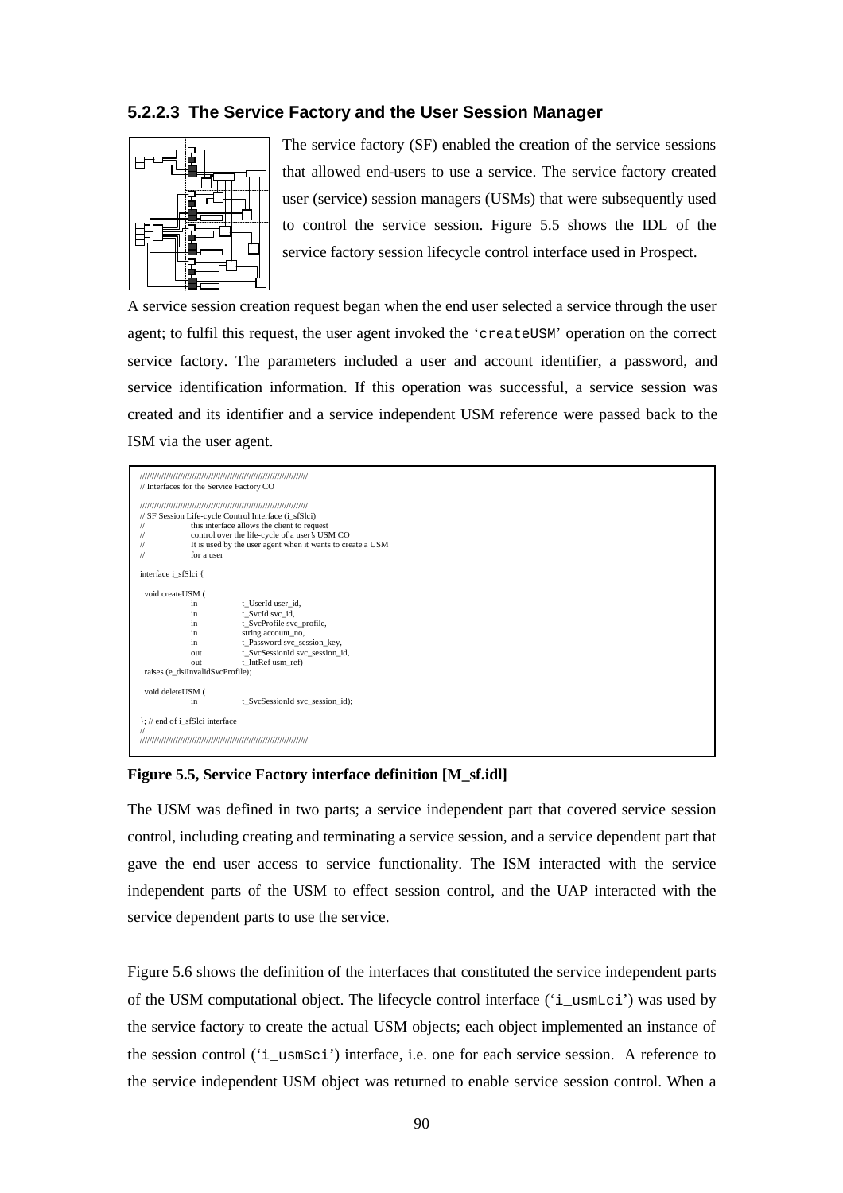### 5.2.2.3 The Service Factory and the User Session Manager

The service factory (SF) enabled the creation of the service sessions that allowed end-users to use a service. The service factory created user (service) session managers (USMs) that were subsequently used to control the service session. Figure 5.5 shows the IDL of the service factory session lifecycle control interface used in Prospect.

A service session creation request began when the end user selected a service through the user agent; to fulfil this request, the user agent invoked the '`createUSM`' operation on the correct service factory. The parameters included a user and account identifier, a password, and service identification information. If this operation was successful, a service session was created and its identifier and a service independent USM reference were passed back to the ISM via the user agent.

```
////////////////////////////////////////////////////////////////////////////
// Interfaces for the Service Factory CO

////////////////////////////////////////////////////////////////////////////
// SF Session Life-cycle Control Interface (i_sfSlci)
//        this interface allows the client to request
//        control over the life-cycle of a user's USM CO
//        It is used by the user agent when it wants to create a USM
//        for a user

interface i_sfSlci {

  void createUSM (
          in        t_UserId user_id,
          in        t_SvcId svc_id,
          in        t_SvcProfile svc_profile,
          in        string account_no,
          in        t_Password svc_session_key,
          out       t_SvcSessionId svc_session_id,
          out       t_IntRef usm_ref)
  raises (e_dsiInvalidSvcProfile);

  void deleteUSM (
          in        t_SvcSessionId svc_session_id);

}; // end of i_sfSlci interface
//
////////////////////////////////////////////////////////////////////////////
```

**Figure 5.5, Service Factory interface definition [M_sf.idl]**

The USM was defined in two parts; a service independent part that covered service session control, including creating and terminating a service session, and a service dependent part that gave the end user access to service functionality. The ISM interacted with the service independent parts of the USM to effect session control, and the UAP interacted with the service dependent parts to use the service.

Figure 5.6 shows the definition of the interfaces that constituted the service independent parts of the USM computational object. The lifecycle control interface ('`i_usmLci`') was used by the service factory to create the actual USM objects; each object implemented an instance of the session control ('`i_usmSci`') interface, i.e. one for each service session. A reference to the service independent USM object was returned to enable service session control. When a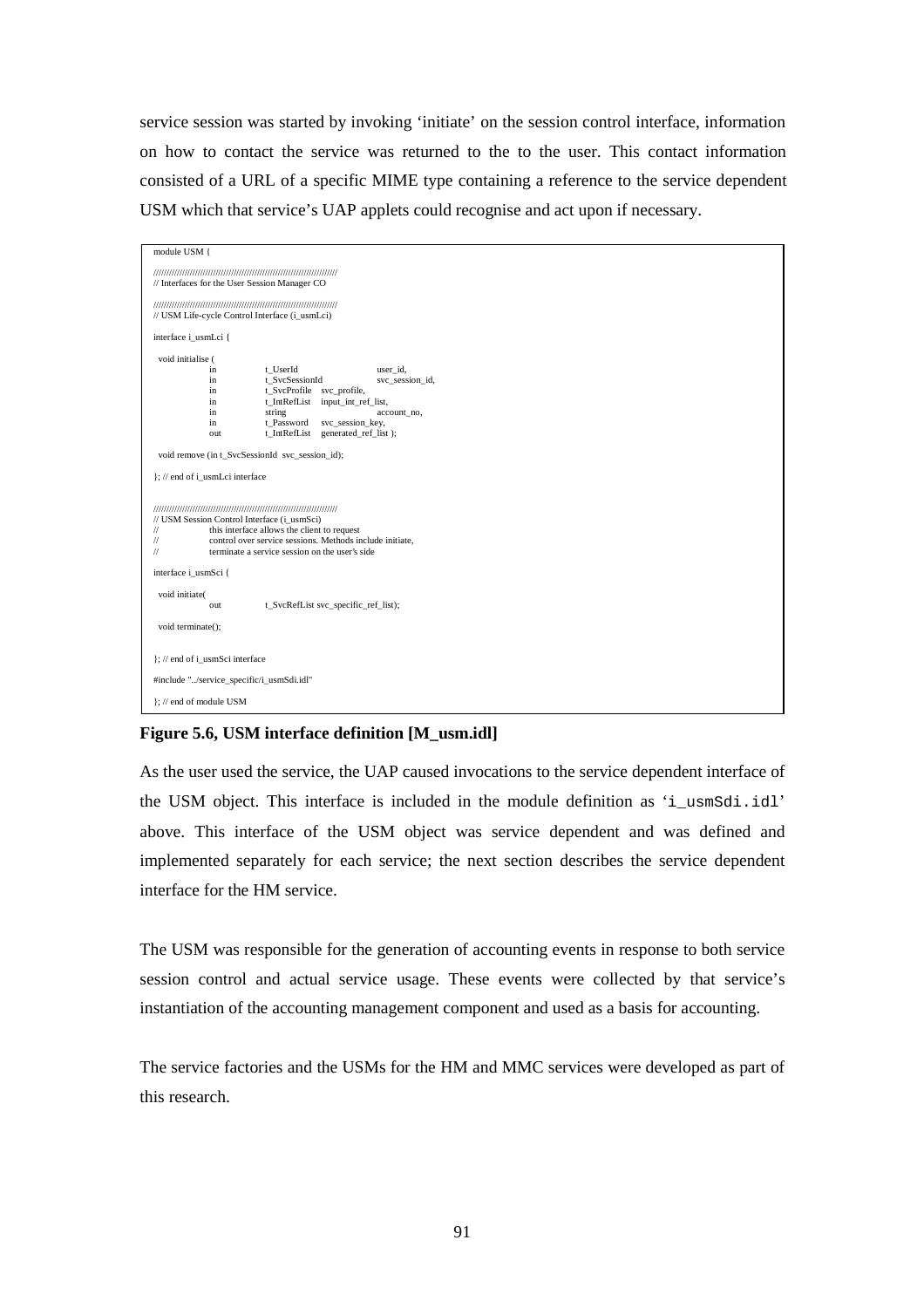service session was started by invoking 'initiate' on the session control interface, information on how to contact the service was returned to the to the user. This contact information consisted of a URL of a specific MIME type containing a reference to the service dependent USM which that service's UAP applets could recognise and act upon if necessary.

```
module USM {

//////////////////////////////////////////////////////////////////////
// Interfaces for the User Session Manager CO

//////////////////////////////////////////////////////////////////////
// USM Life-cycle Control Interface (i_usmLci)

interface i_usmLci {

  void initialise (
        in      t_UserId            user_id,
        in      t_SvcSessionId      svc_session_id,
        in      t_SvcProfile    svc_profile,
        in      t_IntRefList    input_int_ref_list,
        in      string              account_no,
        in      t_Password      svc_session_key,
        out     t_IntRefList    generated_ref_list );

  void remove (in t_SvcSessionId  svc_session_id);

}; // end of i_usmLci interface


//////////////////////////////////////////////////////////////////////
// USM Session Control Interface (i_usmSci)
//          this interface allows the client to request
//          control over service sessions. Methods include initiate,
//          terminate a service session on the user's side

interface i_usmSci {

  void initiate(
        out         t_SvcRefList svc_specific_ref_list);

  void terminate();


}; // end of i_usmSci interface

#include "../service_specific/i_usmSdi.idl"

}; // end of module USM
```

**Figure 5.6, USM interface definition [M_usm.idl]**

As the user used the service, the UAP caused invocations to the service dependent interface of the USM object. This interface is included in the module definition as '`i_usmSdi.idl`' above. This interface of the USM object was service dependent and was defined and implemented separately for each service; the next section describes the service dependent interface for the HM service.

The USM was responsible for the generation of accounting events in response to both service session control and actual service usage. These events were collected by that service's instantiation of the accounting management component and used as a basis for accounting.

The service factories and the USMs for the HM and MMC services were developed as part of this research.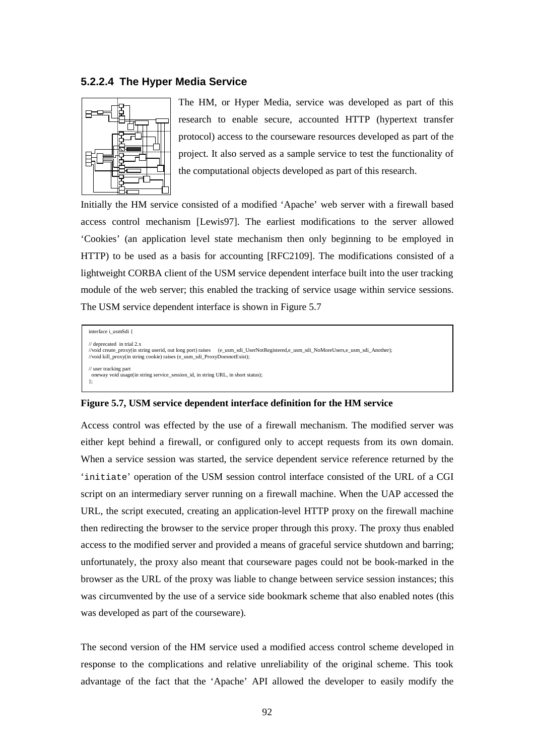### 5.2.2.4 The Hyper Media Service

The HM, or Hyper Media, service was developed as part of this research to enable secure, accounted HTTP (hypertext transfer protocol) access to the courseware resources developed as part of the project. It also served as a sample service to test the functionality of the computational objects developed as part of this research.

Initially the HM service consisted of a modified 'Apache' web server with a firewall based access control mechanism [Lewis97]. The earliest modifications to the server allowed 'Cookies' (an application level state mechanism then only beginning to be employed in HTTP) to be used as a basis for accounting [RFC2109]. The modifications consisted of a lightweight CORBA client of the USM service dependent interface built into the user tracking module of the web server; this enabled the tracking of service usage within service sessions. The USM service dependent interface is shown in Figure 5.7

```
interface i_usmSdi {

// deprecated  in trial 2.x
//void create_proxy(in string userid, out long port) raises    (e_usm_sdi_UserNotRegistered,e_usm_sdi_NoMoreUsers,e_usm_sdi_Another);
//void kill_proxy(in string cookie) raises (e_usm_sdi_ProxyDoesnotExist);

// user tracking part
  oneway void usage(in string service_session_id, in string URL, in short status);
};
```

**Figure 5.7, USM service dependent interface definition for the HM service**

Access control was effected by the use of a firewall mechanism. The modified server was either kept behind a firewall, or configured only to accept requests from its own domain. When a service session was started, the service dependent service reference returned by the '`initiate`' operation of the USM session control interface consisted of the URL of a CGI script on an intermediary server running on a firewall machine. When the UAP accessed the URL, the script executed, creating an application-level HTTP proxy on the firewall machine then redirecting the browser to the service proper through this proxy. The proxy thus enabled access to the modified server and provided a means of graceful service shutdown and barring; unfortunately, the proxy also meant that courseware pages could not be book-marked in the browser as the URL of the proxy was liable to change between service session instances; this was circumvented by the use of a service side bookmark scheme that also enabled notes (this was developed as part of the courseware).

The second version of the HM service used a modified access control scheme developed in response to the complications and relative unreliability of the original scheme. This took advantage of the fact that the 'Apache' API allowed the developer to easily modify the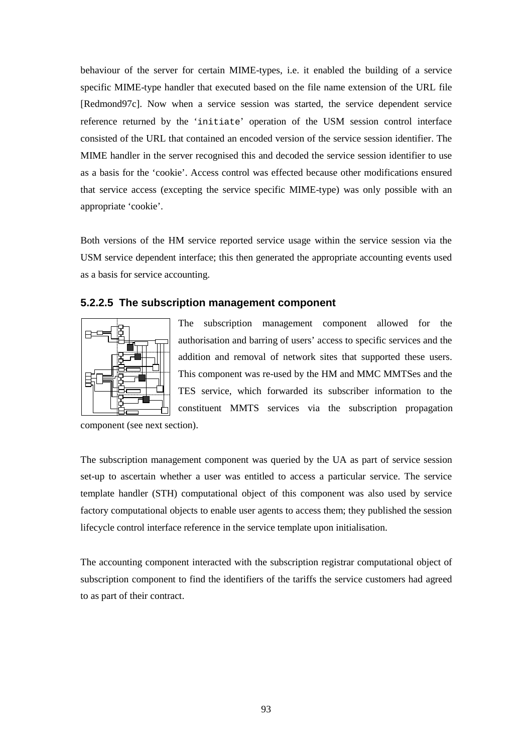behaviour of the server for certain MIME-types, i.e. it enabled the building of a service specific MIME-type handler that executed based on the file name extension of the URL file [Redmond97c]. Now when a service session was started, the service dependent service reference returned by the '`initiate`' operation of the USM session control interface consisted of the URL that contained an encoded version of the service session identifier. The MIME handler in the server recognised this and decoded the service session identifier to use as a basis for the 'cookie'. Access control was effected because other modifications ensured that service access (excepting the service specific MIME-type) was only possible with an appropriate 'cookie'.

Both versions of the HM service reported service usage within the service session via the USM service dependent interface; this then generated the appropriate accounting events used as a basis for service accounting.

#### 5.2.2.5 The subscription management component

The subscription management component allowed for the authorisation and barring of users' access to specific services and the addition and removal of network sites that supported these users. This component was re-used by the HM and MMC MMTSes and the TES service, which forwarded its subscriber information to the constituent MMTS services via the subscription propagation component (see next section).

The subscription management component was queried by the UA as part of service session set-up to ascertain whether a user was entitled to access a particular service. The service template handler (STH) computational object of this component was also used by service factory computational objects to enable user agents to access them; they published the session lifecycle control interface reference in the service template upon initialisation.

The accounting component interacted with the subscription registrar computational object of subscription component to find the identifiers of the tariffs the service customers had agreed to as part of their contract.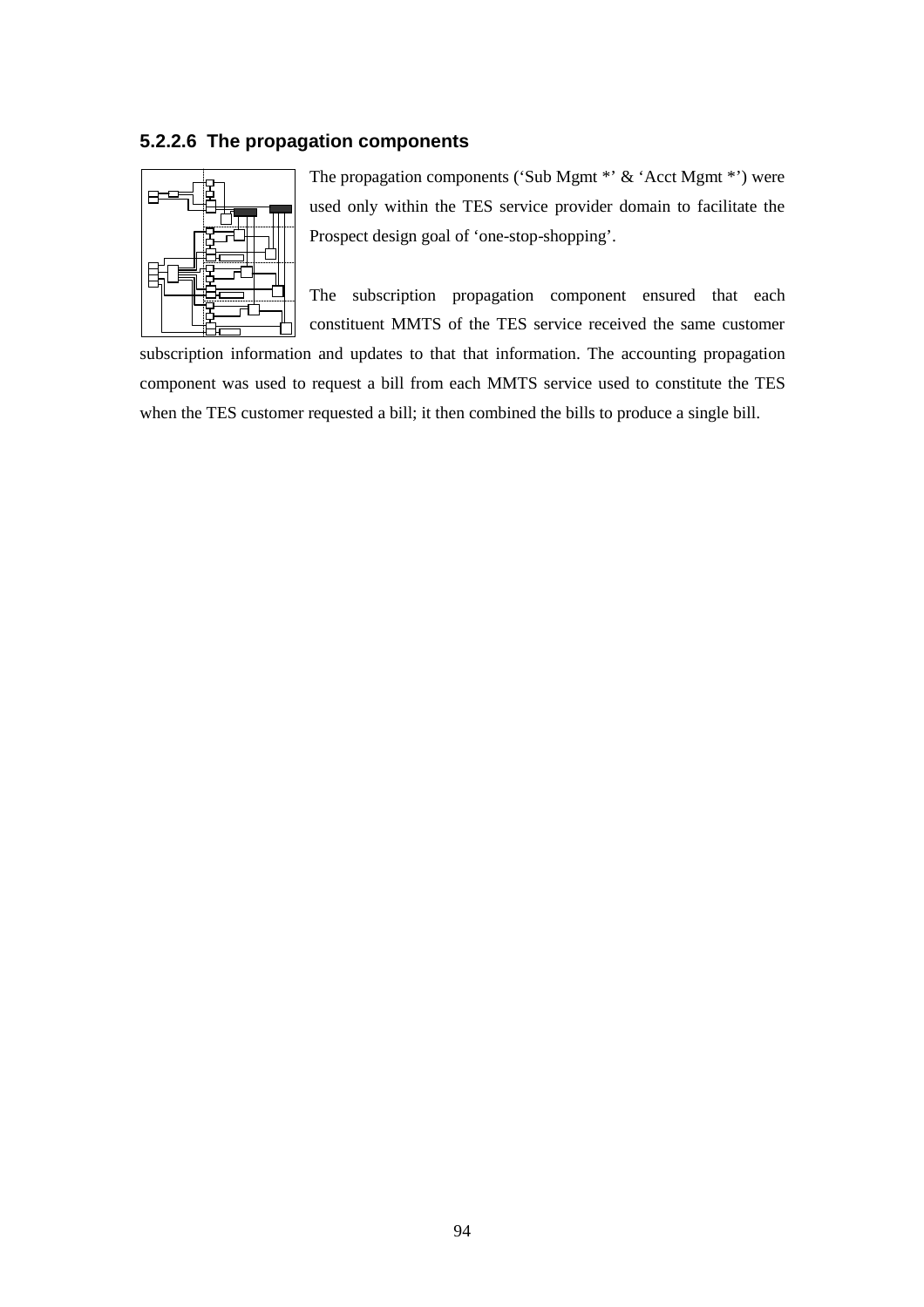#### 5.2.2.6 The propagation components

The propagation components (‘Sub Mgmt *’ & ‘Acct Mgmt *’) were used only within the TES service provider domain to facilitate the Prospect design goal of ‘one-stop-shopping’.

The subscription propagation component ensured that each constituent MMTS of the TES service received the same customer subscription information and updates to that that information. The accounting propagation component was used to request a bill from each MMTS service used to constitute the TES when the TES customer requested a bill; it then combined the bills to produce a single bill.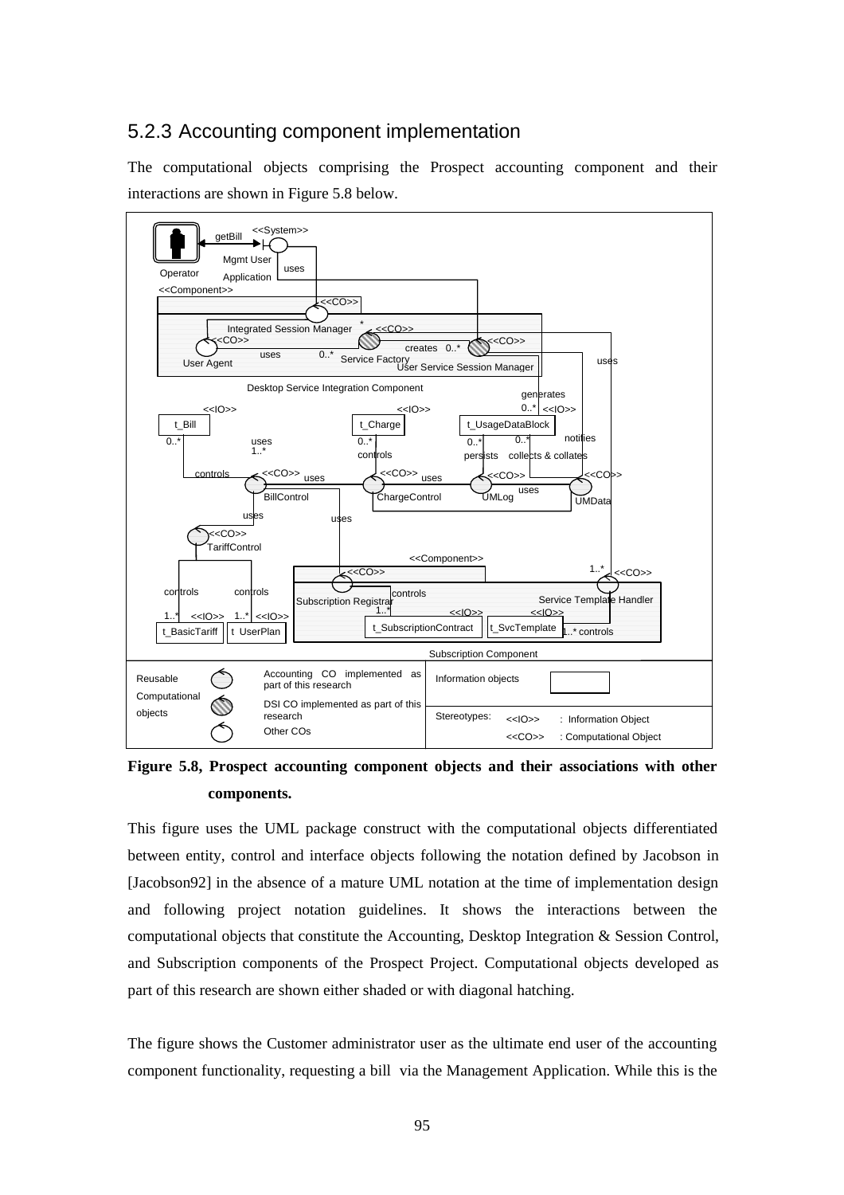### 5.2.3 Accounting component implementation

The computational objects comprising the Prospect accounting component and their interactions are shown in Figure 5.8 below.

**Figure 5.8, Prospect accounting component objects and their associations with other components.**

This figure uses the UML package construct with the computational objects differentiated between entity, control and interface objects following the notation defined by Jacobson in [Jacobson92] in the absence of a mature UML notation at the time of implementation design and following project notation guidelines. It shows the interactions between the computational objects that constitute the Accounting, Desktop Integration & Session Control, and Subscription components of the Prospect Project. Computational objects developed as part of this research are shown either shaded or with diagonal hatching.

The figure shows the Customer administrator user as the ultimate end user of the accounting component functionality, requesting a bill via the Management Application. While this is the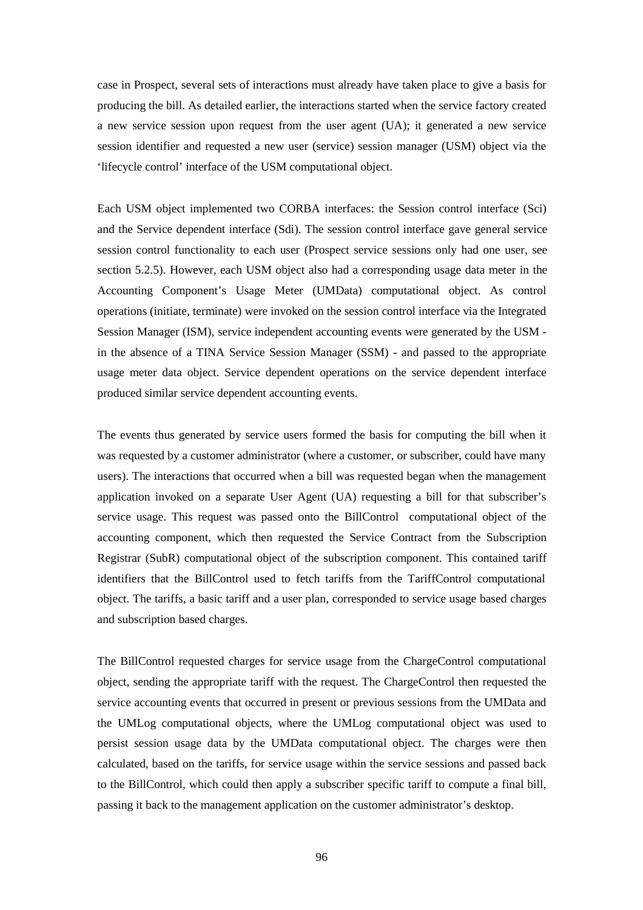case in Prospect, several sets of interactions must already have taken place to give a basis for producing the bill. As detailed earlier, the interactions started when the service factory created a new service session upon request from the user agent (UA); it generated a new service session identifier and requested a new user (service) session manager (USM) object via the 'lifecycle control' interface of the USM computational object.

Each USM object implemented two CORBA interfaces: the Session control interface (Sci) and the Service dependent interface (Sdi). The session control interface gave general service session control functionality to each user (Prospect service sessions only had one user, see section 5.2.5). However, each USM object also had a corresponding usage data meter in the Accounting Component's Usage Meter (UMData) computational object. As control operations (initiate, terminate) were invoked on the session control interface via the Integrated Session Manager (ISM), service independent accounting events were generated by the USM - in the absence of a TINA Service Session Manager (SSM) - and passed to the appropriate usage meter data object. Service dependent operations on the service dependent interface produced similar service dependent accounting events.

The events thus generated by service users formed the basis for computing the bill when it was requested by a customer administrator (where a customer, or subscriber, could have many users). The interactions that occurred when a bill was requested began when the management application invoked on a separate User Agent (UA) requesting a bill for that subscriber's service usage. This request was passed onto the BillControl computational object of the accounting component, which then requested the Service Contract from the Subscription Registrar (SubR) computational object of the subscription component. This contained tariff identifiers that the BillControl used to fetch tariffs from the TariffControl computational object. The tariffs, a basic tariff and a user plan, corresponded to service usage based charges and subscription based charges.

The BillControl requested charges for service usage from the ChargeControl computational object, sending the appropriate tariff with the request. The ChargeControl then requested the service accounting events that occurred in present or previous sessions from the UMData and the UMLog computational objects, where the UMLog computational object was used to persist session usage data by the UMData computational object. The charges were then calculated, based on the tariffs, for service usage within the service sessions and passed back to the BillControl, which could then apply a subscriber specific tariff to compute a final bill, passing it back to the management application on the customer administrator's desktop.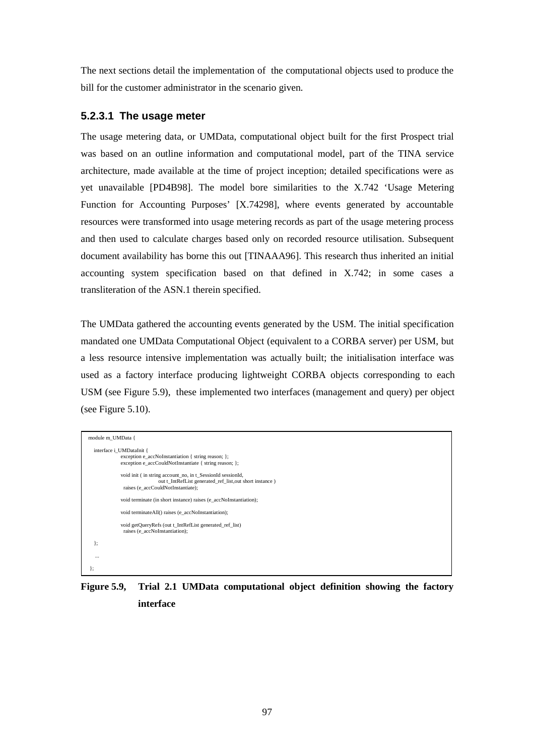The next sections detail the implementation of the computational objects used to produce the bill for the customer administrator in the scenario given.

#### 5.2.3.1 The usage meter

The usage metering data, or UMData, computational object built for the first Prospect trial was based on an outline information and computational model, part of the TINA service architecture, made available at the time of project inception; detailed specifications were as yet unavailable [PD4B98]. The model bore similarities to the X.742 'Usage Metering Function for Accounting Purposes' [X.74298], where events generated by accountable resources were transformed into usage metering records as part of the usage metering process and then used to calculate charges based only on recorded resource utilisation. Subsequent document availability has borne this out [TINAAA96]. This research thus inherited an initial accounting system specification based on that defined in X.742; in some cases a transliteration of the ASN.1 therein specified.

The UMData gathered the accounting events generated by the USM. The initial specification mandated one UMData Computational Object (equivalent to a CORBA server) per USM, but a less resource intensive implementation was actually built; the initialisation interface was used as a factory interface producing lightweight CORBA objects corresponding to each USM (see Figure 5.9), these implemented two interfaces (management and query) per object (see Figure 5.10).

```
module m_UMData {

   interface i_UMDataInit {
            exception e_accNoInstantiation { string reason; };
            exception e_accCouldNotInstantiate { string reason; };

            void init ( in string account_no, in t_SessionId sessionId,
                           out t_IntRefList generated_ref_list,out short instance )
              raises (e_accCouldNotInstantiate);

            void terminate (in short instance) raises (e_accNoInstantiation);

            void terminateAll() raises (e_accNoInstantiation);

            void getQueryRefs (out t_IntRefList generated_ref_list)
              raises (e_accNoInstantiation);

   };

   ...

};
```

**Figure 5.9, Trial 2.1 UMData computational object definition showing the factory interface**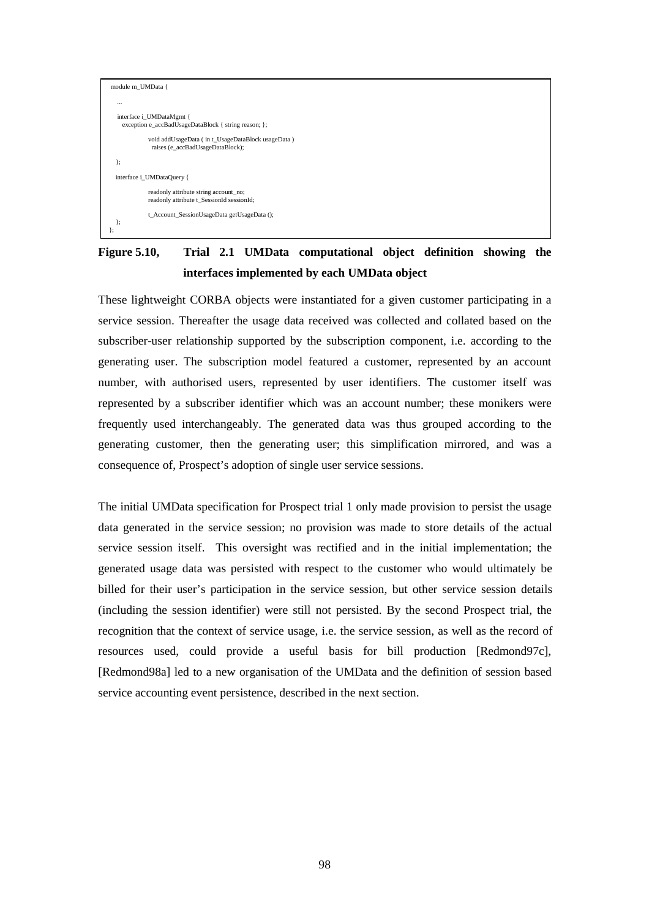```
module m_UMData {

   ...

   interface i_UMDataMgmt {
      exception e_accBadUsageDataBlock { string reason; };

              void addUsageData ( in t_UsageDataBlock usageData )
                raises (e_accBadUsageDataBlock);

   };

   interface i_UMDataQuery {

              readonly attribute string account_no;
              readonly attribute t_SessionId sessionId;

              t_Account_SessionUsageData getUsageData ();
   };
};
```

**Figure 5.10, Trial 2.1 UMData computational object definition showing the interfaces implemented by each UMData object**

These lightweight CORBA objects were instantiated for a given customer participating in a service session. Thereafter the usage data received was collected and collated based on the subscriber-user relationship supported by the subscription component, i.e. according to the generating user. The subscription model featured a customer, represented by an account number, with authorised users, represented by user identifiers. The customer itself was represented by a subscriber identifier which was an account number; these monikers were frequently used interchangeably. The generated data was thus grouped according to the generating customer, then the generating user; this simplification mirrored, and was a consequence of, Prospect's adoption of single user service sessions.

The initial UMData specification for Prospect trial 1 only made provision to persist the usage data generated in the service session; no provision was made to store details of the actual service session itself. This oversight was rectified and in the initial implementation; the generated usage data was persisted with respect to the customer who would ultimately be billed for their user's participation in the service session, but other service session details (including the session identifier) were still not persisted. By the second Prospect trial, the recognition that the context of service usage, i.e. the service session, as well as the record of resources used, could provide a useful basis for bill production [Redmond97c], [Redmond98a] led to a new organisation of the UMData and the definition of session based service accounting event persistence, described in the next section.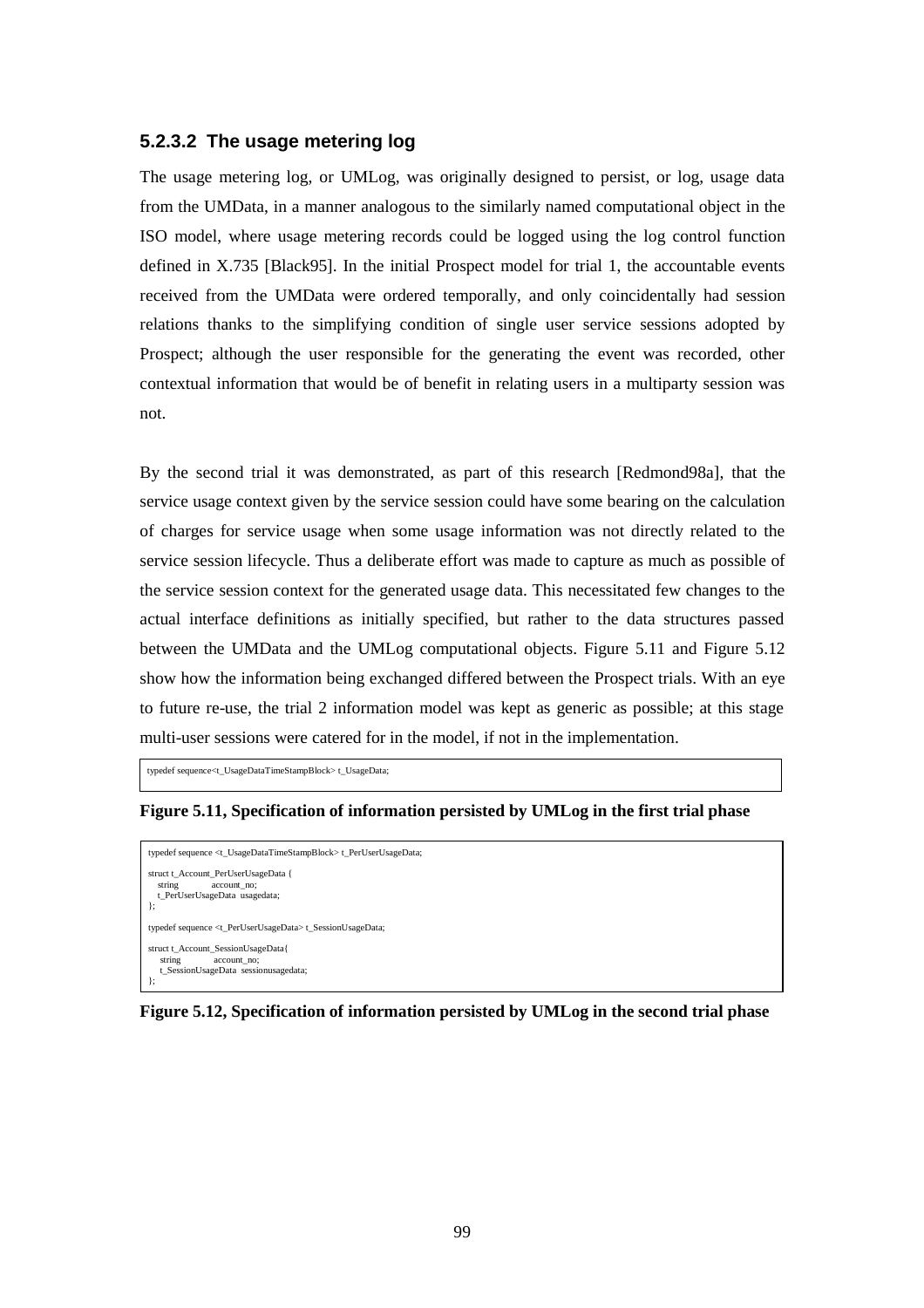#### 5.2.3.2 The usage metering log

The usage metering log, or UMLog, was originally designed to persist, or log, usage data from the UMData, in a manner analogous to the similarly named computational object in the ISO model, where usage metering records could be logged using the log control function defined in X.735 [Black95]. In the initial Prospect model for trial 1, the accountable events received from the UMData were ordered temporally, and only coincidentally had session relations thanks to the simplifying condition of single user service sessions adopted by Prospect; although the user responsible for the generating the event was recorded, other contextual information that would be of benefit in relating users in a multiparty session was not.

By the second trial it was demonstrated, as part of this research [Redmond98a], that the service usage context given by the service session could have some bearing on the calculation of charges for service usage when some usage information was not directly related to the service session lifecycle. Thus a deliberate effort was made to capture as much as possible of the service session context for the generated usage data. This necessitated few changes to the actual interface definitions as initially specified, but rather to the data structures passed between the UMData and the UMLog computational objects. Figure 5.11 and Figure 5.12 show how the information being exchanged differed between the Prospect trials. With an eye to future re-use, the trial 2 information model was kept as generic as possible; at this stage multi-user sessions were catered for in the model, if not in the implementation.

```
typedef sequence<t_UsageDataTimeStampBlock> t_UsageData;
```

**Figure 5.11, Specification of information persisted by UMLog in the first trial phase**

```
typedef sequence <t_UsageDataTimeStampBlock> t_PerUserUsageData;

struct t_Account_PerUserUsageData {
   string            account_no;
   t_PerUserUsageData  usagedata;
};

typedef sequence <t_PerUserUsageData> t_SessionUsageData;

struct t_Account_SessionUsageData{
    string            account_no;
    t_SessionUsageData  sessionusagedata;
};
```

**Figure 5.12, Specification of information persisted by UMLog in the second trial phase**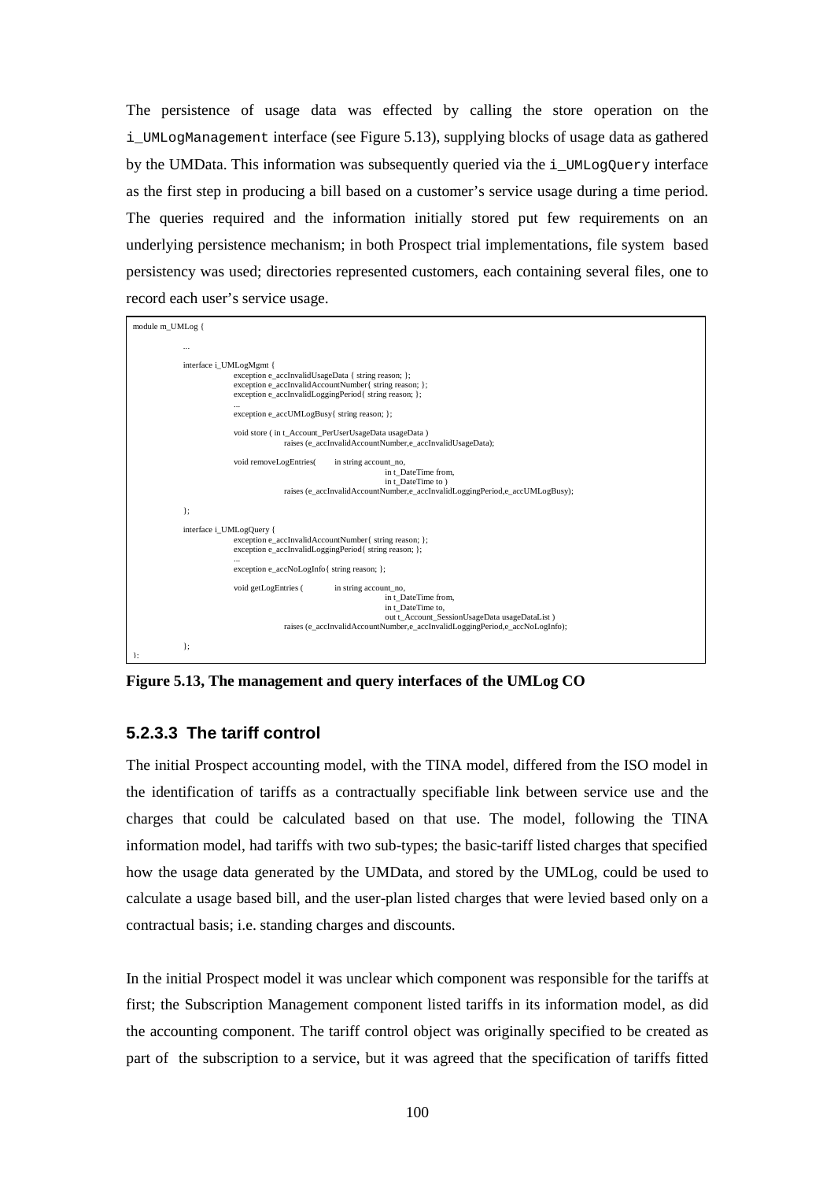The persistence of usage data was effected by calling the store operation on the `i_UMLogManagement` interface (see Figure 5.13), supplying blocks of usage data as gathered by the UMData. This information was subsequently queried via the `i_UMLogQuery` interface as the first step in producing a bill based on a customer's service usage during a time period. The queries required and the information initially stored put few requirements on an underlying persistence mechanism; in both Prospect trial implementations, file system based persistency was used; directories represented customers, each containing several files, one to record each user's service usage.

```
module m_UMLog {

        ...

        interface i_UMLogMgmt {
                exception e_accInvalidUsageData { string reason; };
                exception e_accInvalidAccountNumber{ string reason; };
                exception e_accInvalidLoggingPeriod{ string reason; };
                ...
                exception e_accUMLogBusy{ string reason; };

                void store ( in t_Account_PerUserUsageData usageData )
                        raises (e_accInvalidAccountNumber,e_accInvalidUsageData);

                void removeLogEntries(      in string account_no,
                                            in t_DateTime from,
                                            in t_DateTime to )
                        raises (e_accInvalidAccountNumber,e_accInvalidLoggingPeriod,e_accUMLogBusy);

        };

        interface i_UMLogQuery {
                exception e_accInvalidAccountNumber{ string reason; };
                exception e_accInvalidLoggingPeriod{ string reason; };
                ...
                exception e_accNoLogInfo{ string reason; };

                void getLogEntries (        in string account_no,
                                            in t_DateTime from,
                                            in t_DateTime to,
                                            out t_Account_SessionUsageData usageDataList )
                        raises (e_accInvalidAccountNumber,e_accInvalidLoggingPeriod,e_accNoLogInfo);

        };
};
```

**Figure 5.13, The management and query interfaces of the UMLog CO**

#### 5.2.3.3 The tariff control

The initial Prospect accounting model, with the TINA model, differed from the ISO model in the identification of tariffs as a contractually specifiable link between service use and the charges that could be calculated based on that use. The model, following the TINA information model, had tariffs with two sub-types; the basic-tariff listed charges that specified how the usage data generated by the UMData, and stored by the UMLog, could be used to calculate a usage based bill, and the user-plan listed charges that were levied based only on a contractual basis; i.e. standing charges and discounts.

In the initial Prospect model it was unclear which component was responsible for the tariffs at first; the Subscription Management component listed tariffs in its information model, as did the accounting component. The tariff control object was originally specified to be created as part of the subscription to a service, but it was agreed that the specification of tariffs fitted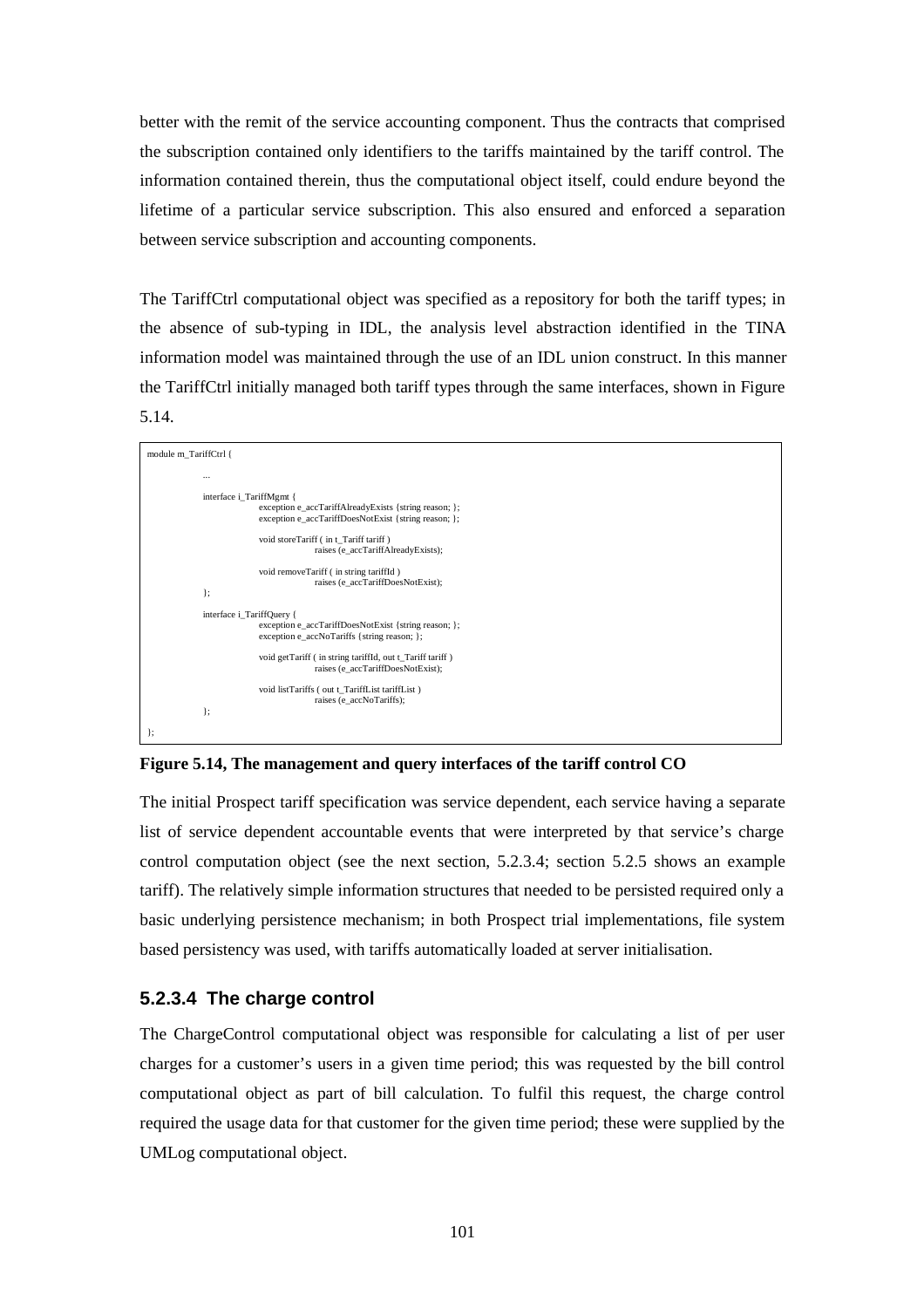better with the remit of the service accounting component. Thus the contracts that comprised the subscription contained only identifiers to the tariffs maintained by the tariff control. The information contained therein, thus the computational object itself, could endure beyond the lifetime of a particular service subscription. This also ensured and enforced a separation between service subscription and accounting components.

The TariffCtrl computational object was specified as a repository for both the tariff types; in the absence of sub-typing in IDL, the analysis level abstraction identified in the TINA information model was maintained through the use of an IDL union construct. In this manner the TariffCtrl initially managed both tariff types through the same interfaces, shown in Figure 5.14.

```
module m_TariffCtrl {

        ...

        interface i_TariffMgmt {
                exception e_accTariffAlreadyExists {string reason; };
                exception e_accTariffDoesNotExist {string reason; };

                void storeTariff ( in t_Tariff tariff )
                        raises (e_accTariffAlreadyExists);

                void removeTariff ( in string tariffId )
                        raises (e_accTariffDoesNotExist);
        };

        interface i_TariffQuery {
                exception e_accTariffDoesNotExist {string reason; };
                exception e_accNoTariffs {string reason; };

                void getTariff ( in string tariffId, out t_Tariff tariff )
                        raises (e_accTariffDoesNotExist);

                void listTariffs ( out t_TariffList tariffList )
                        raises (e_accNoTariffs);
        };

};
```

**Figure 5.14, The management and query interfaces of the tariff control CO**

The initial Prospect tariff specification was service dependent, each service having a separate list of service dependent accountable events that were interpreted by that service's charge control computation object (see the next section, 5.2.3.4; section 5.2.5 shows an example tariff). The relatively simple information structures that needed to be persisted required only a basic underlying persistence mechanism; in both Prospect trial implementations, file system based persistency was used, with tariffs automatically loaded at server initialisation.

### 5.2.3.4 The charge control

The ChargeControl computational object was responsible for calculating a list of per user charges for a customer's users in a given time period; this was requested by the bill control computational object as part of bill calculation. To fulfil this request, the charge control required the usage data for that customer for the given time period; these were supplied by the UMLog computational object.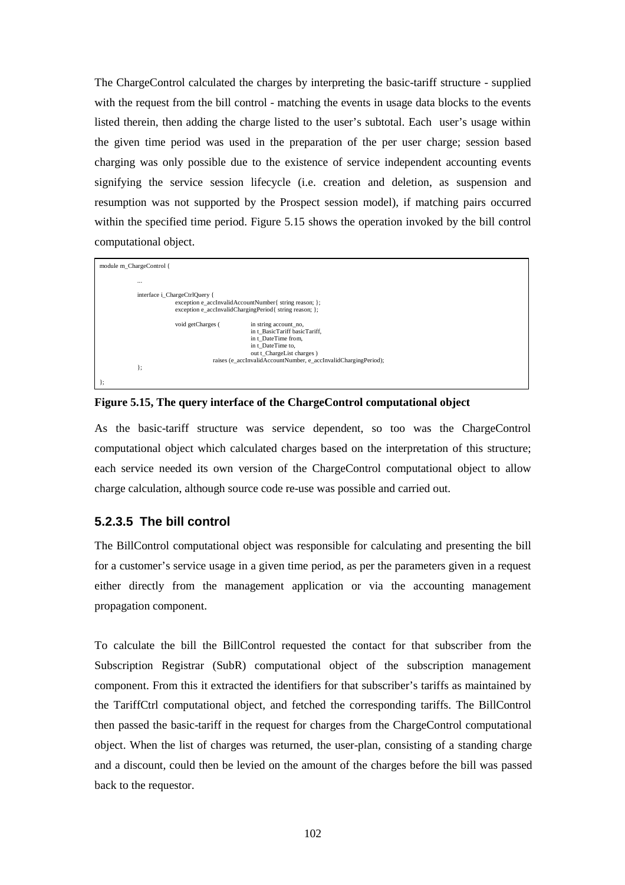The ChargeControl calculated the charges by interpreting the basic-tariff structure - supplied with the request from the bill control - matching the events in usage data blocks to the events listed therein, then adding the charge listed to the user's subtotal. Each user's usage within the given time period was used in the preparation of the per user charge; session based charging was only possible due to the existence of service independent accounting events signifying the service session lifecycle (i.e. creation and deletion, as suspension and resumption was not supported by the Prospect session model), if matching pairs occurred within the specified time period. Figure 5.15 shows the operation invoked by the bill control computational object.

```
module m_ChargeControl {

        ...

        interface i_ChargeCtrlQuery {
                exception e_accInvalidAccountNumber{ string reason; };
                exception e_accInvalidChargingPeriod{ string reason; };

                void getCharges (        in string account_no,
                                         in t_BasicTariff basicTariff,
                                         in t_DateTime from,
                                         in t_DateTime to,
                                         out t_ChargeList charges )
                        raises (e_accInvalidAccountNumber, e_accInvalidChargingPeriod);
        };

};
```

**Figure 5.15, The query interface of the ChargeControl computational object**

As the basic-tariff structure was service dependent, so too was the ChargeControl computational object which calculated charges based on the interpretation of this structure; each service needed its own version of the ChargeControl computational object to allow charge calculation, although source code re-use was possible and carried out.

### 5.2.3.5 The bill control

The BillControl computational object was responsible for calculating and presenting the bill for a customer's service usage in a given time period, as per the parameters given in a request either directly from the management application or via the accounting management propagation component.

To calculate the bill the BillControl requested the contact for that subscriber from the Subscription Registrar (SubR) computational object of the subscription management component. From this it extracted the identifiers for that subscriber's tariffs as maintained by the TariffCtrl computational object, and fetched the corresponding tariffs. The BillControl then passed the basic-tariff in the request for charges from the ChargeControl computational object. When the list of charges was returned, the user-plan, consisting of a standing charge and a discount, could then be levied on the amount of the charges before the bill was passed back to the requestor.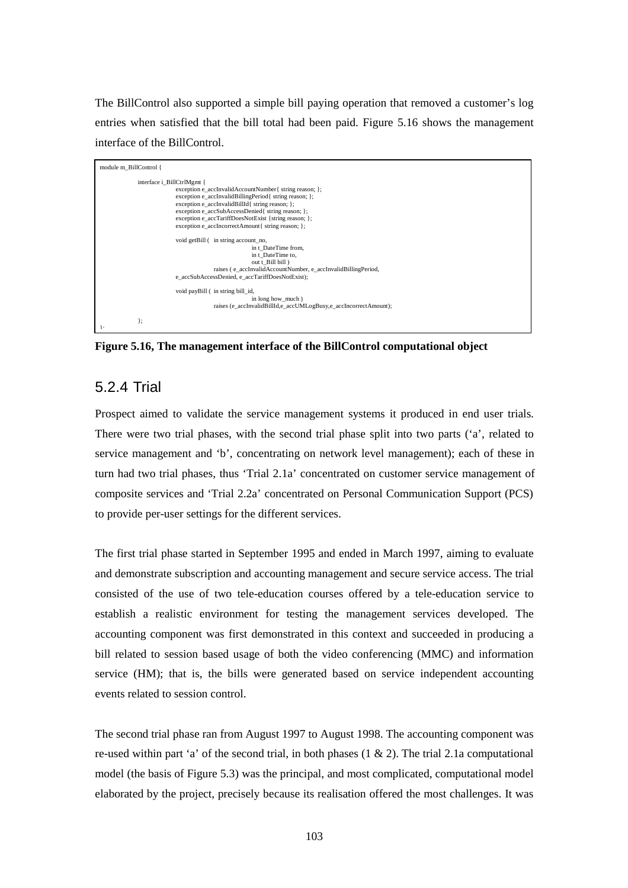The BillControl also supported a simple bill paying operation that removed a customer's log entries when satisfied that the bill total had been paid. Figure 5.16 shows the management interface of the BillControl.

```
module m_BillControl {

        interface i_BillCtrlMgmt {
                exception e_accInvalidAccountNumber{ string reason; };
                exception e_accInvalidBillingPeriod{ string reason; };
                exception e_accInvalidBillId{ string reason; };
                exception e_accSubAccessDenied{ string reason; };
                exception e_accTariffDoesNotExist {string reason; };
                exception e_accIncorrectAmount{ string reason; };

                void getBill (   in string account_no,
                                        in t_DateTime from,
                                        in t_DateTime to,
                                        out t_Bill bill )
                        raises ( e_accInvalidAccountNumber, e_accInvalidBillingPeriod,
                e_accSubAccessDenied, e_accTariffDoesNotExist);

                void payBill (  in string bill_id,
                                        in long how_much )
                        raises (e_accInvalidBillId,e_accUMLogBusy,e_accIncorrectAmount);

        };
};
```

**Figure 5.16, The management interface of the BillControl computational object**

## 5.2.4 Trial

Prospect aimed to validate the service management systems it produced in end user trials. There were two trial phases, with the second trial phase split into two parts ('a', related to service management and 'b', concentrating on network level management); each of these in turn had two trial phases, thus 'Trial 2.1a' concentrated on customer service management of composite services and 'Trial 2.2a' concentrated on Personal Communication Support (PCS) to provide per-user settings for the different services.

The first trial phase started in September 1995 and ended in March 1997, aiming to evaluate and demonstrate subscription and accounting management and secure service access. The trial consisted of the use of two tele-education courses offered by a tele-education service to establish a realistic environment for testing the management services developed. The accounting component was first demonstrated in this context and succeeded in producing a bill related to session based usage of both the video conferencing (MMC) and information service (HM); that is, the bills were generated based on service independent accounting events related to session control.

The second trial phase ran from August 1997 to August 1998. The accounting component was re-used within part 'a' of the second trial, in both phases (1 & 2). The trial 2.1a computational model (the basis of Figure 5.3) was the principal, and most complicated, computational model elaborated by the project, precisely because its realisation offered the most challenges. It was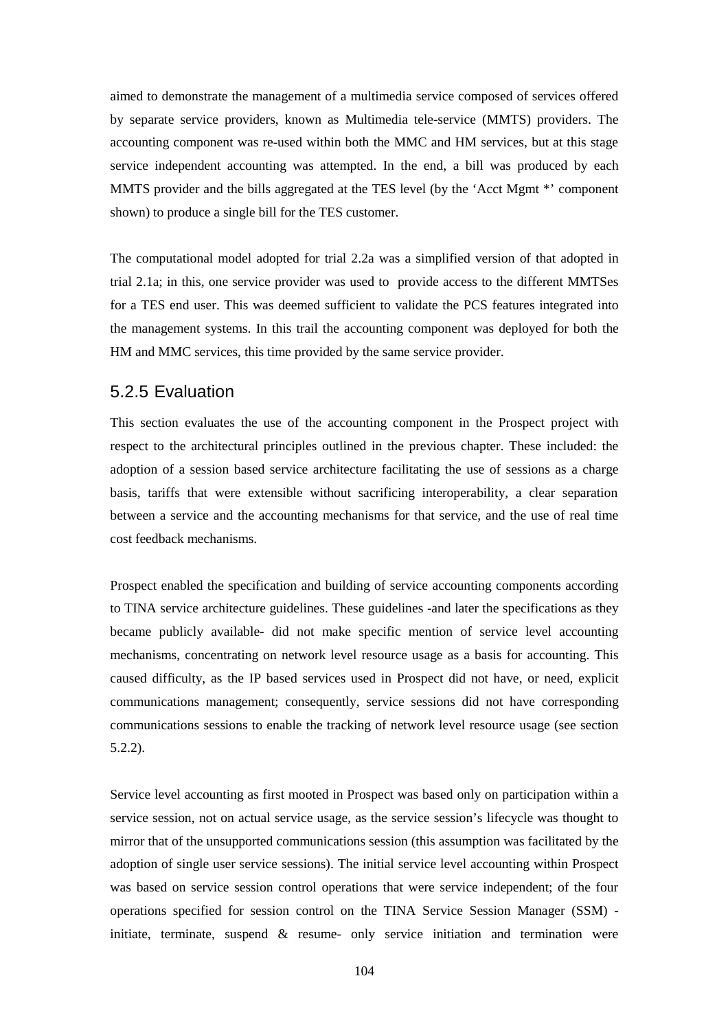aimed to demonstrate the management of a multimedia service composed of services offered by separate service providers, known as Multimedia tele-service (MMTS) providers. The accounting component was re-used within both the MMC and HM services, but at this stage service independent accounting was attempted. In the end, a bill was produced by each MMTS provider and the bills aggregated at the TES level (by the 'Acct Mgmt *' component shown) to produce a single bill for the TES customer.

The computational model adopted for trial 2.2a was a simplified version of that adopted in trial 2.1a; in this, one service provider was used to provide access to the different MMTSes for a TES end user. This was deemed sufficient to validate the PCS features integrated into the management systems. In this trail the accounting component was deployed for both the HM and MMC services, this time provided by the same service provider.

## 5.2.5 Evaluation

This section evaluates the use of the accounting component in the Prospect project with respect to the architectural principles outlined in the previous chapter. These included: the adoption of a session based service architecture facilitating the use of sessions as a charge basis, tariffs that were extensible without sacrificing interoperability, a clear separation between a service and the accounting mechanisms for that service, and the use of real time cost feedback mechanisms.

Prospect enabled the specification and building of service accounting components according to TINA service architecture guidelines. These guidelines -and later the specifications as they became publicly available- did not make specific mention of service level accounting mechanisms, concentrating on network level resource usage as a basis for accounting. This caused difficulty, as the IP based services used in Prospect did not have, or need, explicit communications management; consequently, service sessions did not have corresponding communications sessions to enable the tracking of network level resource usage (see section 5.2.2).

Service level accounting as first mooted in Prospect was based only on participation within a service session, not on actual service usage, as the service session's lifecycle was thought to mirror that of the unsupported communications session (this assumption was facilitated by the adoption of single user service sessions). The initial service level accounting within Prospect was based on service session control operations that were service independent; of the four operations specified for session control on the TINA Service Session Manager (SSM) - initiate, terminate, suspend & resume- only service initiation and termination were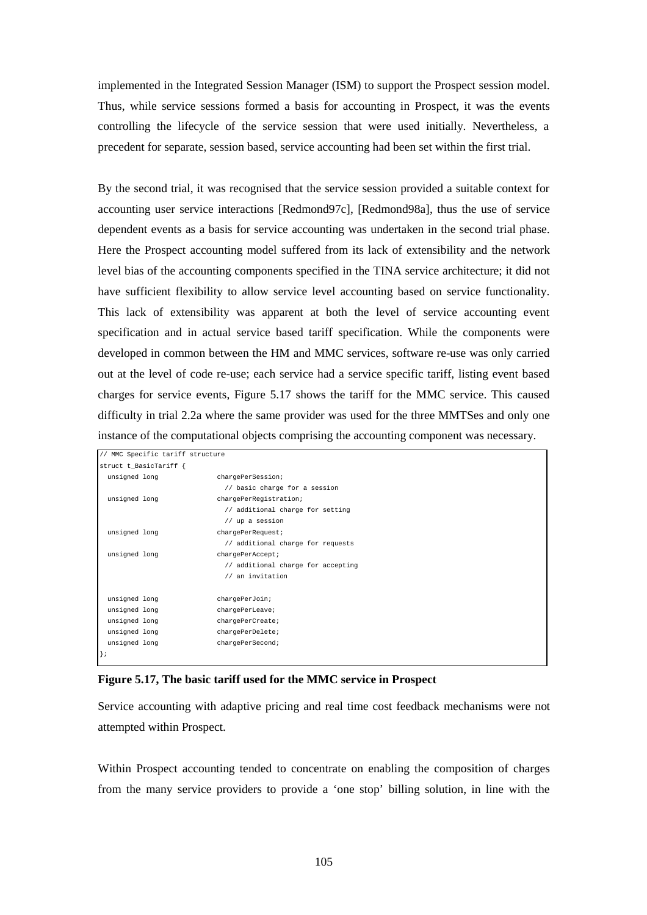implemented in the Integrated Session Manager (ISM) to support the Prospect session model. Thus, while service sessions formed a basis for accounting in Prospect, it was the events controlling the lifecycle of the service session that were used initially. Nevertheless, a precedent for separate, session based, service accounting had been set within the first trial.

By the second trial, it was recognised that the service session provided a suitable context for accounting user service interactions [Redmond97c], [Redmond98a], thus the use of service dependent events as a basis for service accounting was undertaken in the second trial phase. Here the Prospect accounting model suffered from its lack of extensibility and the network level bias of the accounting components specified in the TINA service architecture; it did not have sufficient flexibility to allow service level accounting based on service functionality. This lack of extensibility was apparent at both the level of service accounting event specification and in actual service based tariff specification. While the components were developed in common between the HM and MMC services, software re-use was only carried out at the level of code re-use; each service had a service specific tariff, listing event based charges for service events, Figure 5.17 shows the tariff for the MMC service. This caused difficulty in trial 2.2a where the same provider was used for the three MMTSes and only one instance of the computational objects comprising the accounting component was necessary.

```
// MMC Specific tariff structure
struct t_BasicTariff {
  unsigned long             chargePerSession;
                              // basic charge for a session
  unsigned long             chargePerRegistration;
                              // additional charge for setting
                              // up a session
  unsigned long             chargePerRequest;
                              // additional charge for requests
  unsigned long             chargePerAccept;
                              // additional charge for accepting
                              // an invitation

  unsigned long             chargePerJoin;
  unsigned long             chargePerLeave;
  unsigned long             chargePerCreate;
  unsigned long             chargePerDelete;
  unsigned long             chargePerSecond;
};
```

**Figure 5.17, The basic tariff used for the MMC service in Prospect**

Service accounting with adaptive pricing and real time cost feedback mechanisms were not attempted within Prospect.

Within Prospect accounting tended to concentrate on enabling the composition of charges from the many service providers to provide a 'one stop' billing solution, in line with the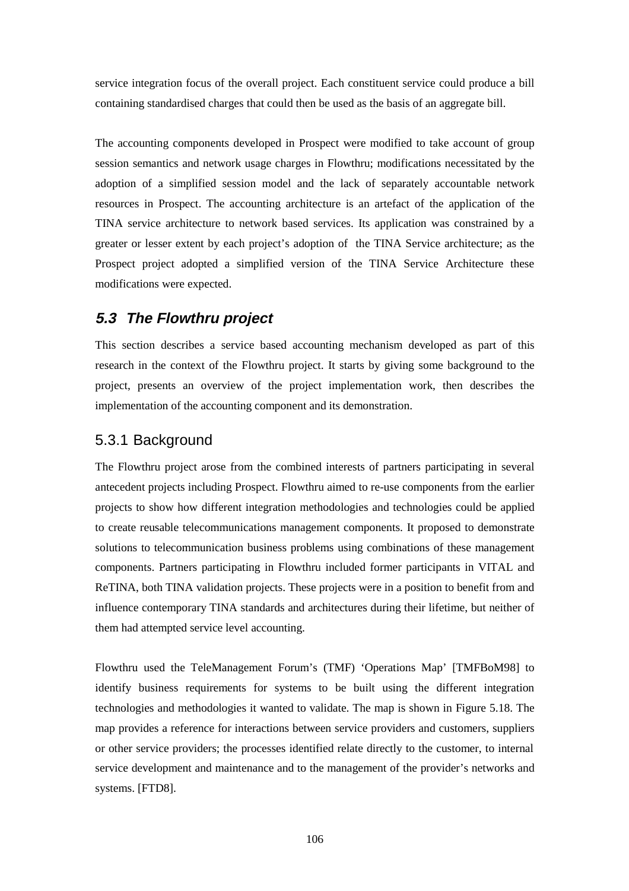service integration focus of the overall project. Each constituent service could produce a bill containing standardised charges that could then be used as the basis of an aggregate bill.

The accounting components developed in Prospect were modified to take account of group session semantics and network usage charges in Flowthru; modifications necessitated by the adoption of a simplified session model and the lack of separately accountable network resources in Prospect. The accounting architecture is an artefact of the application of the TINA service architecture to network based services. Its application was constrained by a greater or lesser extent by each project's adoption of the TINA Service architecture; as the Prospect project adopted a simplified version of the TINA Service Architecture these modifications were expected.

## *5.3 The Flowthru project*

This section describes a service based accounting mechanism developed as part of this research in the context of the Flowthru project. It starts by giving some background to the project, presents an overview of the project implementation work, then describes the implementation of the accounting component and its demonstration.

### 5.3.1 Background

The Flowthru project arose from the combined interests of partners participating in several antecedent projects including Prospect. Flowthru aimed to re-use components from the earlier projects to show how different integration methodologies and technologies could be applied to create reusable telecommunications management components. It proposed to demonstrate solutions to telecommunication business problems using combinations of these management components. Partners participating in Flowthru included former participants in VITAL and ReTINA, both TINA validation projects. These projects were in a position to benefit from and influence contemporary TINA standards and architectures during their lifetime, but neither of them had attempted service level accounting.

Flowthru used the TeleManagement Forum's (TMF) 'Operations Map' [TMFBoM98] to identify business requirements for systems to be built using the different integration technologies and methodologies it wanted to validate. The map is shown in Figure 5.18. The map provides a reference for interactions between service providers and customers, suppliers or other service providers; the processes identified relate directly to the customer, to internal service development and maintenance and to the management of the provider's networks and systems. [FTD8].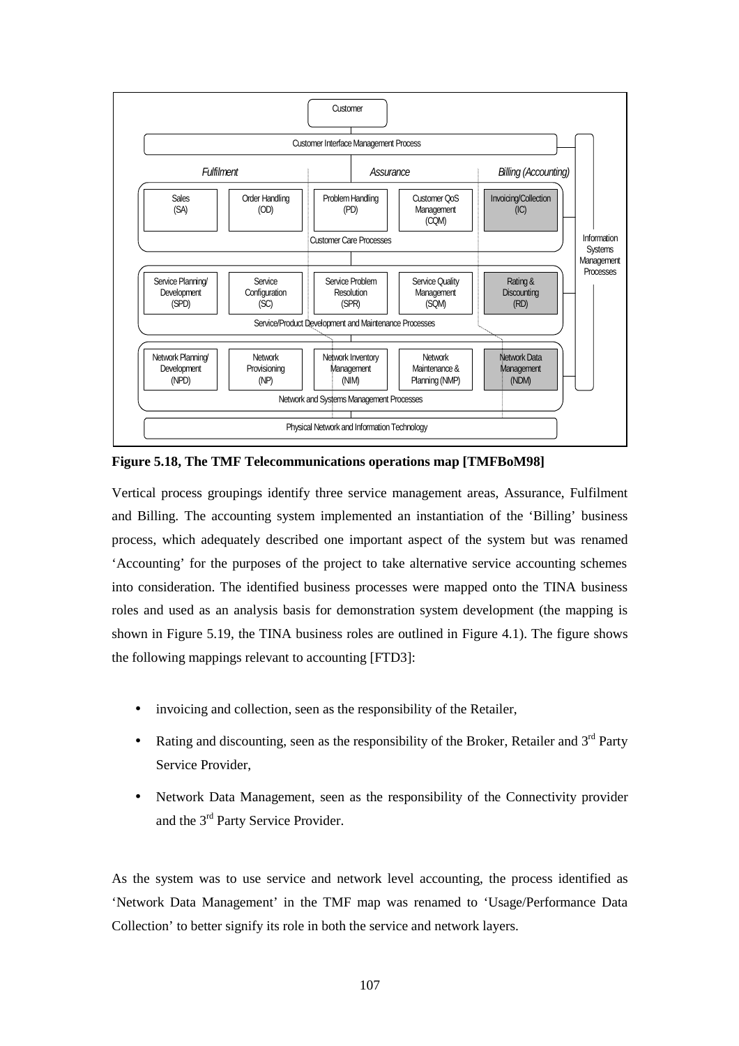Figure 5.18, The TMF Telecommunications operations map [TMFBoM98]

Vertical process groupings identify three service management areas, Assurance, Fulfilment and Billing. The accounting system implemented an instantiation of the 'Billing' business process, which adequately described one important aspect of the system but was renamed 'Accounting' for the purposes of the project to take alternative service accounting schemes into consideration. The identified business processes were mapped onto the TINA business roles and used as an analysis basis for demonstration system development (the mapping is shown in Figure 5.19, the TINA business roles are outlined in Figure 4.1). The figure shows the following mappings relevant to accounting [FTD3]:

- invoicing and collection, seen as the responsibility of the Retailer,
- Rating and discounting, seen as the responsibility of the Broker, Retailer and 3rd Party Service Provider,
- Network Data Management, seen as the responsibility of the Connectivity provider and the 3rd Party Service Provider.

As the system was to use service and network level accounting, the process identified as 'Network Data Management' in the TMF map was renamed to 'Usage/Performance Data Collection' to better signify its role in both the service and network layers.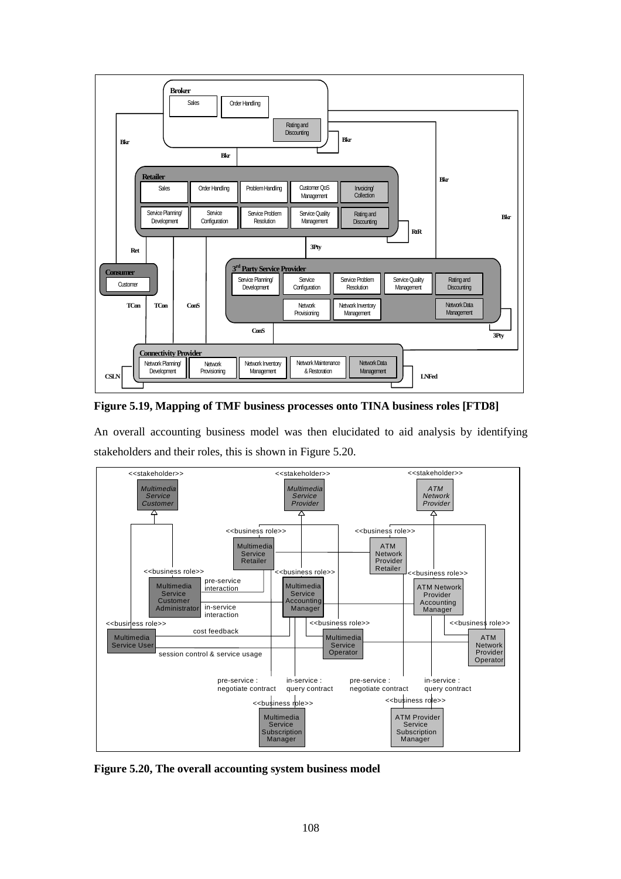**Figure 5.19, Mapping of TMF business processes onto TINA business roles [FTD8]**

An overall accounting business model was then elucidated to aid analysis by identifying stakeholders and their roles, this is shown in Figure 5.20.

**Figure 5.20, The overall accounting system business model**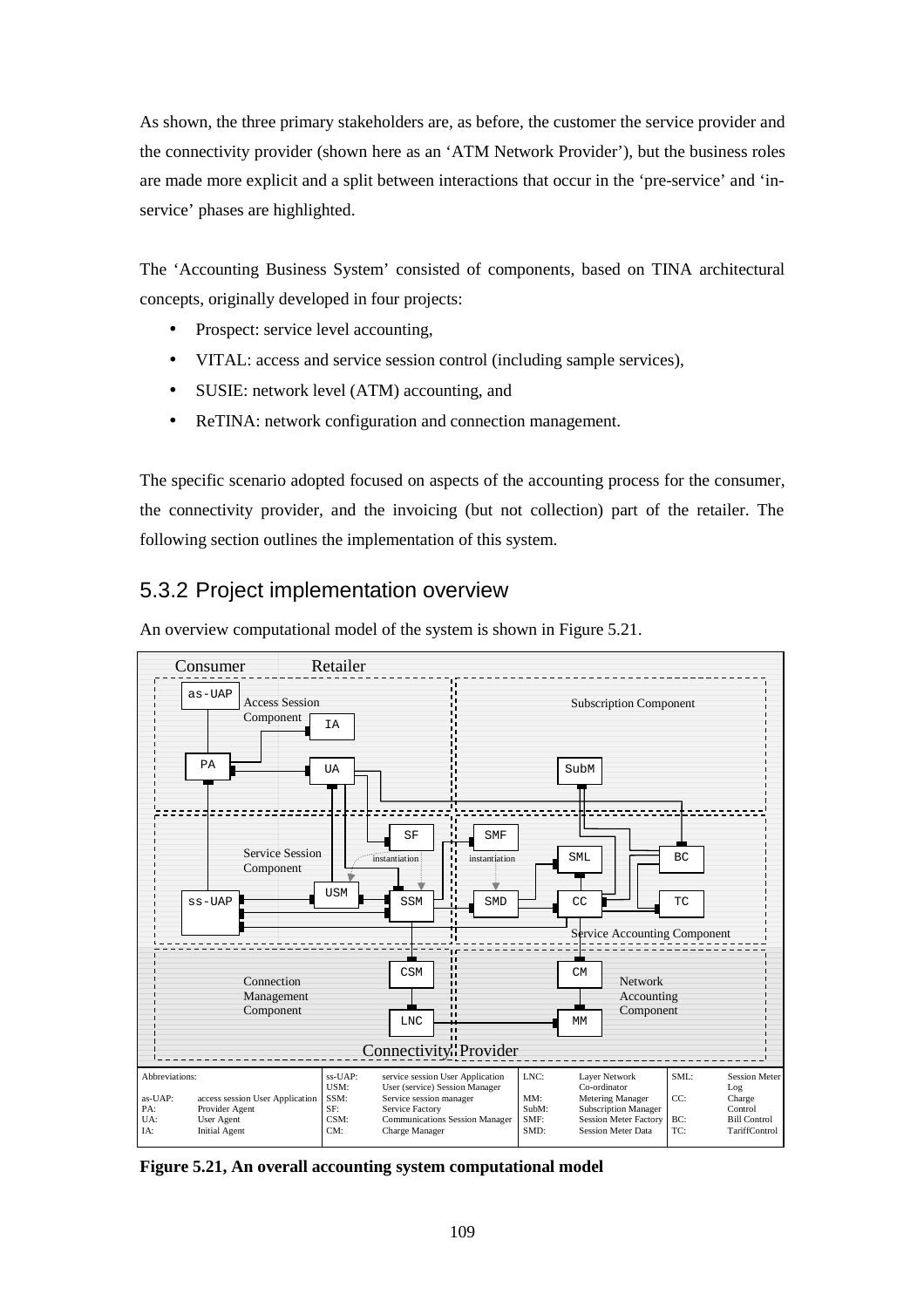As shown, the three primary stakeholders are, as before, the customer the service provider and the connectivity provider (shown here as an 'ATM Network Provider'), but the business roles are made more explicit and a split between interactions that occur in the 'pre-service' and 'in-service' phases are highlighted.

The 'Accounting Business System' consisted of components, based on TINA architectural concepts, originally developed in four projects:

- Prospect: service level accounting,
- VITAL: access and service session control (including sample services),
- SUSIE: network level (ATM) accounting, and
- ReTINA: network configuration and connection management.

The specific scenario adopted focused on aspects of the accounting process for the consumer, the connectivity provider, and the invoicing (but not collection) part of the retailer. The following section outlines the implementation of this system.

## 5.3.2 Project implementation overview

An overview computational model of the system is shown in Figure 5.21.

Abbreviations:

| | | | | | | | |
|---|---|---|---|---|---|---|---|
| as-UAP: | access session User Application | ss-UAP: | service session User Application | LNC: | Layer Network Co-ordinator | SML: | Session Meter Log |
| PA: | Provider Agent | USM: | User (service) Session Manager | MM: | Metering Manager | CC: | Charge Control |
| UA: | User Agent | SSM: | Service session manager | SubM: | Subscription Manager | BC: | Bill Control |
| IA: | Initial Agent | SF: | Service Factory | SMF: | Session Meter Factory | TC: | TariffControl |
| | | CSM: | Communications Session Manager | SMD: | Session Meter Data | | |
| | | CM: | Charge Manager | | | | |

**Figure 5.21, An overall accounting system computational model**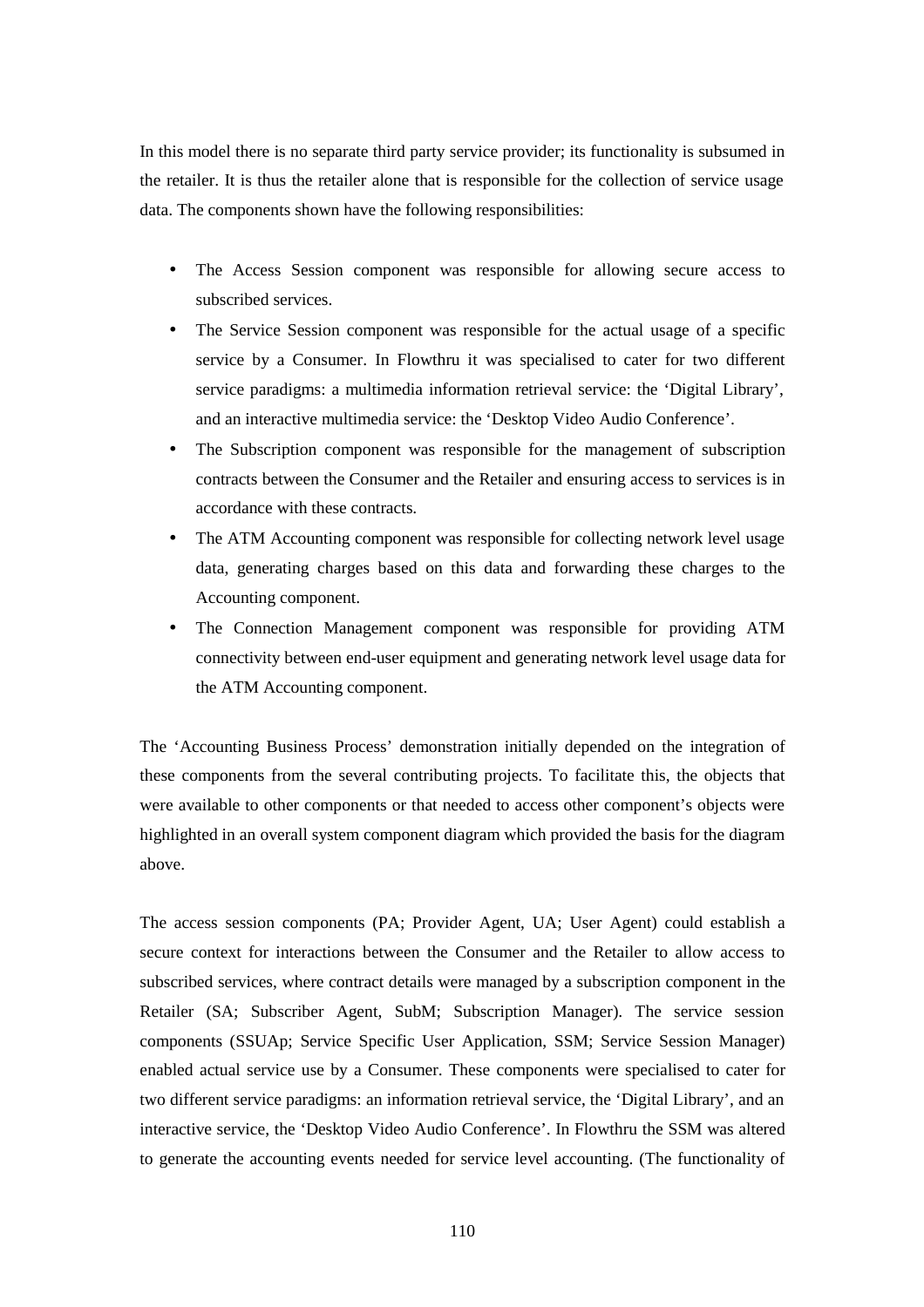In this model there is no separate third party service provider; its functionality is subsumed in the retailer. It is thus the retailer alone that is responsible for the collection of service usage data. The components shown have the following responsibilities:

- The Access Session component was responsible for allowing secure access to subscribed services.
- The Service Session component was responsible for the actual usage of a specific service by a Consumer. In Flowthru it was specialised to cater for two different service paradigms: a multimedia information retrieval service: the 'Digital Library', and an interactive multimedia service: the 'Desktop Video Audio Conference'.
- The Subscription component was responsible for the management of subscription contracts between the Consumer and the Retailer and ensuring access to services is in accordance with these contracts.
- The ATM Accounting component was responsible for collecting network level usage data, generating charges based on this data and forwarding these charges to the Accounting component.
- The Connection Management component was responsible for providing ATM connectivity between end-user equipment and generating network level usage data for the ATM Accounting component.

The 'Accounting Business Process' demonstration initially depended on the integration of these components from the several contributing projects. To facilitate this, the objects that were available to other components or that needed to access other component's objects were highlighted in an overall system component diagram which provided the basis for the diagram above.

The access session components (PA; Provider Agent, UA; User Agent) could establish a secure context for interactions between the Consumer and the Retailer to allow access to subscribed services, where contract details were managed by a subscription component in the Retailer (SA; Subscriber Agent, SubM; Subscription Manager). The service session components (SSUAp; Service Specific User Application, SSM; Service Session Manager) enabled actual service use by a Consumer. These components were specialised to cater for two different service paradigms: an information retrieval service, the 'Digital Library', and an interactive service, the 'Desktop Video Audio Conference'. In Flowthru the SSM was altered to generate the accounting events needed for service level accounting. (The functionality of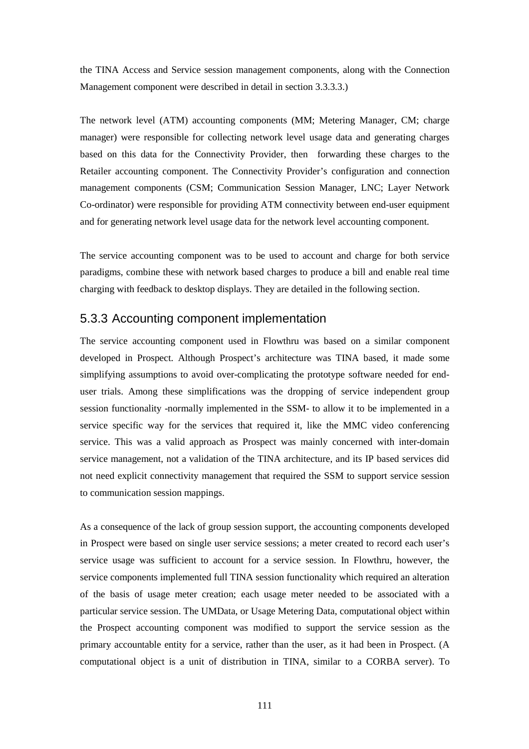the TINA Access and Service session management components, along with the Connection Management component were described in detail in section 3.3.3.3.)

The network level (ATM) accounting components (MM; Metering Manager, CM; charge manager) were responsible for collecting network level usage data and generating charges based on this data for the Connectivity Provider, then forwarding these charges to the Retailer accounting component. The Connectivity Provider's configuration and connection management components (CSM; Communication Session Manager, LNC; Layer Network Co-ordinator) were responsible for providing ATM connectivity between end-user equipment and for generating network level usage data for the network level accounting component.

The service accounting component was to be used to account and charge for both service paradigms, combine these with network based charges to produce a bill and enable real time charging with feedback to desktop displays. They are detailed in the following section.

### 5.3.3 Accounting component implementation

The service accounting component used in Flowthru was based on a similar component developed in Prospect. Although Prospect's architecture was TINA based, it made some simplifying assumptions to avoid over-complicating the prototype software needed for end-user trials. Among these simplifications was the dropping of service independent group session functionality -normally implemented in the SSM- to allow it to be implemented in a service specific way for the services that required it, like the MMC video conferencing service. This was a valid approach as Prospect was mainly concerned with inter-domain service management, not a validation of the TINA architecture, and its IP based services did not need explicit connectivity management that required the SSM to support service session to communication session mappings.

As a consequence of the lack of group session support, the accounting components developed in Prospect were based on single user service sessions; a meter created to record each user's service usage was sufficient to account for a service session. In Flowthru, however, the service components implemented full TINA session functionality which required an alteration of the basis of usage meter creation; each usage meter needed to be associated with a particular service session. The UMData, or Usage Metering Data, computational object within the Prospect accounting component was modified to support the service session as the primary accountable entity for a service, rather than the user, as it had been in Prospect. (A computational object is a unit of distribution in TINA, similar to a CORBA server). To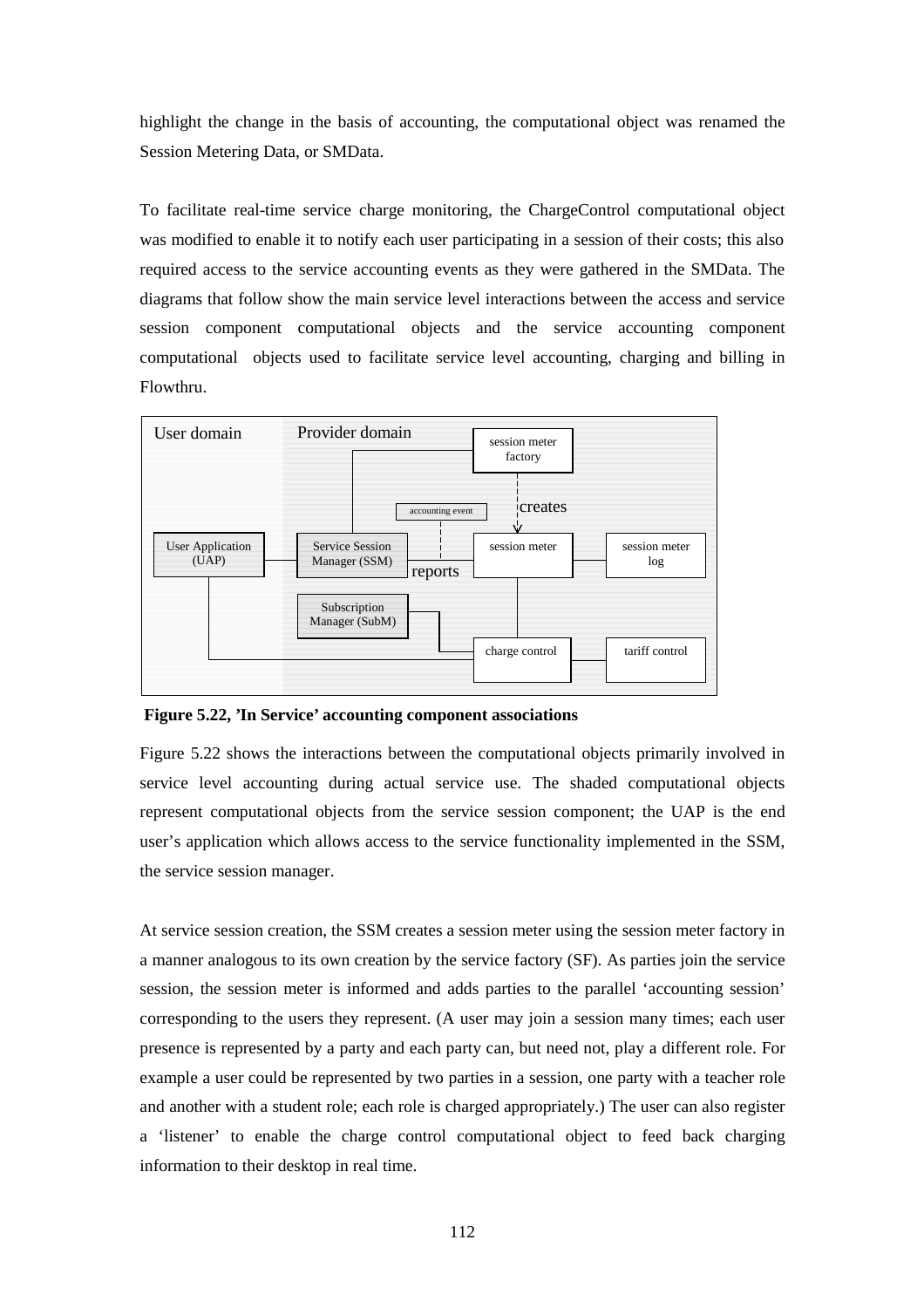highlight the change in the basis of accounting, the computational object was renamed the Session Metering Data, or SMData.

To facilitate real-time service charge monitoring, the ChargeControl computational object was modified to enable it to notify each user participating in a session of their costs; this also required access to the service accounting events as they were gathered in the SMData. The diagrams that follow show the main service level interactions between the access and service session component computational objects and the service accounting component computational objects used to facilitate service level accounting, charging and billing in Flowthru.

User domain | Provider domain

session meter factory — creates → session meter

User Application (UAP) — Service Session Manager (SSM) — reports (accounting event) → session meter — session meter log

Subscription Manager (SubM) — charge control — tariff control

**Figure 5.22, 'In Service' accounting component associations**

Figure 5.22 shows the interactions between the computational objects primarily involved in service level accounting during actual service use. The shaded computational objects represent computational objects from the service session component; the UAP is the end user's application which allows access to the service functionality implemented in the SSM, the service session manager.

At service session creation, the SSM creates a session meter using the session meter factory in a manner analogous to its own creation by the service factory (SF). As parties join the service session, the session meter is informed and adds parties to the parallel 'accounting session' corresponding to the users they represent. (A user may join a session many times; each user presence is represented by a party and each party can, but need not, play a different role. For example a user could be represented by two parties in a session, one party with a teacher role and another with a student role; each role is charged appropriately.) The user can also register a 'listener' to enable the charge control computational object to feed back charging information to their desktop in real time.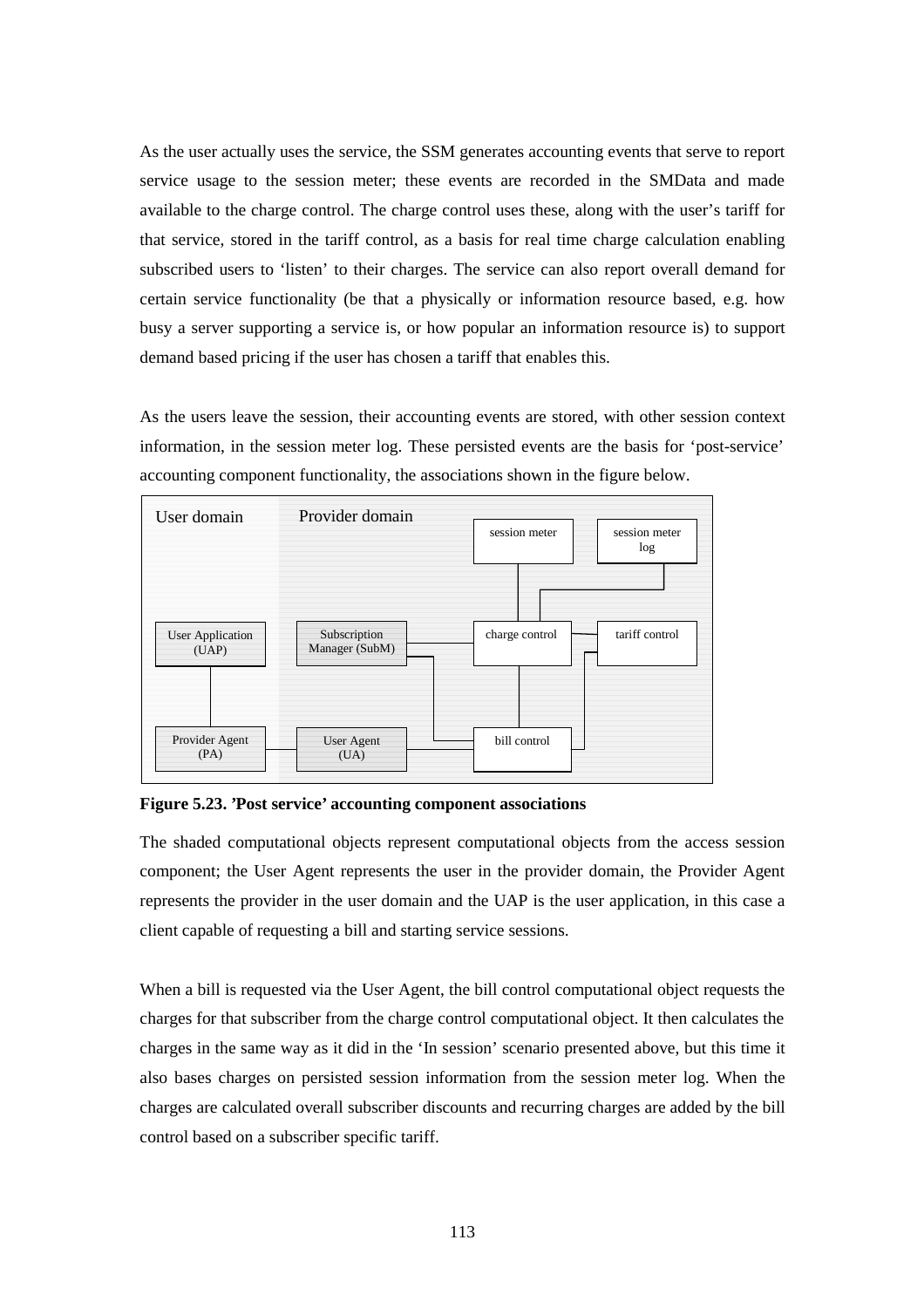As the user actually uses the service, the SSM generates accounting events that serve to report service usage to the session meter; these events are recorded in the SMData and made available to the charge control. The charge control uses these, along with the user's tariff for that service, stored in the tariff control, as a basis for real time charge calculation enabling subscribed users to 'listen' to their charges. The service can also report overall demand for certain service functionality (be that a physically or information resource based, e.g. how busy a server supporting a service is, or how popular an information resource is) to support demand based pricing if the user has chosen a tariff that enables this.

As the users leave the session, their accounting events are stored, with other session context information, in the session meter log. These persisted events are the basis for 'post-service' accounting component functionality, the associations shown in the figure below.

User domain | Provider domain

session meter | session meter log

User Application (UAP) | Subscription Manager (SubM) | charge control | tariff control

Provider Agent (PA) | User Agent (UA) | bill control

**Figure 5.23. 'Post service' accounting component associations**

The shaded computational objects represent computational objects from the access session component; the User Agent represents the user in the provider domain, the Provider Agent represents the provider in the user domain and the UAP is the user application, in this case a client capable of requesting a bill and starting service sessions.

When a bill is requested via the User Agent, the bill control computational object requests the charges for that subscriber from the charge control computational object. It then calculates the charges in the same way as it did in the 'In session' scenario presented above, but this time it also bases charges on persisted session information from the session meter log. When the charges are calculated overall subscriber discounts and recurring charges are added by the bill control based on a subscriber specific tariff.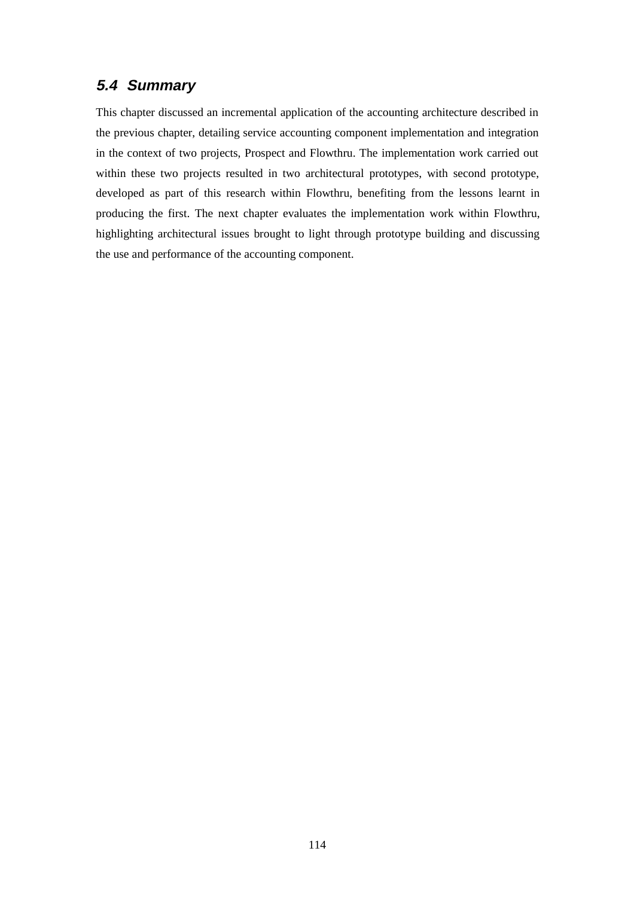## 5.4 Summary

This chapter discussed an incremental application of the accounting architecture described in the previous chapter, detailing service accounting component implementation and integration in the context of two projects, Prospect and Flowthru. The implementation work carried out within these two projects resulted in two architectural prototypes, with second prototype, developed as part of this research within Flowthru, benefiting from the lessons learnt in producing the first. The next chapter evaluates the implementation work within Flowthru, highlighting architectural issues brought to light through prototype building and discussing the use and performance of the accounting component.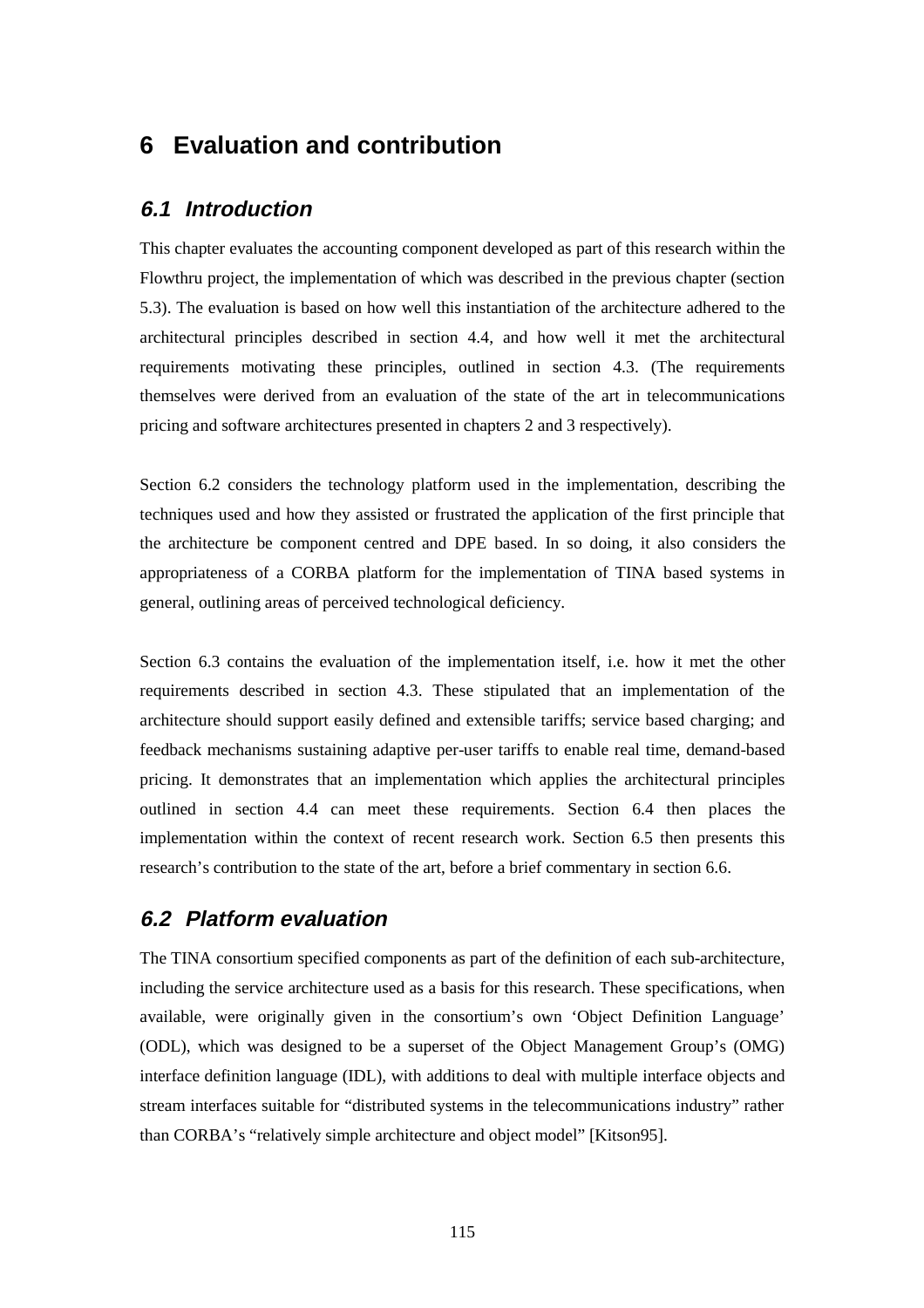# 6 Evaluation and contribution

## *6.1 Introduction*

This chapter evaluates the accounting component developed as part of this research within the Flowthru project, the implementation of which was described in the previous chapter (section 5.3). The evaluation is based on how well this instantiation of the architecture adhered to the architectural principles described in section 4.4, and how well it met the architectural requirements motivating these principles, outlined in section 4.3. (The requirements themselves were derived from an evaluation of the state of the art in telecommunications pricing and software architectures presented in chapters 2 and 3 respectively).

Section 6.2 considers the technology platform used in the implementation, describing the techniques used and how they assisted or frustrated the application of the first principle that the architecture be component centred and DPE based. In so doing, it also considers the appropriateness of a CORBA platform for the implementation of TINA based systems in general, outlining areas of perceived technological deficiency.

Section 6.3 contains the evaluation of the implementation itself, i.e. how it met the other requirements described in section 4.3. These stipulated that an implementation of the architecture should support easily defined and extensible tariffs; service based charging; and feedback mechanisms sustaining adaptive per-user tariffs to enable real time, demand-based pricing. It demonstrates that an implementation which applies the architectural principles outlined in section 4.4 can meet these requirements. Section 6.4 then places the implementation within the context of recent research work. Section 6.5 then presents this research's contribution to the state of the art, before a brief commentary in section 6.6.

## *6.2 Platform evaluation*

The TINA consortium specified components as part of the definition of each sub-architecture, including the service architecture used as a basis for this research. These specifications, when available, were originally given in the consortium's own 'Object Definition Language' (ODL), which was designed to be a superset of the Object Management Group's (OMG) interface definition language (IDL), with additions to deal with multiple interface objects and stream interfaces suitable for "distributed systems in the telecommunications industry" rather than CORBA's "relatively simple architecture and object model" [Kitson95].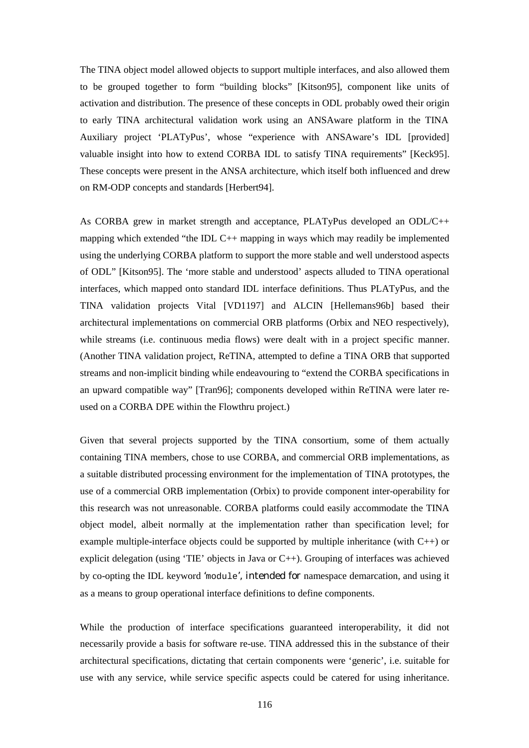The TINA object model allowed objects to support multiple interfaces, and also allowed them to be grouped together to form "building blocks" [Kitson95], component like units of activation and distribution. The presence of these concepts in ODL probably owed their origin to early TINA architectural validation work using an ANSAware platform in the TINA Auxiliary project 'PLATyPus', whose "experience with ANSAware's IDL [provided] valuable insight into how to extend CORBA IDL to satisfy TINA requirements" [Keck95]. These concepts were present in the ANSA architecture, which itself both influenced and drew on RM-ODP concepts and standards [Herbert94].

As CORBA grew in market strength and acceptance, PLATyPus developed an ODL/C++ mapping which extended "the IDL C++ mapping in ways which may readily be implemented using the underlying CORBA platform to support the more stable and well understood aspects of ODL" [Kitson95]. The 'more stable and understood' aspects alluded to TINA operational interfaces, which mapped onto standard IDL interface definitions. Thus PLATyPus, and the TINA validation projects Vital [VD1197] and ALCIN [Hellemans96b] based their architectural implementations on commercial ORB platforms (Orbix and NEO respectively), while streams (i.e. continuous media flows) were dealt with in a project specific manner. (Another TINA validation project, ReTINA, attempted to define a TINA ORB that supported streams and non-implicit binding while endeavouring to "extend the CORBA specifications in an upward compatible way" [Tran96]; components developed within ReTINA were later re-used on a CORBA DPE within the Flowthru project.)

Given that several projects supported by the TINA consortium, some of them actually containing TINA members, chose to use CORBA, and commercial ORB implementations, as a suitable distributed processing environment for the implementation of TINA prototypes, the use of a commercial ORB implementation (Orbix) to provide component inter-operability for this research was not unreasonable. CORBA platforms could easily accommodate the TINA object model, albeit normally at the implementation rather than specification level; for example multiple-interface objects could be supported by multiple inheritance (with C++) or explicit delegation (using 'TIE' objects in Java or C++). Grouping of interfaces was achieved by co-opting the IDL keyword '`module`', intended for namespace demarcation, and using it as a means to group operational interface definitions to define components.

While the production of interface specifications guaranteed interoperability, it did not necessarily provide a basis for software re-use. TINA addressed this in the substance of their architectural specifications, dictating that certain components were 'generic', i.e. suitable for use with any service, while service specific aspects could be catered for using inheritance.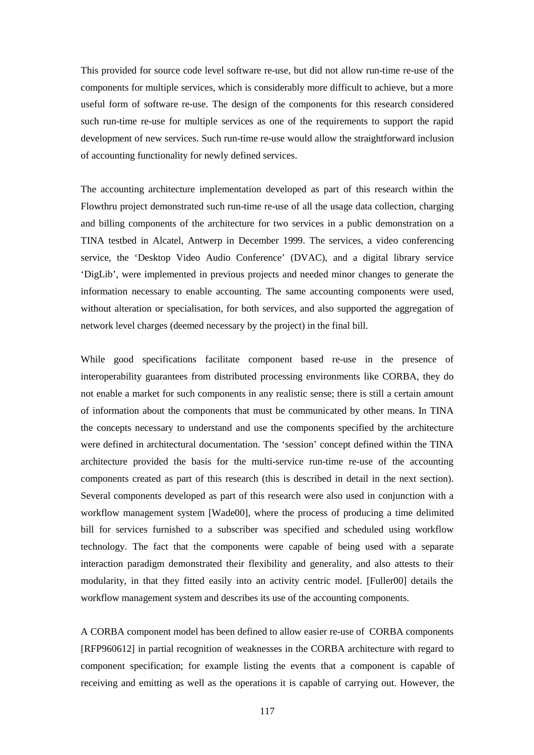This provided for source code level software re-use, but did not allow run-time re-use of the components for multiple services, which is considerably more difficult to achieve, but a more useful form of software re-use. The design of the components for this research considered such run-time re-use for multiple services as one of the requirements to support the rapid development of new services. Such run-time re-use would allow the straightforward inclusion of accounting functionality for newly defined services.

The accounting architecture implementation developed as part of this research within the Flowthru project demonstrated such run-time re-use of all the usage data collection, charging and billing components of the architecture for two services in a public demonstration on a TINA testbed in Alcatel, Antwerp in December 1999. The services, a video conferencing service, the 'Desktop Video Audio Conference' (DVAC), and a digital library service 'DigLib', were implemented in previous projects and needed minor changes to generate the information necessary to enable accounting. The same accounting components were used, without alteration or specialisation, for both services, and also supported the aggregation of network level charges (deemed necessary by the project) in the final bill.

While good specifications facilitate component based re-use in the presence of interoperability guarantees from distributed processing environments like CORBA, they do not enable a market for such components in any realistic sense; there is still a certain amount of information about the components that must be communicated by other means. In TINA the concepts necessary to understand and use the components specified by the architecture were defined in architectural documentation. The 'session' concept defined within the TINA architecture provided the basis for the multi-service run-time re-use of the accounting components created as part of this research (this is described in detail in the next section). Several components developed as part of this research were also used in conjunction with a workflow management system [Wade00], where the process of producing a time delimited bill for services furnished to a subscriber was specified and scheduled using workflow technology. The fact that the components were capable of being used with a separate interaction paradigm demonstrated their flexibility and generality, and also attests to their modularity, in that they fitted easily into an activity centric model. [Fuller00] details the workflow management system and describes its use of the accounting components.

A CORBA component model has been defined to allow easier re-use of CORBA components [RFP960612] in partial recognition of weaknesses in the CORBA architecture with regard to component specification; for example listing the events that a component is capable of receiving and emitting as well as the operations it is capable of carrying out. However, the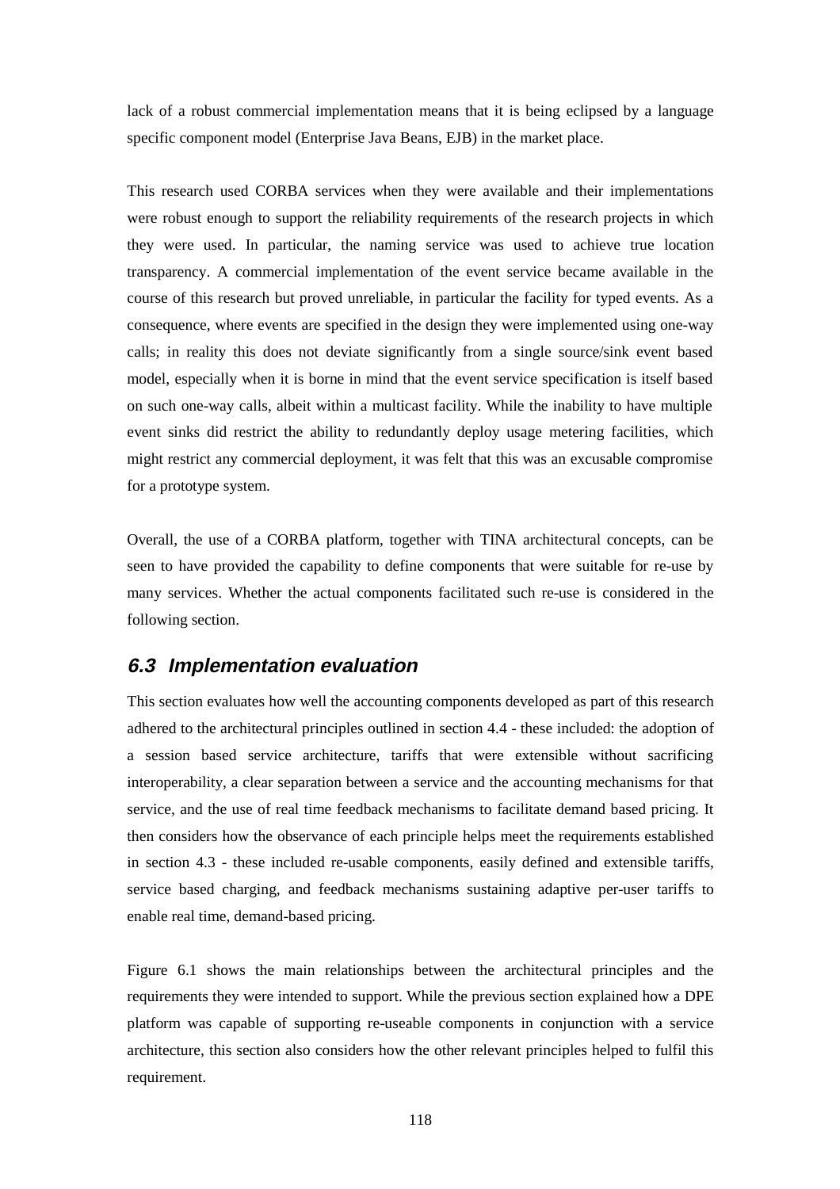lack of a robust commercial implementation means that it is being eclipsed by a language specific component model (Enterprise Java Beans, EJB) in the market place.

This research used CORBA services when they were available and their implementations were robust enough to support the reliability requirements of the research projects in which they were used. In particular, the naming service was used to achieve true location transparency. A commercial implementation of the event service became available in the course of this research but proved unreliable, in particular the facility for typed events. As a consequence, where events are specified in the design they were implemented using one-way calls; in reality this does not deviate significantly from a single source/sink event based model, especially when it is borne in mind that the event service specification is itself based on such one-way calls, albeit within a multicast facility. While the inability to have multiple event sinks did restrict the ability to redundantly deploy usage metering facilities, which might restrict any commercial deployment, it was felt that this was an excusable compromise for a prototype system.

Overall, the use of a CORBA platform, together with TINA architectural concepts, can be seen to have provided the capability to define components that were suitable for re-use by many services. Whether the actual components facilitated such re-use is considered in the following section.

## 6.3 Implementation evaluation

This section evaluates how well the accounting components developed as part of this research adhered to the architectural principles outlined in section 4.4 - these included: the adoption of a session based service architecture, tariffs that were extensible without sacrificing interoperability, a clear separation between a service and the accounting mechanisms for that service, and the use of real time feedback mechanisms to facilitate demand based pricing. It then considers how the observance of each principle helps meet the requirements established in section 4.3 - these included re-usable components, easily defined and extensible tariffs, service based charging, and feedback mechanisms sustaining adaptive per-user tariffs to enable real time, demand-based pricing.

Figure 6.1 shows the main relationships between the architectural principles and the requirements they were intended to support. While the previous section explained how a DPE platform was capable of supporting re-useable components in conjunction with a service architecture, this section also considers how the other relevant principles helped to fulfil this requirement.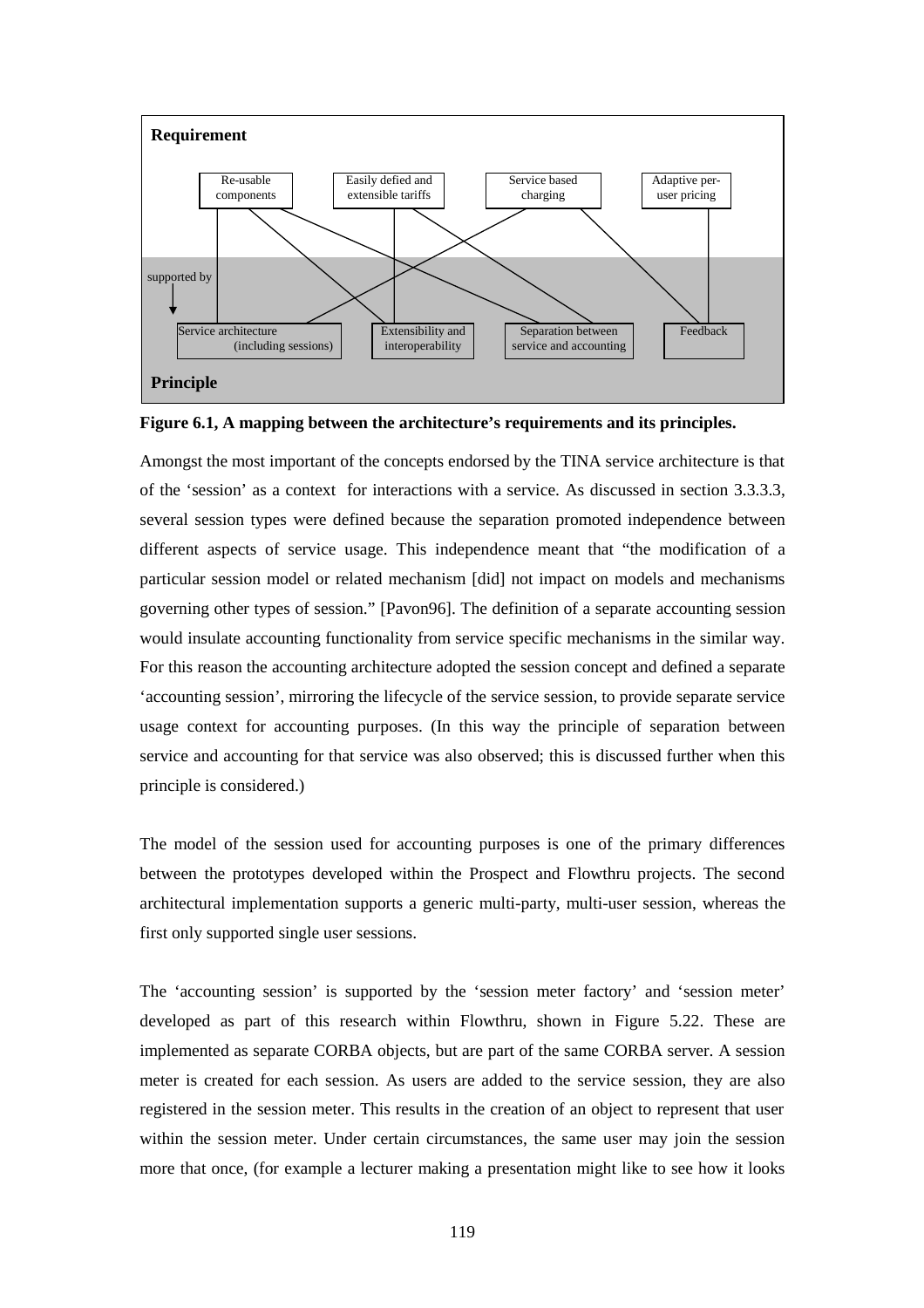**Requirement**

Re-usable components | Easily defied and extensible tariffs | Service based charging | Adaptive per-user pricing

supported by

Service architecture (including sessions) | Extensibility and interoperability | Separation between service and accounting | Feedback

**Principle**

**Figure 6.1, A mapping between the architecture's requirements and its principles.**

Amongst the most important of the concepts endorsed by the TINA service architecture is that of the 'session' as a context for interactions with a service. As discussed in section 3.3.3.3, several session types were defined because the separation promoted independence between different aspects of service usage. This independence meant that "the modification of a particular session model or related mechanism [did] not impact on models and mechanisms governing other types of session." [Pavon96]. The definition of a separate accounting session would insulate accounting functionality from service specific mechanisms in the similar way. For this reason the accounting architecture adopted the session concept and defined a separate 'accounting session', mirroring the lifecycle of the service session, to provide separate service usage context for accounting purposes. (In this way the principle of separation between service and accounting for that service was also observed; this is discussed further when this principle is considered.)

The model of the session used for accounting purposes is one of the primary differences between the prototypes developed within the Prospect and Flowthru projects. The second architectural implementation supports a generic multi-party, multi-user session, whereas the first only supported single user sessions.

The 'accounting session' is supported by the 'session meter factory' and 'session meter' developed as part of this research within Flowthru, shown in Figure 5.22. These are implemented as separate CORBA objects, but are part of the same CORBA server. A session meter is created for each session. As users are added to the service session, they are also registered in the session meter. This results in the creation of an object to represent that user within the session meter. Under certain circumstances, the same user may join the session more that once, (for example a lecturer making a presentation might like to see how it looks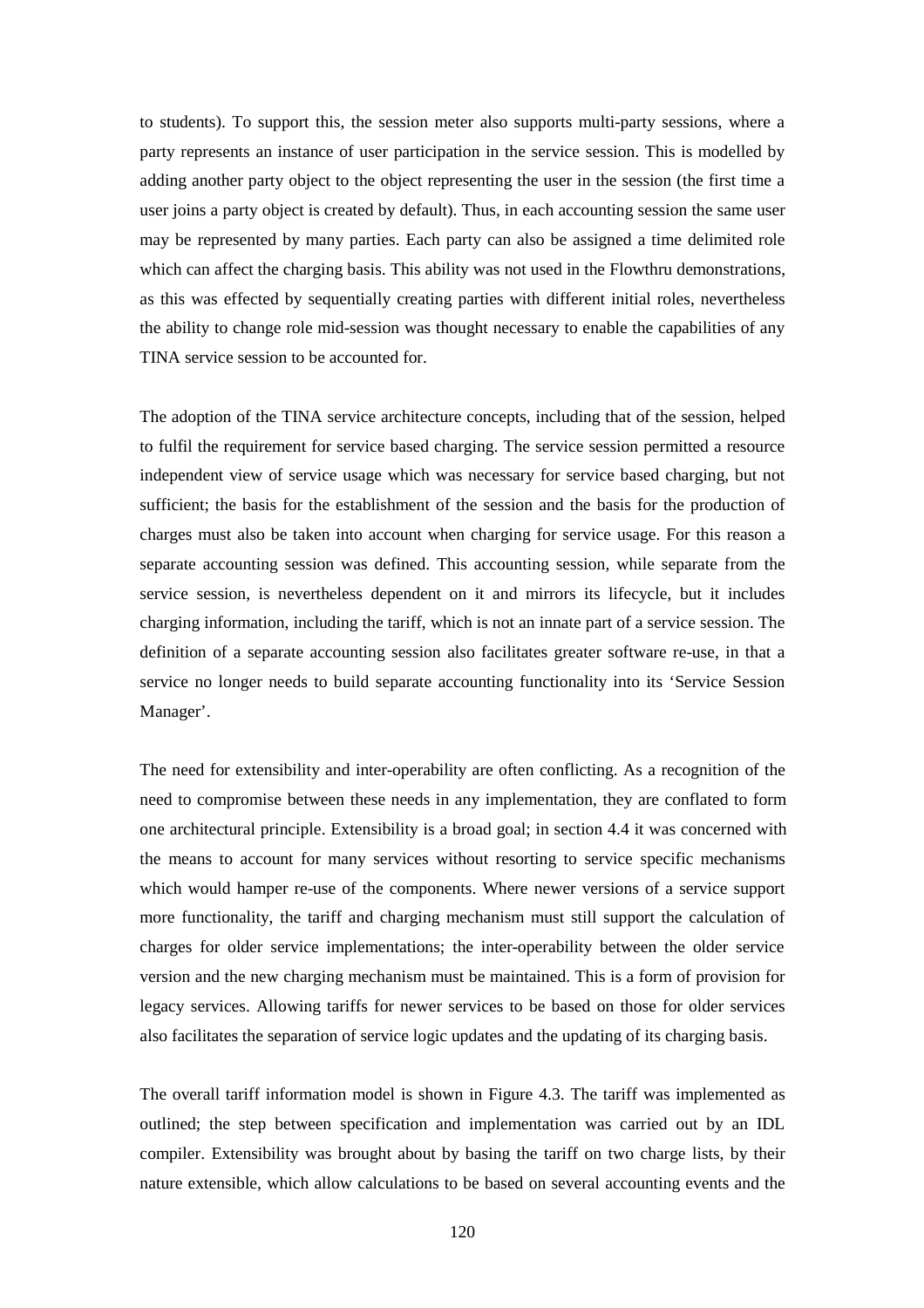to students). To support this, the session meter also supports multi-party sessions, where a party represents an instance of user participation in the service session. This is modelled by adding another party object to the object representing the user in the session (the first time a user joins a party object is created by default). Thus, in each accounting session the same user may be represented by many parties. Each party can also be assigned a time delimited role which can affect the charging basis. This ability was not used in the Flowthru demonstrations, as this was effected by sequentially creating parties with different initial roles, nevertheless the ability to change role mid-session was thought necessary to enable the capabilities of any TINA service session to be accounted for.

The adoption of the TINA service architecture concepts, including that of the session, helped to fulfil the requirement for service based charging. The service session permitted a resource independent view of service usage which was necessary for service based charging, but not sufficient; the basis for the establishment of the session and the basis for the production of charges must also be taken into account when charging for service usage. For this reason a separate accounting session was defined. This accounting session, while separate from the service session, is nevertheless dependent on it and mirrors its lifecycle, but it includes charging information, including the tariff, which is not an innate part of a service session. The definition of a separate accounting session also facilitates greater software re-use, in that a service no longer needs to build separate accounting functionality into its 'Service Session Manager'.

The need for extensibility and inter-operability are often conflicting. As a recognition of the need to compromise between these needs in any implementation, they are conflated to form one architectural principle. Extensibility is a broad goal; in section 4.4 it was concerned with the means to account for many services without resorting to service specific mechanisms which would hamper re-use of the components. Where newer versions of a service support more functionality, the tariff and charging mechanism must still support the calculation of charges for older service implementations; the inter-operability between the older service version and the new charging mechanism must be maintained. This is a form of provision for legacy services. Allowing tariffs for newer services to be based on those for older services also facilitates the separation of service logic updates and the updating of its charging basis.

The overall tariff information model is shown in Figure 4.3. The tariff was implemented as outlined; the step between specification and implementation was carried out by an IDL compiler. Extensibility was brought about by basing the tariff on two charge lists, by their nature extensible, which allow calculations to be based on several accounting events and the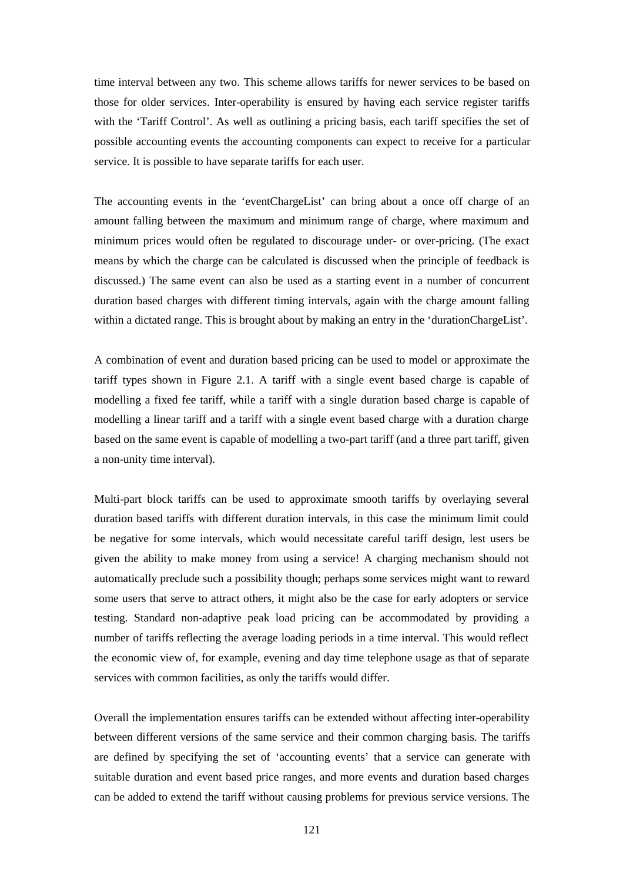time interval between any two. This scheme allows tariffs for newer services to be based on those for older services. Inter-operability is ensured by having each service register tariffs with the 'Tariff Control'. As well as outlining a pricing basis, each tariff specifies the set of possible accounting events the accounting components can expect to receive for a particular service. It is possible to have separate tariffs for each user.

The accounting events in the 'eventChargeList' can bring about a once off charge of an amount falling between the maximum and minimum range of charge, where maximum and minimum prices would often be regulated to discourage under- or over-pricing. (The exact means by which the charge can be calculated is discussed when the principle of feedback is discussed.) The same event can also be used as a starting event in a number of concurrent duration based charges with different timing intervals, again with the charge amount falling within a dictated range. This is brought about by making an entry in the 'durationChargeList'.

A combination of event and duration based pricing can be used to model or approximate the tariff types shown in Figure 2.1. A tariff with a single event based charge is capable of modelling a fixed fee tariff, while a tariff with a single duration based charge is capable of modelling a linear tariff and a tariff with a single event based charge with a duration charge based on the same event is capable of modelling a two-part tariff (and a three part tariff, given a non-unity time interval).

Multi-part block tariffs can be used to approximate smooth tariffs by overlaying several duration based tariffs with different duration intervals, in this case the minimum limit could be negative for some intervals, which would necessitate careful tariff design, lest users be given the ability to make money from using a service! A charging mechanism should not automatically preclude such a possibility though; perhaps some services might want to reward some users that serve to attract others, it might also be the case for early adopters or service testing. Standard non-adaptive peak load pricing can be accommodated by providing a number of tariffs reflecting the average loading periods in a time interval. This would reflect the economic view of, for example, evening and day time telephone usage as that of separate services with common facilities, as only the tariffs would differ.

Overall the implementation ensures tariffs can be extended without affecting inter-operability between different versions of the same service and their common charging basis. The tariffs are defined by specifying the set of 'accounting events' that a service can generate with suitable duration and event based price ranges, and more events and duration based charges can be added to extend the tariff without causing problems for previous service versions. The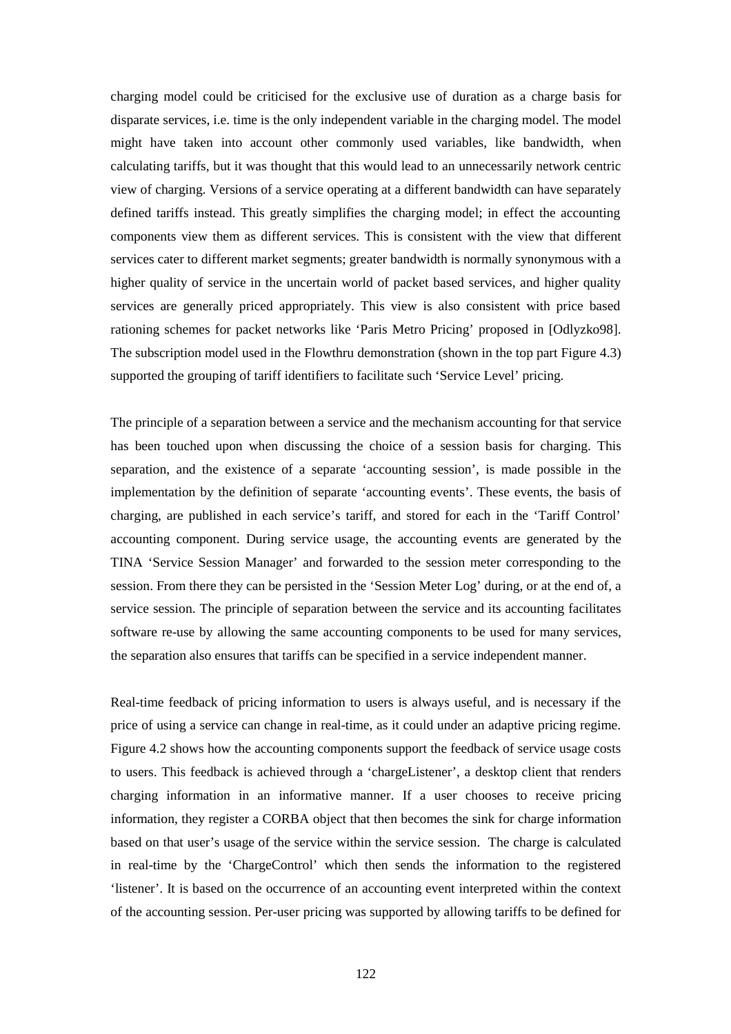charging model could be criticised for the exclusive use of duration as a charge basis for disparate services, i.e. time is the only independent variable in the charging model. The model might have taken into account other commonly used variables, like bandwidth, when calculating tariffs, but it was thought that this would lead to an unnecessarily network centric view of charging. Versions of a service operating at a different bandwidth can have separately defined tariffs instead. This greatly simplifies the charging model; in effect the accounting components view them as different services. This is consistent with the view that different services cater to different market segments; greater bandwidth is normally synonymous with a higher quality of service in the uncertain world of packet based services, and higher quality services are generally priced appropriately. This view is also consistent with price based rationing schemes for packet networks like 'Paris Metro Pricing' proposed in [Odlyzko98]. The subscription model used in the Flowthru demonstration (shown in the top part Figure 4.3) supported the grouping of tariff identifiers to facilitate such 'Service Level' pricing.

The principle of a separation between a service and the mechanism accounting for that service has been touched upon when discussing the choice of a session basis for charging. This separation, and the existence of a separate 'accounting session', is made possible in the implementation by the definition of separate 'accounting events'. These events, the basis of charging, are published in each service's tariff, and stored for each in the 'Tariff Control' accounting component. During service usage, the accounting events are generated by the TINA 'Service Session Manager' and forwarded to the session meter corresponding to the session. From there they can be persisted in the 'Session Meter Log' during, or at the end of, a service session. The principle of separation between the service and its accounting facilitates software re-use by allowing the same accounting components to be used for many services, the separation also ensures that tariffs can be specified in a service independent manner.

Real-time feedback of pricing information to users is always useful, and is necessary if the price of using a service can change in real-time, as it could under an adaptive pricing regime. Figure 4.2 shows how the accounting components support the feedback of service usage costs to users. This feedback is achieved through a 'chargeListener', a desktop client that renders charging information in an informative manner. If a user chooses to receive pricing information, they register a CORBA object that then becomes the sink for charge information based on that user's usage of the service within the service session. The charge is calculated in real-time by the 'ChargeControl' which then sends the information to the registered 'listener'. It is based on the occurrence of an accounting event interpreted within the context of the accounting session. Per-user pricing was supported by allowing tariffs to be defined for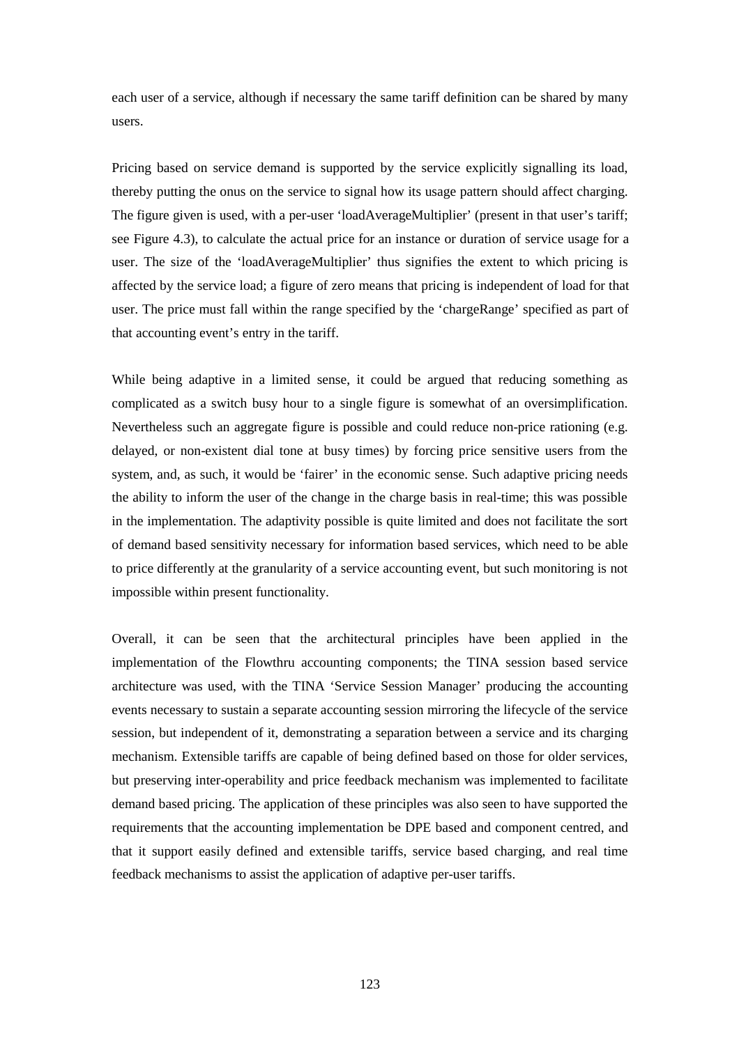each user of a service, although if necessary the same tariff definition can be shared by many users.

Pricing based on service demand is supported by the service explicitly signalling its load, thereby putting the onus on the service to signal how its usage pattern should affect charging. The figure given is used, with a per-user 'loadAverageMultiplier' (present in that user's tariff; see Figure 4.3), to calculate the actual price for an instance or duration of service usage for a user. The size of the 'loadAverageMultiplier' thus signifies the extent to which pricing is affected by the service load; a figure of zero means that pricing is independent of load for that user. The price must fall within the range specified by the 'chargeRange' specified as part of that accounting event's entry in the tariff.

While being adaptive in a limited sense, it could be argued that reducing something as complicated as a switch busy hour to a single figure is somewhat of an oversimplification. Nevertheless such an aggregate figure is possible and could reduce non-price rationing (e.g. delayed, or non-existent dial tone at busy times) by forcing price sensitive users from the system, and, as such, it would be 'fairer' in the economic sense. Such adaptive pricing needs the ability to inform the user of the change in the charge basis in real-time; this was possible in the implementation. The adaptivity possible is quite limited and does not facilitate the sort of demand based sensitivity necessary for information based services, which need to be able to price differently at the granularity of a service accounting event, but such monitoring is not impossible within present functionality.

Overall, it can be seen that the architectural principles have been applied in the implementation of the Flowthru accounting components; the TINA session based service architecture was used, with the TINA 'Service Session Manager' producing the accounting events necessary to sustain a separate accounting session mirroring the lifecycle of the service session, but independent of it, demonstrating a separation between a service and its charging mechanism. Extensible tariffs are capable of being defined based on those for older services, but preserving inter-operability and price feedback mechanism was implemented to facilitate demand based pricing. The application of these principles was also seen to have supported the requirements that the accounting implementation be DPE based and component centred, and that it support easily defined and extensible tariffs, service based charging, and real time feedback mechanisms to assist the application of adaptive per-user tariffs.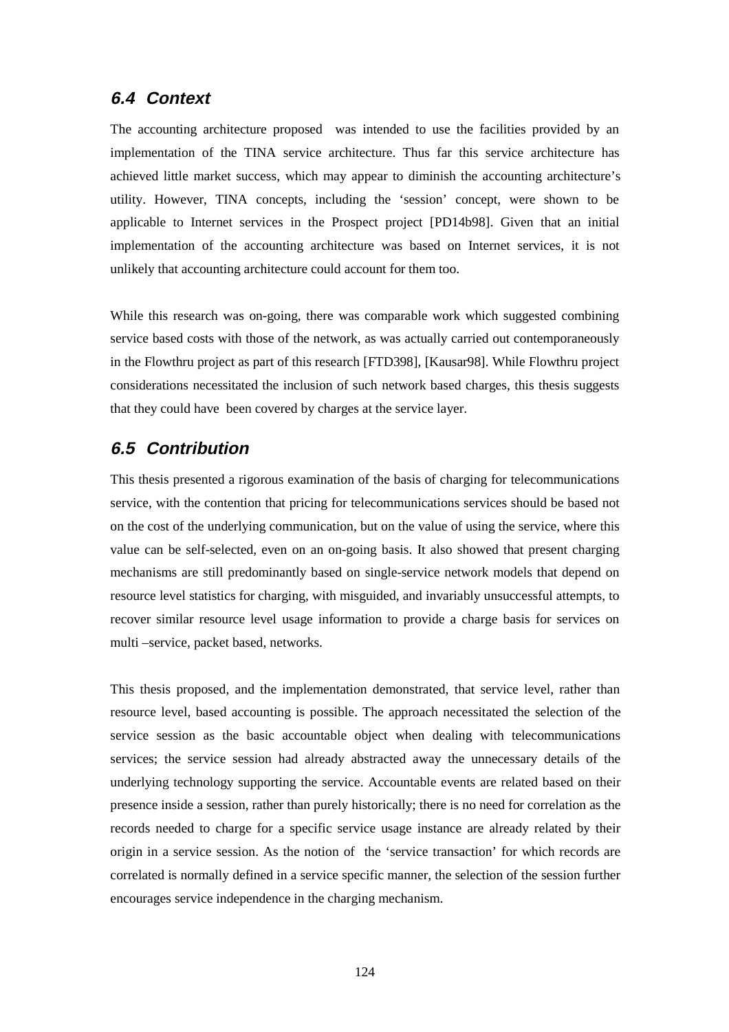## 6.4 Context

The accounting architecture proposed  was intended to use the facilities provided by an implementation of the TINA service architecture. Thus far this service architecture has achieved little market success, which may appear to diminish the accounting architecture's utility. However, TINA concepts, including the 'session' concept, were shown to be applicable to Internet services in the Prospect project [PD14b98]. Given that an initial implementation of the accounting architecture was based on Internet services, it is not unlikely that accounting architecture could account for them too.

While this research was on-going, there was comparable work which suggested combining service based costs with those of the network, as was actually carried out contemporaneously in the Flowthru project as part of this research [FTD398], [Kausar98]. While Flowthru project considerations necessitated the inclusion of such network based charges, this thesis suggests that they could have  been covered by charges at the service layer.

## 6.5 Contribution

This thesis presented a rigorous examination of the basis of charging for telecommunications service, with the contention that pricing for telecommunications services should be based not on the cost of the underlying communication, but on the value of using the service, where this value can be self-selected, even on an on-going basis. It also showed that present charging mechanisms are still predominantly based on single-service network models that depend on resource level statistics for charging, with misguided, and invariably unsuccessful attempts, to recover similar resource level usage information to provide a charge basis for services on multi –service, packet based, networks.

This thesis proposed, and the implementation demonstrated, that service level, rather than resource level, based accounting is possible. The approach necessitated the selection of the service session as the basic accountable object when dealing with telecommunications services; the service session had already abstracted away the unnecessary details of the underlying technology supporting the service. Accountable events are related based on their presence inside a session, rather than purely historically; there is no need for correlation as the records needed to charge for a specific service usage instance are already related by their origin in a service session. As the notion of  the 'service transaction' for which records are correlated is normally defined in a service specific manner, the selection of the session further encourages service independence in the charging mechanism.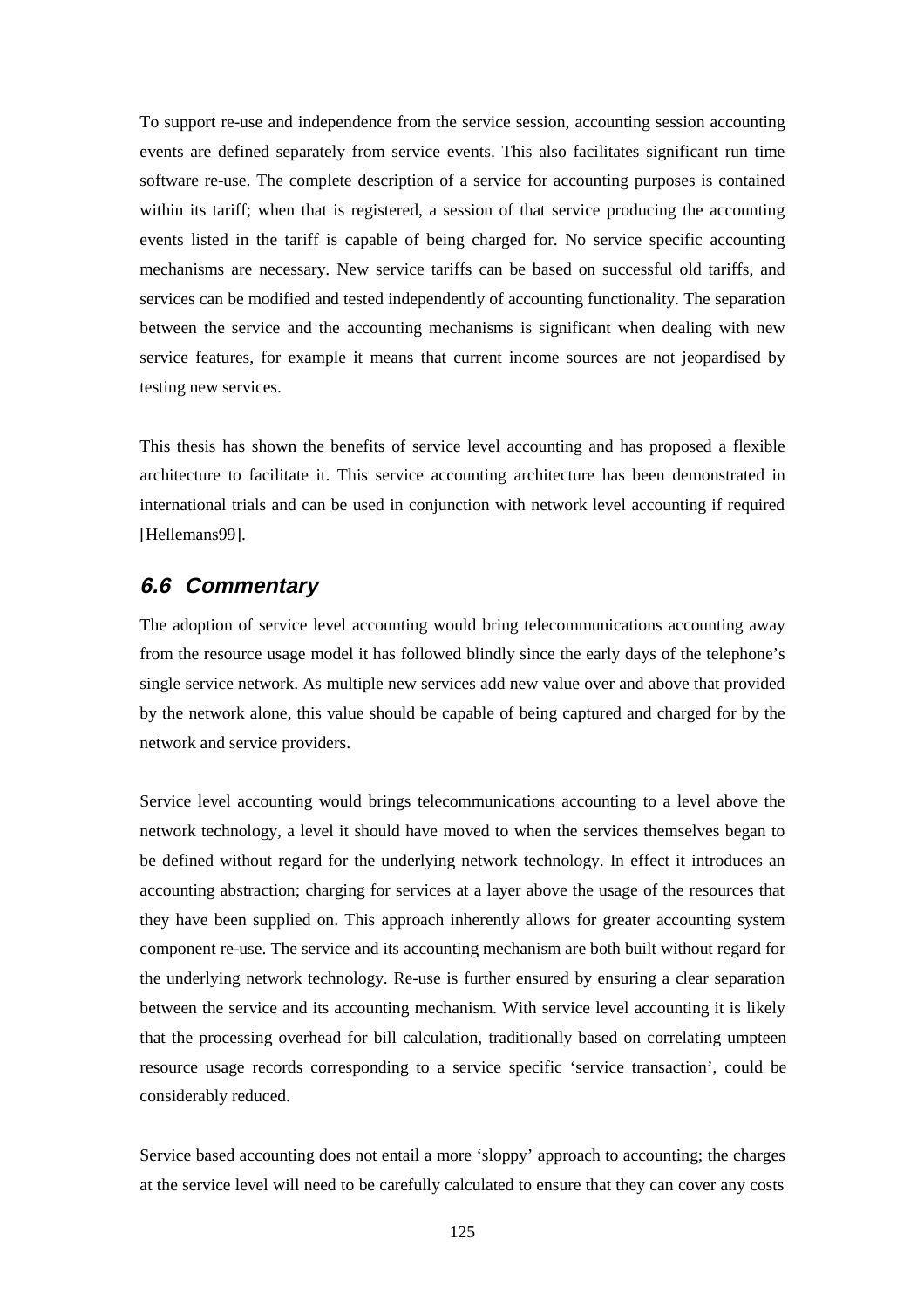To support re-use and independence from the service session, accounting session accounting events are defined separately from service events. This also facilitates significant run time software re-use. The complete description of a service for accounting purposes is contained within its tariff; when that is registered, a session of that service producing the accounting events listed in the tariff is capable of being charged for. No service specific accounting mechanisms are necessary. New service tariffs can be based on successful old tariffs, and services can be modified and tested independently of accounting functionality. The separation between the service and the accounting mechanisms is significant when dealing with new service features, for example it means that current income sources are not jeopardised by testing new services.

This thesis has shown the benefits of service level accounting and has proposed a flexible architecture to facilitate it. This service accounting architecture has been demonstrated in international trials and can be used in conjunction with network level accounting if required [Hellemans99].

## *6.6 Commentary*

The adoption of service level accounting would bring telecommunications accounting away from the resource usage model it has followed blindly since the early days of the telephone's single service network. As multiple new services add new value over and above that provided by the network alone, this value should be capable of being captured and charged for by the network and service providers.

Service level accounting would brings telecommunications accounting to a level above the network technology, a level it should have moved to when the services themselves began to be defined without regard for the underlying network technology. In effect it introduces an accounting abstraction; charging for services at a layer above the usage of the resources that they have been supplied on. This approach inherently allows for greater accounting system component re-use. The service and its accounting mechanism are both built without regard for the underlying network technology. Re-use is further ensured by ensuring a clear separation between the service and its accounting mechanism. With service level accounting it is likely that the processing overhead for bill calculation, traditionally based on correlating umpteen resource usage records corresponding to a service specific 'service transaction', could be considerably reduced.

Service based accounting does not entail a more 'sloppy' approach to accounting; the charges at the service level will need to be carefully calculated to ensure that they can cover any costs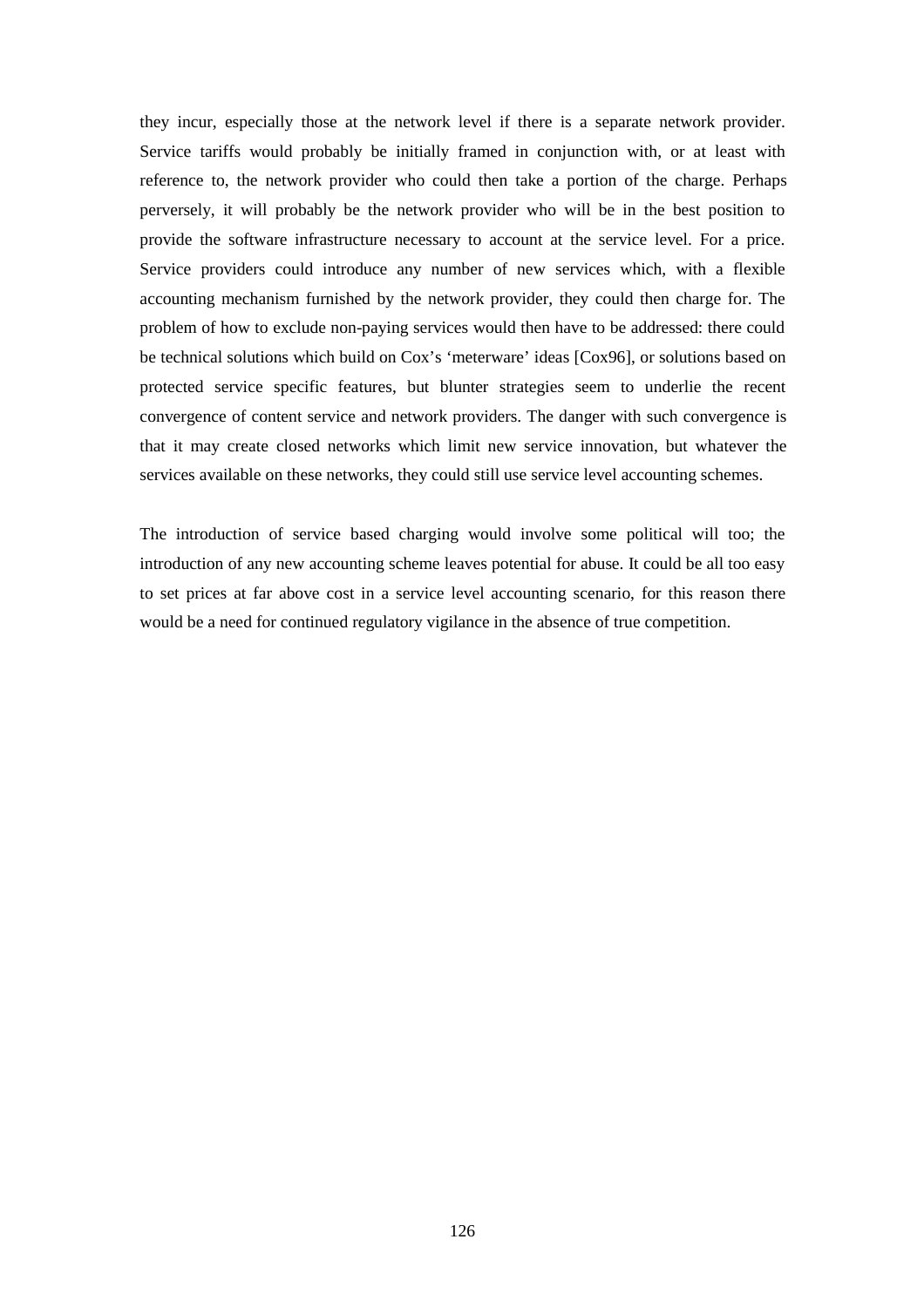they incur, especially those at the network level if there is a separate network provider. Service tariffs would probably be initially framed in conjunction with, or at least with reference to, the network provider who could then take a portion of the charge. Perhaps perversely, it will probably be the network provider who will be in the best position to provide the software infrastructure necessary to account at the service level. For a price. Service providers could introduce any number of new services which, with a flexible accounting mechanism furnished by the network provider, they could then charge for. The problem of how to exclude non-paying services would then have to be addressed: there could be technical solutions which build on Cox's 'meterware' ideas [Cox96], or solutions based on protected service specific features, but blunter strategies seem to underlie the recent convergence of content service and network providers. The danger with such convergence is that it may create closed networks which limit new service innovation, but whatever the services available on these networks, they could still use service level accounting schemes.

The introduction of service based charging would involve some political will too; the introduction of any new accounting scheme leaves potential for abuse. It could be all too easy to set prices at far above cost in a service level accounting scenario, for this reason there would be a need for continued regulatory vigilance in the absence of true competition.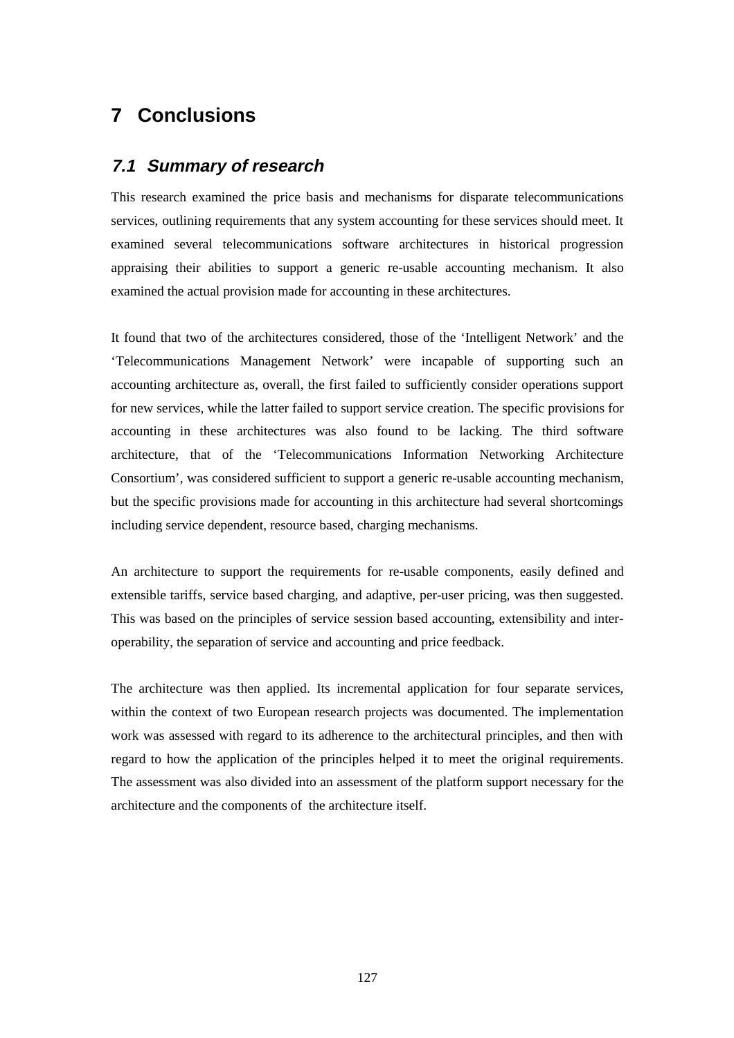# 7 Conclusions

## *7.1 Summary of research*

This research examined the price basis and mechanisms for disparate telecommunications services, outlining requirements that any system accounting for these services should meet. It examined several telecommunications software architectures in historical progression appraising their abilities to support a generic re-usable accounting mechanism. It also examined the actual provision made for accounting in these architectures.

It found that two of the architectures considered, those of the 'Intelligent Network' and the 'Telecommunications Management Network' were incapable of supporting such an accounting architecture as, overall, the first failed to sufficiently consider operations support for new services, while the latter failed to support service creation. The specific provisions for accounting in these architectures was also found to be lacking. The third software architecture, that of the 'Telecommunications Information Networking Architecture Consortium', was considered sufficient to support a generic re-usable accounting mechanism, but the specific provisions made for accounting in this architecture had several shortcomings including service dependent, resource based, charging mechanisms.

An architecture to support the requirements for re-usable components, easily defined and extensible tariffs, service based charging, and adaptive, per-user pricing, was then suggested. This was based on the principles of service session based accounting, extensibility and inter-operability, the separation of service and accounting and price feedback.

The architecture was then applied. Its incremental application for four separate services, within the context of two European research projects was documented. The implementation work was assessed with regard to its adherence to the architectural principles, and then with regard to how the application of the principles helped it to meet the original requirements. The assessment was also divided into an assessment of the platform support necessary for the architecture and the components of the architecture itself.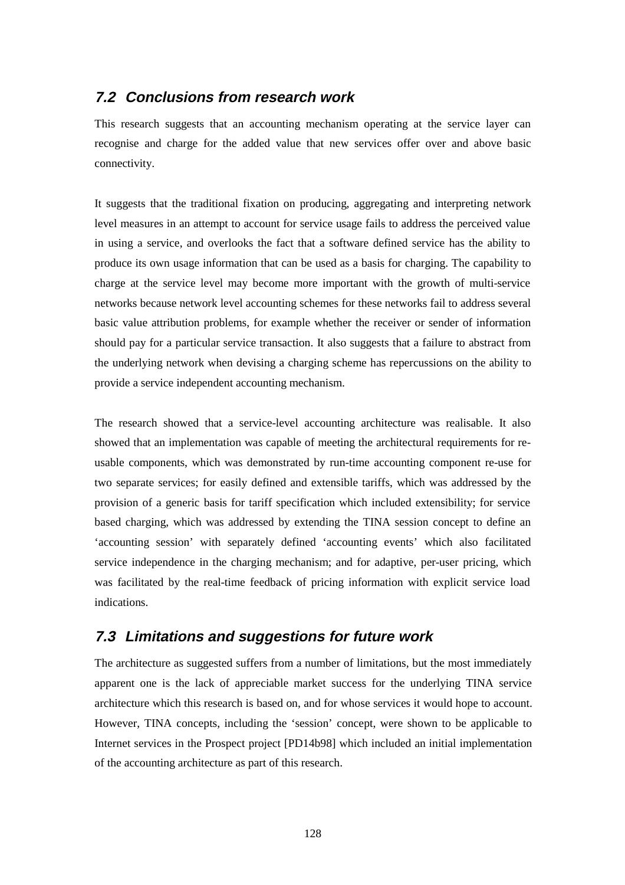## 7.2 Conclusions from research work

This research suggests that an accounting mechanism operating at the service layer can recognise and charge for the added value that new services offer over and above basic connectivity.

It suggests that the traditional fixation on producing, aggregating and interpreting network level measures in an attempt to account for service usage fails to address the perceived value in using a service, and overlooks the fact that a software defined service has the ability to produce its own usage information that can be used as a basis for charging. The capability to charge at the service level may become more important with the growth of multi-service networks because network level accounting schemes for these networks fail to address several basic value attribution problems, for example whether the receiver or sender of information should pay for a particular service transaction. It also suggests that a failure to abstract from the underlying network when devising a charging scheme has repercussions on the ability to provide a service independent accounting mechanism.

The research showed that a service-level accounting architecture was realisable. It also showed that an implementation was capable of meeting the architectural requirements for re-usable components, which was demonstrated by run-time accounting component re-use for two separate services; for easily defined and extensible tariffs, which was addressed by the provision of a generic basis for tariff specification which included extensibility; for service based charging, which was addressed by extending the TINA session concept to define an 'accounting session' with separately defined 'accounting events' which also facilitated service independence in the charging mechanism; and for adaptive, per-user pricing, which was facilitated by the real-time feedback of pricing information with explicit service load indications.

## 7.3 Limitations and suggestions for future work

The architecture as suggested suffers from a number of limitations, but the most immediately apparent one is the lack of appreciable market success for the underlying TINA service architecture which this research is based on, and for whose services it would hope to account. However, TINA concepts, including the 'session' concept, were shown to be applicable to Internet services in the Prospect project [PD14b98] which included an initial implementation of the accounting architecture as part of this research.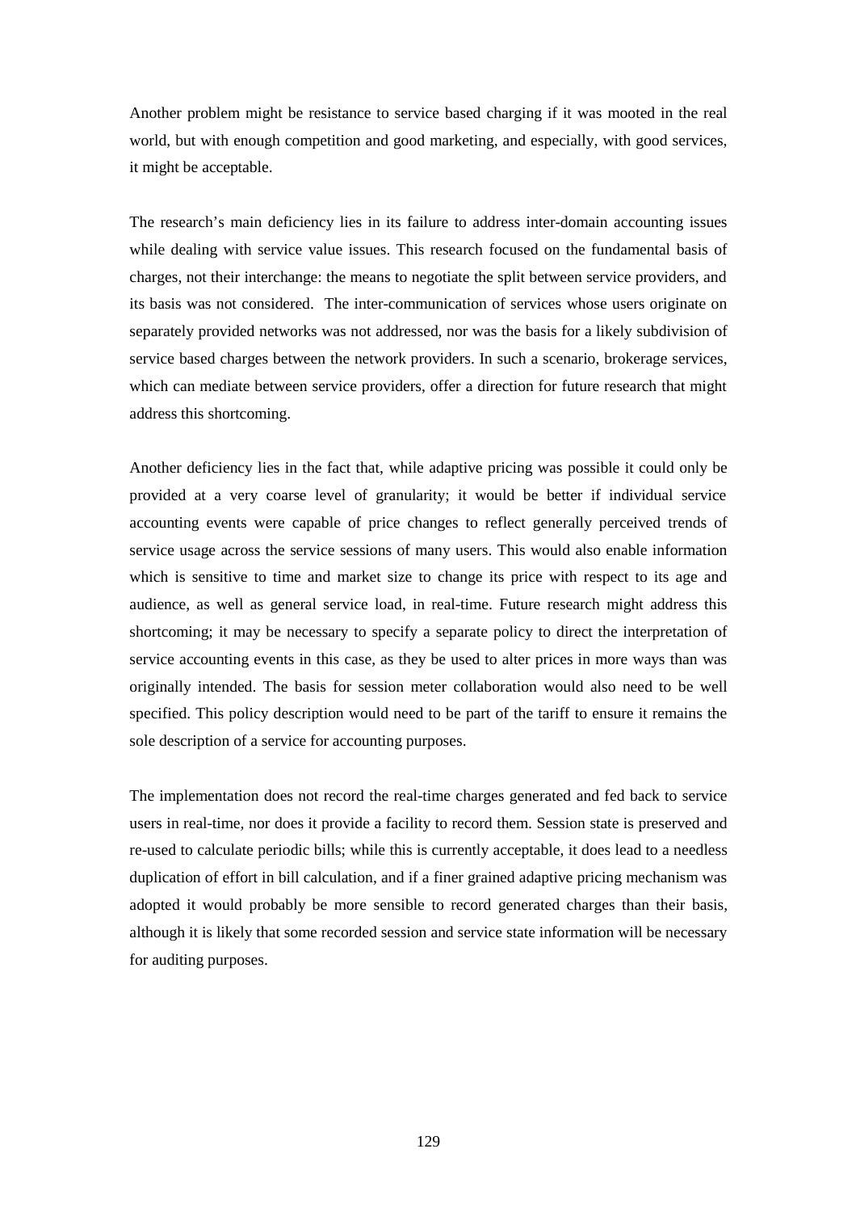Another problem might be resistance to service based charging if it was mooted in the real world, but with enough competition and good marketing, and especially, with good services, it might be acceptable.

The research's main deficiency lies in its failure to address inter-domain accounting issues while dealing with service value issues. This research focused on the fundamental basis of charges, not their interchange: the means to negotiate the split between service providers, and its basis was not considered. The inter-communication of services whose users originate on separately provided networks was not addressed, nor was the basis for a likely subdivision of service based charges between the network providers. In such a scenario, brokerage services, which can mediate between service providers, offer a direction for future research that might address this shortcoming.

Another deficiency lies in the fact that, while adaptive pricing was possible it could only be provided at a very coarse level of granularity; it would be better if individual service accounting events were capable of price changes to reflect generally perceived trends of service usage across the service sessions of many users. This would also enable information which is sensitive to time and market size to change its price with respect to its age and audience, as well as general service load, in real-time. Future research might address this shortcoming; it may be necessary to specify a separate policy to direct the interpretation of service accounting events in this case, as they be used to alter prices in more ways than was originally intended. The basis for session meter collaboration would also need to be well specified. This policy description would need to be part of the tariff to ensure it remains the sole description of a service for accounting purposes.

The implementation does not record the real-time charges generated and fed back to service users in real-time, nor does it provide a facility to record them. Session state is preserved and re-used to calculate periodic bills; while this is currently acceptable, it does lead to a needless duplication of effort in bill calculation, and if a finer grained adaptive pricing mechanism was adopted it would probably be more sensible to record generated charges than their basis, although it is likely that some recorded session and service state information will be necessary for auditing purposes.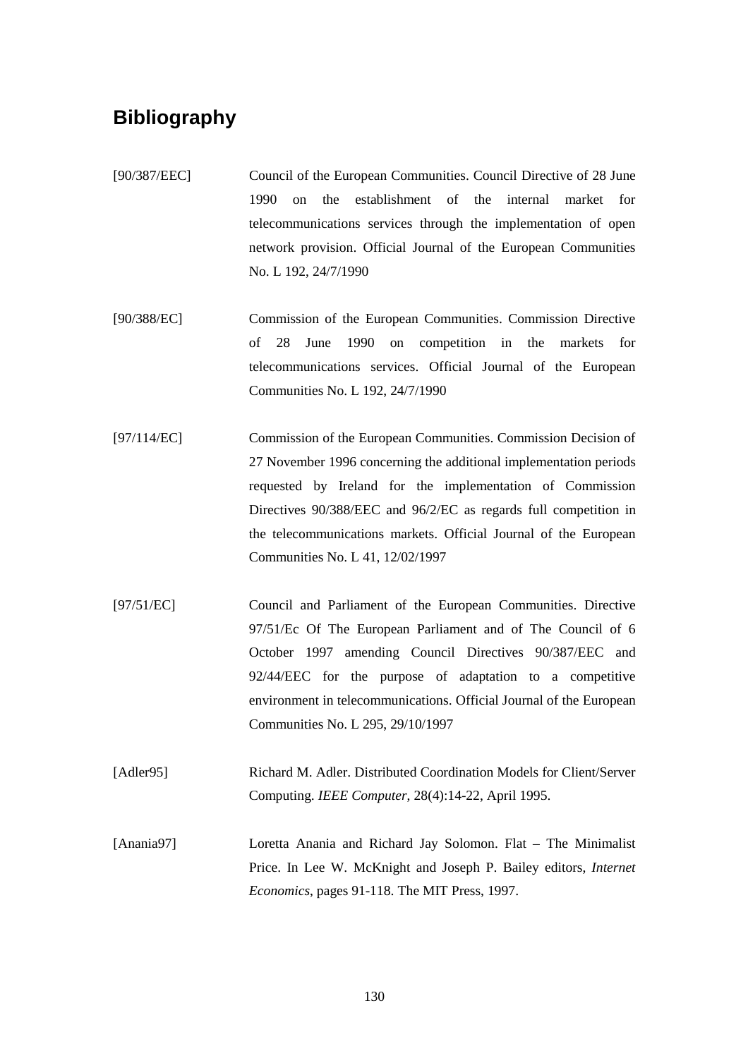# Bibliography

[90/387/EEC] Council of the European Communities. Council Directive of 28 June 1990 on the establishment of the internal market for telecommunications services through the implementation of open network provision. Official Journal of the European Communities No. L 192, 24/7/1990

[90/388/EC] Commission of the European Communities. Commission Directive of 28 June 1990 on competition in the markets for telecommunications services. Official Journal of the European Communities No. L 192, 24/7/1990

[97/114/EC] Commission of the European Communities. Commission Decision of 27 November 1996 concerning the additional implementation periods requested by Ireland for the implementation of Commission Directives 90/388/EEC and 96/2/EC as regards full competition in the telecommunications markets. Official Journal of the European Communities No. L 41, 12/02/1997

[97/51/EC] Council and Parliament of the European Communities. Directive 97/51/Ec Of The European Parliament and of The Council of 6 October 1997 amending Council Directives 90/387/EEC and 92/44/EEC for the purpose of adaptation to a competitive environment in telecommunications. Official Journal of the European Communities No. L 295, 29/10/1997

[Adler95] Richard M. Adler. Distributed Coordination Models for Client/Server Computing. *IEEE Computer*, 28(4):14-22, April 1995.

[Anania97] Loretta Anania and Richard Jay Solomon. Flat – The Minimalist Price. In Lee W. McKnight and Joseph P. Bailey editors, *Internet Economics*, pages 91-118. The MIT Press, 1997.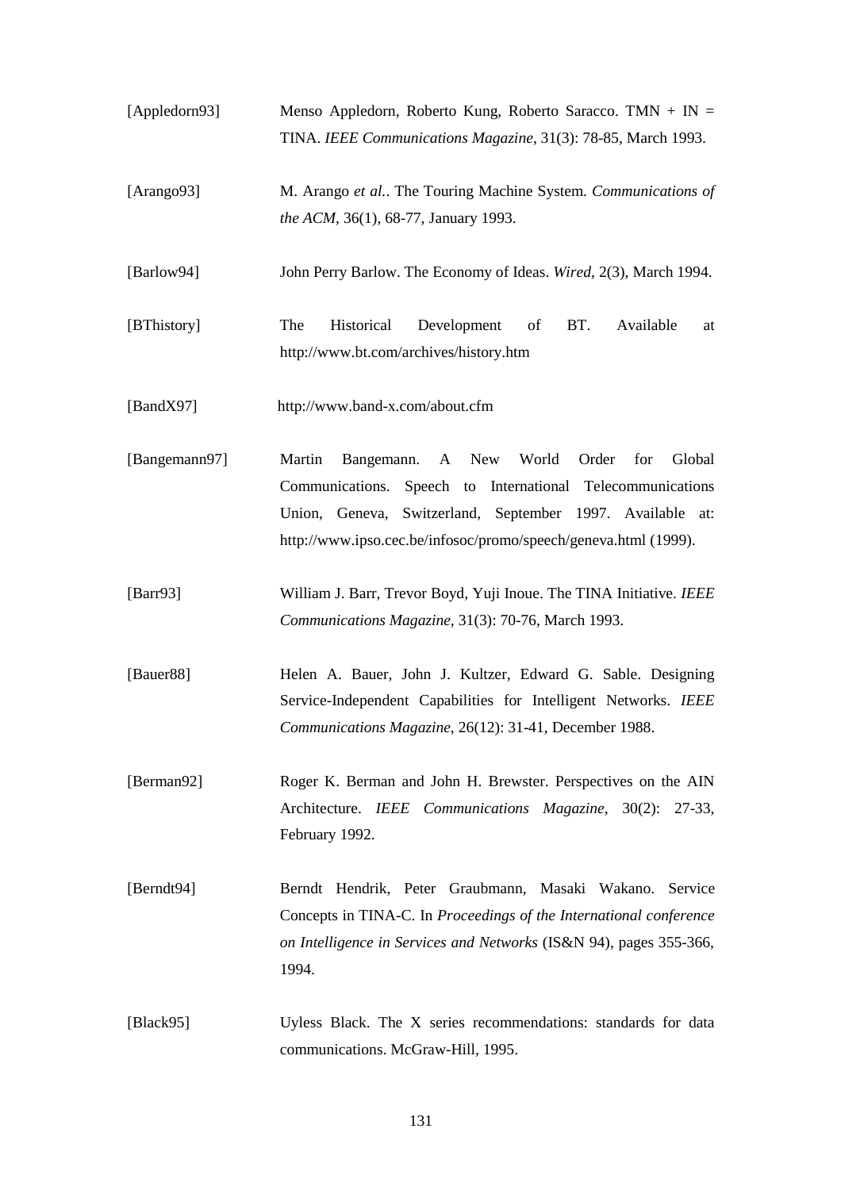[Appledorn93] Menso Appledorn, Roberto Kung, Roberto Saracco. TMN + IN = TINA. *IEEE Communications Magazine*, 31(3): 78-85, March 1993.

[Arango93] M. Arango *et al.*. The Touring Machine System. *Communications of the ACM*, 36(1), 68-77, January 1993.

[Barlow94] John Perry Barlow. The Economy of Ideas. *Wired*, 2(3), March 1994.

[BThistory] The Historical Development of BT. Available at http://www.bt.com/archives/history.htm

[BandX97] http://www.band-x.com/about.cfm

[Bangemann97] Martin Bangemann. A New World Order for Global Communications. Speech to International Telecommunications Union, Geneva, Switzerland, September 1997. Available at: http://www.ipso.cec.be/infosoc/promo/speech/geneva.html (1999).

[Barr93] William J. Barr, Trevor Boyd, Yuji Inoue. The TINA Initiative. *IEEE Communications Magazine*, 31(3): 70-76, March 1993.

[Bauer88] Helen A. Bauer, John J. Kultzer, Edward G. Sable. Designing Service-Independent Capabilities for Intelligent Networks. *IEEE Communications Magazine*, 26(12): 31-41, December 1988.

[Berman92] Roger K. Berman and John H. Brewster. Perspectives on the AIN Architecture. *IEEE Communications Magazine*, 30(2): 27-33, February 1992.

[Berndt94] Berndt Hendrik, Peter Graubmann, Masaki Wakano. Service Concepts in TINA-C. In *Proceedings of the International conference on Intelligence in Services and Networks* (IS&N 94), pages 355-366, 1994.

[Black95] Uyless Black. The X series recommendations: standards for data communications. McGraw-Hill, 1995.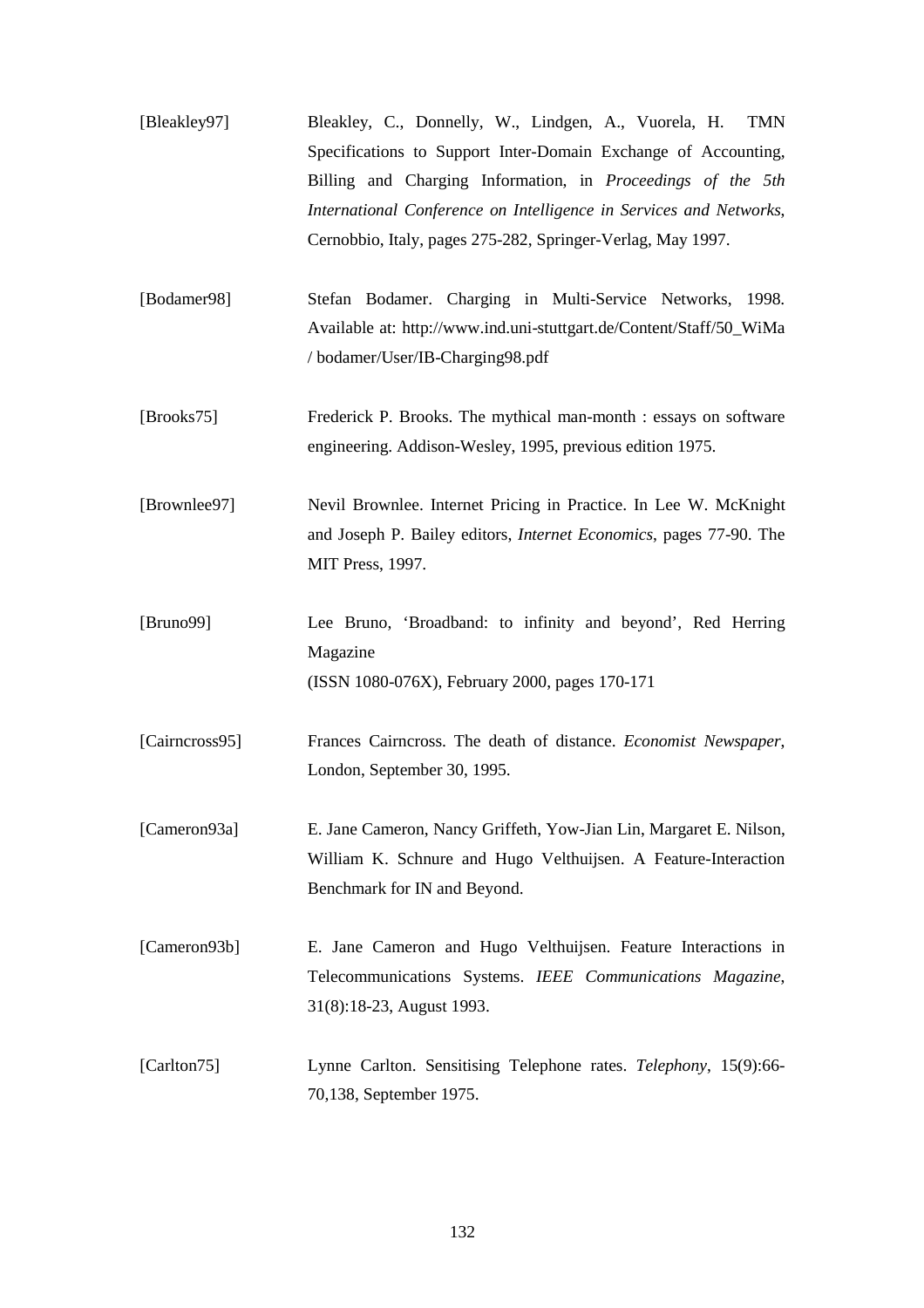[Bleakley97] Bleakley, C., Donnelly, W., Lindgen, A., Vuorela, H. TMN Specifications to Support Inter-Domain Exchange of Accounting, Billing and Charging Information, in *Proceedings of the 5th International Conference on Intelligence in Services and Networks*, Cernobbio, Italy, pages 275-282, Springer-Verlag, May 1997.

[Bodamer98] Stefan Bodamer. Charging in Multi-Service Networks, 1998. Available at: http://www.ind.uni-stuttgart.de/Content/Staff/50_WiMa / bodamer/User/IB-Charging98.pdf

[Brooks75] Frederick P. Brooks. The mythical man-month : essays on software engineering. Addison-Wesley, 1995, previous edition 1975.

[Brownlee97] Nevil Brownlee. Internet Pricing in Practice. In Lee W. McKnight and Joseph P. Bailey editors, *Internet Economics*, pages 77-90. The MIT Press, 1997.

[Bruno99] Lee Bruno, 'Broadband: to infinity and beyond', Red Herring Magazine
(ISSN 1080-076X), February 2000, pages 170-171

[Cairncross95] Frances Cairncross. The death of distance. *Economist Newspaper*, London, September 30, 1995.

[Cameron93a] E. Jane Cameron, Nancy Griffeth, Yow-Jian Lin, Margaret E. Nilson, William K. Schnure and Hugo Velthuijsen. A Feature-Interaction Benchmark for IN and Beyond.

[Cameron93b] E. Jane Cameron and Hugo Velthuijsen. Feature Interactions in Telecommunications Systems. *IEEE Communications Magazine*, 31(8):18-23, August 1993.

[Carlton75] Lynne Carlton. Sensitising Telephone rates. *Telephony*, 15(9):66-70,138, September 1975.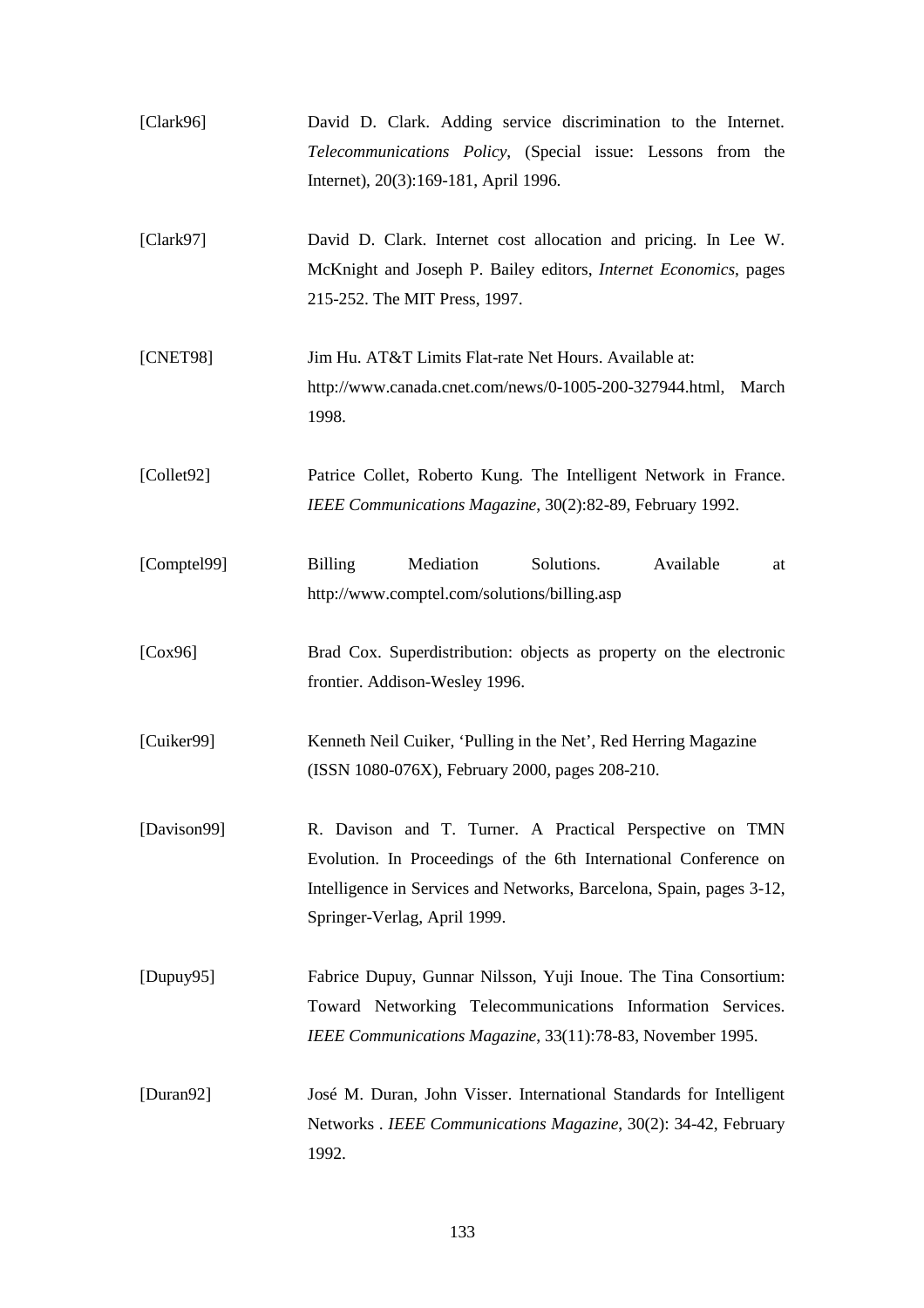[Clark96] David D. Clark. Adding service discrimination to the Internet. *Telecommunications Policy*, (Special issue: Lessons from the Internet), 20(3):169-181, April 1996.

[Clark97] David D. Clark. Internet cost allocation and pricing. In Lee W. McKnight and Joseph P. Bailey editors, *Internet Economics*, pages 215-252. The MIT Press, 1997.

[CNET98] Jim Hu. AT&T Limits Flat-rate Net Hours. Available at: http://www.canada.cnet.com/news/0-1005-200-327944.html, March 1998.

[Collet92] Patrice Collet, Roberto Kung. The Intelligent Network in France. *IEEE Communications Magazine*, 30(2):82-89, February 1992.

[Comptel99] Billing Mediation Solutions. Available at http://www.comptel.com/solutions/billing.asp

[Cox96] Brad Cox. Superdistribution: objects as property on the electronic frontier. Addison-Wesley 1996.

[Cuiker99] Kenneth Neil Cuiker, 'Pulling in the Net', Red Herring Magazine (ISSN 1080-076X), February 2000, pages 208-210.

[Davison99] R. Davison and T. Turner. A Practical Perspective on TMN Evolution. In Proceedings of the 6th International Conference on Intelligence in Services and Networks, Barcelona, Spain, pages 3-12, Springer-Verlag, April 1999.

[Dupuy95] Fabrice Dupuy, Gunnar Nilsson, Yuji Inoue. The Tina Consortium: Toward Networking Telecommunications Information Services. *IEEE Communications Magazine*, 33(11):78-83, November 1995.

[Duran92] José M. Duran, John Visser. International Standards for Intelligent Networks . *IEEE Communications Magazine*, 30(2): 34-42, February 1992.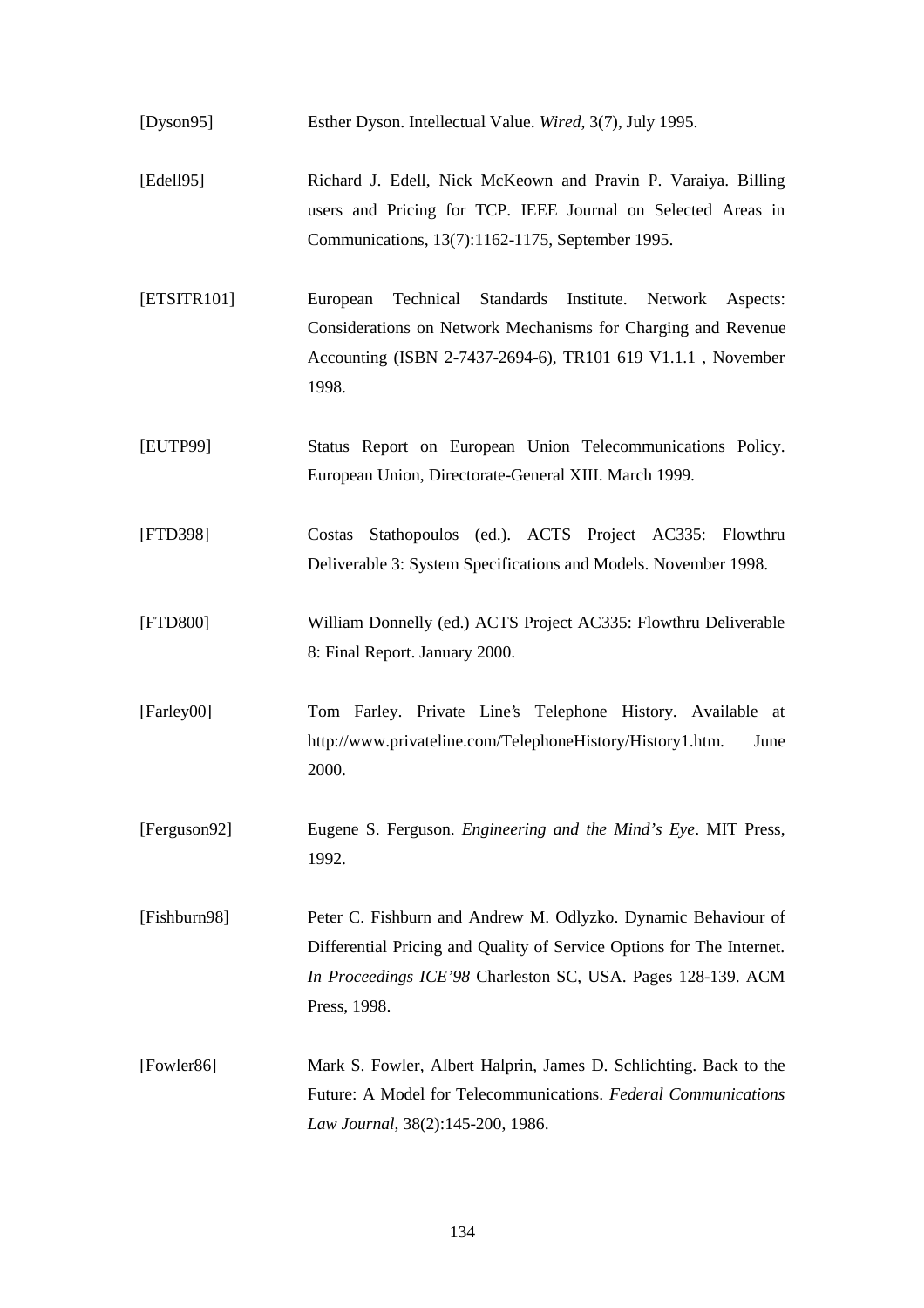[Dyson95] Esther Dyson. Intellectual Value. *Wired*, 3(7), July 1995.

[Edell95] Richard J. Edell, Nick McKeown and Pravin P. Varaiya. Billing users and Pricing for TCP. IEEE Journal on Selected Areas in Communications, 13(7):1162-1175, September 1995.

[ETSITR101] European Technical Standards Institute. Network Aspects: Considerations on Network Mechanisms for Charging and Revenue Accounting (ISBN 2-7437-2694-6), TR101 619 V1.1.1 , November 1998.

[EUTP99] Status Report on European Union Telecommunications Policy. European Union, Directorate-General XIII. March 1999.

[FTD398] Costas Stathopoulos (ed.). ACTS Project AC335: Flowthru Deliverable 3: System Specifications and Models. November 1998.

[FTD800] William Donnelly (ed.) ACTS Project AC335: Flowthru Deliverable 8: Final Report. January 2000.

[Farley00] Tom Farley. Private Line's Telephone History. Available at http://www.privateline.com/TelephoneHistory/History1.htm. June 2000.

[Ferguson92] Eugene S. Ferguson. *Engineering and the Mind's Eye*. MIT Press, 1992.

[Fishburn98] Peter C. Fishburn and Andrew M. Odlyzko. Dynamic Behaviour of Differential Pricing and Quality of Service Options for The Internet. *In Proceedings ICE'98* Charleston SC, USA. Pages 128-139. ACM Press, 1998.

[Fowler86] Mark S. Fowler, Albert Halprin, James D. Schlichting. Back to the Future: A Model for Telecommunications. *Federal Communications Law Journal*, 38(2):145-200, 1986.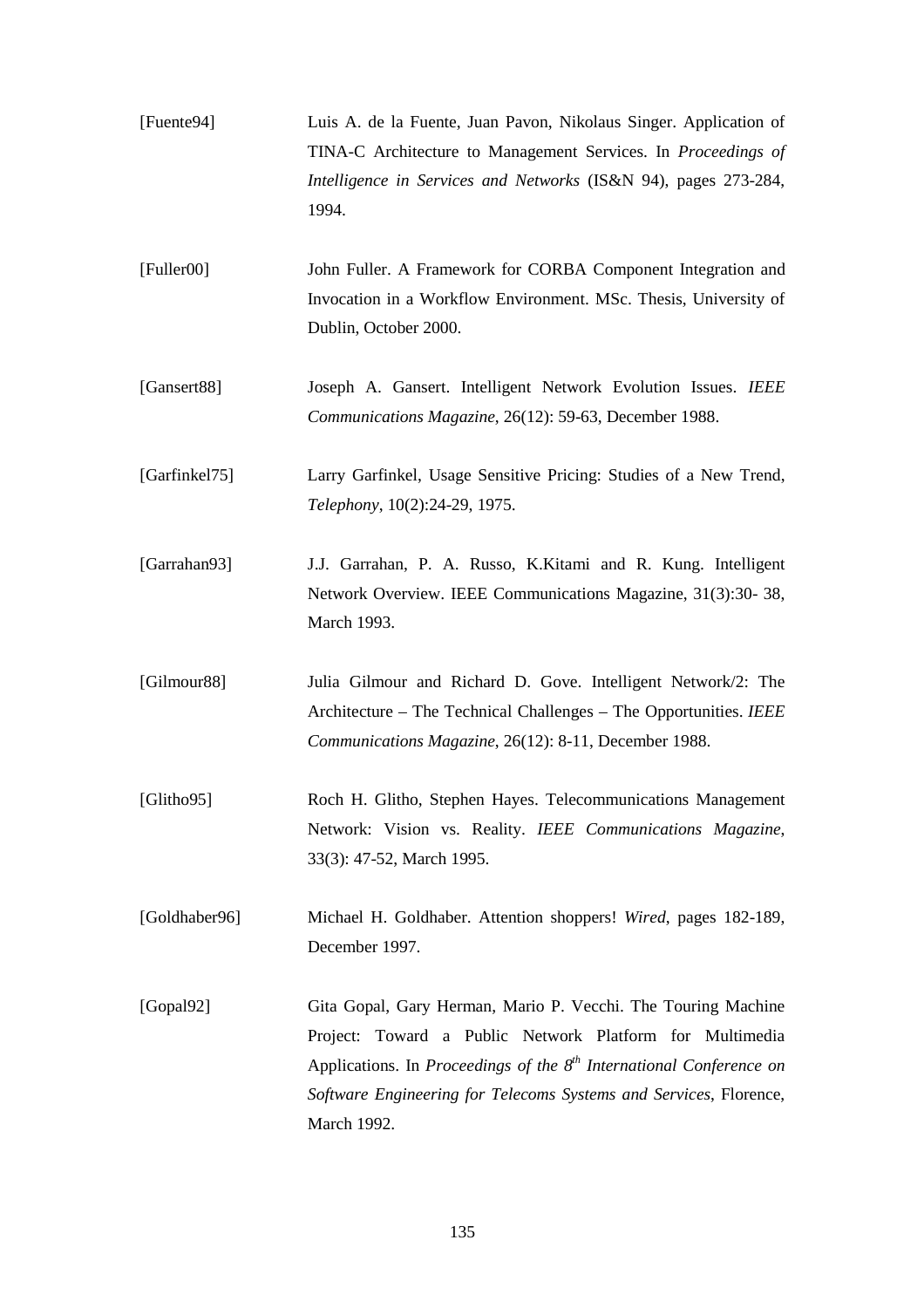[Fuente94] Luis A. de la Fuente, Juan Pavon, Nikolaus Singer. Application of TINA-C Architecture to Management Services. In *Proceedings of Intelligence in Services and Networks* (IS&N 94), pages 273-284, 1994.

[Fuller00] John Fuller. A Framework for CORBA Component Integration and Invocation in a Workflow Environment. MSc. Thesis, University of Dublin, October 2000.

[Gansert88] Joseph A. Gansert. Intelligent Network Evolution Issues. *IEEE Communications Magazine*, 26(12): 59-63, December 1988.

[Garfinkel75] Larry Garfinkel, Usage Sensitive Pricing: Studies of a New Trend, *Telephony*, 10(2):24-29, 1975.

[Garrahan93] J.J. Garrahan, P. A. Russo, K.Kitami and R. Kung. Intelligent Network Overview. IEEE Communications Magazine, 31(3):30- 38, March 1993.

[Gilmour88] Julia Gilmour and Richard D. Gove. Intelligent Network/2: The Architecture – The Technical Challenges – The Opportunities. *IEEE Communications Magazine*, 26(12): 8-11, December 1988.

[Glitho95] Roch H. Glitho, Stephen Hayes. Telecommunications Management Network: Vision vs. Reality. *IEEE Communications Magazine*, 33(3): 47-52, March 1995.

[Goldhaber96] Michael H. Goldhaber. Attention shoppers! *Wired*, pages 182-189, December 1997.

[Gopal92] Gita Gopal, Gary Herman, Mario P. Vecchi. The Touring Machine Project: Toward a Public Network Platform for Multimedia Applications. In *Proceedings of the 8th International Conference on Software Engineering for Telecoms Systems and Services*, Florence, March 1992.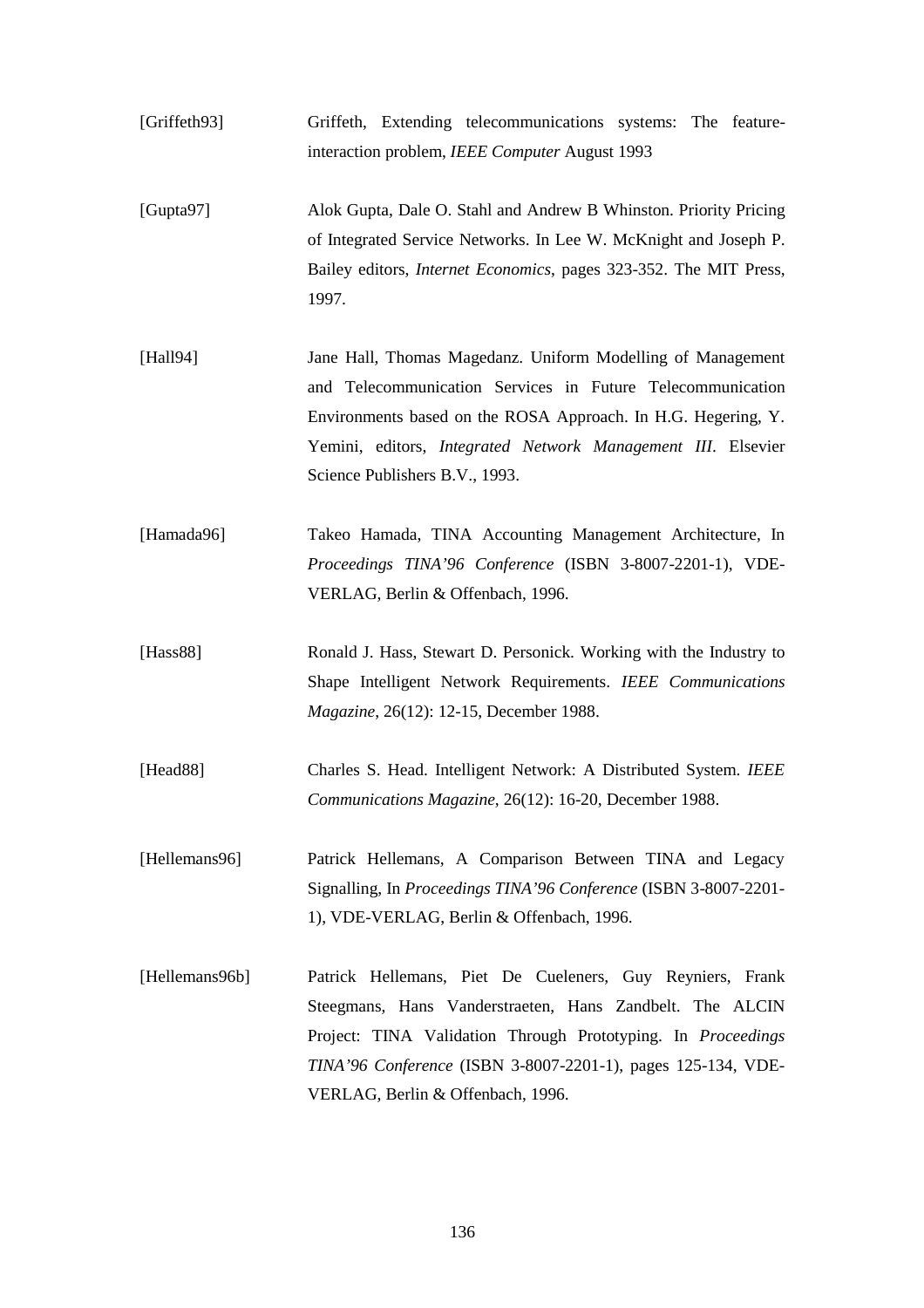[Griffeth93] Griffeth, Extending telecommunications systems: The feature-interaction problem, *IEEE Computer* August 1993

[Gupta97] Alok Gupta, Dale O. Stahl and Andrew B Whinston. Priority Pricing of Integrated Service Networks. In Lee W. McKnight and Joseph P. Bailey editors, *Internet Economics*, pages 323-352. The MIT Press, 1997.

[Hall94] Jane Hall, Thomas Magedanz. Uniform Modelling of Management and Telecommunication Services in Future Telecommunication Environments based on the ROSA Approach. In H.G. Hegering, Y. Yemini, editors, *Integrated Network Management III*. Elsevier Science Publishers B.V., 1993.

[Hamada96] Takeo Hamada, TINA Accounting Management Architecture, In *Proceedings TINA'96 Conference* (ISBN 3-8007-2201-1), VDE-VERLAG, Berlin & Offenbach, 1996.

[Hass88] Ronald J. Hass, Stewart D. Personick. Working with the Industry to Shape Intelligent Network Requirements. *IEEE Communications Magazine*, 26(12): 12-15, December 1988.

[Head88] Charles S. Head. Intelligent Network: A Distributed System. *IEEE Communications Magazine*, 26(12): 16-20, December 1988.

[Hellemans96] Patrick Hellemans, A Comparison Between TINA and Legacy Signalling, In *Proceedings TINA'96 Conference* (ISBN 3-8007-2201-1), VDE-VERLAG, Berlin & Offenbach, 1996.

[Hellemans96b] Patrick Hellemans, Piet De Cueleners, Guy Reyniers, Frank Steegmans, Hans Vanderstraeten, Hans Zandbelt. The ALCIN Project: TINA Validation Through Prototyping. In *Proceedings TINA'96 Conference* (ISBN 3-8007-2201-1), pages 125-134, VDE-VERLAG, Berlin & Offenbach, 1996.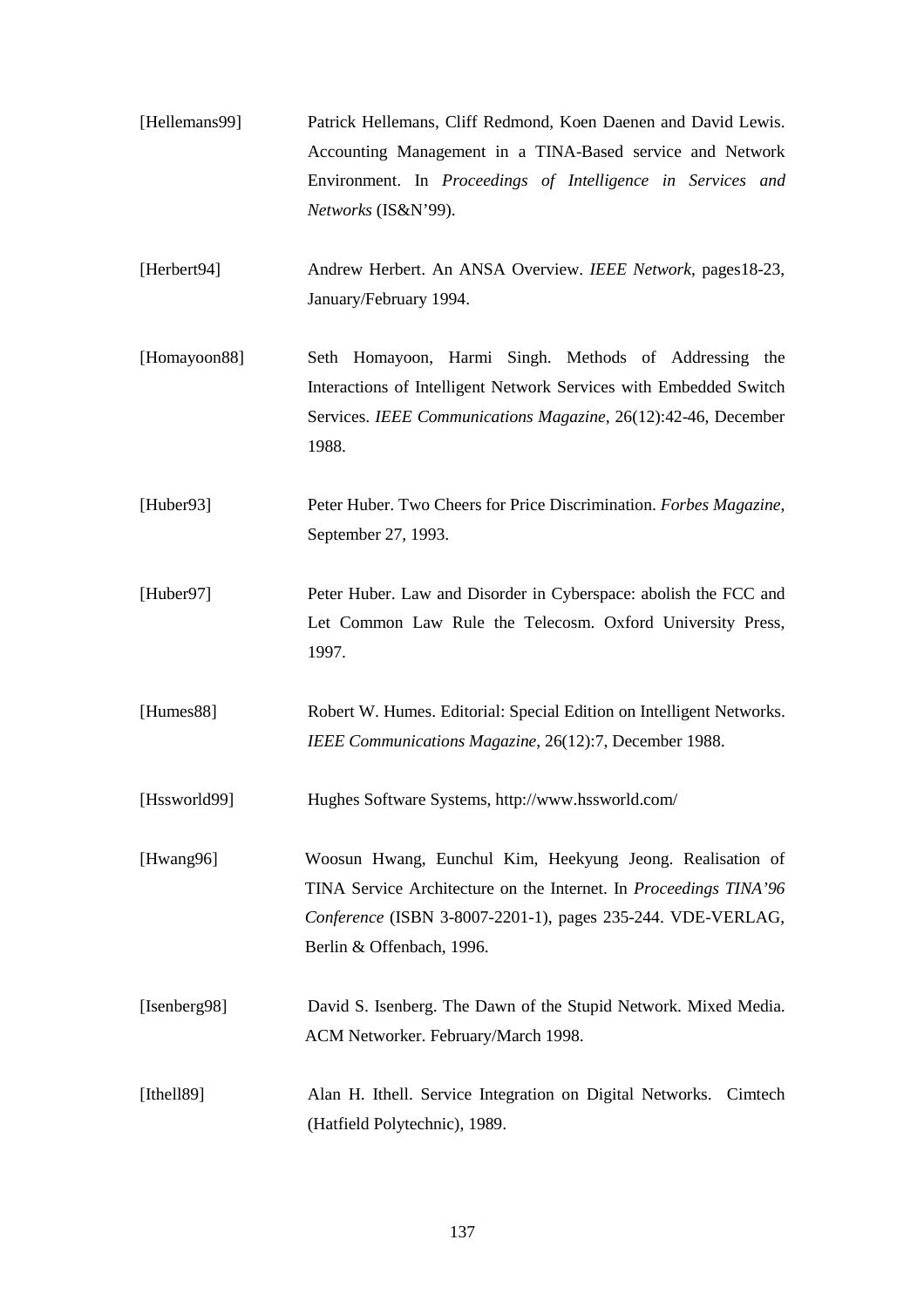[Hellemans99] Patrick Hellemans, Cliff Redmond, Koen Daenen and David Lewis. Accounting Management in a TINA-Based service and Network Environment. In *Proceedings of Intelligence in Services and Networks* (IS&N'99).

[Herbert94] Andrew Herbert. An ANSA Overview. *IEEE Network*, pages18-23, January/February 1994.

[Homayoon88] Seth Homayoon, Harmi Singh. Methods of Addressing the Interactions of Intelligent Network Services with Embedded Switch Services. *IEEE Communications Magazine*, 26(12):42-46, December 1988.

[Huber93] Peter Huber. Two Cheers for Price Discrimination. *Forbes Magazine*, September 27, 1993.

[Huber97] Peter Huber. Law and Disorder in Cyberspace: abolish the FCC and Let Common Law Rule the Telecosm. Oxford University Press, 1997.

[Humes88] Robert W. Humes. Editorial: Special Edition on Intelligent Networks. *IEEE Communications Magazine*, 26(12):7, December 1988.

[Hssworld99] Hughes Software Systems, http://www.hssworld.com/

[Hwang96] Woosun Hwang, Eunchul Kim, Heekyung Jeong. Realisation of TINA Service Architecture on the Internet. In *Proceedings TINA'96 Conference* (ISBN 3-8007-2201-1), pages 235-244. VDE-VERLAG, Berlin & Offenbach, 1996.

[Isenberg98] David S. Isenberg. The Dawn of the Stupid Network. Mixed Media. ACM Networker. February/March 1998.

[Ithell89] Alan H. Ithell. Service Integration on Digital Networks. Cimtech (Hatfield Polytechnic), 1989.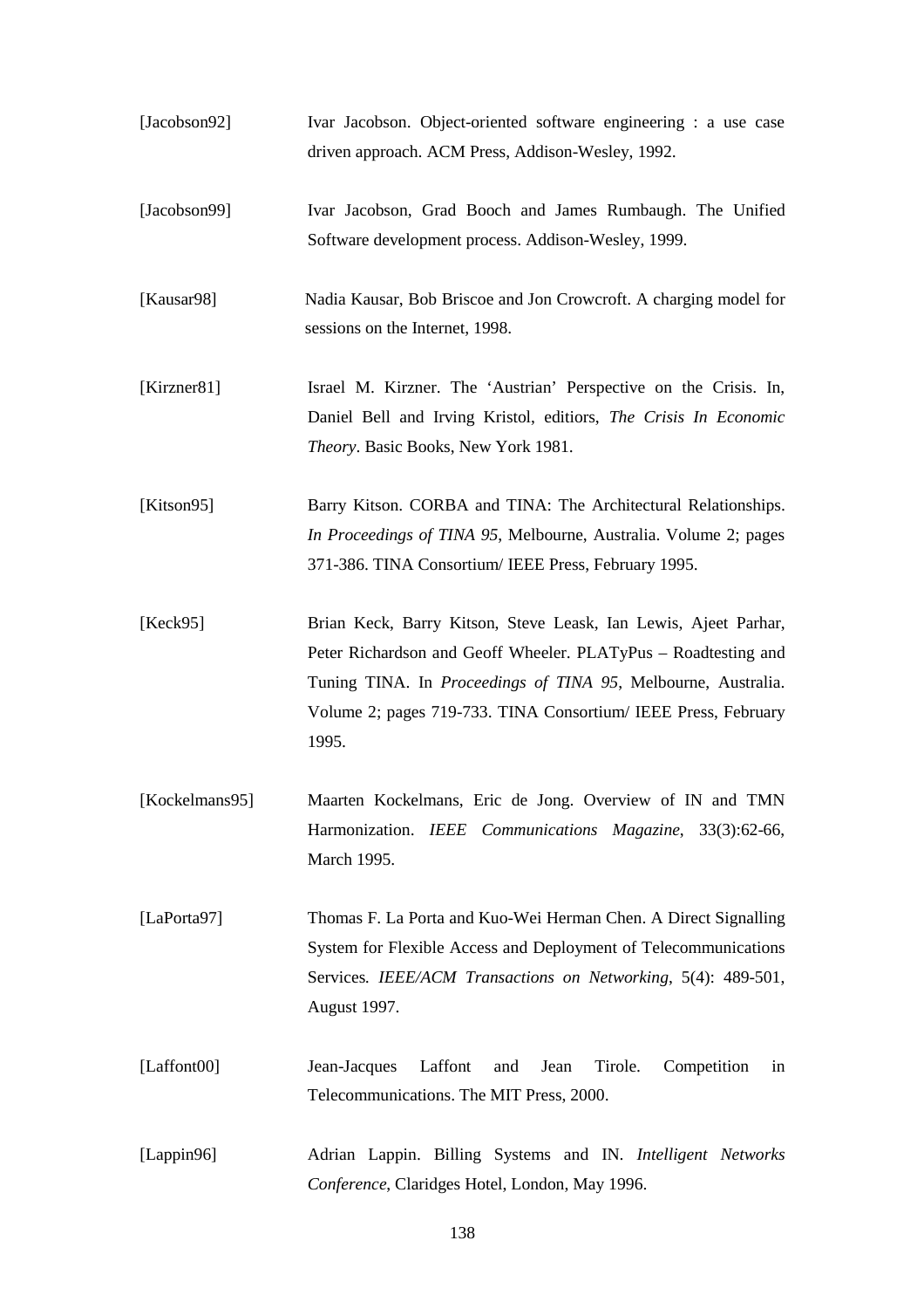[Jacobson92] Ivar Jacobson. Object-oriented software engineering : a use case driven approach. ACM Press, Addison-Wesley, 1992.

[Jacobson99] Ivar Jacobson, Grad Booch and James Rumbaugh. The Unified Software development process. Addison-Wesley, 1999.

[Kausar98] Nadia Kausar, Bob Briscoe and Jon Crowcroft. A charging model for sessions on the Internet, 1998.

[Kirzner81] Israel M. Kirzner. The 'Austrian' Perspective on the Crisis. In, Daniel Bell and Irving Kristol, editiors, *The Crisis In Economic Theory*. Basic Books, New York 1981.

[Kitson95] Barry Kitson. CORBA and TINA: The Architectural Relationships. *In Proceedings of TINA 95*, Melbourne, Australia. Volume 2; pages 371-386. TINA Consortium/ IEEE Press, February 1995.

[Keck95] Brian Keck, Barry Kitson, Steve Leask, Ian Lewis, Ajeet Parhar, Peter Richardson and Geoff Wheeler. PLATyPus – Roadtesting and Tuning TINA. In *Proceedings of TINA 95*, Melbourne, Australia. Volume 2; pages 719-733. TINA Consortium/ IEEE Press, February 1995.

[Kockelmans95] Maarten Kockelmans, Eric de Jong. Overview of IN and TMN Harmonization. *IEEE Communications Magazine*, 33(3):62-66, March 1995.

[LaPorta97] Thomas F. La Porta and Kuo-Wei Herman Chen. A Direct Signalling System for Flexible Access and Deployment of Telecommunications Services. *IEEE/ACM Transactions on Networking*, 5(4): 489-501, August 1997.

[Laffont00] Jean-Jacques Laffont and Jean Tirole. Competition in Telecommunications. The MIT Press, 2000.

[Lappin96] Adrian Lappin. Billing Systems and IN. *Intelligent Networks Conference*, Claridges Hotel, London, May 1996.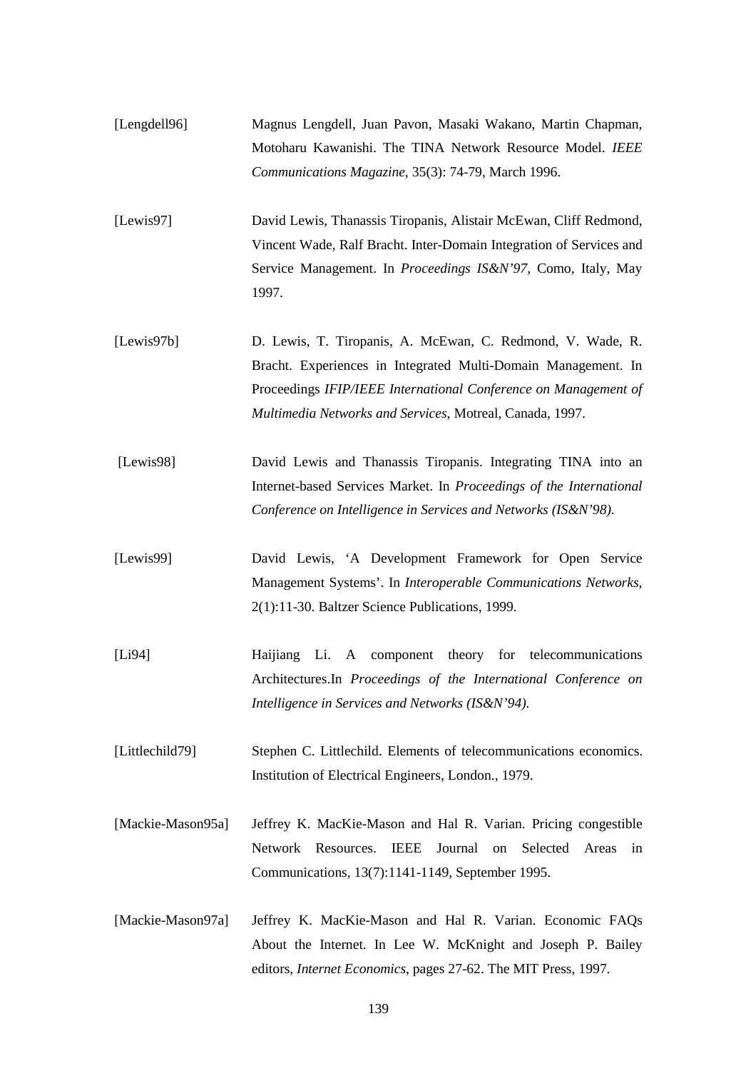[Lengdell96] Magnus Lengdell, Juan Pavon, Masaki Wakano, Martin Chapman, Motoharu Kawanishi. The TINA Network Resource Model. *IEEE Communications Magazine*, 35(3): 74-79, March 1996.

[Lewis97] David Lewis, Thanassis Tiropanis, Alistair McEwan, Cliff Redmond, Vincent Wade, Ralf Bracht. Inter-Domain Integration of Services and Service Management. In *Proceedings IS&N'97*, Como, Italy, May 1997.

[Lewis97b] D. Lewis, T. Tiropanis, A. McEwan, C. Redmond, V. Wade, R. Bracht. Experiences in Integrated Multi-Domain Management. In Proceedings *IFIP/IEEE International Conference on Management of Multimedia Networks and Services*, Motreal, Canada, 1997.

[Lewis98] David Lewis and Thanassis Tiropanis. Integrating TINA into an Internet-based Services Market. In *Proceedings of the International Conference on Intelligence in Services and Networks (IS&N'98).*

[Lewis99] David Lewis, 'A Development Framework for Open Service Management Systems'. In *Interoperable Communications Networks*, 2(1):11-30. Baltzer Science Publications, 1999.

[Li94] Haijiang Li. A component theory for telecommunications Architectures.In *Proceedings of the International Conference on Intelligence in Services and Networks (IS&N'94).*

[Littlechild79] Stephen C. Littlechild. Elements of telecommunications economics. Institution of Electrical Engineers, London., 1979.

[Mackie-Mason95a] Jeffrey K. MacKie-Mason and Hal R. Varian. Pricing congestible Network Resources. IEEE Journal on Selected Areas in Communications, 13(7):1141-1149, September 1995.

[Mackie-Mason97a] Jeffrey K. MacKie-Mason and Hal R. Varian. Economic FAQs About the Internet. In Lee W. McKnight and Joseph P. Bailey editors, *Internet Economics*, pages 27-62. The MIT Press, 1997.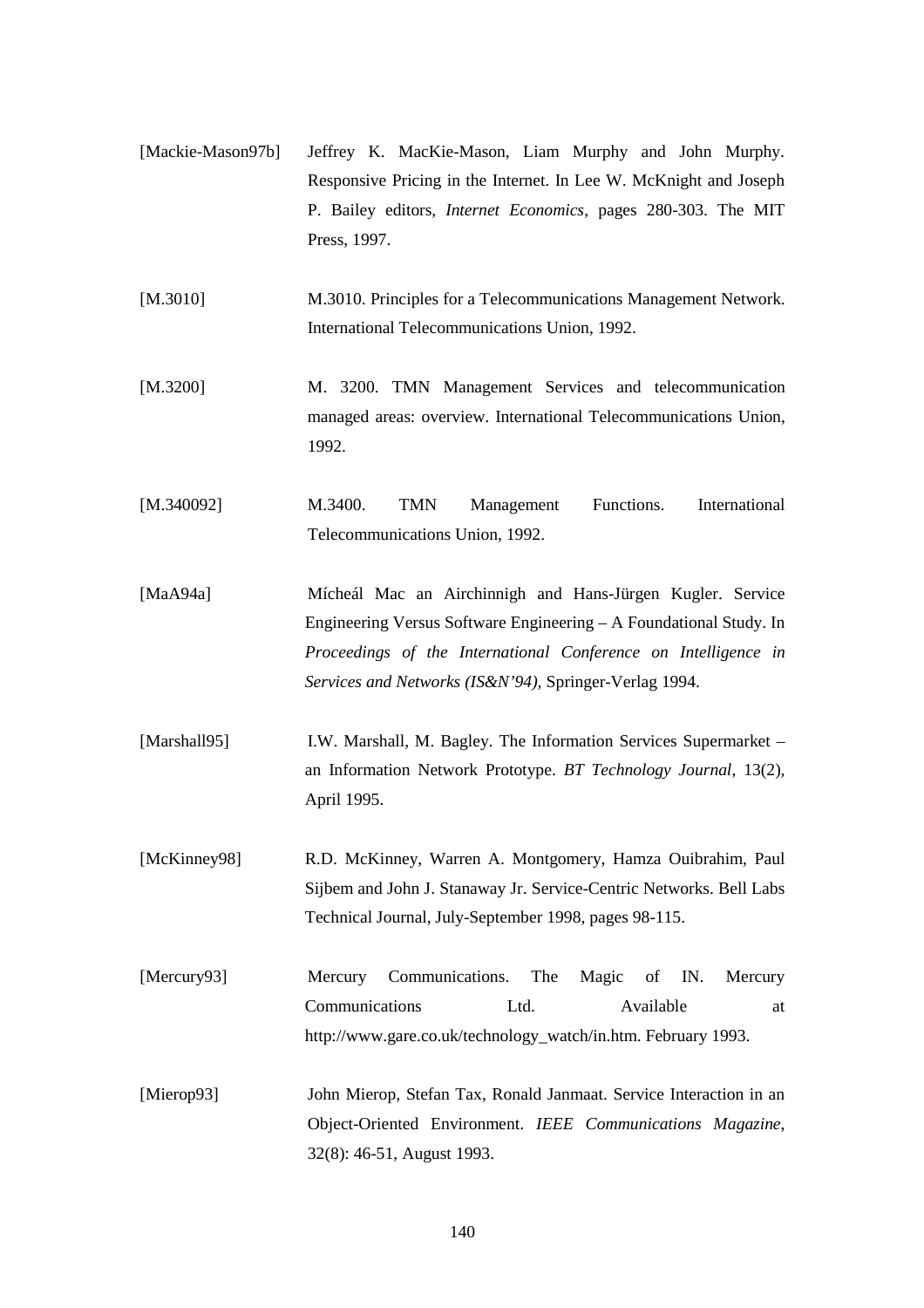[Mackie-Mason97b] Jeffrey K. MacKie-Mason, Liam Murphy and John Murphy. Responsive Pricing in the Internet. In Lee W. McKnight and Joseph P. Bailey editors, *Internet Economics*, pages 280-303. The MIT Press, 1997.

[M.3010] M.3010. Principles for a Telecommunications Management Network. International Telecommunications Union, 1992.

[M.3200] M. 3200. TMN Management Services and telecommunication managed areas: overview. International Telecommunications Union, 1992.

[M.340092] M.3400. TMN Management Functions. International Telecommunications Union, 1992.

[MaA94a] Mícheál Mac an Airchinnigh and Hans-Jürgen Kugler. Service Engineering Versus Software Engineering – A Foundational Study. In *Proceedings of the International Conference on Intelligence in Services and Networks (IS&N'94)*, Springer-Verlag 1994.

[Marshall95] I.W. Marshall, M. Bagley. The Information Services Supermarket – an Information Network Prototype. *BT Technology Journal*, 13(2), April 1995.

[McKinney98] R.D. McKinney, Warren A. Montgomery, Hamza Ouibrahim, Paul Sijbem and John J. Stanaway Jr. Service-Centric Networks. Bell Labs Technical Journal, July-September 1998, pages 98-115.

[Mercury93] Mercury Communications. The Magic of IN. Mercury Communications Ltd. Available at http://www.gare.co.uk/technology_watch/in.htm. February 1993.

[Mierop93] John Mierop, Stefan Tax, Ronald Janmaat. Service Interaction in an Object-Oriented Environment. *IEEE Communications Magazine*, 32(8): 46-51, August 1993.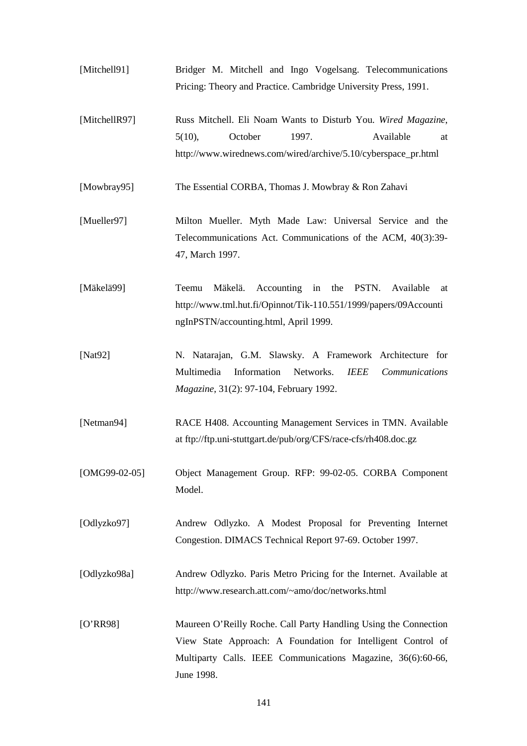[Mitchell91] Bridger M. Mitchell and Ingo Vogelsang. Telecommunications Pricing: Theory and Practice. Cambridge University Press, 1991.

[MitchellR97] Russ Mitchell. Eli Noam Wants to Disturb You. *Wired Magazine*, 5(10), October 1997. Available at http://www.wirednews.com/wired/archive/5.10/cyberspace_pr.html

[Mowbray95] The Essential CORBA, Thomas J. Mowbray & Ron Zahavi

[Mueller97] Milton Mueller. Myth Made Law: Universal Service and the Telecommunications Act. Communications of the ACM, 40(3):39-47, March 1997.

[Mäkelä99] Teemu Mäkelä. Accounting in the PSTN. Available at http://www.tml.hut.fi/Opinnot/Tik-110.551/1999/papers/09AccountingInPSTN/accounting.html, April 1999.

[Nat92] N. Natarajan, G.M. Slawsky. A Framework Architecture for Multimedia Information Networks. *IEEE Communications Magazine*, 31(2): 97-104, February 1992.

[Netman94] RACE H408. Accounting Management Services in TMN. Available at ftp://ftp.uni-stuttgart.de/pub/org/CFS/race-cfs/rh408.doc.gz

[OMG99-02-05] Object Management Group. RFP: 99-02-05. CORBA Component Model.

[Odlyzko97] Andrew Odlyzko. A Modest Proposal for Preventing Internet Congestion. DIMACS Technical Report 97-69. October 1997.

[Odlyzko98a] Andrew Odlyzko. Paris Metro Pricing for the Internet. Available at http://www.research.att.com/~amo/doc/networks.html

[O'RR98] Maureen O'Reilly Roche. Call Party Handling Using the Connection View State Approach: A Foundation for Intelligent Control of Multiparty Calls. IEEE Communications Magazine, 36(6):60-66, June 1998.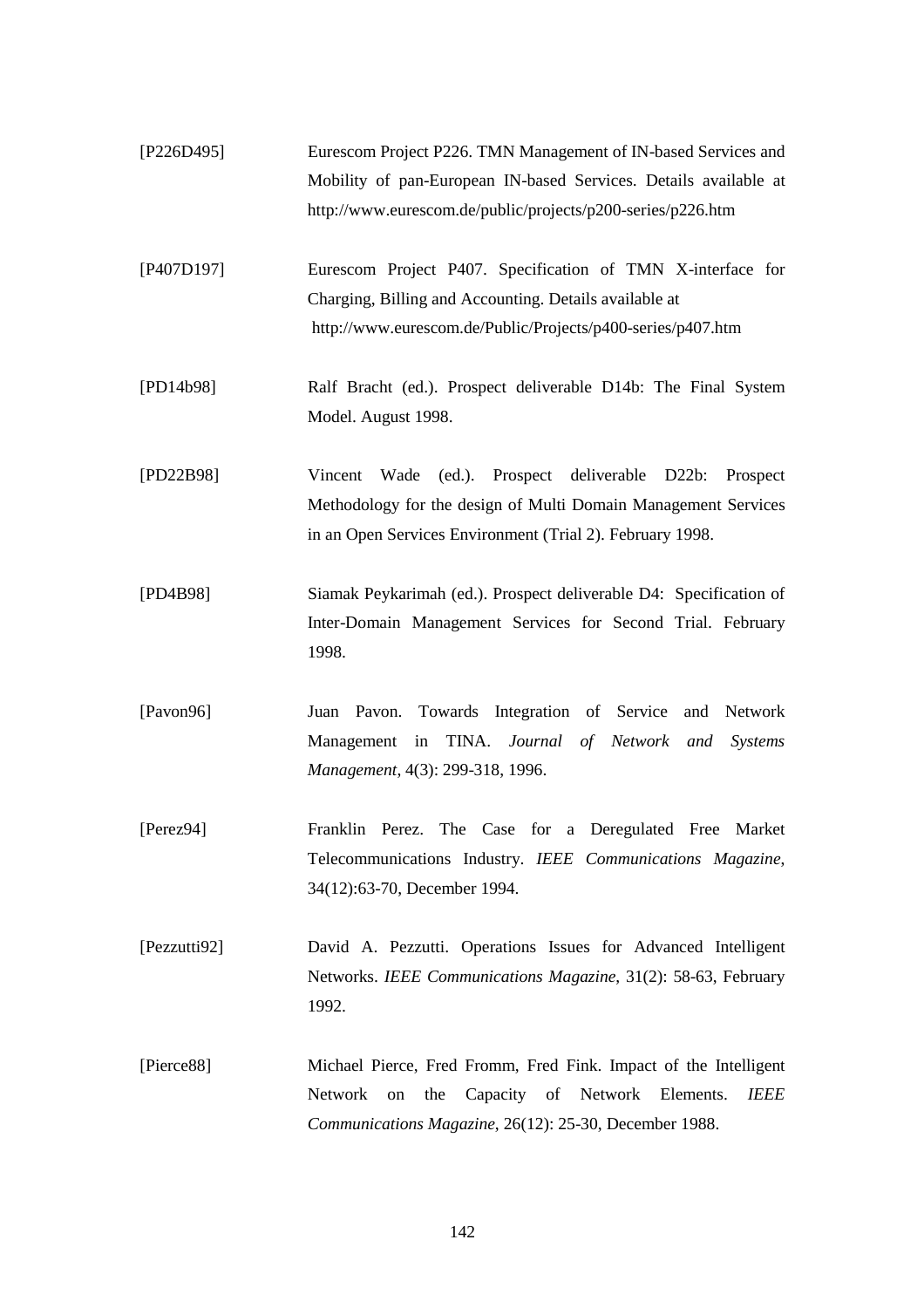[P226D495] Eurescom Project P226. TMN Management of IN-based Services and Mobility of pan-European IN-based Services. Details available at http://www.eurescom.de/public/projects/p200-series/p226.htm

[P407D197] Eurescom Project P407. Specification of TMN X-interface for Charging, Billing and Accounting. Details available at http://www.eurescom.de/Public/Projects/p400-series/p407.htm

[PD14b98] Ralf Bracht (ed.). Prospect deliverable D14b: The Final System Model. August 1998.

[PD22B98] Vincent Wade (ed.). Prospect deliverable D22b: Prospect Methodology for the design of Multi Domain Management Services in an Open Services Environment (Trial 2). February 1998.

[PD4B98] Siamak Peykarimah (ed.). Prospect deliverable D4: Specification of Inter-Domain Management Services for Second Trial. February 1998.

[Pavon96] Juan Pavon. Towards Integration of Service and Network Management in TINA. *Journal of Network and Systems Management*, 4(3): 299-318, 1996.

[Perez94] Franklin Perez. The Case for a Deregulated Free Market Telecommunications Industry. *IEEE Communications Magazine*, 34(12):63-70, December 1994.

[Pezzutti92] David A. Pezzutti. Operations Issues for Advanced Intelligent Networks. *IEEE Communications Magazine*, 31(2): 58-63, February 1992.

[Pierce88] Michael Pierce, Fred Fromm, Fred Fink. Impact of the Intelligent Network on the Capacity of Network Elements. *IEEE Communications Magazine*, 26(12): 25-30, December 1988.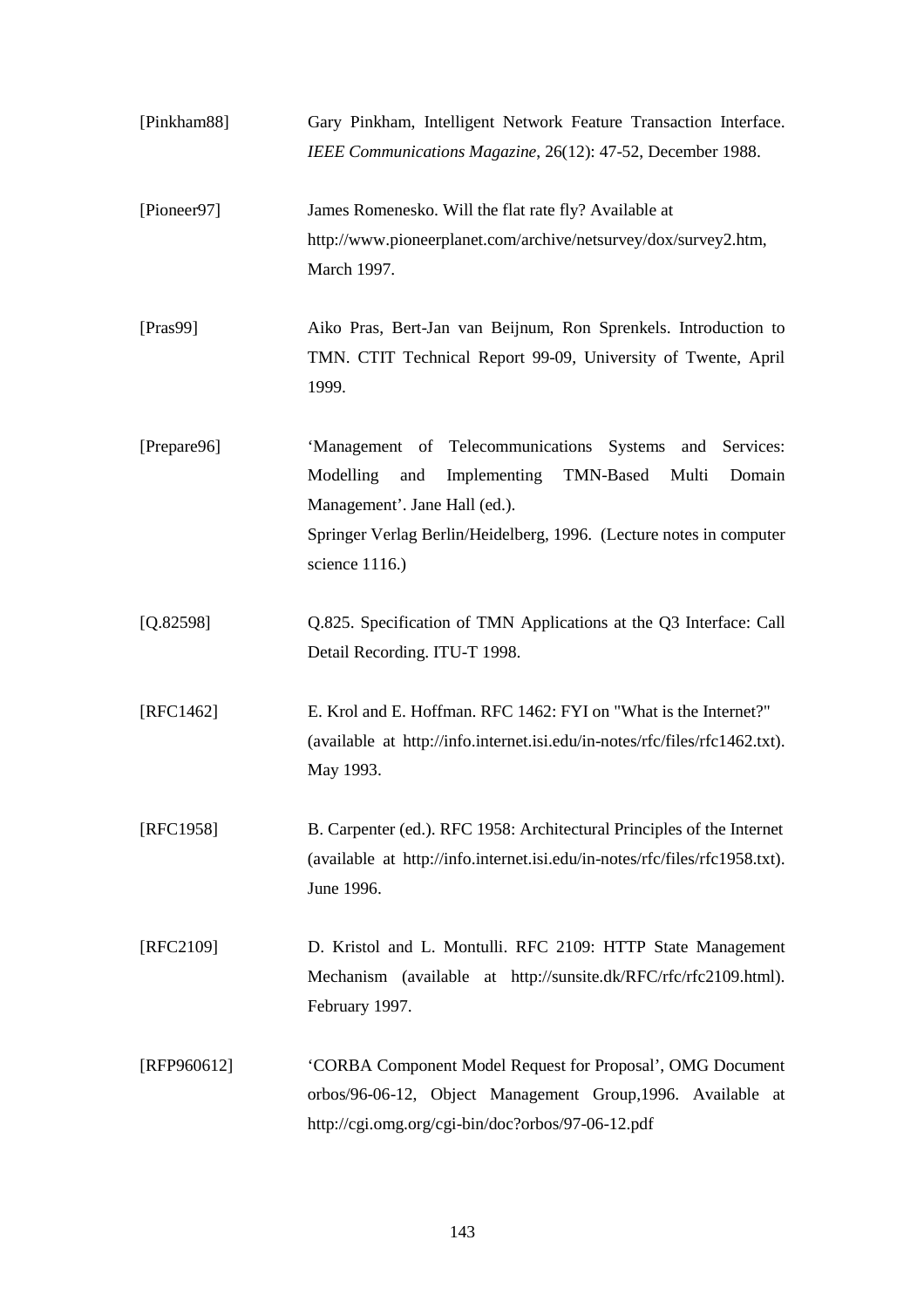[Pinkham88] Gary Pinkham, Intelligent Network Feature Transaction Interface. *IEEE Communications Magazine*, 26(12): 47-52, December 1988.

[Pioneer97] James Romenesko. Will the flat rate fly? Available at http://www.pioneerplanet.com/archive/netsurvey/dox/survey2.htm, March 1997.

[Pras99] Aiko Pras, Bert-Jan van Beijnum, Ron Sprenkels. Introduction to TMN. CTIT Technical Report 99-09, University of Twente, April 1999.

[Prepare96] 'Management of Telecommunications Systems and Services: Modelling and Implementing TMN-Based Multi Domain Management'. Jane Hall (ed.).
Springer Verlag Berlin/Heidelberg, 1996. (Lecture notes in computer science 1116.)

[Q.82598] Q.825. Specification of TMN Applications at the Q3 Interface: Call Detail Recording. ITU-T 1998.

[RFC1462] E. Krol and E. Hoffman. RFC 1462: FYI on "What is the Internet?" (available at http://info.internet.isi.edu/in-notes/rfc/files/rfc1462.txt). May 1993.

[RFC1958] B. Carpenter (ed.). RFC 1958: Architectural Principles of the Internet (available at http://info.internet.isi.edu/in-notes/rfc/files/rfc1958.txt). June 1996.

[RFC2109] D. Kristol and L. Montulli. RFC 2109: HTTP State Management Mechanism (available at http://sunsite.dk/RFC/rfc/rfc2109.html). February 1997.

[RFP960612] 'CORBA Component Model Request for Proposal', OMG Document orbos/96-06-12, Object Management Group,1996. Available at http://cgi.omg.org/cgi-bin/doc?orbos/97-06-12.pdf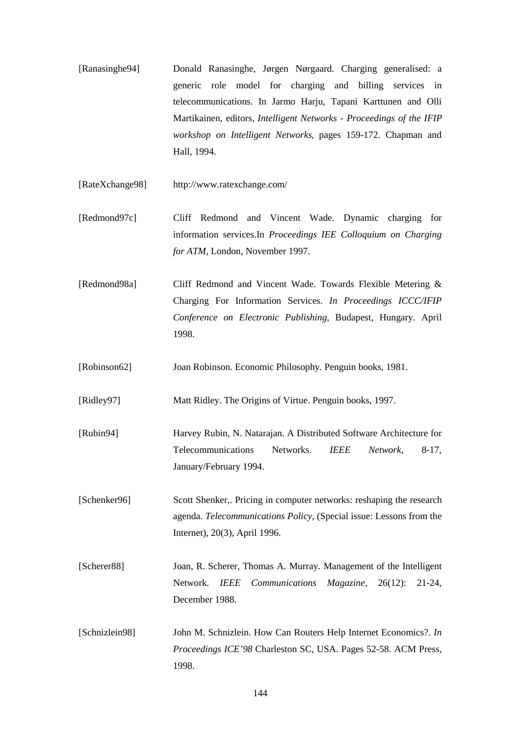[Ranasinghe94] Donald Ranasinghe, Jørgen Nørgaard. Charging generalised: a generic role model for charging and billing services in telecommunications. In Jarmo Harju, Tapani Karttunen and Olli Martikainen, editors, *Intelligent Networks - Proceedings of the IFIP workshop on Intelligent Networks*, pages 159-172. Chapman and Hall, 1994.

[RateXchange98] http://www.ratexchange.com/

[Redmond97c] Cliff Redmond and Vincent Wade. Dynamic charging for information services.In *Proceedings IEEE Colloquium on Charging for ATM*, London, November 1997.

[Redmond98a] Cliff Redmond and Vincent Wade. Towards Flexible Metering & Charging For Information Services. *In Proceedings ICCC/IFIP Conference on Electronic Publishing*, Budapest, Hungary. April 1998.

[Robinson62] Joan Robinson. Economic Philosophy. Penguin books, 1981.

[Ridley97] Matt Ridley. The Origins of Virtue. Penguin books, 1997.

[Rubin94] Harvey Rubin, N. Natarajan. A Distributed Software Architecture for Telecommunications Networks. *IEEE Network*, 8-17, January/February 1994.

[Schenker96] Scott Shenker,. Pricing in computer networks: reshaping the research agenda. *Telecommunications Policy*, (Special issue: Lessons from the Internet), 20(3), April 1996.

[Scherer88] Joan, R. Scherer, Thomas A. Murray. Management of the Intelligent Network. *IEEE Communications Magazine*, 26(12): 21-24, December 1988.

[Schnizlein98] John M. Schnizlein. How Can Routers Help Internet Economics?. *In Proceedings ICE'98* Charleston SC, USA. Pages 52-58. ACM Press, 1998.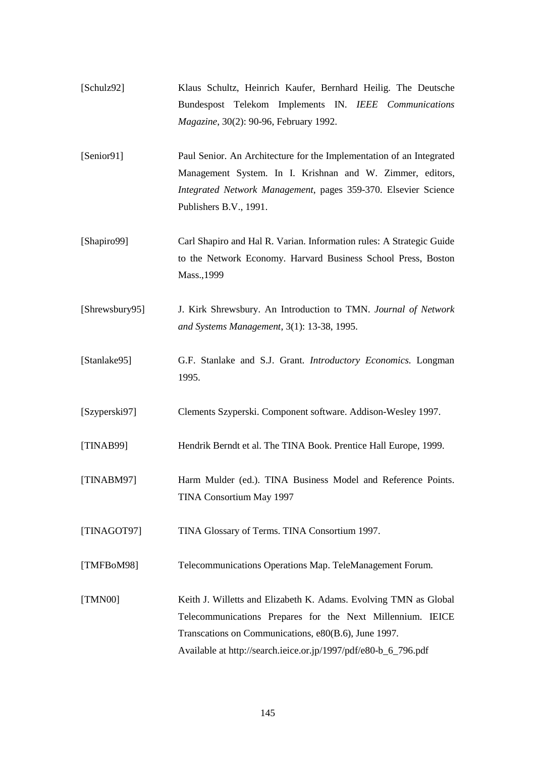[Schulz92] Klaus Schultz, Heinrich Kaufer, Bernhard Heilig. The Deutsche Bundespost Telekom Implements IN. *IEEE Communications Magazine*, 30(2): 90-96, February 1992.

[Senior91] Paul Senior. An Architecture for the Implementation of an Integrated Management System. In I. Krishnan and W. Zimmer, editors, *Integrated Network Management*, pages 359-370. Elsevier Science Publishers B.V., 1991.

[Shapiro99] Carl Shapiro and Hal R. Varian. Information rules: A Strategic Guide to the Network Economy. Harvard Business School Press, Boston Mass.,1999

[Shrewsbury95] J. Kirk Shrewsbury. An Introduction to TMN. *Journal of Network and Systems Management*, 3(1): 13-38, 1995.

[Stanlake95] G.F. Stanlake and S.J. Grant. *Introductory Economics.* Longman 1995.

[Szyperski97] Clements Szyperski. Component software. Addison-Wesley 1997.

[TINAB99] Hendrik Berndt et al. The TINA Book. Prentice Hall Europe, 1999.

[TINABM97] Harm Mulder (ed.). TINA Business Model and Reference Points. TINA Consortium May 1997

[TINAGOT97] TINA Glossary of Terms. TINA Consortium 1997.

[TMFBoM98] Telecommunications Operations Map. TeleManagement Forum.

[TMN00] Keith J. Willetts and Elizabeth K. Adams. Evolving TMN as Global Telecommunications Prepares for the Next Millennium. IEICE Transcations on Communications, e80(B.6), June 1997.
Available at http://search.ieice.or.jp/1997/pdf/e80-b_6_796.pdf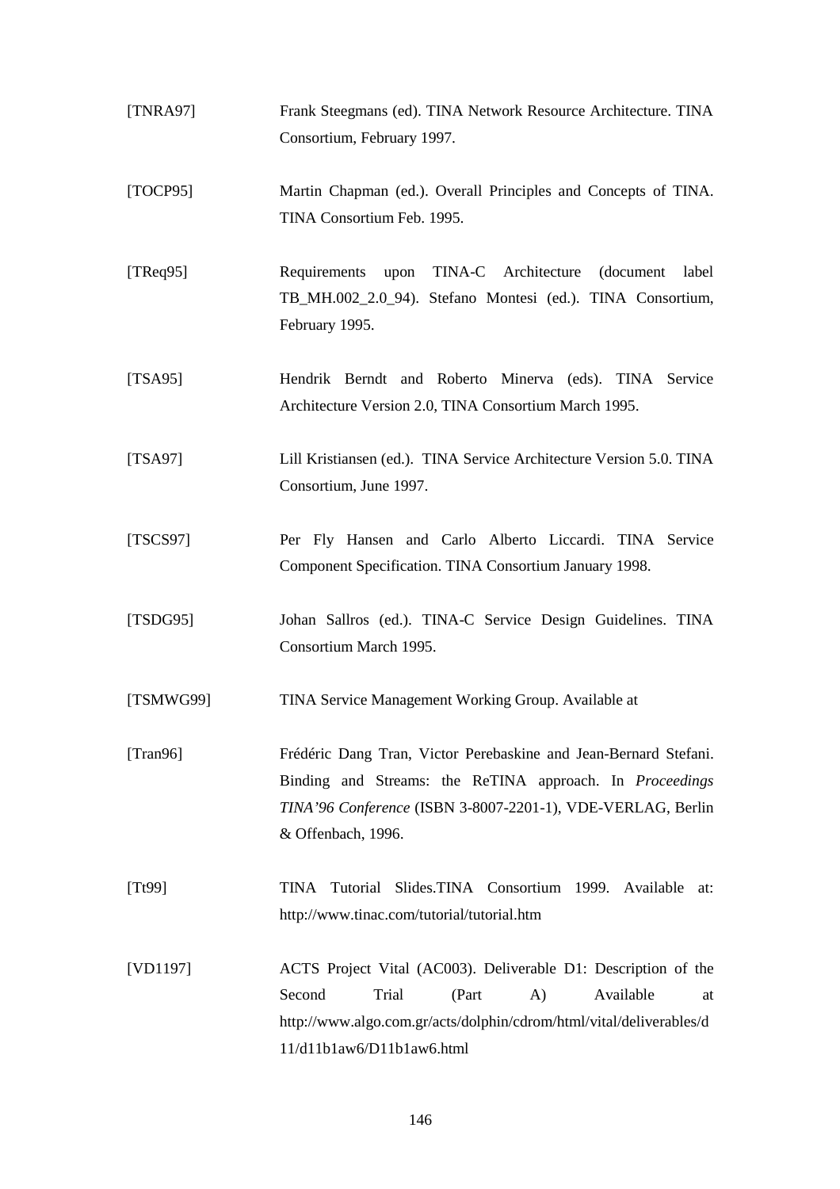[TNRA97] Frank Steegmans (ed). TINA Network Resource Architecture. TINA Consortium, February 1997.

[TOCP95] Martin Chapman (ed.). Overall Principles and Concepts of TINA. TINA Consortium Feb. 1995.

[TReq95] Requirements upon TINA-C Architecture (document label TB_MH.002_2.0_94). Stefano Montesi (ed.). TINA Consortium, February 1995.

[TSA95] Hendrik Berndt and Roberto Minerva (eds). TINA Service Architecture Version 2.0, TINA Consortium March 1995.

[TSA97] Lill Kristiansen (ed.). TINA Service Architecture Version 5.0. TINA Consortium, June 1997.

[TSCS97] Per Fly Hansen and Carlo Alberto Liccardi. TINA Service Component Specification. TINA Consortium January 1998.

[TSDG95] Johan Sallros (ed.). TINA-C Service Design Guidelines. TINA Consortium March 1995.

[TSMWG99] TINA Service Management Working Group. Available at

[Tran96] Frédéric Dang Tran, Victor Perebaskine and Jean-Bernard Stefani. Binding and Streams: the ReTINA approach. In *Proceedings TINA'96 Conference* (ISBN 3-8007-2201-1), VDE-VERLAG, Berlin & Offenbach, 1996.

[Tt99] TINA Tutorial Slides.TINA Consortium 1999. Available at: http://www.tinac.com/tutorial/tutorial.htm

[VD1197] ACTS Project Vital (AC003). Deliverable D1: Description of the Second Trial (Part A) Available at http://www.algo.com.gr/acts/dolphin/cdrom/html/vital/deliverables/d11/d11b1aw6/D11b1aw6.html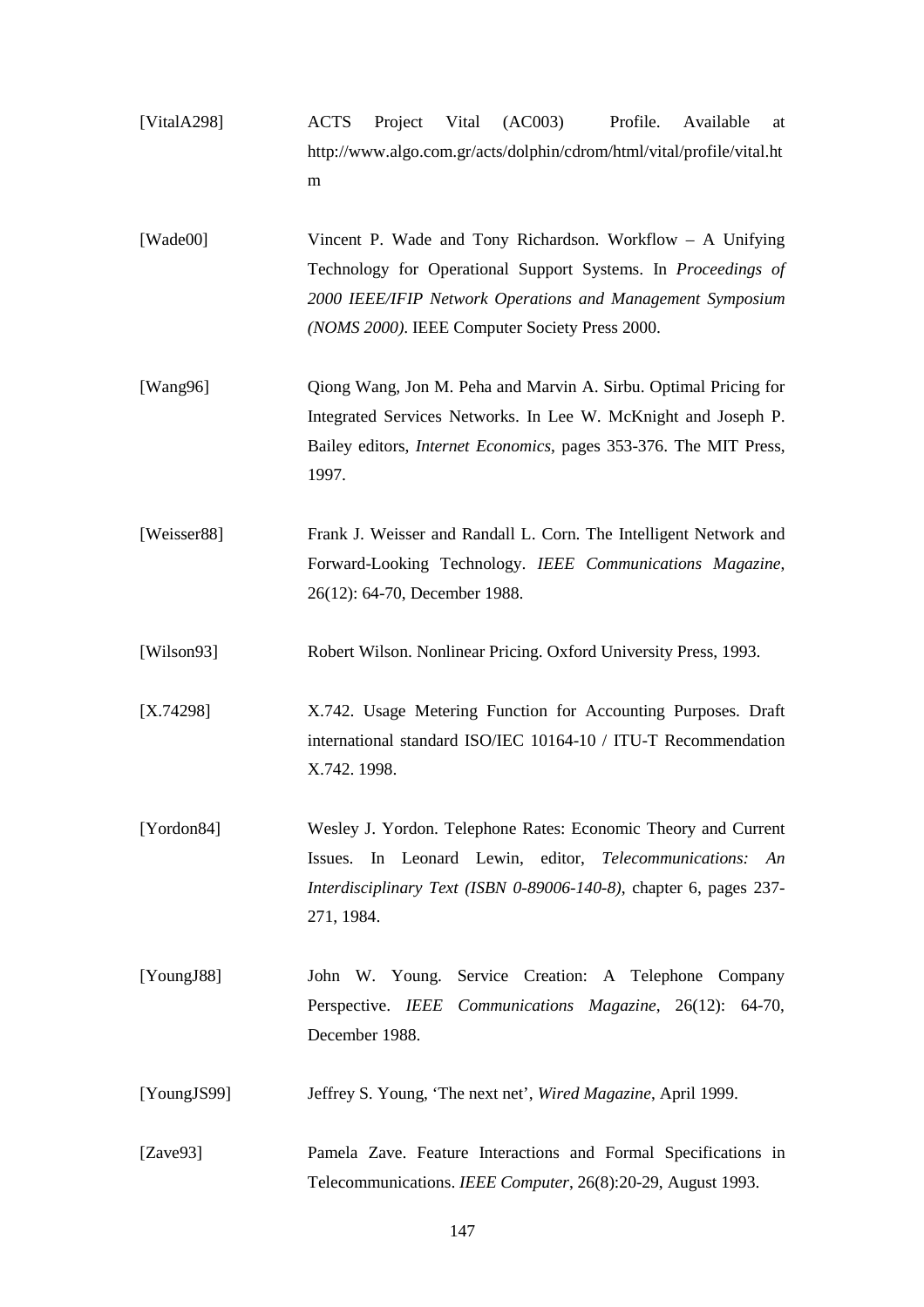[VitalA298] ACTS Project Vital (AC003) Profile. Available at http://www.algo.com.gr/acts/dolphin/cdrom/html/vital/profile/vital.htm

[Wade00] Vincent P. Wade and Tony Richardson. Workflow – A Unifying Technology for Operational Support Systems. In *Proceedings of 2000 IEEE/IFIP Network Operations and Management Symposium (NOMS 2000)*. IEEE Computer Society Press 2000.

[Wang96] Qiong Wang, Jon M. Peha and Marvin A. Sirbu. Optimal Pricing for Integrated Services Networks. In Lee W. McKnight and Joseph P. Bailey editors, *Internet Economics*, pages 353-376. The MIT Press, 1997.

[Weisser88] Frank J. Weisser and Randall L. Corn. The Intelligent Network and Forward-Looking Technology. *IEEE Communications Magazine*, 26(12): 64-70, December 1988.

[Wilson93] Robert Wilson. Nonlinear Pricing. Oxford University Press, 1993.

[X.74298] X.742. Usage Metering Function for Accounting Purposes. Draft international standard ISO/IEC 10164-10 / ITU-T Recommendation X.742. 1998.

[Yordon84] Wesley J. Yordon. Telephone Rates: Economic Theory and Current Issues. In Leonard Lewin, editor, *Telecommunications: An Interdisciplinary Text (ISBN 0-89006-140-8)*, chapter 6, pages 237-271, 1984.

[YoungJ88] John W. Young. Service Creation: A Telephone Company Perspective. *IEEE Communications Magazine*, 26(12): 64-70, December 1988.

[YoungJS99] Jeffrey S. Young, 'The next net', *Wired Magazine*, April 1999.

[Zave93] Pamela Zave. Feature Interactions and Formal Specifications in Telecommunications. *IEEE Computer*, 26(8):20-29, August 1993.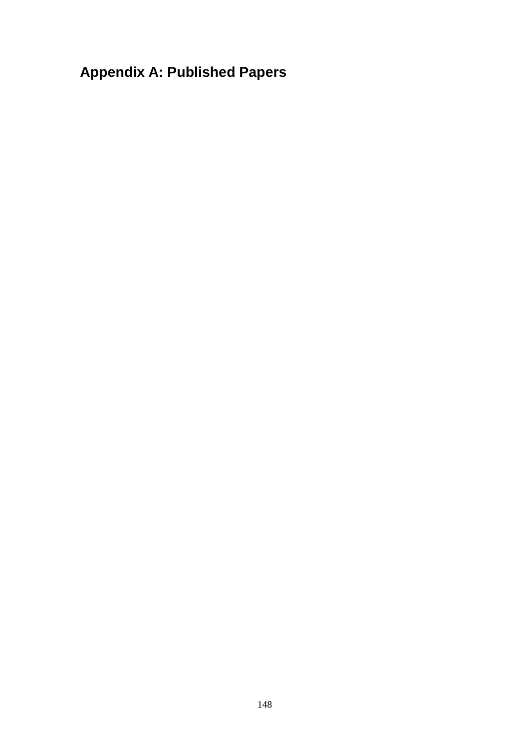# Appendix A: Published Papers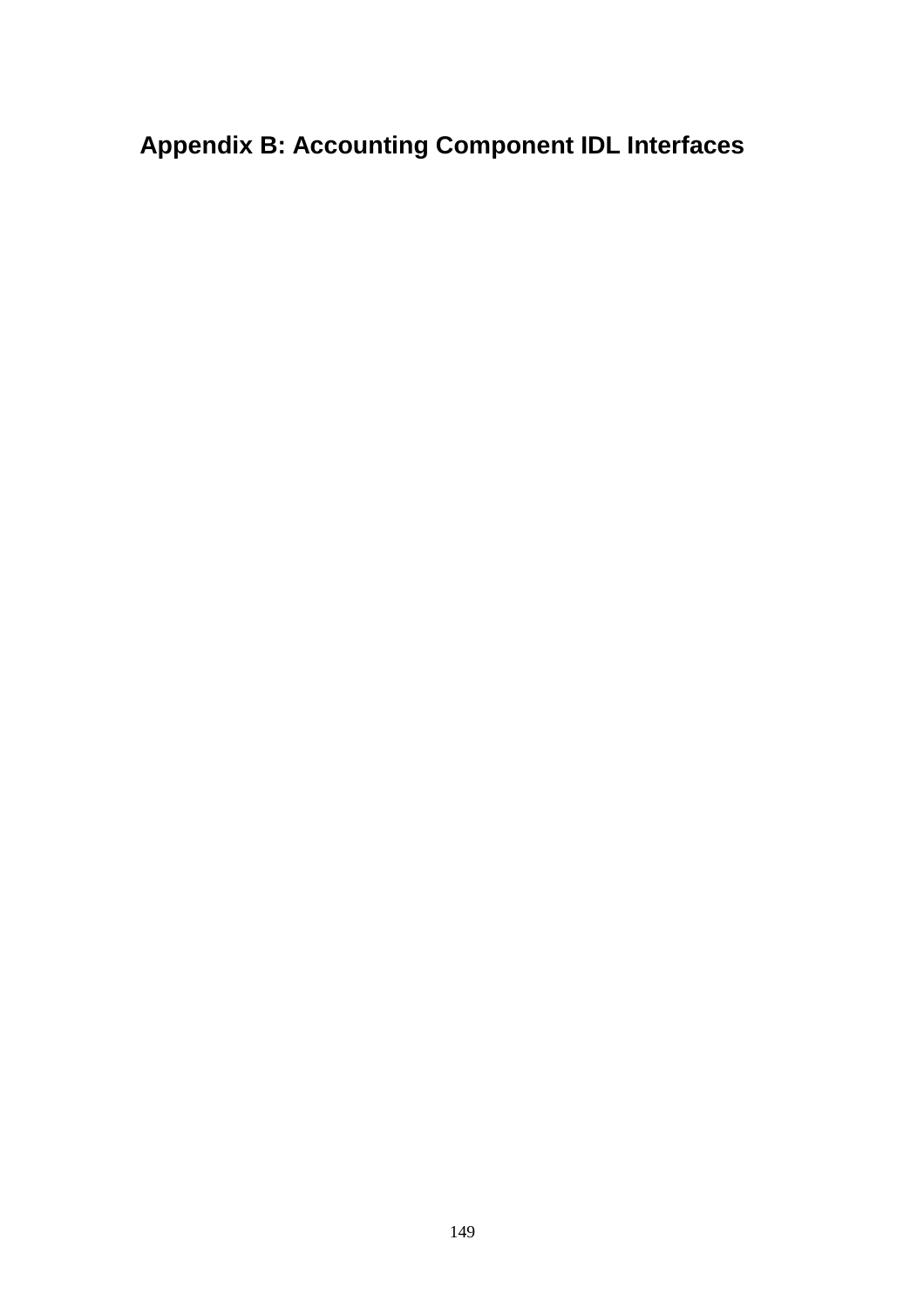# Appendix B: Accounting Component IDL Interfaces